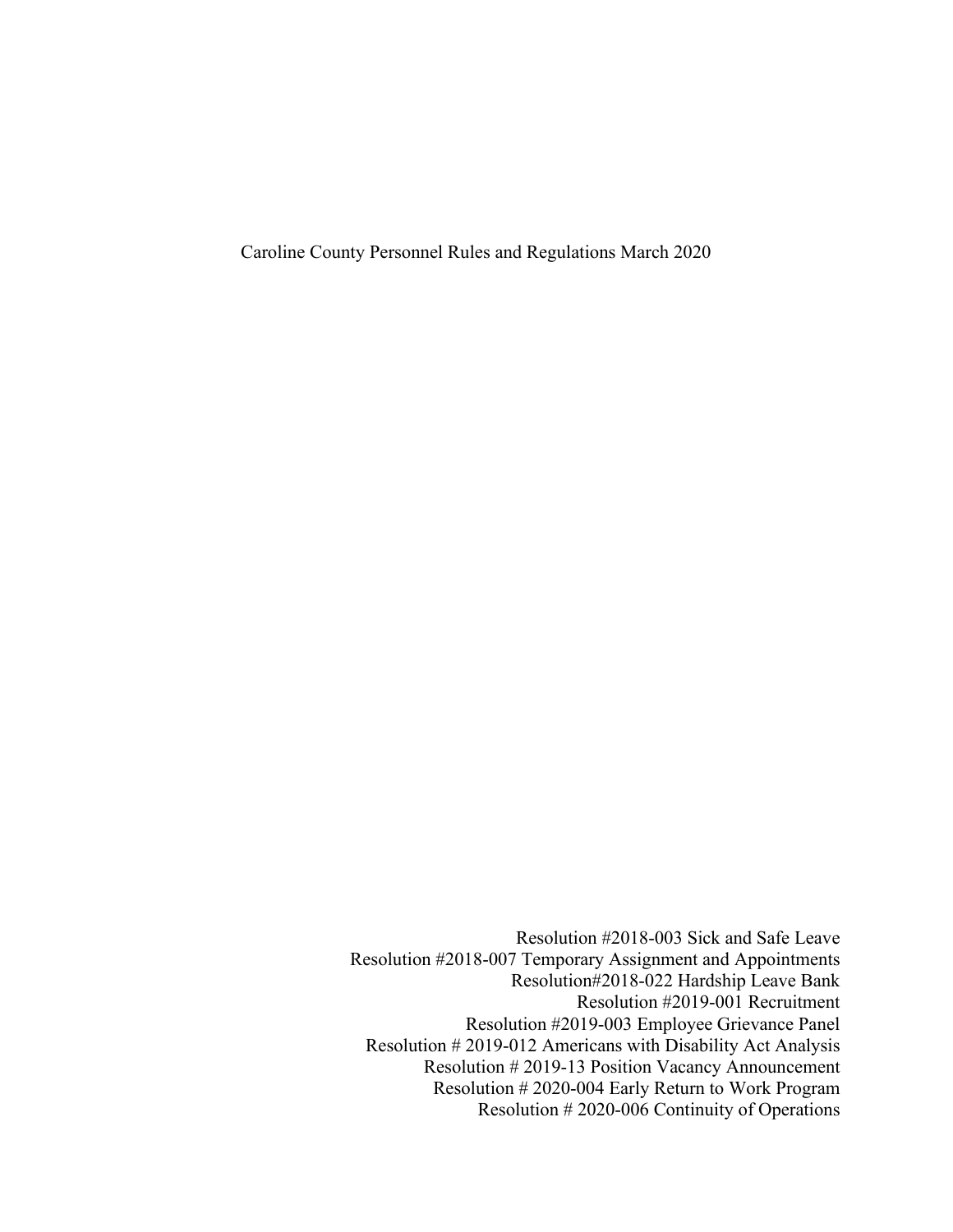# Caroline County Personnel Rules and Regulations March 2020

Resolution #2018-003 Sick and Safe Leave
Resolution #2018-007 Temporary Assignment and Appointments
Resolution#2018-022 Hardship Leave Bank
Resolution #2019-001 Recruitment
Resolution #2019-003 Employee Grievance Panel
Resolution # 2019-012 Americans with Disability Act Analysis
Resolution # 2019-13 Position Vacancy Announcement
Resolution # 2020-004 Early Return to Work Program
Resolution # 2020-006 Continuity of Operations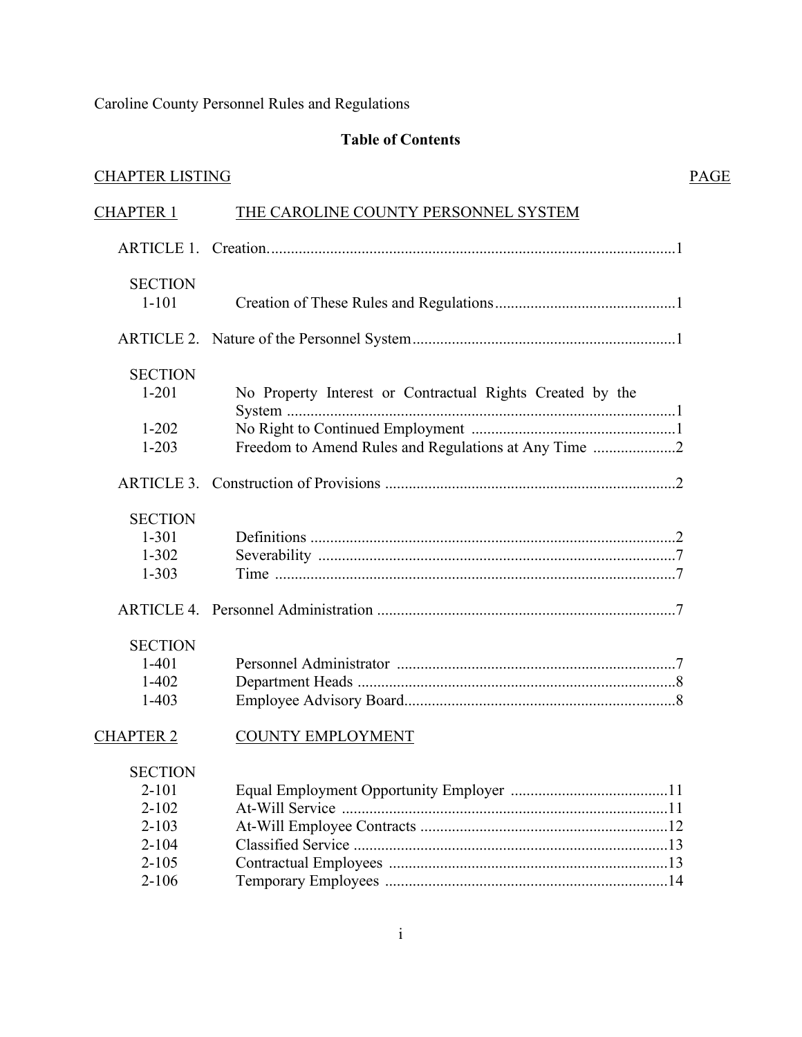Caroline County Personnel Rules and Regulations

## Table of Contents

| CHAPTER LISTING | | PAGE |
|---|---|---|
| CHAPTER 1 | THE CAROLINE COUNTY PERSONNEL SYSTEM | |
| ARTICLE 1. | Creation | 1 |
| SECTION | | |
| 1-101 | Creation of These Rules and Regulations | 1 |
| ARTICLE 2. | Nature of the Personnel System | 1 |
| SECTION | | |
| 1-201 | No Property Interest or Contractual Rights Created by the System | 1 |
| 1-202 | No Right to Continued Employment | 1 |
| 1-203 | Freedom to Amend Rules and Regulations at Any Time | 2 |
| ARTICLE 3. | Construction of Provisions | 2 |
| SECTION | | |
| 1-301 | Definitions | 2 |
| 1-302 | Severability | 7 |
| 1-303 | Time | 7 |
| ARTICLE 4. | Personnel Administration | 7 |
| SECTION | | |
| 1-401 | Personnel Administrator | 7 |
| 1-402 | Department Heads | 8 |
| 1-403 | Employee Advisory Board | 8 |
| CHAPTER 2 | COUNTY EMPLOYMENT | |
| SECTION | | |
| 2-101 | Equal Employment Opportunity Employer | 11 |
| 2-102 | At-Will Service | 11 |
| 2-103 | At-Will Employee Contracts | 12 |
| 2-104 | Classified Service | 13 |
| 2-105 | Contractual Employees | 13 |
| 2-106 | Temporary Employees | 14 |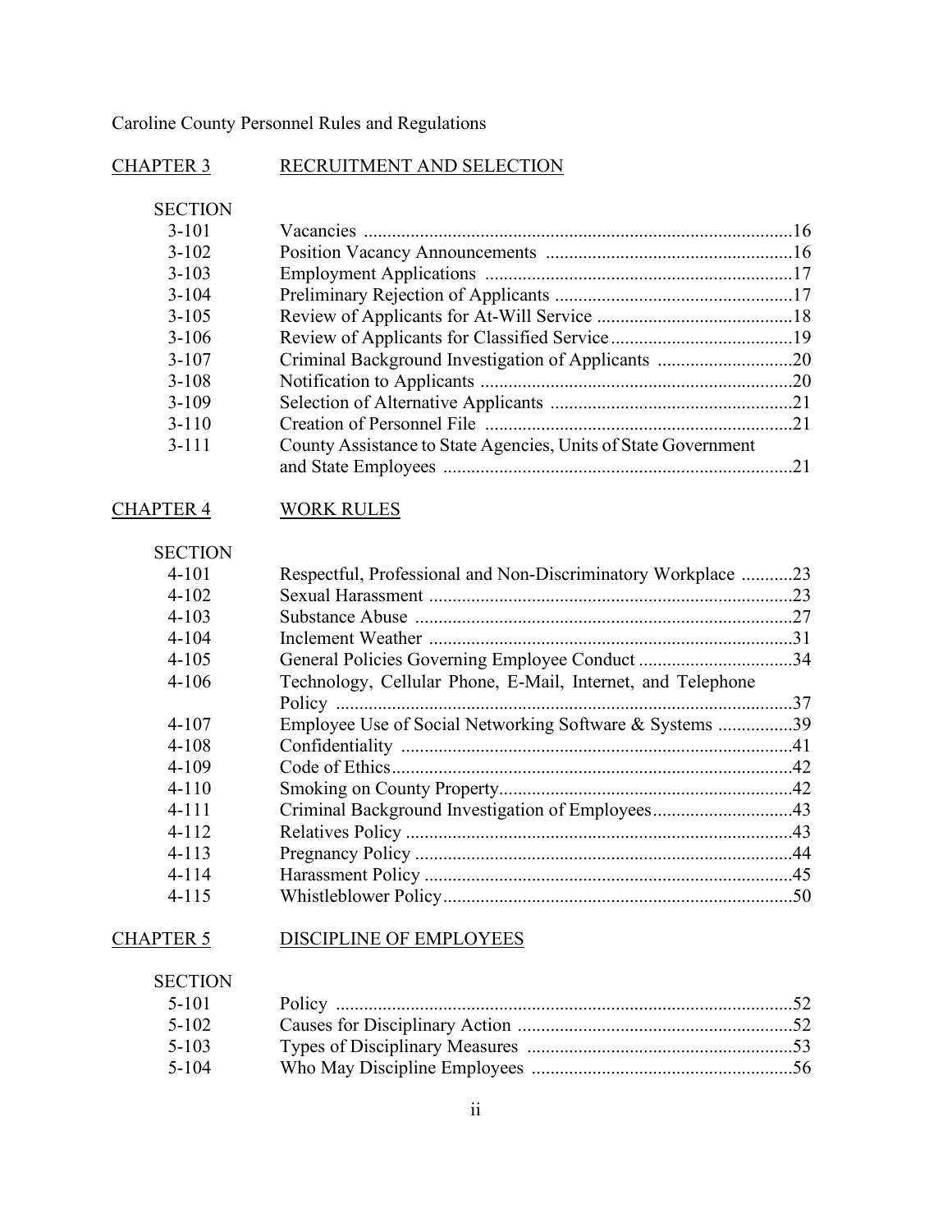Caroline County Personnel Rules and Regulations

## CHAPTER 3 RECRUITMENT AND SELECTION

| SECTION | | |
|---|---|---|
| 3-101 | Vacancies | 16 |
| 3-102 | Position Vacancy Announcements | 16 |
| 3-103 | Employment Applications | 17 |
| 3-104 | Preliminary Rejection of Applicants | 17 |
| 3-105 | Review of Applicants for At-Will Service | 18 |
| 3-106 | Review of Applicants for Classified Service | 19 |
| 3-107 | Criminal Background Investigation of Applicants | 20 |
| 3-108 | Notification to Applicants | 20 |
| 3-109 | Selection of Alternative Applicants | 21 |
| 3-110 | Creation of Personnel File | 21 |
| 3-111 | County Assistance to State Agencies, Units of State Government and State Employees | 21 |

## CHAPTER 4 WORK RULES

| SECTION | | |
|---|---|---|
| 4-101 | Respectful, Professional and Non-Discriminatory Workplace | 23 |
| 4-102 | Sexual Harassment | 23 |
| 4-103 | Substance Abuse | 27 |
| 4-104 | Inclement Weather | 31 |
| 4-105 | General Policies Governing Employee Conduct | 34 |
| 4-106 | Technology, Cellular Phone, E-Mail, Internet, and Telephone Policy | 37 |
| 4-107 | Employee Use of Social Networking Software & Systems | 39 |
| 4-108 | Confidentiality | 41 |
| 4-109 | Code of Ethics | 42 |
| 4-110 | Smoking on County Property | 42 |
| 4-111 | Criminal Background Investigation of Employees | 43 |
| 4-112 | Relatives Policy | 43 |
| 4-113 | Pregnancy Policy | 44 |
| 4-114 | Harassment Policy | 45 |
| 4-115 | Whistleblower Policy | 50 |

## CHAPTER 5 DISCIPLINE OF EMPLOYEES

| SECTION | | |
|---|---|---|
| 5-101 | Policy | 52 |
| 5-102 | Causes for Disciplinary Action | 52 |
| 5-103 | Types of Disciplinary Measures | 53 |
| 5-104 | Who May Discipline Employees | 56 |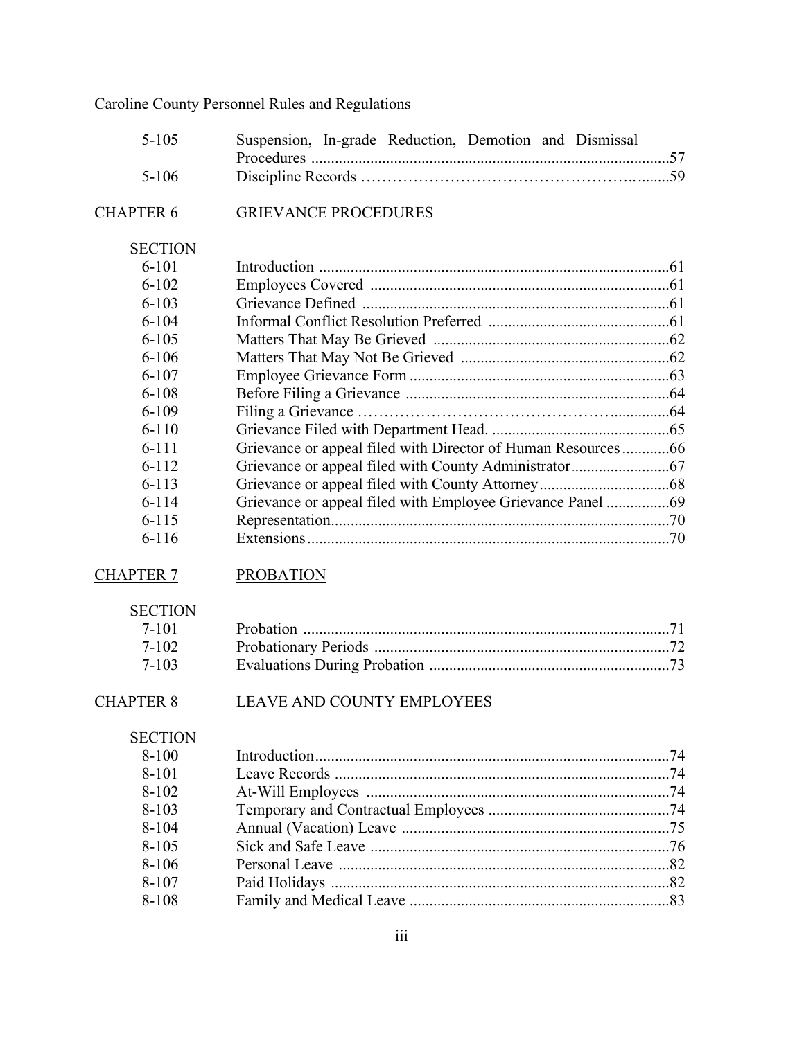| | | |
|---|---|---|
| 5-105 | Suspension, In-grade Reduction, Demotion and Dismissal Procedures | 57 |
| 5-106 | Discipline Records | 59 |

**CHAPTER 6** **GRIEVANCE PROCEDURES**

| SECTION | | |
|---|---|---|
| 6-101 | Introduction | 61 |
| 6-102 | Employees Covered | 61 |
| 6-103 | Grievance Defined | 61 |
| 6-104 | Informal Conflict Resolution Preferred | 61 |
| 6-105 | Matters That May Be Grieved | 62 |
| 6-106 | Matters That May Not Be Grieved | 62 |
| 6-107 | Employee Grievance Form | 63 |
| 6-108 | Before Filing a Grievance | 64 |
| 6-109 | Filing a Grievance | 64 |
| 6-110 | Grievance Filed with Department Head. | 65 |
| 6-111 | Grievance or appeal filed with Director of Human Resources | 66 |
| 6-112 | Grievance or appeal filed with County Administrator | 67 |
| 6-113 | Grievance or appeal filed with County Attorney | 68 |
| 6-114 | Grievance or appeal filed with Employee Grievance Panel | 69 |
| 6-115 | Representation | 70 |
| 6-116 | Extensions | 70 |

**CHAPTER 7** **PROBATION**

| SECTION | | |
|---|---|---|
| 7-101 | Probation | 71 |
| 7-102 | Probationary Periods | 72 |
| 7-103 | Evaluations During Probation | 73 |

**CHAPTER 8** **LEAVE AND COUNTY EMPLOYEES**

| SECTION | | |
|---|---|---|
| 8-100 | Introduction | 74 |
| 8-101 | Leave Records | 74 |
| 8-102 | At-Will Employees | 74 |
| 8-103 | Temporary and Contractual Employees | 74 |
| 8-104 | Annual (Vacation) Leave | 75 |
| 8-105 | Sick and Safe Leave | 76 |
| 8-106 | Personal Leave | 82 |
| 8-107 | Paid Holidays | 82 |
| 8-108 | Family and Medical Leave | 83 |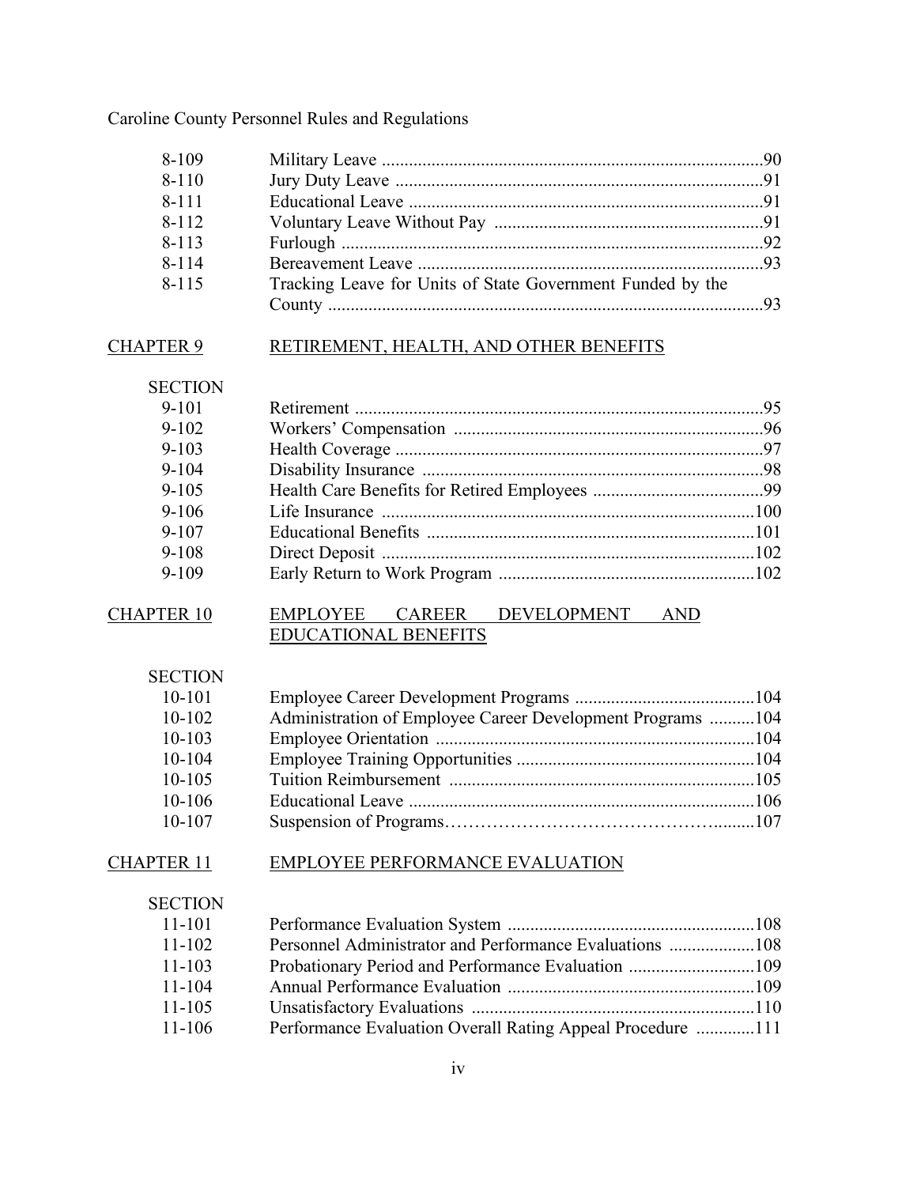| | | |
|---|---|---|
| 8-109 | Military Leave | 90 |
| 8-110 | Jury Duty Leave | 91 |
| 8-111 | Educational Leave | 91 |
| 8-112 | Voluntary Leave Without Pay | 91 |
| 8-113 | Furlough | 92 |
| 8-114 | Bereavement Leave | 93 |
| 8-115 | Tracking Leave for Units of State Government Funded by the County | 93 |

## CHAPTER 9 — RETIREMENT, HEALTH, AND OTHER BENEFITS

| SECTION | | |
|---|---|---|
| 9-101 | Retirement | 95 |
| 9-102 | Workers' Compensation | 96 |
| 9-103 | Health Coverage | 97 |
| 9-104 | Disability Insurance | 98 |
| 9-105 | Health Care Benefits for Retired Employees | 99 |
| 9-106 | Life Insurance | 100 |
| 9-107 | Educational Benefits | 101 |
| 9-108 | Direct Deposit | 102 |
| 9-109 | Early Return to Work Program | 102 |

## CHAPTER 10 — EMPLOYEE CAREER DEVELOPMENT AND EDUCATIONAL BENEFITS

| SECTION | | |
|---|---|---|
| 10-101 | Employee Career Development Programs | 104 |
| 10-102 | Administration of Employee Career Development Programs | 104 |
| 10-103 | Employee Orientation | 104 |
| 10-104 | Employee Training Opportunities | 104 |
| 10-105 | Tuition Reimbursement | 105 |
| 10-106 | Educational Leave | 106 |
| 10-107 | Suspension of Programs | 107 |

## CHAPTER 11 — EMPLOYEE PERFORMANCE EVALUATION

| SECTION | | |
|---|---|---|
| 11-101 | Performance Evaluation System | 108 |
| 11-102 | Personnel Administrator and Performance Evaluations | 108 |
| 11-103 | Probationary Period and Performance Evaluation | 109 |
| 11-104 | Annual Performance Evaluation | 109 |
| 11-105 | Unsatisfactory Evaluations | 110 |
| 11-106 | Performance Evaluation Overall Rating Appeal Procedure | 111 |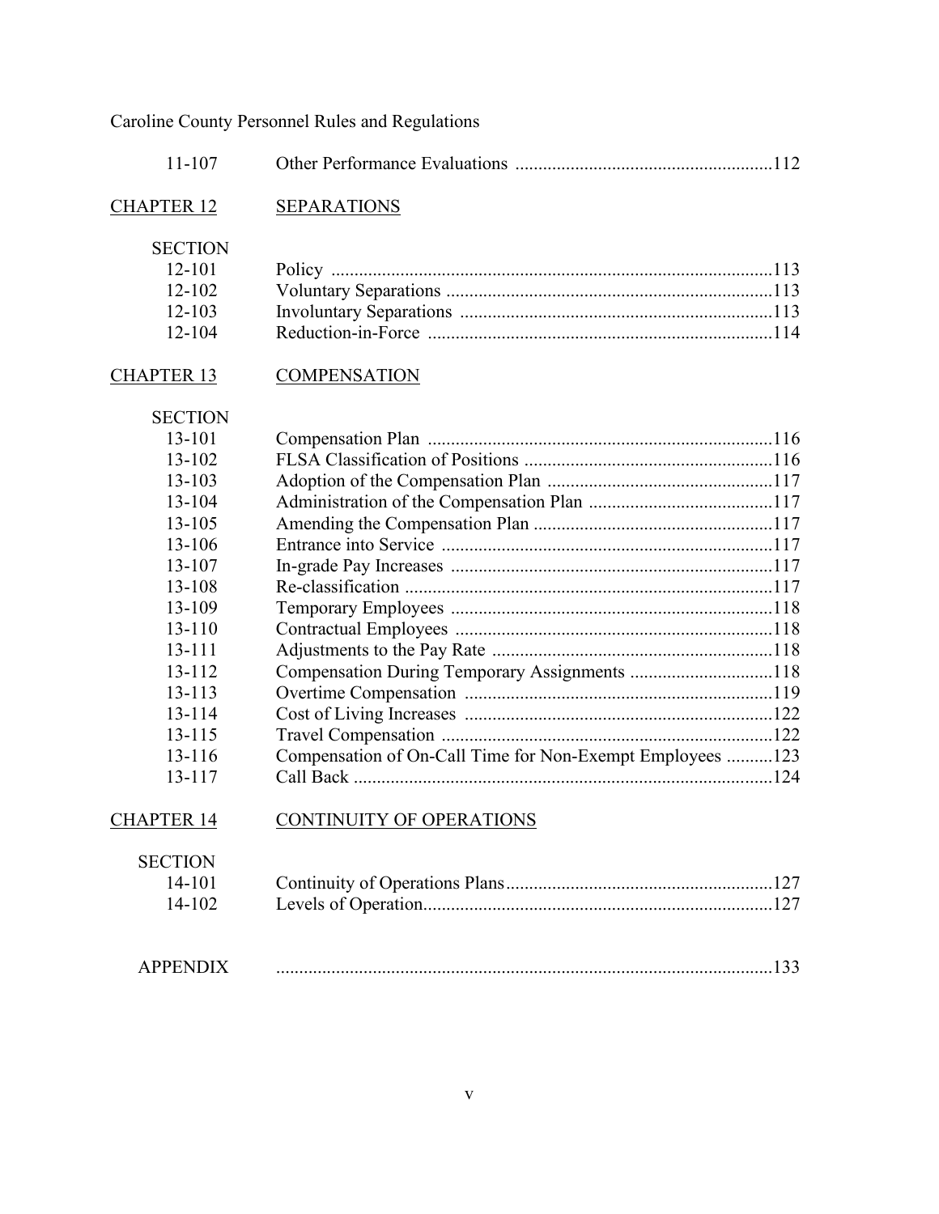| | | |
|---|---|---|
| 11-107 | Other Performance Evaluations | 112 |
| CHAPTER 12 | SEPARATIONS | |
| SECTION | | |
| 12-101 | Policy | 113 |
| 12-102 | Voluntary Separations | 113 |
| 12-103 | Involuntary Separations | 113 |
| 12-104 | Reduction-in-Force | 114 |
| CHAPTER 13 | COMPENSATION | |
| SECTION | | |
| 13-101 | Compensation Plan | 116 |
| 13-102 | FLSA Classification of Positions | 116 |
| 13-103 | Adoption of the Compensation Plan | 117 |
| 13-104 | Administration of the Compensation Plan | 117 |
| 13-105 | Amending the Compensation Plan | 117 |
| 13-106 | Entrance into Service | 117 |
| 13-107 | In-grade Pay Increases | 117 |
| 13-108 | Re-classification | 117 |
| 13-109 | Temporary Employees | 118 |
| 13-110 | Contractual Employees | 118 |
| 13-111 | Adjustments to the Pay Rate | 118 |
| 13-112 | Compensation During Temporary Assignments | 118 |
| 13-113 | Overtime Compensation | 119 |
| 13-114 | Cost of Living Increases | 122 |
| 13-115 | Travel Compensation | 122 |
| 13-116 | Compensation of On-Call Time for Non-Exempt Employees | 123 |
| 13-117 | Call Back | 124 |
| CHAPTER 14 | CONTINUITY OF OPERATIONS | |
| SECTION | | |
| 14-101 | Continuity of Operations Plans | 127 |
| 14-102 | Levels of Operation | 127 |
| APPENDIX | | 133 |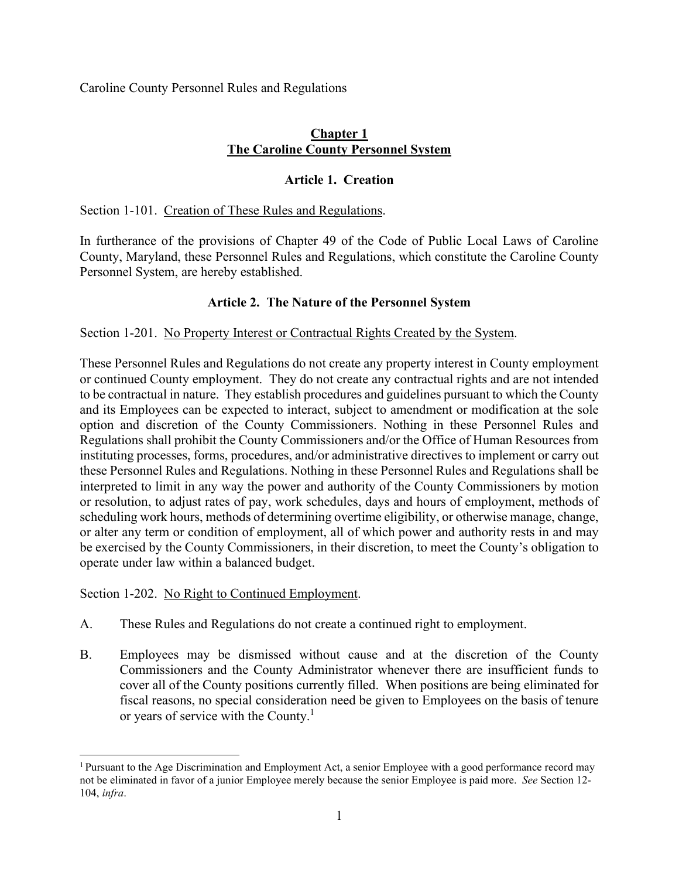Caroline County Personnel Rules and Regulations

## **Chapter 1**
## **The Caroline County Personnel System**

### **Article 1. Creation**

Section 1-101. Creation of These Rules and Regulations.

In furtherance of the provisions of Chapter 49 of the Code of Public Local Laws of Caroline County, Maryland, these Personnel Rules and Regulations, which constitute the Caroline County Personnel System, are hereby established.

### **Article 2. The Nature of the Personnel System**

Section 1-201. No Property Interest or Contractual Rights Created by the System.

These Personnel Rules and Regulations do not create any property interest in County employment or continued County employment. They do not create any contractual rights and are not intended to be contractual in nature. They establish procedures and guidelines pursuant to which the County and its Employees can be expected to interact, subject to amendment or modification at the sole option and discretion of the County Commissioners. Nothing in these Personnel Rules and Regulations shall prohibit the County Commissioners and/or the Office of Human Resources from instituting processes, forms, procedures, and/or administrative directives to implement or carry out these Personnel Rules and Regulations. Nothing in these Personnel Rules and Regulations shall be interpreted to limit in any way the power and authority of the County Commissioners by motion or resolution, to adjust rates of pay, work schedules, days and hours of employment, methods of scheduling work hours, methods of determining overtime eligibility, or otherwise manage, change, or alter any term or condition of employment, all of which power and authority rests in and may be exercised by the County Commissioners, in their discretion, to meet the County's obligation to operate under law within a balanced budget.

Section 1-202. No Right to Continued Employment.

A. These Rules and Regulations do not create a continued right to employment.

B. Employees may be dismissed without cause and at the discretion of the County Commissioners and the County Administrator whenever there are insufficient funds to cover all of the County positions currently filled. When positions are being eliminated for fiscal reasons, no special consideration need be given to Employees on the basis of tenure or years of service with the County.[1]

[1] Pursuant to the Age Discrimination and Employment Act, a senior Employee with a good performance record may not be eliminated in favor of a junior Employee merely because the senior Employee is paid more. *See* Section 12-104, *infra*.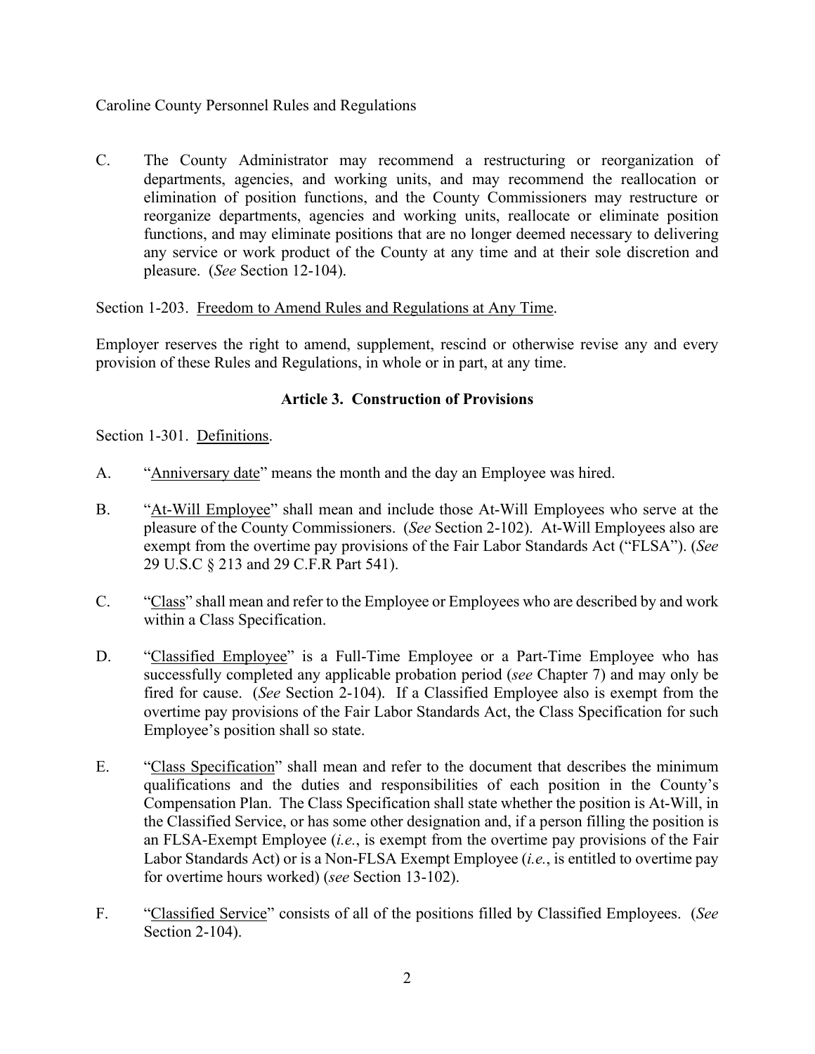C. The County Administrator may recommend a restructuring or reorganization of departments, agencies, and working units, and may recommend the reallocation or elimination of position functions, and the County Commissioners may restructure or reorganize departments, agencies and working units, reallocate or eliminate position functions, and may eliminate positions that are no longer deemed necessary to delivering any service or work product of the County at any time and at their sole discretion and pleasure. (*See* Section 12-104).

Section 1-203. <u>Freedom to Amend Rules and Regulations at Any Time</u>.

Employer reserves the right to amend, supplement, rescind or otherwise revise any and every provision of these Rules and Regulations, in whole or in part, at any time.

### Article 3. Construction of Provisions

Section 1-301. <u>Definitions</u>.

A. "<u>Anniversary date</u>" means the month and the day an Employee was hired.

B. "<u>At-Will Employee</u>" shall mean and include those At-Will Employees who serve at the pleasure of the County Commissioners. (*See* Section 2-102). At-Will Employees also are exempt from the overtime pay provisions of the Fair Labor Standards Act ("FLSA"). (*See* 29 U.S.C § 213 and 29 C.F.R Part 541).

C. "<u>Class</u>" shall mean and refer to the Employee or Employees who are described by and work within a Class Specification.

D. "<u>Classified Employee</u>" is a Full-Time Employee or a Part-Time Employee who has successfully completed any applicable probation period (*see* Chapter 7) and may only be fired for cause. (*See* Section 2-104). If a Classified Employee also is exempt from the overtime pay provisions of the Fair Labor Standards Act, the Class Specification for such Employee's position shall so state.

E. "<u>Class Specification</u>" shall mean and refer to the document that describes the minimum qualifications and the duties and responsibilities of each position in the County's Compensation Plan. The Class Specification shall state whether the position is At-Will, in the Classified Service, or has some other designation and, if a person filling the position is an FLSA-Exempt Employee (*i.e.*, is exempt from the overtime pay provisions of the Fair Labor Standards Act) or is a Non-FLSA Exempt Employee (*i.e.*, is entitled to overtime pay for overtime hours worked) (*see* Section 13-102).

F. "<u>Classified Service</u>" consists of all of the positions filled by Classified Employees. (*See* Section 2-104).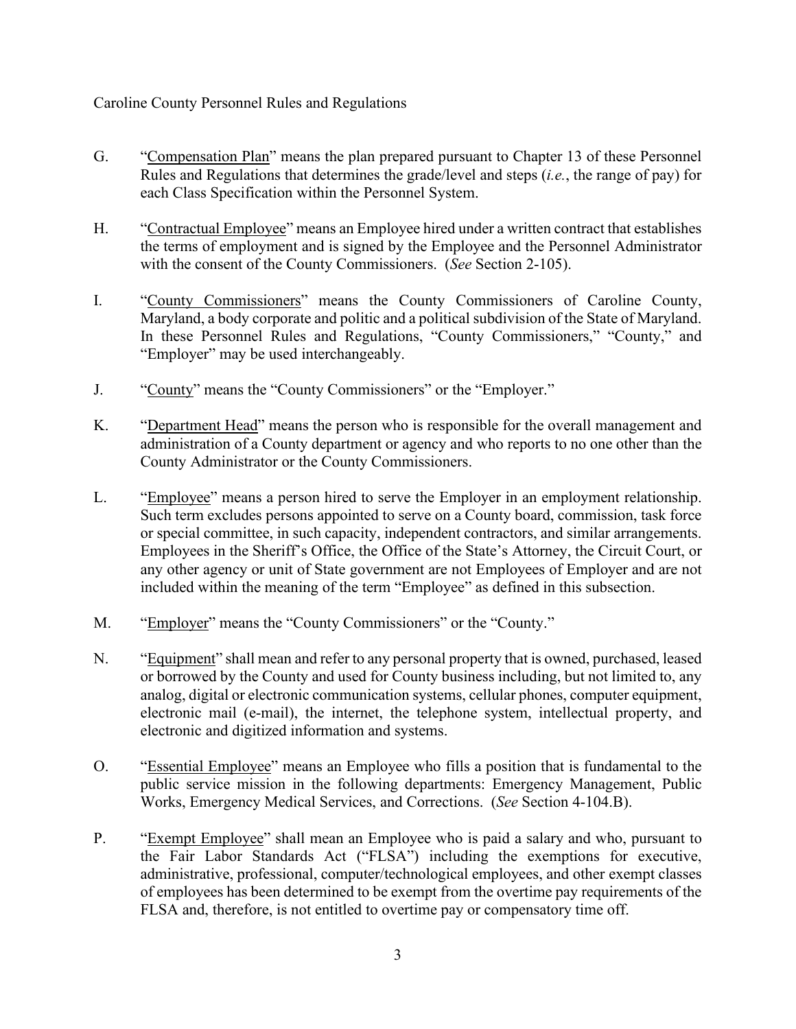G. "Compensation Plan" means the plan prepared pursuant to Chapter 13 of these Personnel Rules and Regulations that determines the grade/level and steps (*i.e.*, the range of pay) for each Class Specification within the Personnel System.

H. "Contractual Employee" means an Employee hired under a written contract that establishes the terms of employment and is signed by the Employee and the Personnel Administrator with the consent of the County Commissioners. (*See* Section 2-105).

I. "County Commissioners" means the County Commissioners of Caroline County, Maryland, a body corporate and politic and a political subdivision of the State of Maryland. In these Personnel Rules and Regulations, "County Commissioners," "County," and "Employer" may be used interchangeably.

J. "County" means the "County Commissioners" or the "Employer."

K. "Department Head" means the person who is responsible for the overall management and administration of a County department or agency and who reports to no one other than the County Administrator or the County Commissioners.

L. "Employee" means a person hired to serve the Employer in an employment relationship. Such term excludes persons appointed to serve on a County board, commission, task force or special committee, in such capacity, independent contractors, and similar arrangements. Employees in the Sheriff's Office, the Office of the State's Attorney, the Circuit Court, or any other agency or unit of State government are not Employees of Employer and are not included within the meaning of the term "Employee" as defined in this subsection.

M. "Employer" means the "County Commissioners" or the "County."

N. "Equipment" shall mean and refer to any personal property that is owned, purchased, leased or borrowed by the County and used for County business including, but not limited to, any analog, digital or electronic communication systems, cellular phones, computer equipment, electronic mail (e-mail), the internet, the telephone system, intellectual property, and electronic and digitized information and systems.

O. "Essential Employee" means an Employee who fills a position that is fundamental to the public service mission in the following departments: Emergency Management, Public Works, Emergency Medical Services, and Corrections. (*See* Section 4-104.B).

P. "Exempt Employee" shall mean an Employee who is paid a salary and who, pursuant to the Fair Labor Standards Act ("FLSA") including the exemptions for executive, administrative, professional, computer/technological employees, and other exempt classes of employees has been determined to be exempt from the overtime pay requirements of the FLSA and, therefore, is not entitled to overtime pay or compensatory time off.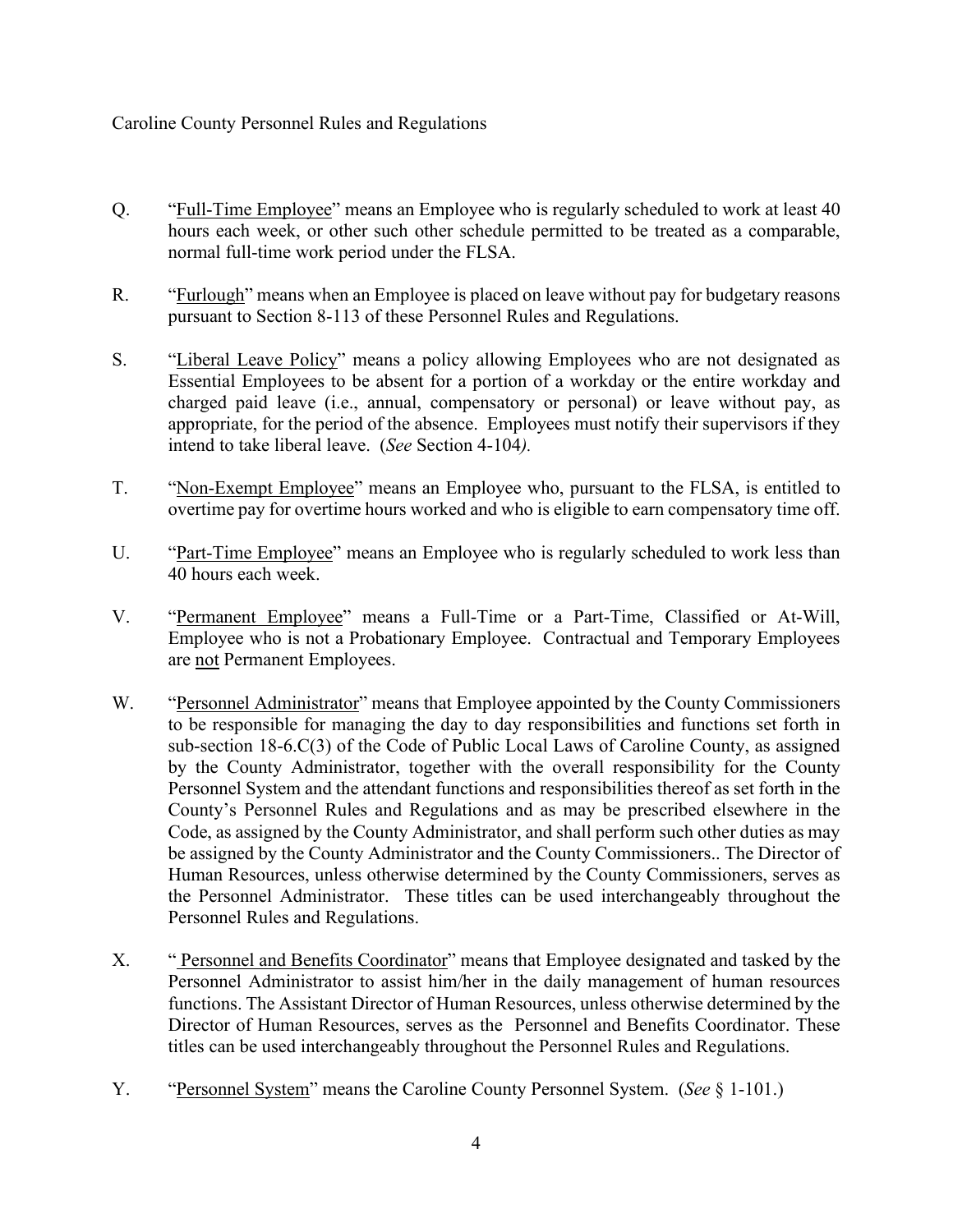Q. "<u>Full-Time Employee</u>" means an Employee who is regularly scheduled to work at least 40 hours each week, or other such other schedule permitted to be treated as a comparable, normal full-time work period under the FLSA.

R. "<u>Furlough</u>" means when an Employee is placed on leave without pay for budgetary reasons pursuant to Section 8-113 of these Personnel Rules and Regulations.

S. "<u>Liberal Leave Policy</u>" means a policy allowing Employees who are not designated as Essential Employees to be absent for a portion of a workday or the entire workday and charged paid leave (i.e., annual, compensatory or personal) or leave without pay, as appropriate, for the period of the absence. Employees must notify their supervisors if they intend to take liberal leave. (*See* Section 4-104*).*

T. "<u>Non-Exempt Employee</u>" means an Employee who, pursuant to the FLSA, is entitled to overtime pay for overtime hours worked and who is eligible to earn compensatory time off.

U. "<u>Part-Time Employee</u>" means an Employee who is regularly scheduled to work less than 40 hours each week.

V. "<u>Permanent Employee</u>" means a Full-Time or a Part-Time, Classified or At-Will, Employee who is not a Probationary Employee. Contractual and Temporary Employees are <u>not</u> Permanent Employees.

W. "<u>Personnel Administrator</u>" means that Employee appointed by the County Commissioners to be responsible for managing the day to day responsibilities and functions set forth in sub-section 18-6.C(3) of the Code of Public Local Laws of Caroline County, as assigned by the County Administrator, together with the overall responsibility for the County Personnel System and the attendant functions and responsibilities thereof as set forth in the County's Personnel Rules and Regulations and as may be prescribed elsewhere in the Code, as assigned by the County Administrator, and shall perform such other duties as may be assigned by the County Administrator and the County Commissioners.. The Director of Human Resources, unless otherwise determined by the County Commissioners, serves as the Personnel Administrator. These titles can be used interchangeably throughout the Personnel Rules and Regulations.

X. "<u> Personnel and Benefits Coordinator</u>" means that Employee designated and tasked by the Personnel Administrator to assist him/her in the daily management of human resources functions. The Assistant Director of Human Resources, unless otherwise determined by the Director of Human Resources, serves as the Personnel and Benefits Coordinator. These titles can be used interchangeably throughout the Personnel Rules and Regulations.

Y. "<u>Personnel System</u>" means the Caroline County Personnel System. (*See* § 1-101.)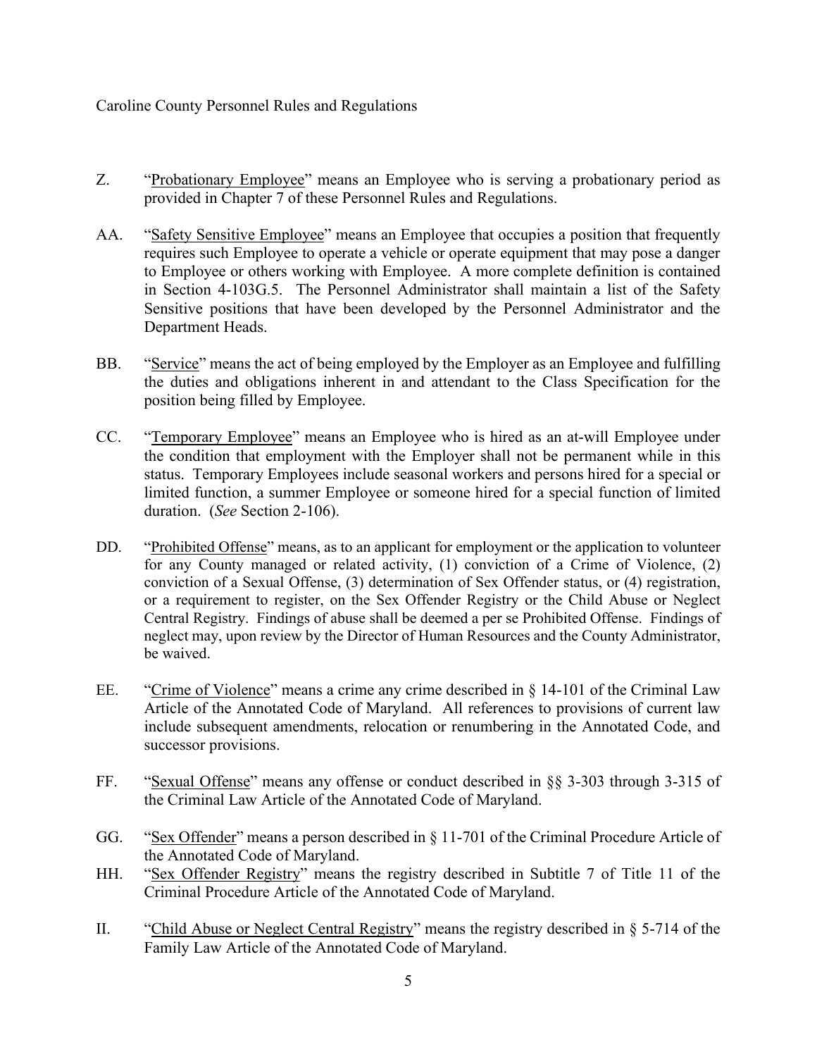Z. "<u>Probationary Employee</u>" means an Employee who is serving a probationary period as provided in Chapter 7 of these Personnel Rules and Regulations.

AA. "<u>Safety Sensitive Employee</u>" means an Employee that occupies a position that frequently requires such Employee to operate a vehicle or operate equipment that may pose a danger to Employee or others working with Employee. A more complete definition is contained in Section 4-103G.5. The Personnel Administrator shall maintain a list of the Safety Sensitive positions that have been developed by the Personnel Administrator and the Department Heads.

BB. "<u>Service</u>" means the act of being employed by the Employer as an Employee and fulfilling the duties and obligations inherent in and attendant to the Class Specification for the position being filled by Employee.

CC. "<u>Temporary Employee</u>" means an Employee who is hired as an at-will Employee under the condition that employment with the Employer shall not be permanent while in this status. Temporary Employees include seasonal workers and persons hired for a special or limited function, a summer Employee or someone hired for a special function of limited duration. (*See* Section 2-106).

DD. "<u>Prohibited Offense</u>" means, as to an applicant for employment or the application to volunteer for any County managed or related activity, (1) conviction of a Crime of Violence, (2) conviction of a Sexual Offense, (3) determination of Sex Offender status, or (4) registration, or a requirement to register, on the Sex Offender Registry or the Child Abuse or Neglect Central Registry. Findings of abuse shall be deemed a per se Prohibited Offense. Findings of neglect may, upon review by the Director of Human Resources and the County Administrator, be waived.

EE. "<u>Crime of Violence</u>" means a crime any crime described in § 14-101 of the Criminal Law Article of the Annotated Code of Maryland. All references to provisions of current law include subsequent amendments, relocation or renumbering in the Annotated Code, and successor provisions.

FF. "<u>Sexual Offense</u>" means any offense or conduct described in §§ 3-303 through 3-315 of the Criminal Law Article of the Annotated Code of Maryland.

GG. "<u>Sex Offender</u>" means a person described in § 11-701 of the Criminal Procedure Article of the Annotated Code of Maryland.

HH. "<u>Sex Offender Registry</u>" means the registry described in Subtitle 7 of Title 11 of the Criminal Procedure Article of the Annotated Code of Maryland.

II. "<u>Child Abuse or Neglect Central Registry</u>" means the registry described in § 5-714 of the Family Law Article of the Annotated Code of Maryland.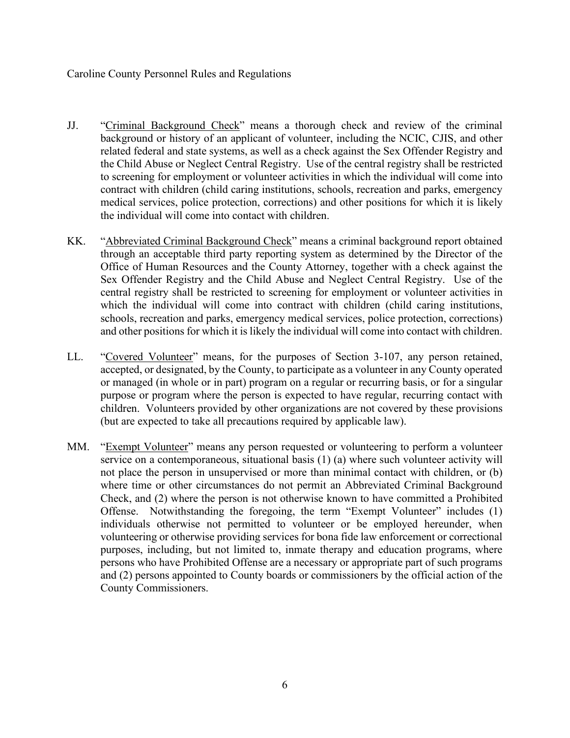JJ. "Criminal Background Check" means a thorough check and review of the criminal background or history of an applicant of volunteer, including the NCIC, CJIS, and other related federal and state systems, as well as a check against the Sex Offender Registry and the Child Abuse or Neglect Central Registry. Use of the central registry shall be restricted to screening for employment or volunteer activities in which the individual will come into contract with children (child caring institutions, schools, recreation and parks, emergency medical services, police protection, corrections) and other positions for which it is likely the individual will come into contact with children.

KK. "Abbreviated Criminal Background Check" means a criminal background report obtained through an acceptable third party reporting system as determined by the Director of the Office of Human Resources and the County Attorney, together with a check against the Sex Offender Registry and the Child Abuse and Neglect Central Registry. Use of the central registry shall be restricted to screening for employment or volunteer activities in which the individual will come into contract with children (child caring institutions, schools, recreation and parks, emergency medical services, police protection, corrections) and other positions for which it is likely the individual will come into contact with children.

LL. "Covered Volunteer" means, for the purposes of Section 3-107, any person retained, accepted, or designated, by the County, to participate as a volunteer in any County operated or managed (in whole or in part) program on a regular or recurring basis, or for a singular purpose or program where the person is expected to have regular, recurring contact with children. Volunteers provided by other organizations are not covered by these provisions (but are expected to take all precautions required by applicable law).

MM. "Exempt Volunteer" means any person requested or volunteering to perform a volunteer service on a contemporaneous, situational basis (1) (a) where such volunteer activity will not place the person in unsupervised or more than minimal contact with children, or (b) where time or other circumstances do not permit an Abbreviated Criminal Background Check, and (2) where the person is not otherwise known to have committed a Prohibited Offense. Notwithstanding the foregoing, the term "Exempt Volunteer" includes (1) individuals otherwise not permitted to volunteer or be employed hereunder, when volunteering or otherwise providing services for bona fide law enforcement or correctional purposes, including, but not limited to, inmate therapy and education programs, where persons who have Prohibited Offense are a necessary or appropriate part of such programs and (2) persons appointed to County boards or commissioners by the official action of the County Commissioners.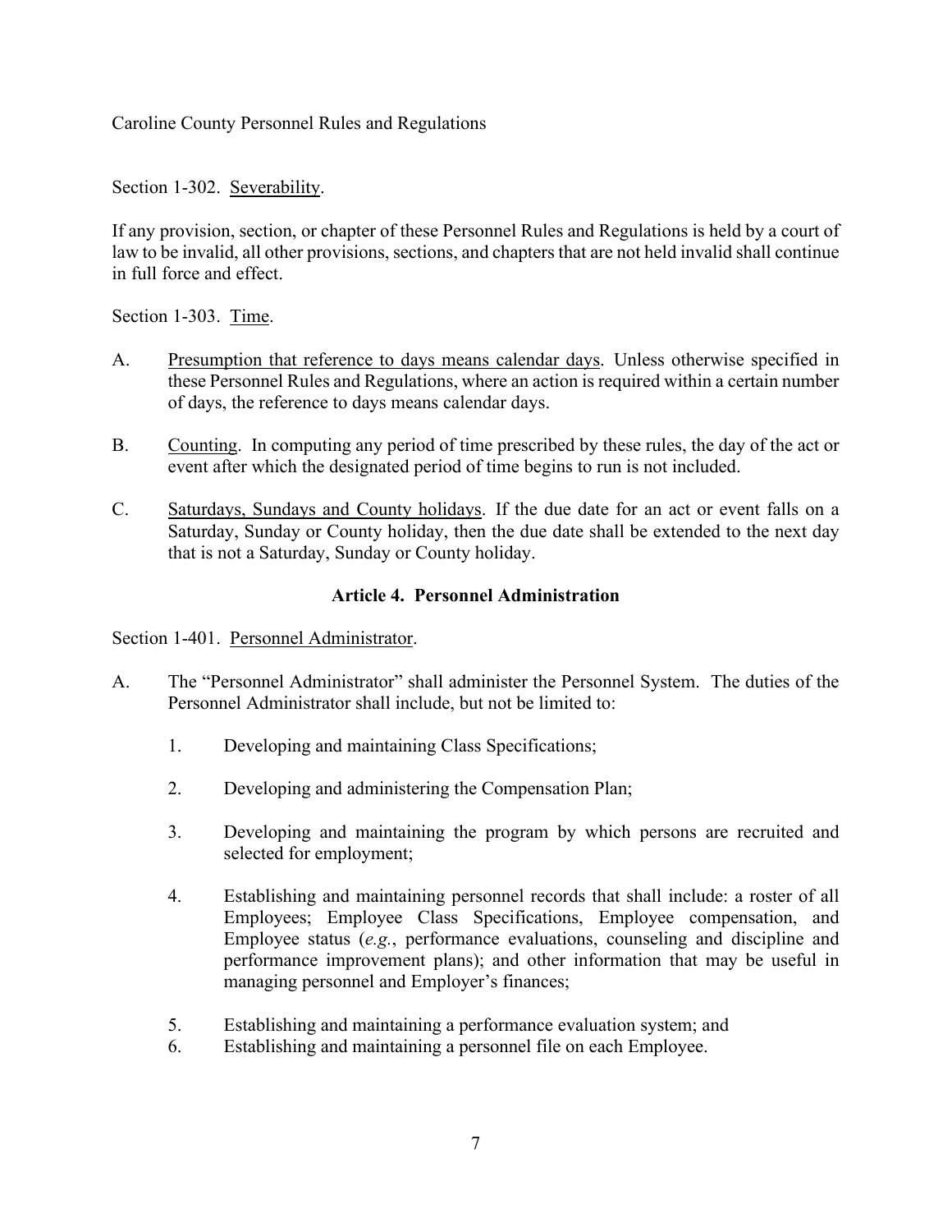Section 1-302. Severability.

If any provision, section, or chapter of these Personnel Rules and Regulations is held by a court of law to be invalid, all other provisions, sections, and chapters that are not held invalid shall continue in full force and effect.

Section 1-303. Time.

A. Presumption that reference to days means calendar days. Unless otherwise specified in these Personnel Rules and Regulations, where an action is required within a certain number of days, the reference to days means calendar days.

B. Counting. In computing any period of time prescribed by these rules, the day of the act or event after which the designated period of time begins to run is not included.

C. Saturdays, Sundays and County holidays. If the due date for an act or event falls on a Saturday, Sunday or County holiday, then the due date shall be extended to the next day that is not a Saturday, Sunday or County holiday.

## Article 4. Personnel Administration

Section 1-401. Personnel Administrator.

A. The "Personnel Administrator" shall administer the Personnel System. The duties of the Personnel Administrator shall include, but not be limited to:

   1. Developing and maintaining Class Specifications;

   2. Developing and administering the Compensation Plan;

   3. Developing and maintaining the program by which persons are recruited and selected for employment;

   4. Establishing and maintaining personnel records that shall include: a roster of all Employees; Employee Class Specifications, Employee compensation, and Employee status (*e.g.*, performance evaluations, counseling and discipline and performance improvement plans); and other information that may be useful in managing personnel and Employer's finances;

   5. Establishing and maintaining a performance evaluation system; and

   6. Establishing and maintaining a personnel file on each Employee.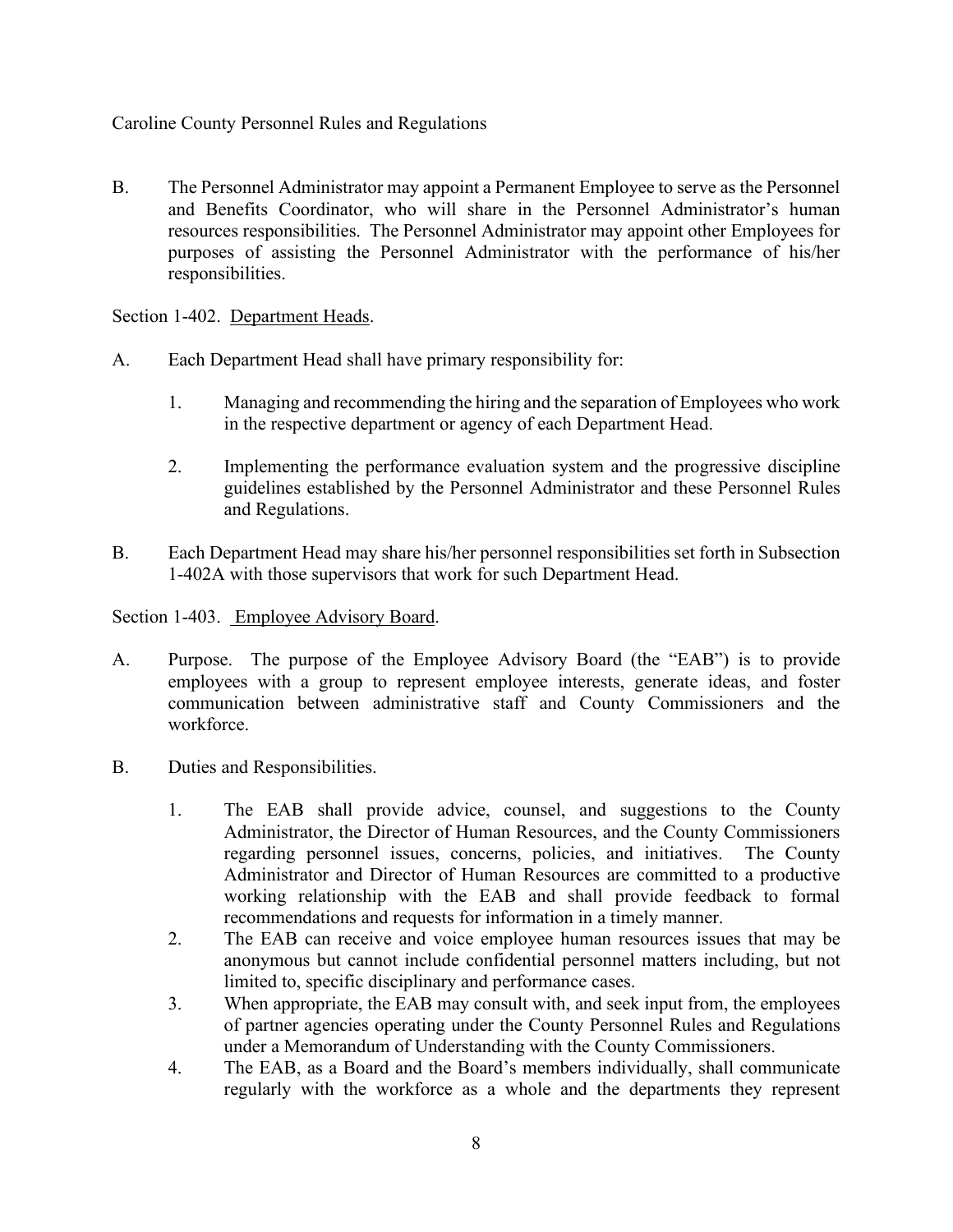B. The Personnel Administrator may appoint a Permanent Employee to serve as the Personnel and Benefits Coordinator, who will share in the Personnel Administrator's human resources responsibilities. The Personnel Administrator may appoint other Employees for purposes of assisting the Personnel Administrator with the performance of his/her responsibilities.

Section 1-402. <u>Department Heads</u>.

A. Each Department Head shall have primary responsibility for:

   1. Managing and recommending the hiring and the separation of Employees who work in the respective department or agency of each Department Head.

   2. Implementing the performance evaluation system and the progressive discipline guidelines established by the Personnel Administrator and these Personnel Rules and Regulations.

B. Each Department Head may share his/her personnel responsibilities set forth in Subsection 1-402A with those supervisors that work for such Department Head.

Section 1-403. <u>Employee Advisory Board</u>.

A. Purpose. The purpose of the Employee Advisory Board (the "EAB") is to provide employees with a group to represent employee interests, generate ideas, and foster communication between administrative staff and County Commissioners and the workforce.

B. Duties and Responsibilities.

   1. The EAB shall provide advice, counsel, and suggestions to the County Administrator, the Director of Human Resources, and the County Commissioners regarding personnel issues, concerns, policies, and initiatives. The County Administrator and Director of Human Resources are committed to a productive working relationship with the EAB and shall provide feedback to formal recommendations and requests for information in a timely manner.
   2. The EAB can receive and voice employee human resources issues that may be anonymous but cannot include confidential personnel matters including, but not limited to, specific disciplinary and performance cases.
   3. When appropriate, the EAB may consult with, and seek input from, the employees of partner agencies operating under the County Personnel Rules and Regulations under a Memorandum of Understanding with the County Commissioners.
   4. The EAB, as a Board and the Board's members individually, shall communicate regularly with the workforce as a whole and the departments they represent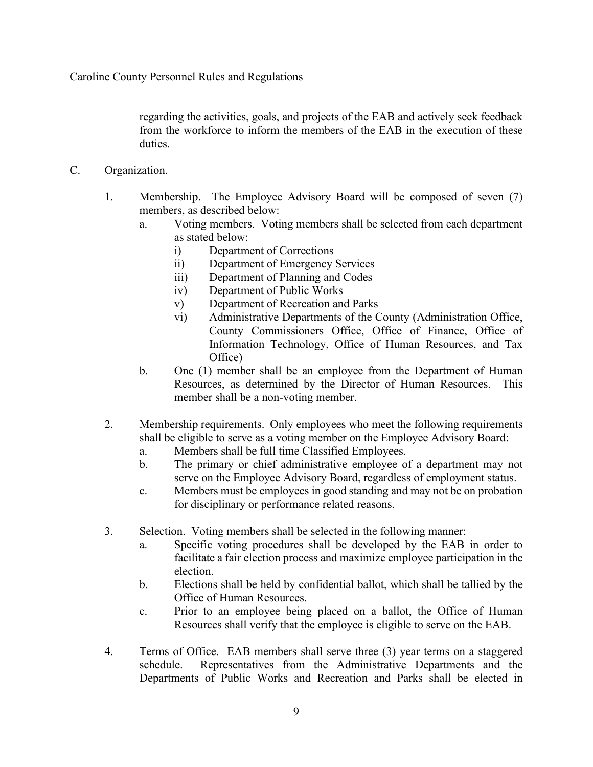regarding the activities, goals, and projects of the EAB and actively seek feedback from the workforce to inform the members of the EAB in the execution of these duties.

C. Organization.

1. Membership. The Employee Advisory Board will be composed of seven (7) members, as described below:
   a. Voting members. Voting members shall be selected from each department as stated below:
      i) Department of Corrections
      ii) Department of Emergency Services
      iii) Department of Planning and Codes
      iv) Department of Public Works
      v) Department of Recreation and Parks
      vi) Administrative Departments of the County (Administration Office, County Commissioners Office, Office of Finance, Office of Information Technology, Office of Human Resources, and Tax Office)
   b. One (1) member shall be an employee from the Department of Human Resources, as determined by the Director of Human Resources. This member shall be a non-voting member.

2. Membership requirements. Only employees who meet the following requirements shall be eligible to serve as a voting member on the Employee Advisory Board:
   a. Members shall be full time Classified Employees.
   b. The primary or chief administrative employee of a department may not serve on the Employee Advisory Board, regardless of employment status.
   c. Members must be employees in good standing and may not be on probation for disciplinary or performance related reasons.

3. Selection. Voting members shall be selected in the following manner:
   a. Specific voting procedures shall be developed by the EAB in order to facilitate a fair election process and maximize employee participation in the election.
   b. Elections shall be held by confidential ballot, which shall be tallied by the Office of Human Resources.
   c. Prior to an employee being placed on a ballot, the Office of Human Resources shall verify that the employee is eligible to serve on the EAB.

4. Terms of Office. EAB members shall serve three (3) year terms on a staggered schedule. Representatives from the Administrative Departments and the Departments of Public Works and Recreation and Parks shall be elected in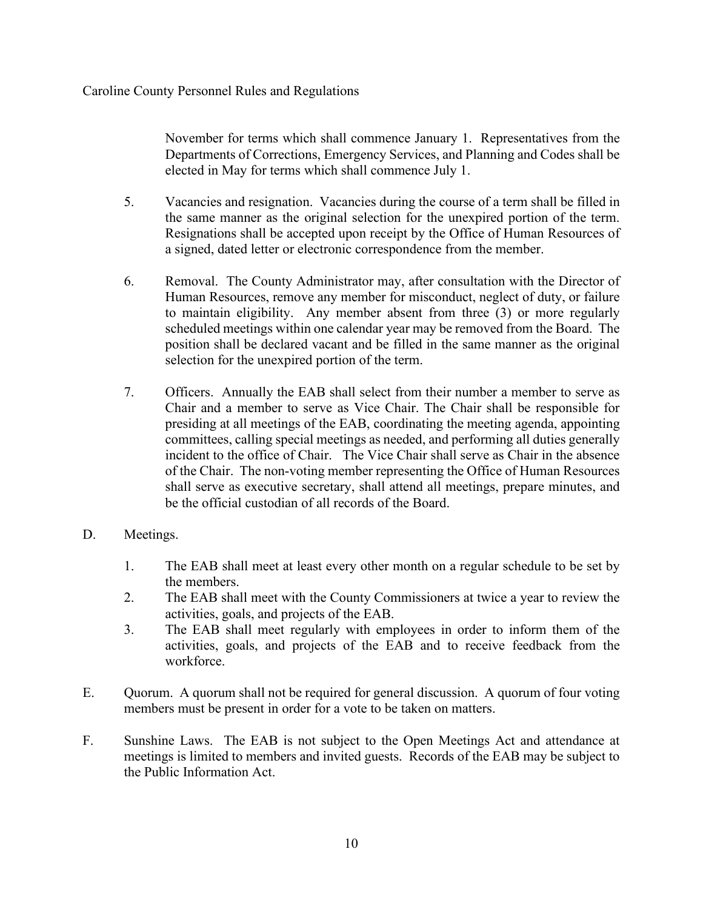November for terms which shall commence January 1. Representatives from the Departments of Corrections, Emergency Services, and Planning and Codes shall be elected in May for terms which shall commence July 1.

5. Vacancies and resignation. Vacancies during the course of a term shall be filled in the same manner as the original selection for the unexpired portion of the term. Resignations shall be accepted upon receipt by the Office of Human Resources of a signed, dated letter or electronic correspondence from the member.

6. Removal. The County Administrator may, after consultation with the Director of Human Resources, remove any member for misconduct, neglect of duty, or failure to maintain eligibility. Any member absent from three (3) or more regularly scheduled meetings within one calendar year may be removed from the Board. The position shall be declared vacant and be filled in the same manner as the original selection for the unexpired portion of the term.

7. Officers. Annually the EAB shall select from their number a member to serve as Chair and a member to serve as Vice Chair. The Chair shall be responsible for presiding at all meetings of the EAB, coordinating the meeting agenda, appointing committees, calling special meetings as needed, and performing all duties generally incident to the office of Chair. The Vice Chair shall serve as Chair in the absence of the Chair. The non-voting member representing the Office of Human Resources shall serve as executive secretary, shall attend all meetings, prepare minutes, and be the official custodian of all records of the Board.

D. Meetings.

1. The EAB shall meet at least every other month on a regular schedule to be set by the members.
2. The EAB shall meet with the County Commissioners at twice a year to review the activities, goals, and projects of the EAB.
3. The EAB shall meet regularly with employees in order to inform them of the activities, goals, and projects of the EAB and to receive feedback from the workforce.

E. Quorum. A quorum shall not be required for general discussion. A quorum of four voting members must be present in order for a vote to be taken on matters.

F. Sunshine Laws. The EAB is not subject to the Open Meetings Act and attendance at meetings is limited to members and invited guests. Records of the EAB may be subject to the Public Information Act.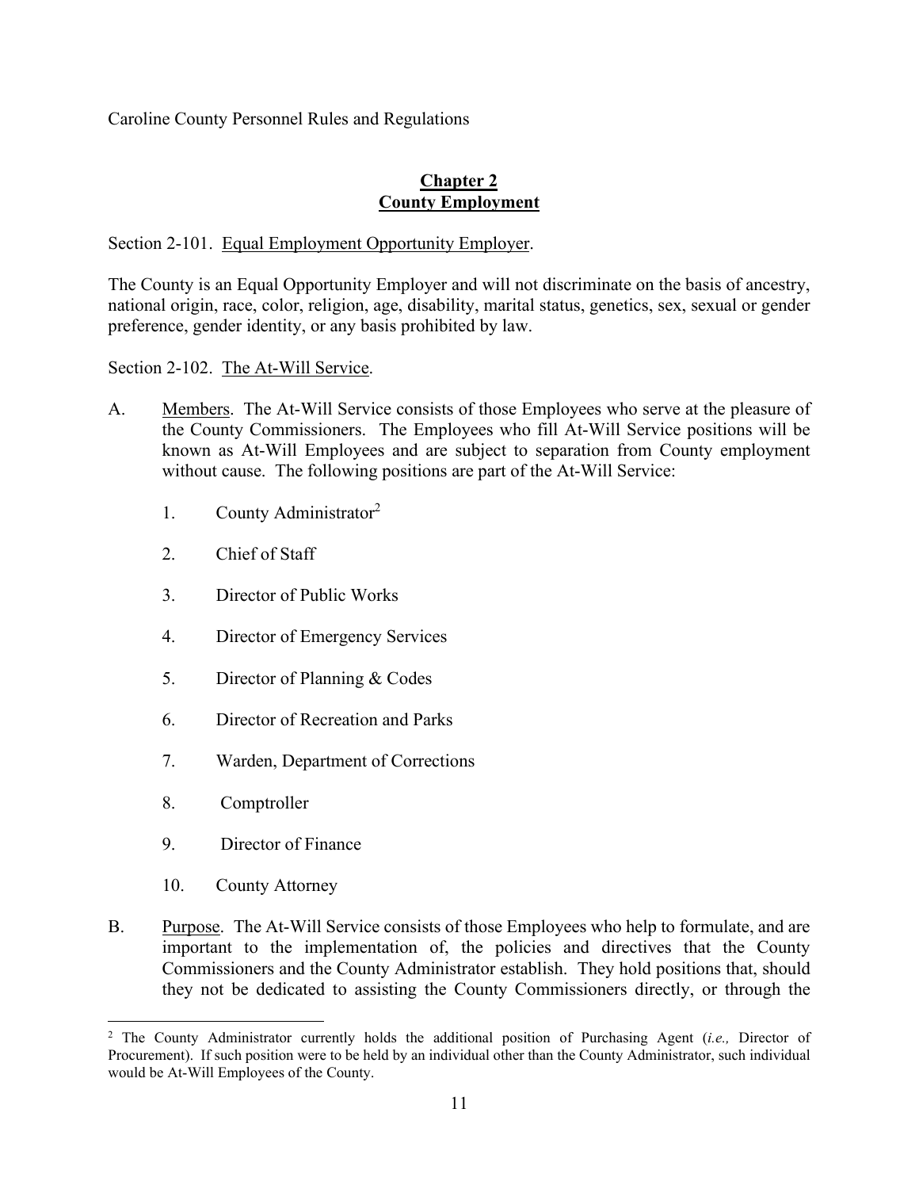Caroline County Personnel Rules and Regulations

## Chapter 2
## County Employment

Section 2-101. Equal Employment Opportunity Employer.

The County is an Equal Opportunity Employer and will not discriminate on the basis of ancestry, national origin, race, color, religion, age, disability, marital status, genetics, sex, sexual or gender preference, gender identity, or any basis prohibited by law.

Section 2-102. The At-Will Service.

A. Members. The At-Will Service consists of those Employees who serve at the pleasure of the County Commissioners. The Employees who fill At-Will Service positions will be known as At-Will Employees and are subject to separation from County employment without cause. The following positions are part of the At-Will Service:

1. County Administrator[2]
2. Chief of Staff
3. Director of Public Works
4. Director of Emergency Services
5. Director of Planning & Codes
6. Director of Recreation and Parks
7. Warden, Department of Corrections
8. Comptroller
9. Director of Finance
10. County Attorney

B. Purpose. The At-Will Service consists of those Employees who help to formulate, and are important to the implementation of, the policies and directives that the County Commissioners and the County Administrator establish. They hold positions that, should they not be dedicated to assisting the County Commissioners directly, or through the

---

[2] The County Administrator currently holds the additional position of Purchasing Agent (*i.e.,* Director of Procurement). If such position were to be held by an individual other than the County Administrator, such individual would be At-Will Employees of the County.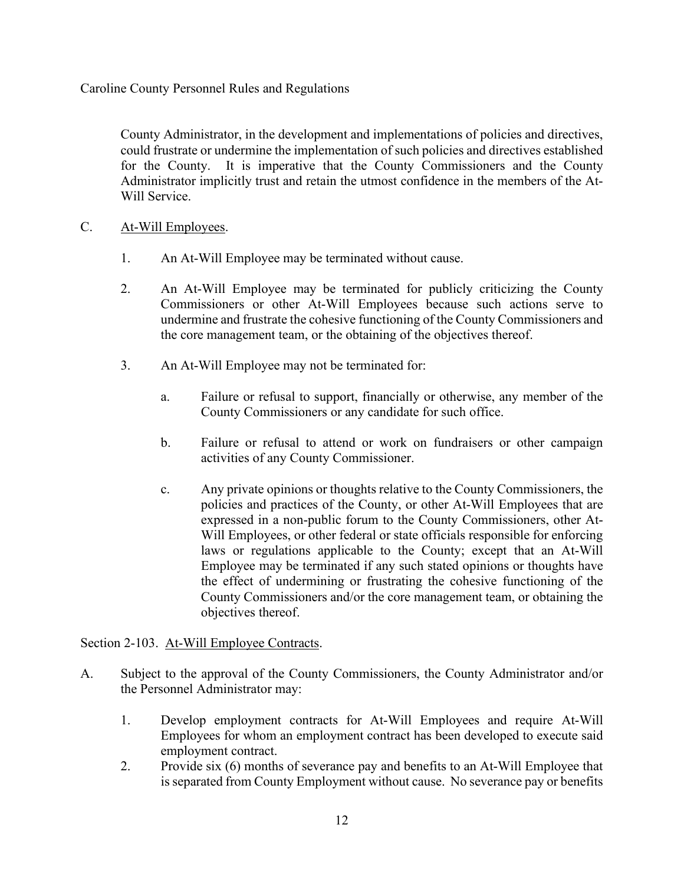County Administrator, in the development and implementations of policies and directives, could frustrate or undermine the implementation of such policies and directives established for the County. It is imperative that the County Commissioners and the County Administrator implicitly trust and retain the utmost confidence in the members of the At-Will Service.

C. <u>At-Will Employees</u>.

1. An At-Will Employee may be terminated without cause.

2. An At-Will Employee may be terminated for publicly criticizing the County Commissioners or other At-Will Employees because such actions serve to undermine and frustrate the cohesive functioning of the County Commissioners and the core management team, or the obtaining of the objectives thereof.

3. An At-Will Employee may not be terminated for:

   a. Failure or refusal to support, financially or otherwise, any member of the County Commissioners or any candidate for such office.

   b. Failure or refusal to attend or work on fundraisers or other campaign activities of any County Commissioner.

   c. Any private opinions or thoughts relative to the County Commissioners, the policies and practices of the County, or other At-Will Employees that are expressed in a non-public forum to the County Commissioners, other At-Will Employees, or other federal or state officials responsible for enforcing laws or regulations applicable to the County; except that an At-Will Employee may be terminated if any such stated opinions or thoughts have the effect of undermining or frustrating the cohesive functioning of the County Commissioners and/or the core management team, or obtaining the objectives thereof.

Section 2-103. <u>At-Will Employee Contracts</u>.

A. Subject to the approval of the County Commissioners, the County Administrator and/or the Personnel Administrator may:

1. Develop employment contracts for At-Will Employees and require At-Will Employees for whom an employment contract has been developed to execute said employment contract.
2. Provide six (6) months of severance pay and benefits to an At-Will Employee that is separated from County Employment without cause. No severance pay or benefits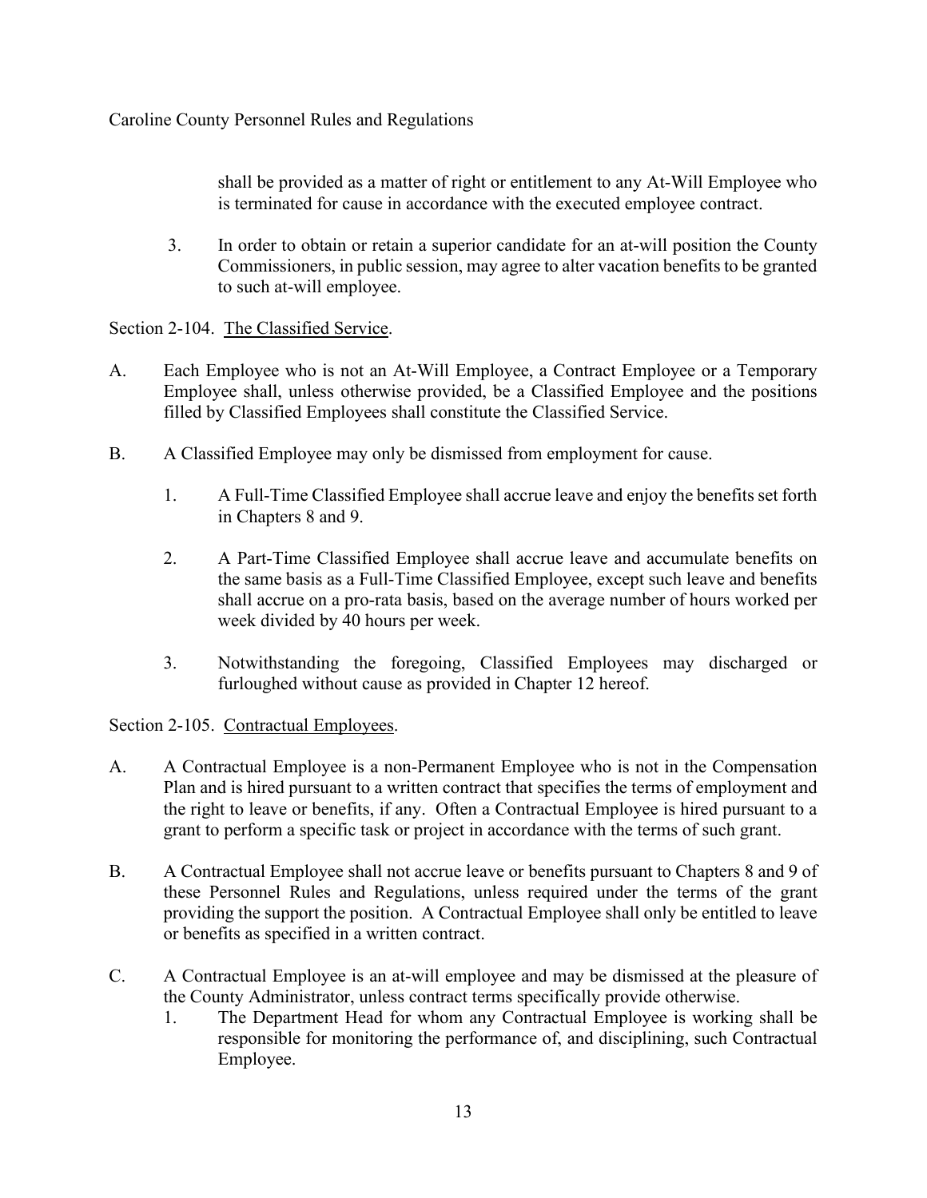shall be provided as a matter of right or entitlement to any At-Will Employee who is terminated for cause in accordance with the executed employee contract.

3. In order to obtain or retain a superior candidate for an at-will position the County Commissioners, in public session, may agree to alter vacation benefits to be granted to such at-will employee.

Section 2-104. The Classified Service.

A. Each Employee who is not an At-Will Employee, a Contract Employee or a Temporary Employee shall, unless otherwise provided, be a Classified Employee and the positions filled by Classified Employees shall constitute the Classified Service.

B. A Classified Employee may only be dismissed from employment for cause.

   1. A Full-Time Classified Employee shall accrue leave and enjoy the benefits set forth in Chapters 8 and 9.

   2. A Part-Time Classified Employee shall accrue leave and accumulate benefits on the same basis as a Full-Time Classified Employee, except such leave and benefits shall accrue on a pro-rata basis, based on the average number of hours worked per week divided by 40 hours per week.

   3. Notwithstanding the foregoing, Classified Employees may discharged or furloughed without cause as provided in Chapter 12 hereof.

Section 2-105. Contractual Employees.

A. A Contractual Employee is a non-Permanent Employee who is not in the Compensation Plan and is hired pursuant to a written contract that specifies the terms of employment and the right to leave or benefits, if any. Often a Contractual Employee is hired pursuant to a grant to perform a specific task or project in accordance with the terms of such grant.

B. A Contractual Employee shall not accrue leave or benefits pursuant to Chapters 8 and 9 of these Personnel Rules and Regulations, unless required under the terms of the grant providing the support the position. A Contractual Employee shall only be entitled to leave or benefits as specified in a written contract.

C. A Contractual Employee is an at-will employee and may be dismissed at the pleasure of the County Administrator, unless contract terms specifically provide otherwise.

   1. The Department Head for whom any Contractual Employee is working shall be responsible for monitoring the performance of, and disciplining, such Contractual Employee.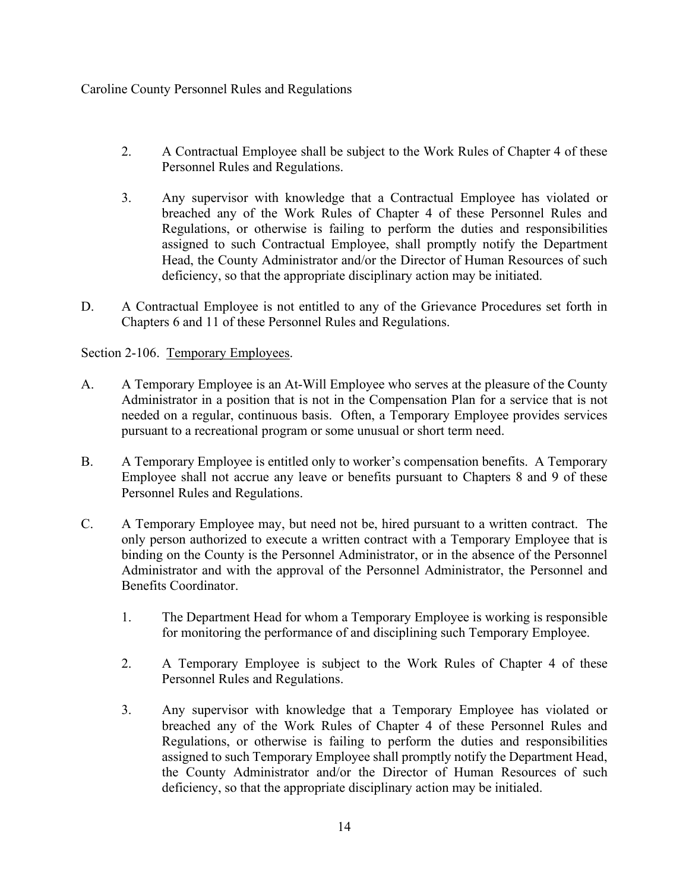2. A Contractual Employee shall be subject to the Work Rules of Chapter 4 of these Personnel Rules and Regulations.

3. Any supervisor with knowledge that a Contractual Employee has violated or breached any of the Work Rules of Chapter 4 of these Personnel Rules and Regulations, or otherwise is failing to perform the duties and responsibilities assigned to such Contractual Employee, shall promptly notify the Department Head, the County Administrator and/or the Director of Human Resources of such deficiency, so that the appropriate disciplinary action may be initiated.

D. A Contractual Employee is not entitled to any of the Grievance Procedures set forth in Chapters 6 and 11 of these Personnel Rules and Regulations.

Section 2-106. Temporary Employees.

A. A Temporary Employee is an At-Will Employee who serves at the pleasure of the County Administrator in a position that is not in the Compensation Plan for a service that is not needed on a regular, continuous basis. Often, a Temporary Employee provides services pursuant to a recreational program or some unusual or short term need.

B. A Temporary Employee is entitled only to worker's compensation benefits. A Temporary Employee shall not accrue any leave or benefits pursuant to Chapters 8 and 9 of these Personnel Rules and Regulations.

C. A Temporary Employee may, but need not be, hired pursuant to a written contract. The only person authorized to execute a written contract with a Temporary Employee that is binding on the County is the Personnel Administrator, or in the absence of the Personnel Administrator and with the approval of the Personnel Administrator, the Personnel and Benefits Coordinator.

1. The Department Head for whom a Temporary Employee is working is responsible for monitoring the performance of and disciplining such Temporary Employee.

2. A Temporary Employee is subject to the Work Rules of Chapter 4 of these Personnel Rules and Regulations.

3. Any supervisor with knowledge that a Temporary Employee has violated or breached any of the Work Rules of Chapter 4 of these Personnel Rules and Regulations, or otherwise is failing to perform the duties and responsibilities assigned to such Temporary Employee shall promptly notify the Department Head, the County Administrator and/or the Director of Human Resources of such deficiency, so that the appropriate disciplinary action may be initialed.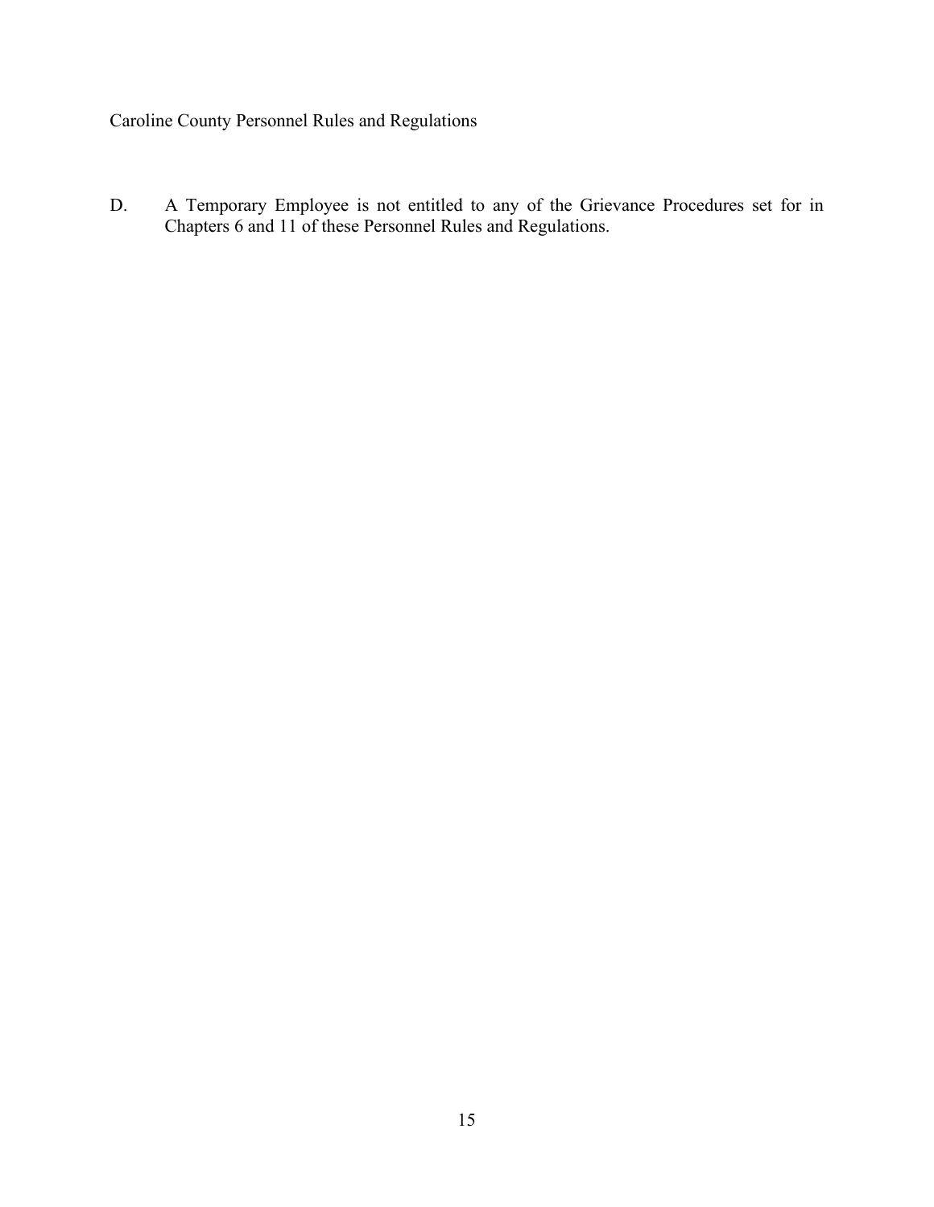D. A Temporary Employee is not entitled to any of the Grievance Procedures set for in Chapters 6 and 11 of these Personnel Rules and Regulations.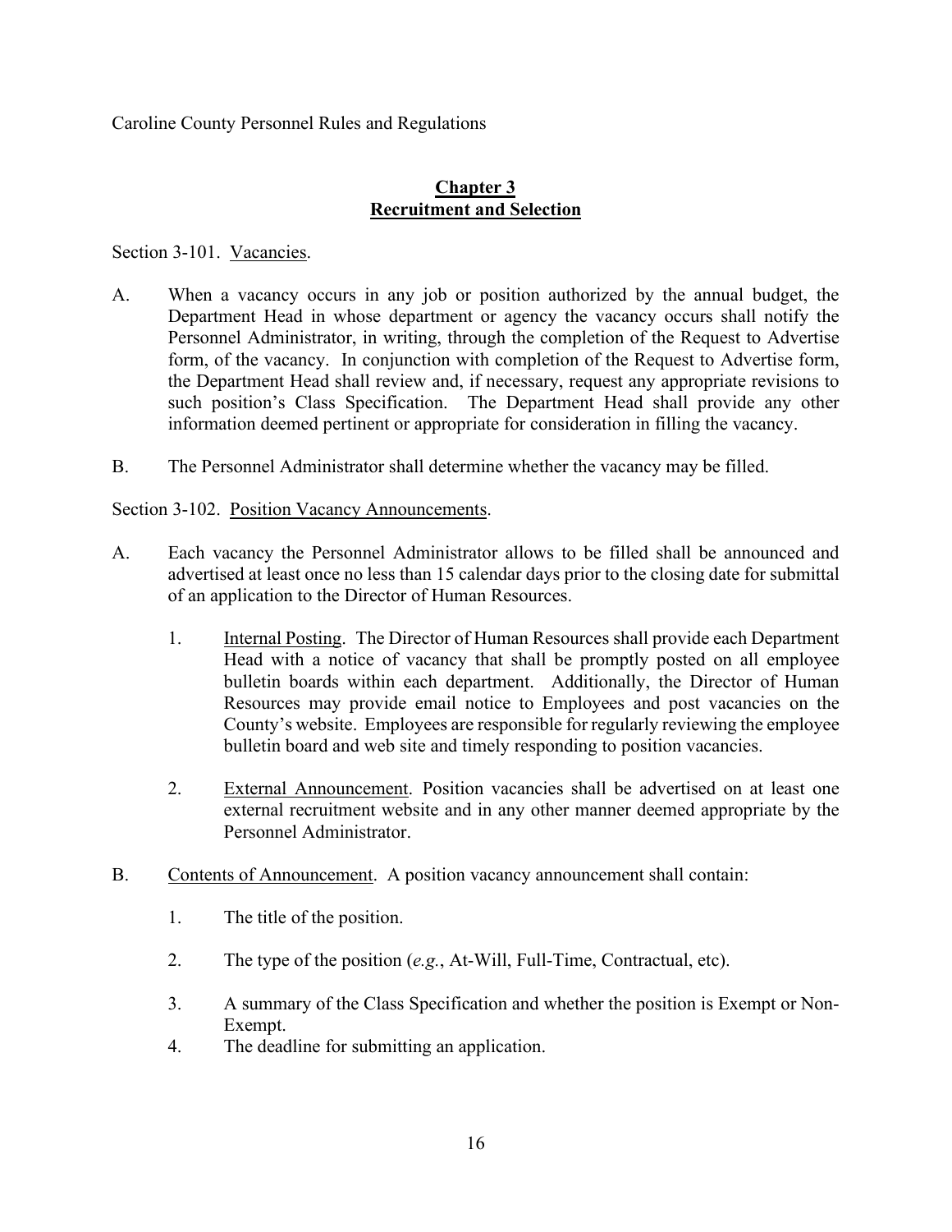Caroline County Personnel Rules and Regulations

## Chapter 3
## Recruitment and Selection

Section 3-101. Vacancies.

A. When a vacancy occurs in any job or position authorized by the annual budget, the Department Head in whose department or agency the vacancy occurs shall notify the Personnel Administrator, in writing, through the completion of the Request to Advertise form, of the vacancy. In conjunction with completion of the Request to Advertise form, the Department Head shall review and, if necessary, request any appropriate revisions to such position's Class Specification. The Department Head shall provide any other information deemed pertinent or appropriate for consideration in filling the vacancy.

B. The Personnel Administrator shall determine whether the vacancy may be filled.

Section 3-102. Position Vacancy Announcements.

A. Each vacancy the Personnel Administrator allows to be filled shall be announced and advertised at least once no less than 15 calendar days prior to the closing date for submittal of an application to the Director of Human Resources.

   1. Internal Posting. The Director of Human Resources shall provide each Department Head with a notice of vacancy that shall be promptly posted on all employee bulletin boards within each department. Additionally, the Director of Human Resources may provide email notice to Employees and post vacancies on the County's website. Employees are responsible for regularly reviewing the employee bulletin board and web site and timely responding to position vacancies.

   2. External Announcement. Position vacancies shall be advertised on at least one external recruitment website and in any other manner deemed appropriate by the Personnel Administrator.

B. Contents of Announcement. A position vacancy announcement shall contain:

   1. The title of the position.

   2. The type of the position (*e.g.*, At-Will, Full-Time, Contractual, etc).

   3. A summary of the Class Specification and whether the position is Exempt or Non-Exempt.

   4. The deadline for submitting an application.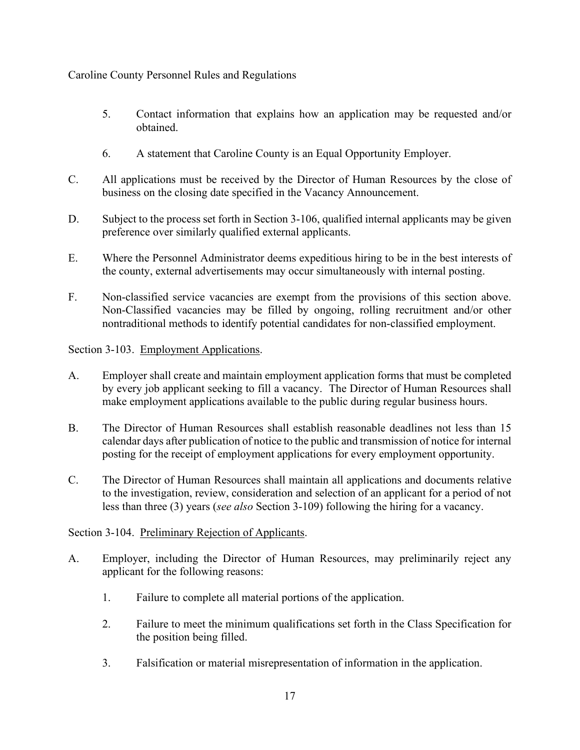5. Contact information that explains how an application may be requested and/or obtained.

6. A statement that Caroline County is an Equal Opportunity Employer.

C. All applications must be received by the Director of Human Resources by the close of business on the closing date specified in the Vacancy Announcement.

D. Subject to the process set forth in Section 3-106, qualified internal applicants may be given preference over similarly qualified external applicants.

E. Where the Personnel Administrator deems expeditious hiring to be in the best interests of the county, external advertisements may occur simultaneously with internal posting.

F. Non-classified service vacancies are exempt from the provisions of this section above. Non-Classified vacancies may be filled by ongoing, rolling recruitment and/or other nontraditional methods to identify potential candidates for non-classified employment.

Section 3-103. Employment Applications.

A. Employer shall create and maintain employment application forms that must be completed by every job applicant seeking to fill a vacancy. The Director of Human Resources shall make employment applications available to the public during regular business hours.

B. The Director of Human Resources shall establish reasonable deadlines not less than 15 calendar days after publication of notice to the public and transmission of notice for internal posting for the receipt of employment applications for every employment opportunity.

C. The Director of Human Resources shall maintain all applications and documents relative to the investigation, review, consideration and selection of an applicant for a period of not less than three (3) years (*see also* Section 3-109) following the hiring for a vacancy.

Section 3-104. Preliminary Rejection of Applicants.

A. Employer, including the Director of Human Resources, may preliminarily reject any applicant for the following reasons:

1. Failure to complete all material portions of the application.

2. Failure to meet the minimum qualifications set forth in the Class Specification for the position being filled.

3. Falsification or material misrepresentation of information in the application.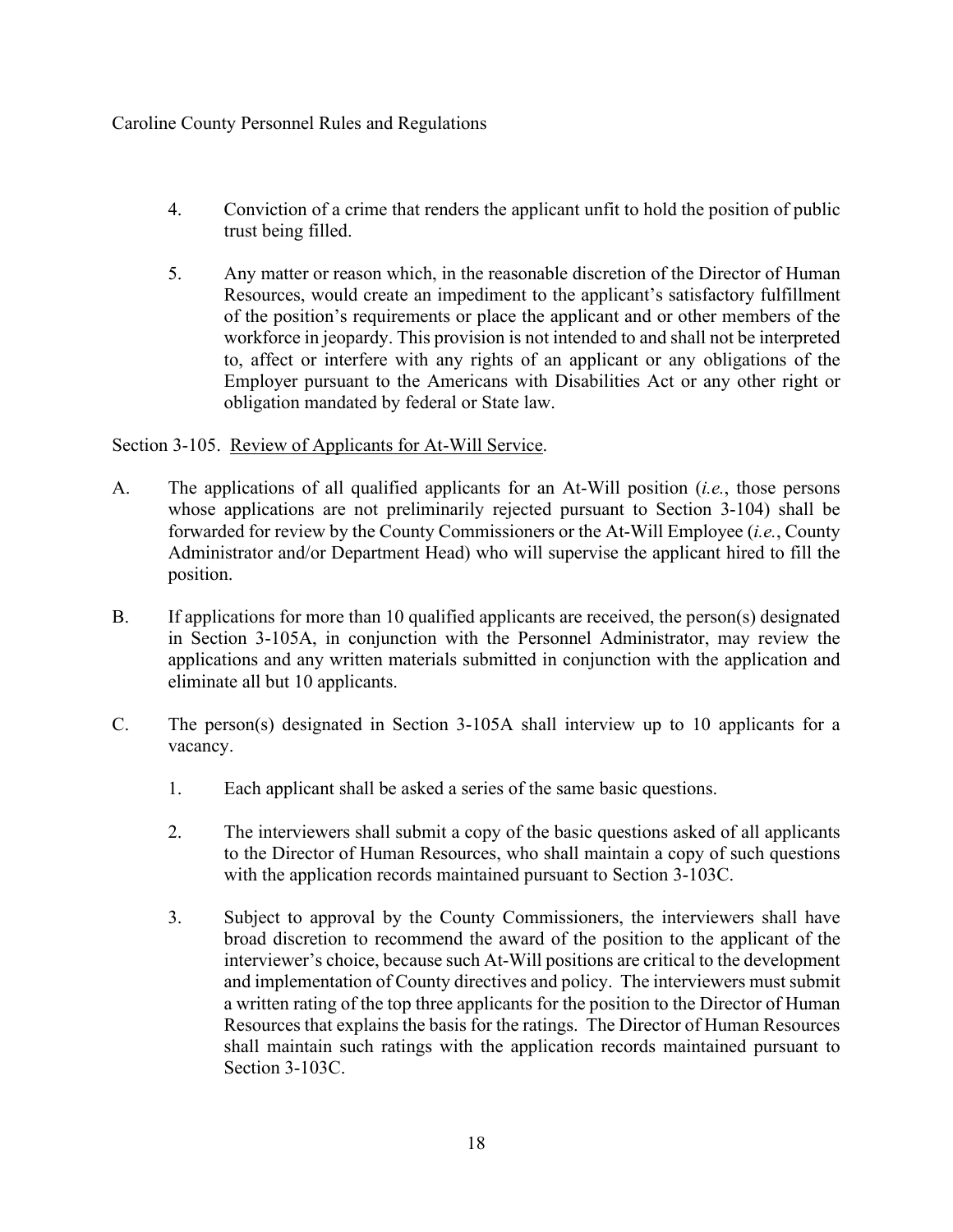4. Conviction of a crime that renders the applicant unfit to hold the position of public trust being filled.

5. Any matter or reason which, in the reasonable discretion of the Director of Human Resources, would create an impediment to the applicant's satisfactory fulfillment of the position's requirements or place the applicant and or other members of the workforce in jeopardy. This provision is not intended to and shall not be interpreted to, affect or interfere with any rights of an applicant or any obligations of the Employer pursuant to the Americans with Disabilities Act or any other right or obligation mandated by federal or State law.

Section 3-105. Review of Applicants for At-Will Service.

A. The applications of all qualified applicants for an At-Will position (*i.e.*, those persons whose applications are not preliminarily rejected pursuant to Section 3-104) shall be forwarded for review by the County Commissioners or the At-Will Employee (*i.e.*, County Administrator and/or Department Head) who will supervise the applicant hired to fill the position.

B. If applications for more than 10 qualified applicants are received, the person(s) designated in Section 3-105A, in conjunction with the Personnel Administrator, may review the applications and any written materials submitted in conjunction with the application and eliminate all but 10 applicants.

C. The person(s) designated in Section 3-105A shall interview up to 10 applicants for a vacancy.

   1. Each applicant shall be asked a series of the same basic questions.

   2. The interviewers shall submit a copy of the basic questions asked of all applicants to the Director of Human Resources, who shall maintain a copy of such questions with the application records maintained pursuant to Section 3-103C.

   3. Subject to approval by the County Commissioners, the interviewers shall have broad discretion to recommend the award of the position to the applicant of the interviewer's choice, because such At-Will positions are critical to the development and implementation of County directives and policy. The interviewers must submit a written rating of the top three applicants for the position to the Director of Human Resources that explains the basis for the ratings. The Director of Human Resources shall maintain such ratings with the application records maintained pursuant to Section 3-103C.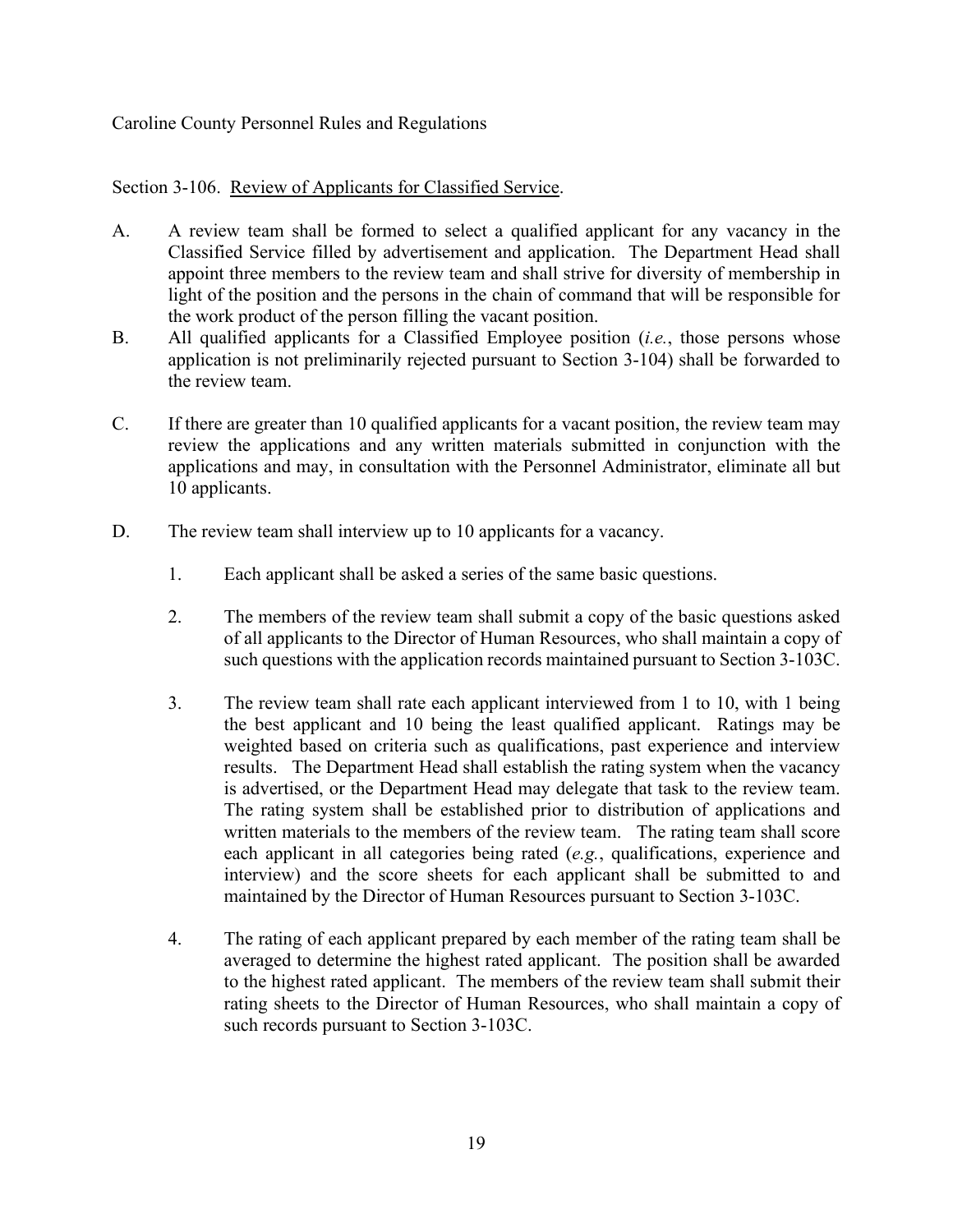Caroline County Personnel Rules and Regulations

Section 3-106. Review of Applicants for Classified Service.

A. A review team shall be formed to select a qualified applicant for any vacancy in the Classified Service filled by advertisement and application. The Department Head shall appoint three members to the review team and shall strive for diversity of membership in light of the position and the persons in the chain of command that will be responsible for the work product of the person filling the vacant position.

B. All qualified applicants for a Classified Employee position (*i.e.*, those persons whose application is not preliminarily rejected pursuant to Section 3-104) shall be forwarded to the review team.

C. If there are greater than 10 qualified applicants for a vacant position, the review team may review the applications and any written materials submitted in conjunction with the applications and may, in consultation with the Personnel Administrator, eliminate all but 10 applicants.

D. The review team shall interview up to 10 applicants for a vacancy.

   1. Each applicant shall be asked a series of the same basic questions.

   2. The members of the review team shall submit a copy of the basic questions asked of all applicants to the Director of Human Resources, who shall maintain a copy of such questions with the application records maintained pursuant to Section 3-103C.

   3. The review team shall rate each applicant interviewed from 1 to 10, with 1 being the best applicant and 10 being the least qualified applicant. Ratings may be weighted based on criteria such as qualifications, past experience and interview results. The Department Head shall establish the rating system when the vacancy is advertised, or the Department Head may delegate that task to the review team. The rating system shall be established prior to distribution of applications and written materials to the members of the review team. The rating team shall score each applicant in all categories being rated (*e.g.*, qualifications, experience and interview) and the score sheets for each applicant shall be submitted to and maintained by the Director of Human Resources pursuant to Section 3-103C.

   4. The rating of each applicant prepared by each member of the rating team shall be averaged to determine the highest rated applicant. The position shall be awarded to the highest rated applicant. The members of the review team shall submit their rating sheets to the Director of Human Resources, who shall maintain a copy of such records pursuant to Section 3-103C.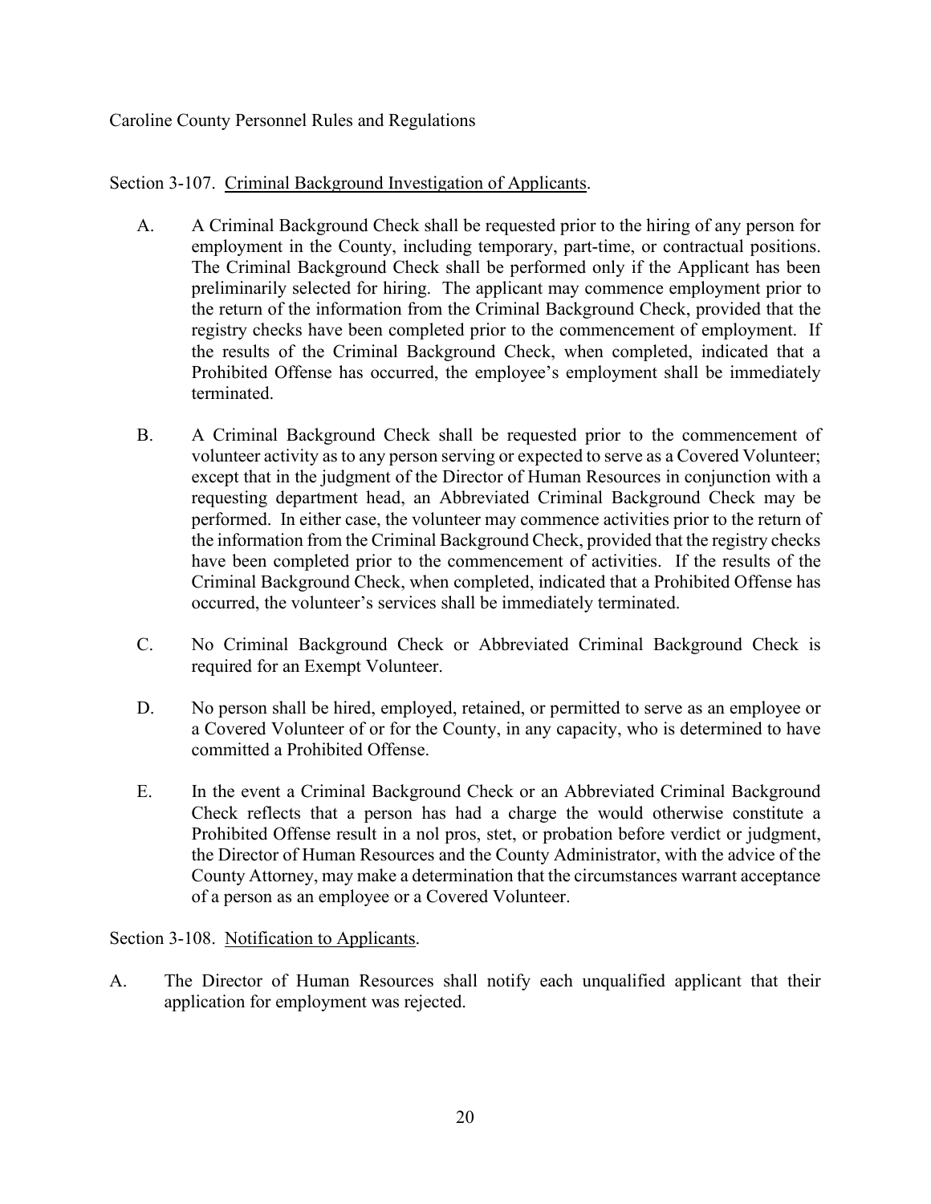Section 3-107. Criminal Background Investigation of Applicants.

A. A Criminal Background Check shall be requested prior to the hiring of any person for employment in the County, including temporary, part-time, or contractual positions. The Criminal Background Check shall be performed only if the Applicant has been preliminarily selected for hiring. The applicant may commence employment prior to the return of the information from the Criminal Background Check, provided that the registry checks have been completed prior to the commencement of employment. If the results of the Criminal Background Check, when completed, indicated that a Prohibited Offense has occurred, the employee's employment shall be immediately terminated.

B. A Criminal Background Check shall be requested prior to the commencement of volunteer activity as to any person serving or expected to serve as a Covered Volunteer; except that in the judgment of the Director of Human Resources in conjunction with a requesting department head, an Abbreviated Criminal Background Check may be performed. In either case, the volunteer may commence activities prior to the return of the information from the Criminal Background Check, provided that the registry checks have been completed prior to the commencement of activities. If the results of the Criminal Background Check, when completed, indicated that a Prohibited Offense has occurred, the volunteer's services shall be immediately terminated.

C. No Criminal Background Check or Abbreviated Criminal Background Check is required for an Exempt Volunteer.

D. No person shall be hired, employed, retained, or permitted to serve as an employee or a Covered Volunteer of or for the County, in any capacity, who is determined to have committed a Prohibited Offense.

E. In the event a Criminal Background Check or an Abbreviated Criminal Background Check reflects that a person has had a charge the would otherwise constitute a Prohibited Offense result in a nol pros, stet, or probation before verdict or judgment, the Director of Human Resources and the County Administrator, with the advice of the County Attorney, may make a determination that the circumstances warrant acceptance of a person as an employee or a Covered Volunteer.

Section 3-108. Notification to Applicants.

A. The Director of Human Resources shall notify each unqualified applicant that their application for employment was rejected.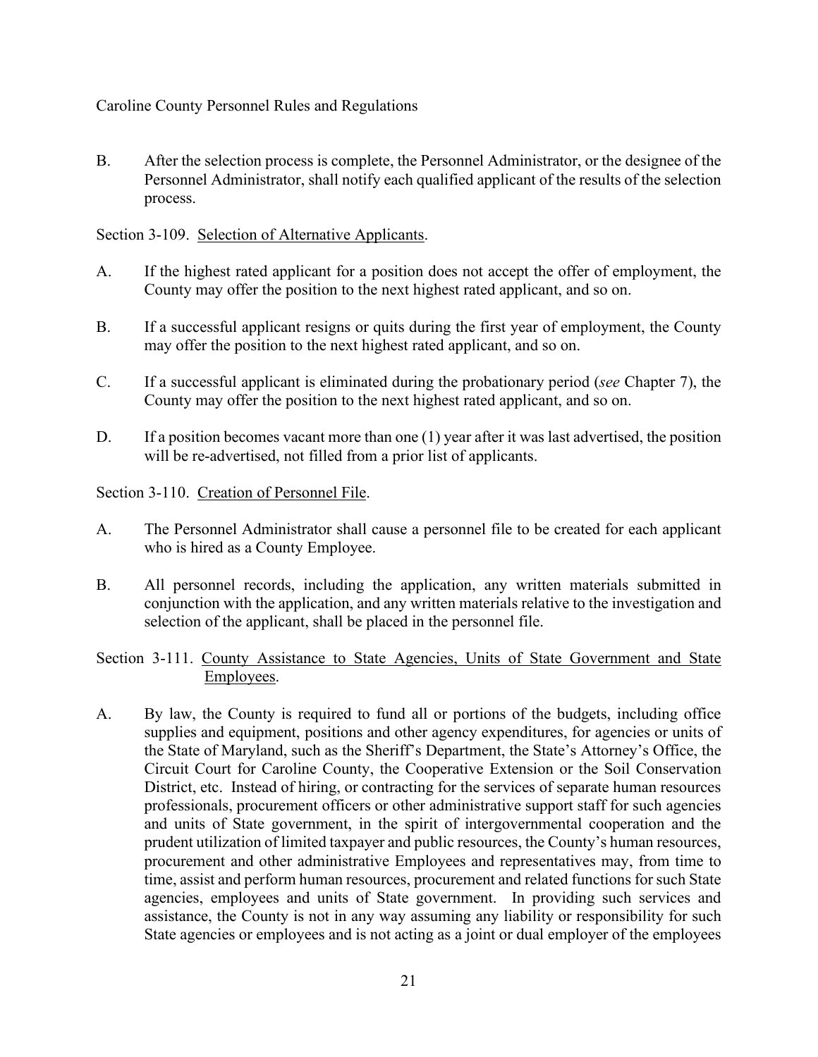B. After the selection process is complete, the Personnel Administrator, or the designee of the Personnel Administrator, shall notify each qualified applicant of the results of the selection process.

Section 3-109. Selection of Alternative Applicants.

A. If the highest rated applicant for a position does not accept the offer of employment, the County may offer the position to the next highest rated applicant, and so on.

B. If a successful applicant resigns or quits during the first year of employment, the County may offer the position to the next highest rated applicant, and so on.

C. If a successful applicant is eliminated during the probationary period (*see* Chapter 7), the County may offer the position to the next highest rated applicant, and so on.

D. If a position becomes vacant more than one (1) year after it was last advertised, the position will be re-advertised, not filled from a prior list of applicants.

Section 3-110. Creation of Personnel File.

A. The Personnel Administrator shall cause a personnel file to be created for each applicant who is hired as a County Employee.

B. All personnel records, including the application, any written materials submitted in conjunction with the application, and any written materials relative to the investigation and selection of the applicant, shall be placed in the personnel file.

Section 3-111. County Assistance to State Agencies, Units of State Government and State Employees.

A. By law, the County is required to fund all or portions of the budgets, including office supplies and equipment, positions and other agency expenditures, for agencies or units of the State of Maryland, such as the Sheriff's Department, the State's Attorney's Office, the Circuit Court for Caroline County, the Cooperative Extension or the Soil Conservation District, etc. Instead of hiring, or contracting for the services of separate human resources professionals, procurement officers or other administrative support staff for such agencies and units of State government, in the spirit of intergovernmental cooperation and the prudent utilization of limited taxpayer and public resources, the County's human resources, procurement and other administrative Employees and representatives may, from time to time, assist and perform human resources, procurement and related functions for such State agencies, employees and units of State government. In providing such services and assistance, the County is not in any way assuming any liability or responsibility for such State agencies or employees and is not acting as a joint or dual employer of the employees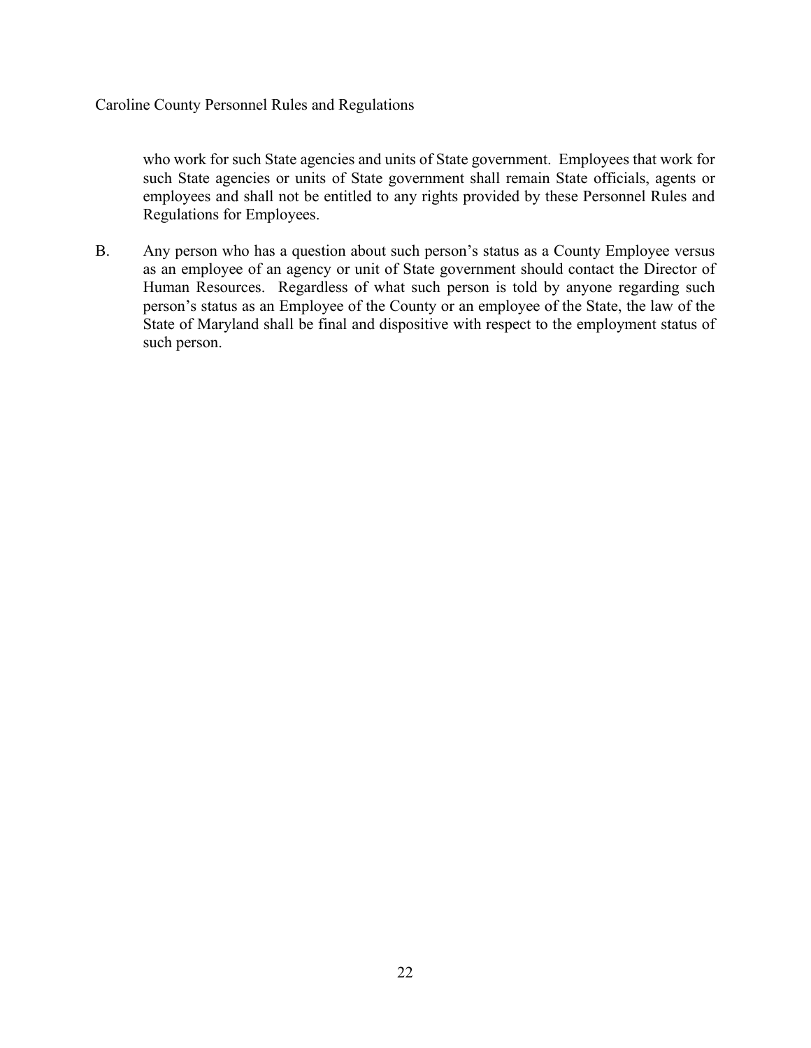who work for such State agencies and units of State government. Employees that work for such State agencies or units of State government shall remain State officials, agents or employees and shall not be entitled to any rights provided by these Personnel Rules and Regulations for Employees.

B. Any person who has a question about such person's status as a County Employee versus as an employee of an agency or unit of State government should contact the Director of Human Resources. Regardless of what such person is told by anyone regarding such person's status as an Employee of the County or an employee of the State, the law of the State of Maryland shall be final and dispositive with respect to the employment status of such person.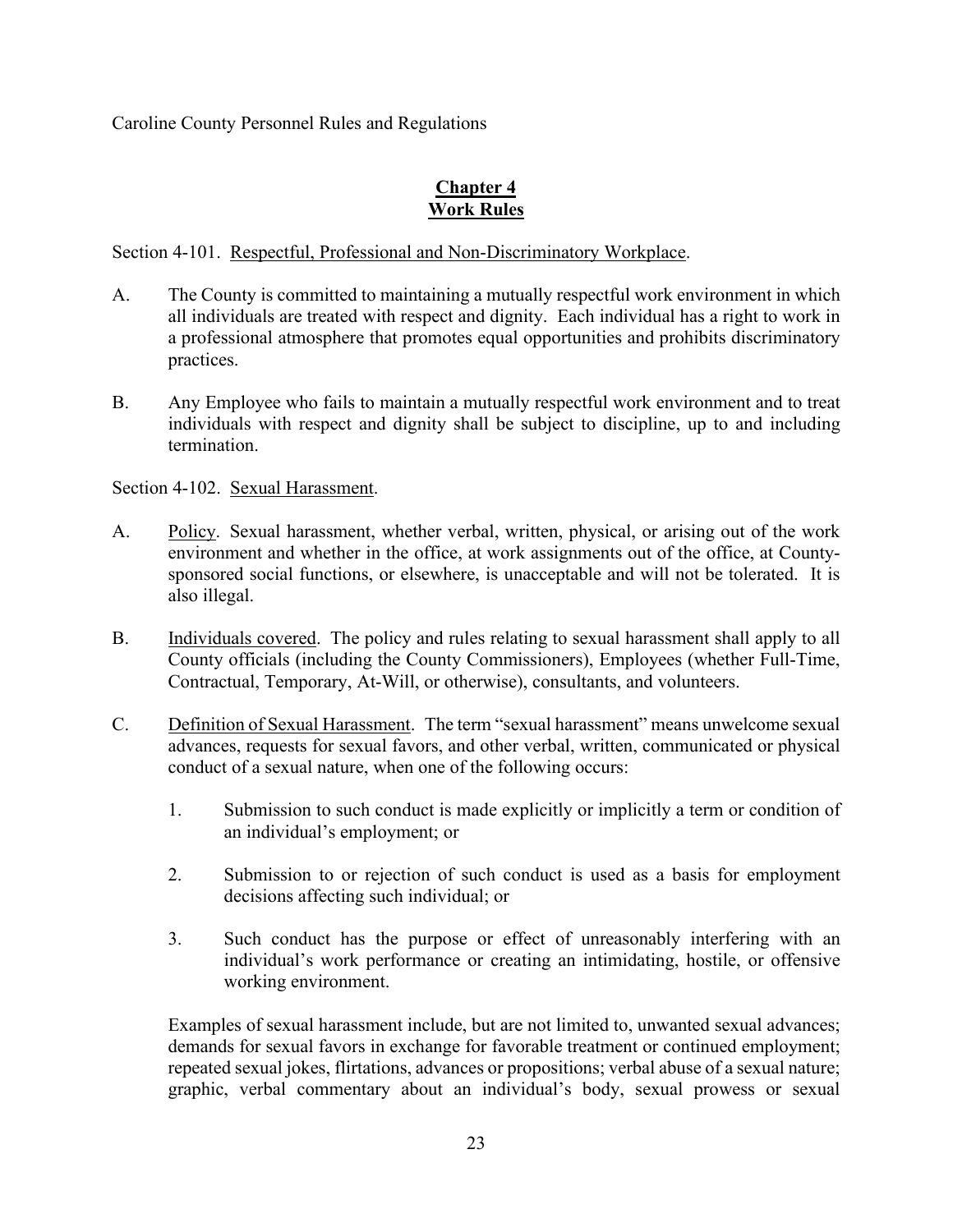## Chapter 4
## Work Rules

Section 4-101. Respectful, Professional and Non-Discriminatory Workplace.

A. The County is committed to maintaining a mutually respectful work environment in which all individuals are treated with respect and dignity. Each individual has a right to work in a professional atmosphere that promotes equal opportunities and prohibits discriminatory practices.

B. Any Employee who fails to maintain a mutually respectful work environment and to treat individuals with respect and dignity shall be subject to discipline, up to and including termination.

Section 4-102. Sexual Harassment.

A. Policy. Sexual harassment, whether verbal, written, physical, or arising out of the work environment and whether in the office, at work assignments out of the office, at County-sponsored social functions, or elsewhere, is unacceptable and will not be tolerated. It is also illegal.

B. Individuals covered. The policy and rules relating to sexual harassment shall apply to all County officials (including the County Commissioners), Employees (whether Full-Time, Contractual, Temporary, At-Will, or otherwise), consultants, and volunteers.

C. Definition of Sexual Harassment. The term "sexual harassment" means unwelcome sexual advances, requests for sexual favors, and other verbal, written, communicated or physical conduct of a sexual nature, when one of the following occurs:

   1. Submission to such conduct is made explicitly or implicitly a term or condition of an individual's employment; or

   2. Submission to or rejection of such conduct is used as a basis for employment decisions affecting such individual; or

   3. Such conduct has the purpose or effect of unreasonably interfering with an individual's work performance or creating an intimidating, hostile, or offensive working environment.

   Examples of sexual harassment include, but are not limited to, unwanted sexual advances; demands for sexual favors in exchange for favorable treatment or continued employment; repeated sexual jokes, flirtations, advances or propositions; verbal abuse of a sexual nature; graphic, verbal commentary about an individual's body, sexual prowess or sexual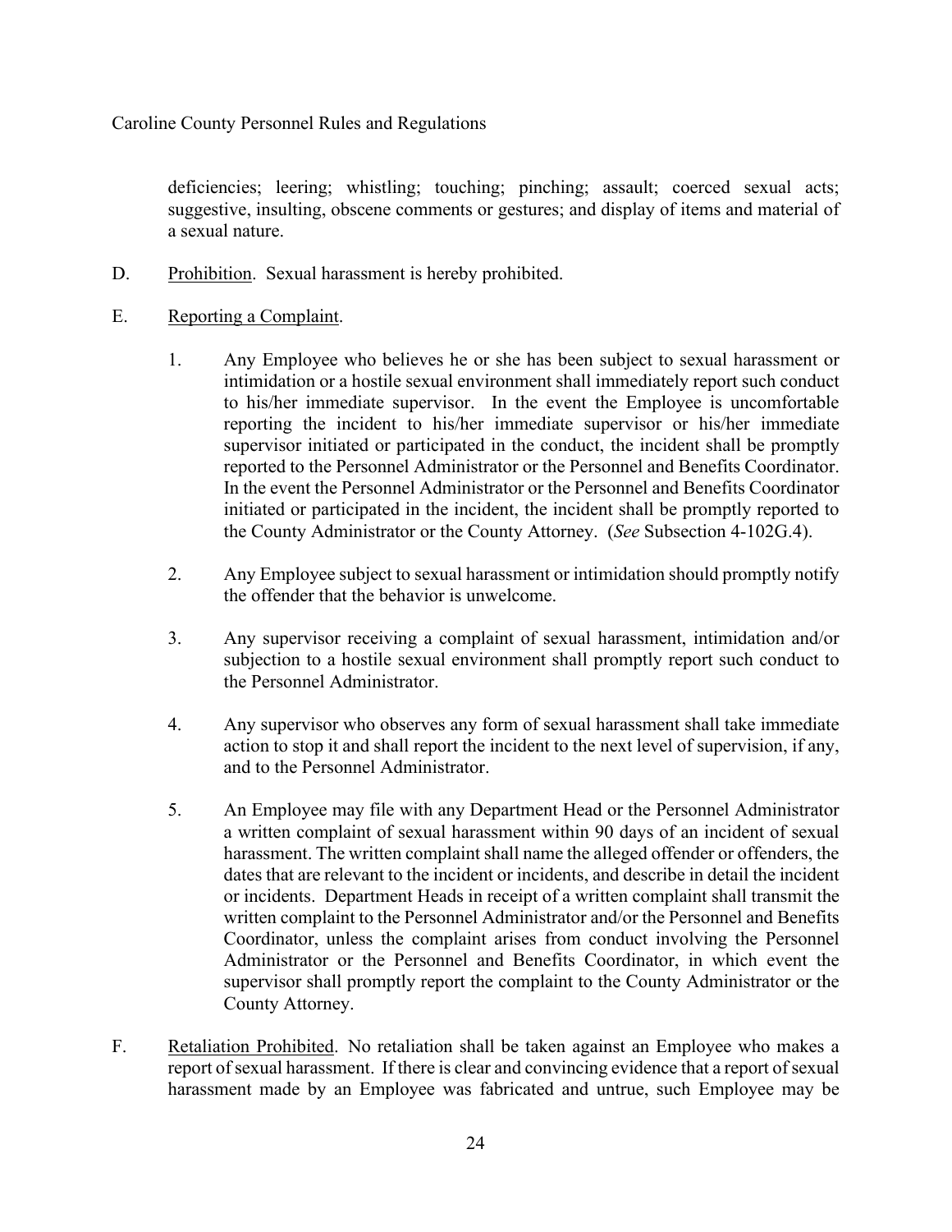deficiencies; leering; whistling; touching; pinching; assault; coerced sexual acts; suggestive, insulting, obscene comments or gestures; and display of items and material of a sexual nature.

D. Prohibition. Sexual harassment is hereby prohibited.

E. Reporting a Complaint.

1. Any Employee who believes he or she has been subject to sexual harassment or intimidation or a hostile sexual environment shall immediately report such conduct to his/her immediate supervisor. In the event the Employee is uncomfortable reporting the incident to his/her immediate supervisor or his/her immediate supervisor initiated or participated in the conduct, the incident shall be promptly reported to the Personnel Administrator or the Personnel and Benefits Coordinator. In the event the Personnel Administrator or the Personnel and Benefits Coordinator initiated or participated in the incident, the incident shall be promptly reported to the County Administrator or the County Attorney. (*See* Subsection 4-102G.4).

2. Any Employee subject to sexual harassment or intimidation should promptly notify the offender that the behavior is unwelcome.

3. Any supervisor receiving a complaint of sexual harassment, intimidation and/or subjection to a hostile sexual environment shall promptly report such conduct to the Personnel Administrator.

4. Any supervisor who observes any form of sexual harassment shall take immediate action to stop it and shall report the incident to the next level of supervision, if any, and to the Personnel Administrator.

5. An Employee may file with any Department Head or the Personnel Administrator a written complaint of sexual harassment within 90 days of an incident of sexual harassment. The written complaint shall name the alleged offender or offenders, the dates that are relevant to the incident or incidents, and describe in detail the incident or incidents. Department Heads in receipt of a written complaint shall transmit the written complaint to the Personnel Administrator and/or the Personnel and Benefits Coordinator, unless the complaint arises from conduct involving the Personnel Administrator or the Personnel and Benefits Coordinator, in which event the supervisor shall promptly report the complaint to the County Administrator or the County Attorney.

F. Retaliation Prohibited. No retaliation shall be taken against an Employee who makes a report of sexual harassment. If there is clear and convincing evidence that a report of sexual harassment made by an Employee was fabricated and untrue, such Employee may be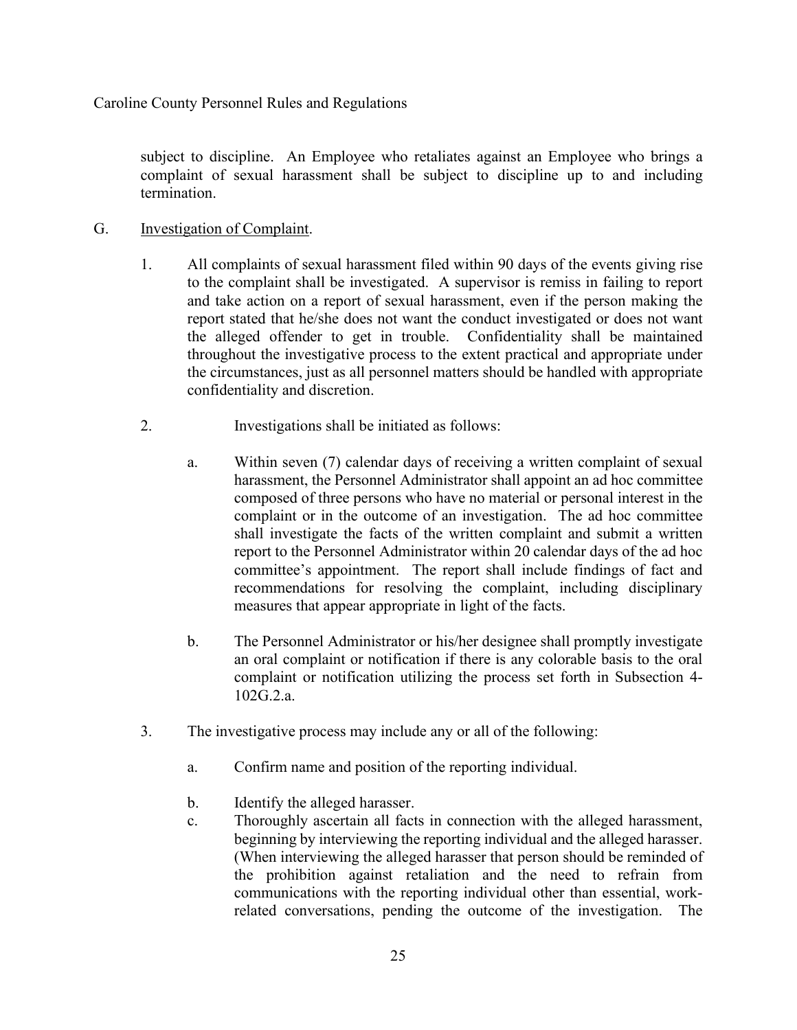subject to discipline. An Employee who retaliates against an Employee who brings a complaint of sexual harassment shall be subject to discipline up to and including termination.

G. <u>Investigation of Complaint</u>.

1. All complaints of sexual harassment filed within 90 days of the events giving rise to the complaint shall be investigated. A supervisor is remiss in failing to report and take action on a report of sexual harassment, even if the person making the report stated that he/she does not want the conduct investigated or does not want the alleged offender to get in trouble. Confidentiality shall be maintained throughout the investigative process to the extent practical and appropriate under the circumstances, just as all personnel matters should be handled with appropriate confidentiality and discretion.

2. Investigations shall be initiated as follows:

   a. Within seven (7) calendar days of receiving a written complaint of sexual harassment, the Personnel Administrator shall appoint an ad hoc committee composed of three persons who have no material or personal interest in the complaint or in the outcome of an investigation. The ad hoc committee shall investigate the facts of the written complaint and submit a written report to the Personnel Administrator within 20 calendar days of the ad hoc committee's appointment. The report shall include findings of fact and recommendations for resolving the complaint, including disciplinary measures that appear appropriate in light of the facts.

   b. The Personnel Administrator or his/her designee shall promptly investigate an oral complaint or notification if there is any colorable basis to the oral complaint or notification utilizing the process set forth in Subsection 4-102G.2.a.

3. The investigative process may include any or all of the following:

   a. Confirm name and position of the reporting individual.

   b. Identify the alleged harasser.

   c. Thoroughly ascertain all facts in connection with the alleged harassment, beginning by interviewing the reporting individual and the alleged harasser. (When interviewing the alleged harasser that person should be reminded of the prohibition against retaliation and the need to refrain from communications with the reporting individual other than essential, work-related conversations, pending the outcome of the investigation. The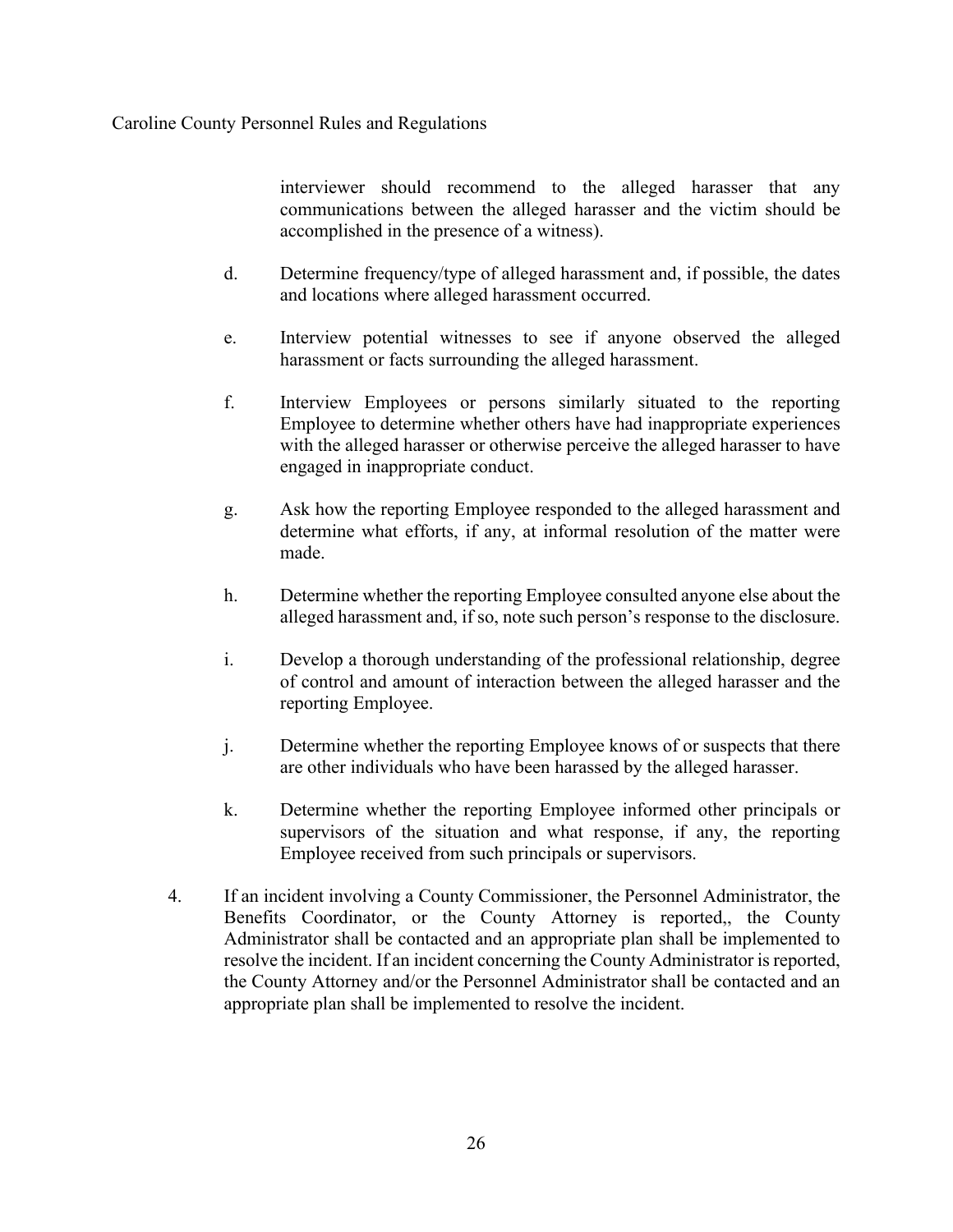interviewer should recommend to the alleged harasser that any communications between the alleged harasser and the victim should be accomplished in the presence of a witness).

d. Determine frequency/type of alleged harassment and, if possible, the dates and locations where alleged harassment occurred.

e. Interview potential witnesses to see if anyone observed the alleged harassment or facts surrounding the alleged harassment.

f. Interview Employees or persons similarly situated to the reporting Employee to determine whether others have had inappropriate experiences with the alleged harasser or otherwise perceive the alleged harasser to have engaged in inappropriate conduct.

g. Ask how the reporting Employee responded to the alleged harassment and determine what efforts, if any, at informal resolution of the matter were made.

h. Determine whether the reporting Employee consulted anyone else about the alleged harassment and, if so, note such person's response to the disclosure.

i. Develop a thorough understanding of the professional relationship, degree of control and amount of interaction between the alleged harasser and the reporting Employee.

j. Determine whether the reporting Employee knows of or suspects that there are other individuals who have been harassed by the alleged harasser.

k. Determine whether the reporting Employee informed other principals or supervisors of the situation and what response, if any, the reporting Employee received from such principals or supervisors.

4. If an incident involving a County Commissioner, the Personnel Administrator, the Benefits Coordinator, or the County Attorney is reported,, the County Administrator shall be contacted and an appropriate plan shall be implemented to resolve the incident. If an incident concerning the County Administrator is reported, the County Attorney and/or the Personnel Administrator shall be contacted and an appropriate plan shall be implemented to resolve the incident.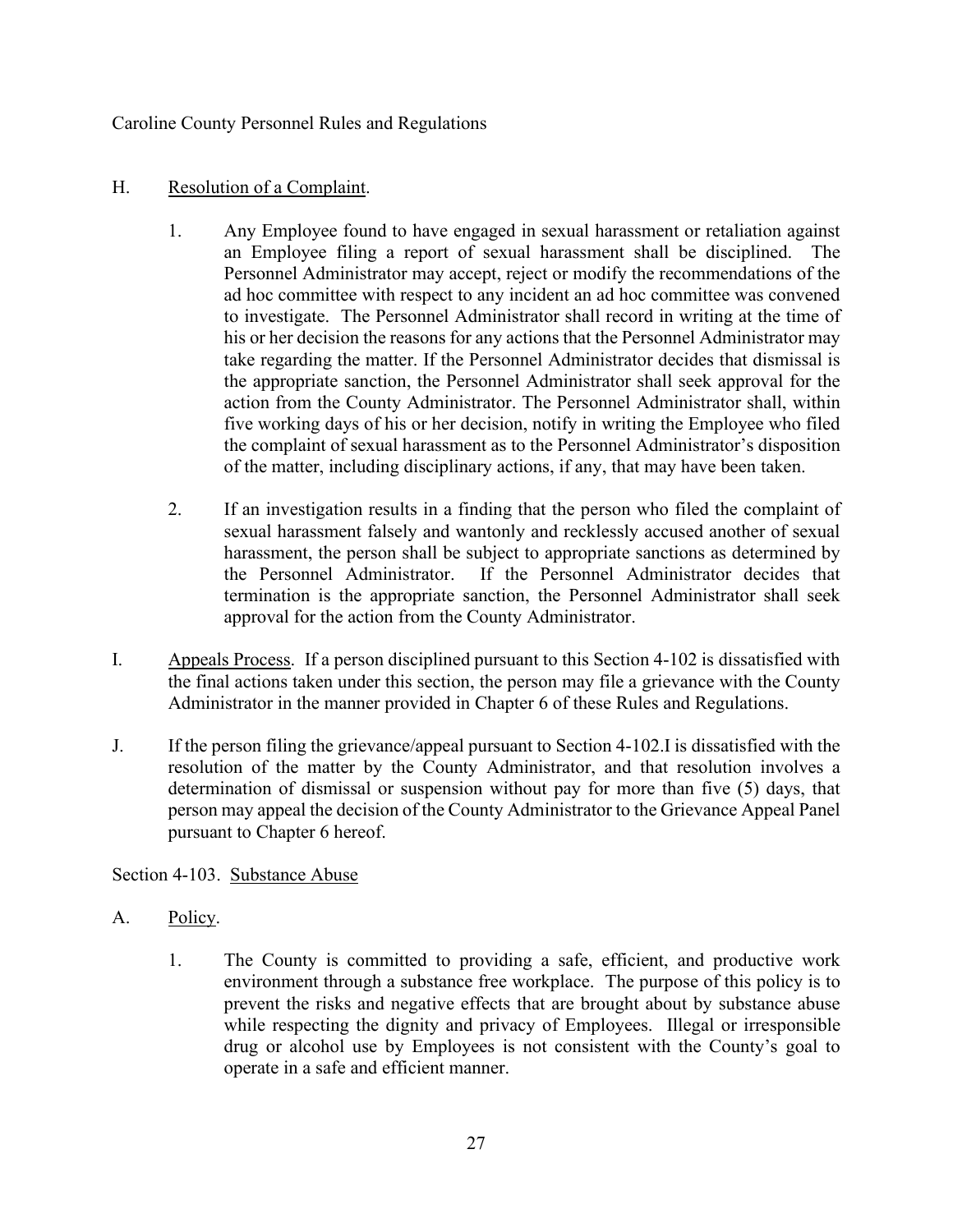H. Resolution of a Complaint.

1. Any Employee found to have engaged in sexual harassment or retaliation against an Employee filing a report of sexual harassment shall be disciplined. The Personnel Administrator may accept, reject or modify the recommendations of the ad hoc committee with respect to any incident an ad hoc committee was convened to investigate. The Personnel Administrator shall record in writing at the time of his or her decision the reasons for any actions that the Personnel Administrator may take regarding the matter. If the Personnel Administrator decides that dismissal is the appropriate sanction, the Personnel Administrator shall seek approval for the action from the County Administrator. The Personnel Administrator shall, within five working days of his or her decision, notify in writing the Employee who filed the complaint of sexual harassment as to the Personnel Administrator's disposition of the matter, including disciplinary actions, if any, that may have been taken.

2. If an investigation results in a finding that the person who filed the complaint of sexual harassment falsely and wantonly and recklessly accused another of sexual harassment, the person shall be subject to appropriate sanctions as determined by the Personnel Administrator. If the Personnel Administrator decides that termination is the appropriate sanction, the Personnel Administrator shall seek approval for the action from the County Administrator.

I. Appeals Process. If a person disciplined pursuant to this Section 4-102 is dissatisfied with the final actions taken under this section, the person may file a grievance with the County Administrator in the manner provided in Chapter 6 of these Rules and Regulations.

J. If the person filing the grievance/appeal pursuant to Section 4-102.I is dissatisfied with the resolution of the matter by the County Administrator, and that resolution involves a determination of dismissal or suspension without pay for more than five (5) days, that person may appeal the decision of the County Administrator to the Grievance Appeal Panel pursuant to Chapter 6 hereof.

## Section 4-103. Substance Abuse

A. Policy.

1. The County is committed to providing a safe, efficient, and productive work environment through a substance free workplace. The purpose of this policy is to prevent the risks and negative effects that are brought about by substance abuse while respecting the dignity and privacy of Employees. Illegal or irresponsible drug or alcohol use by Employees is not consistent with the County's goal to operate in a safe and efficient manner.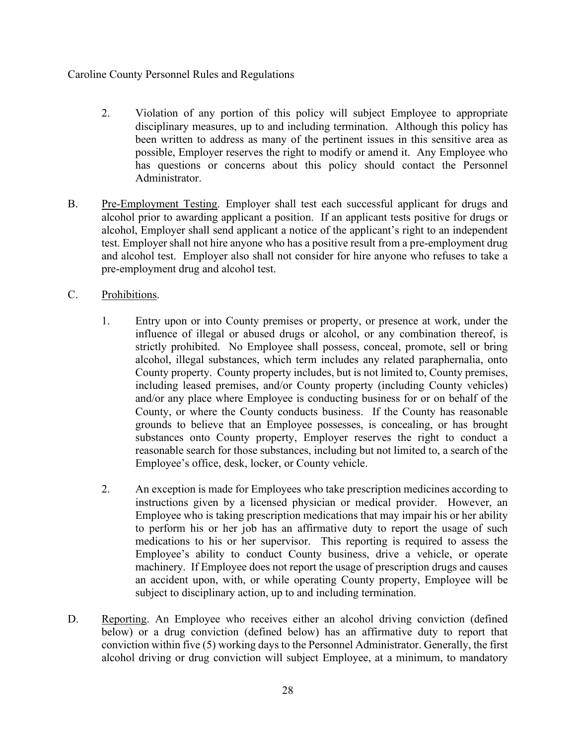2. Violation of any portion of this policy will subject Employee to appropriate disciplinary measures, up to and including termination. Although this policy has been written to address as many of the pertinent issues in this sensitive area as possible, Employer reserves the right to modify or amend it. Any Employee who has questions or concerns about this policy should contact the Personnel Administrator.

B. <u>Pre-Employment Testing</u>. Employer shall test each successful applicant for drugs and alcohol prior to awarding applicant a position. If an applicant tests positive for drugs or alcohol, Employer shall send applicant a notice of the applicant's right to an independent test. Employer shall not hire anyone who has a positive result from a pre-employment drug and alcohol test. Employer also shall not consider for hire anyone who refuses to take a pre-employment drug and alcohol test.

C. <u>Prohibitions</u>.

1. Entry upon or into County premises or property, or presence at work, under the influence of illegal or abused drugs or alcohol, or any combination thereof, is strictly prohibited. No Employee shall possess, conceal, promote, sell or bring alcohol, illegal substances, which term includes any related paraphernalia, onto County property. County property includes, but is not limited to, County premises, including leased premises, and/or County property (including County vehicles) and/or any place where Employee is conducting business for or on behalf of the County, or where the County conducts business. If the County has reasonable grounds to believe that an Employee possesses, is concealing, or has brought substances onto County property, Employer reserves the right to conduct a reasonable search for those substances, including but not limited to, a search of the Employee's office, desk, locker, or County vehicle.

2. An exception is made for Employees who take prescription medicines according to instructions given by a licensed physician or medical provider. However, an Employee who is taking prescription medications that may impair his or her ability to perform his or her job has an affirmative duty to report the usage of such medications to his or her supervisor. This reporting is required to assess the Employee's ability to conduct County business, drive a vehicle, or operate machinery. If Employee does not report the usage of prescription drugs and causes an accident upon, with, or while operating County property, Employee will be subject to disciplinary action, up to and including termination.

D. <u>Reporting</u>. An Employee who receives either an alcohol driving conviction (defined below) or a drug conviction (defined below) has an affirmative duty to report that conviction within five (5) working days to the Personnel Administrator. Generally, the first alcohol driving or drug conviction will subject Employee, at a minimum, to mandatory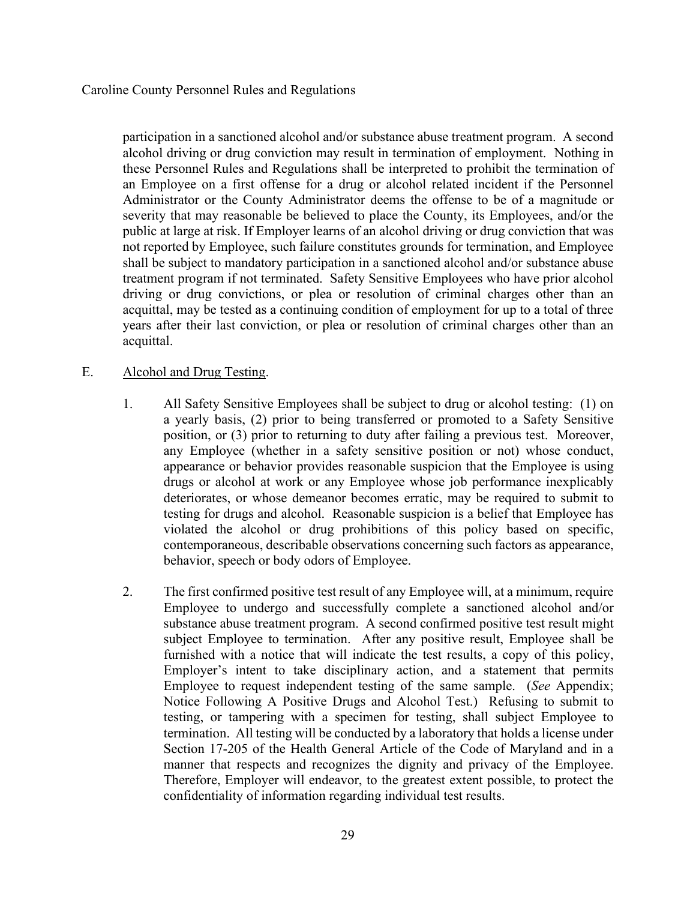participation in a sanctioned alcohol and/or substance abuse treatment program. A second alcohol driving or drug conviction may result in termination of employment. Nothing in these Personnel Rules and Regulations shall be interpreted to prohibit the termination of an Employee on a first offense for a drug or alcohol related incident if the Personnel Administrator or the County Administrator deems the offense to be of a magnitude or severity that may reasonable be believed to place the County, its Employees, and/or the public at large at risk. If Employer learns of an alcohol driving or drug conviction that was not reported by Employee, such failure constitutes grounds for termination, and Employee shall be subject to mandatory participation in a sanctioned alcohol and/or substance abuse treatment program if not terminated. Safety Sensitive Employees who have prior alcohol driving or drug convictions, or plea or resolution of criminal charges other than an acquittal, may be tested as a continuing condition of employment for up to a total of three years after their last conviction, or plea or resolution of criminal charges other than an acquittal.

E. Alcohol and Drug Testing.

1. All Safety Sensitive Employees shall be subject to drug or alcohol testing: (1) on a yearly basis, (2) prior to being transferred or promoted to a Safety Sensitive position, or (3) prior to returning to duty after failing a previous test. Moreover, any Employee (whether in a safety sensitive position or not) whose conduct, appearance or behavior provides reasonable suspicion that the Employee is using drugs or alcohol at work or any Employee whose job performance inexplicably deteriorates, or whose demeanor becomes erratic, may be required to submit to testing for drugs and alcohol. Reasonable suspicion is a belief that Employee has violated the alcohol or drug prohibitions of this policy based on specific, contemporaneous, describable observations concerning such factors as appearance, behavior, speech or body odors of Employee.

2. The first confirmed positive test result of any Employee will, at a minimum, require Employee to undergo and successfully complete a sanctioned alcohol and/or substance abuse treatment program. A second confirmed positive test result might subject Employee to termination. After any positive result, Employee shall be furnished with a notice that will indicate the test results, a copy of this policy, Employer's intent to take disciplinary action, and a statement that permits Employee to request independent testing of the same sample. (*See* Appendix; Notice Following A Positive Drugs and Alcohol Test.) Refusing to submit to testing, or tampering with a specimen for testing, shall subject Employee to termination. All testing will be conducted by a laboratory that holds a license under Section 17-205 of the Health General Article of the Code of Maryland and in a manner that respects and recognizes the dignity and privacy of the Employee. Therefore, Employer will endeavor, to the greatest extent possible, to protect the confidentiality of information regarding individual test results.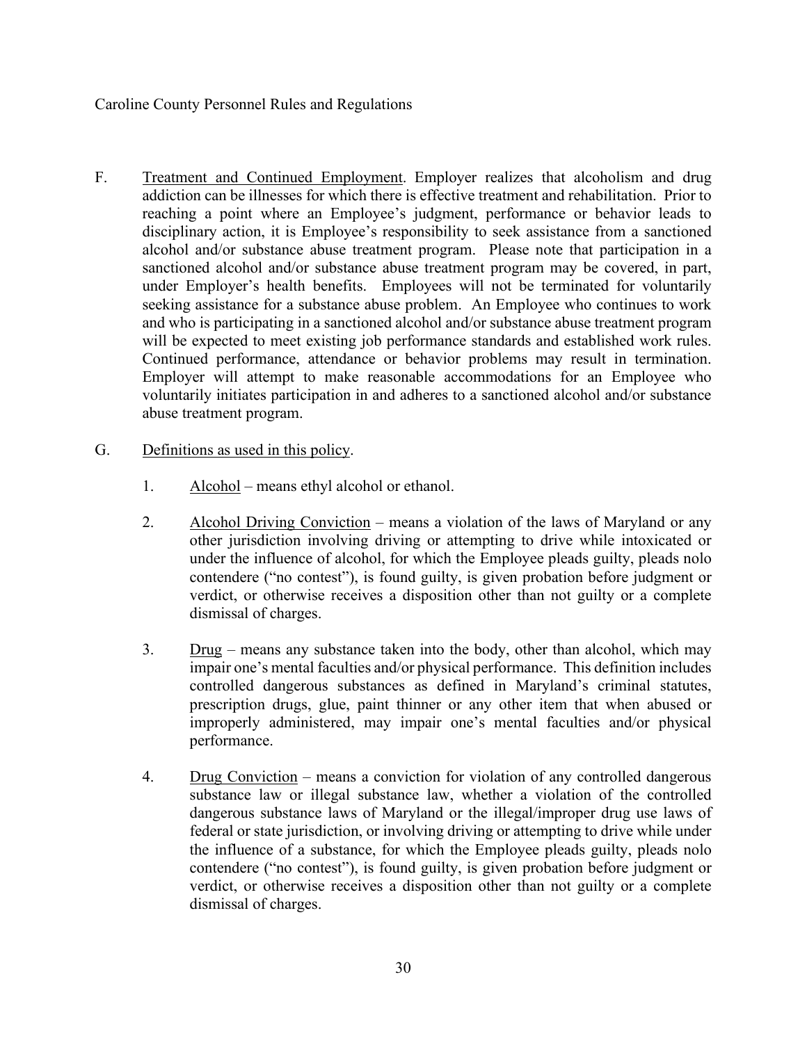F. Treatment and Continued Employment. Employer realizes that alcoholism and drug addiction can be illnesses for which there is effective treatment and rehabilitation. Prior to reaching a point where an Employee's judgment, performance or behavior leads to disciplinary action, it is Employee's responsibility to seek assistance from a sanctioned alcohol and/or substance abuse treatment program. Please note that participation in a sanctioned alcohol and/or substance abuse treatment program may be covered, in part, under Employer's health benefits. Employees will not be terminated for voluntarily seeking assistance for a substance abuse problem. An Employee who continues to work and who is participating in a sanctioned alcohol and/or substance abuse treatment program will be expected to meet existing job performance standards and established work rules. Continued performance, attendance or behavior problems may result in termination. Employer will attempt to make reasonable accommodations for an Employee who voluntarily initiates participation in and adheres to a sanctioned alcohol and/or substance abuse treatment program.

G. Definitions as used in this policy.

1. Alcohol – means ethyl alcohol or ethanol.

2. Alcohol Driving Conviction – means a violation of the laws of Maryland or any other jurisdiction involving driving or attempting to drive while intoxicated or under the influence of alcohol, for which the Employee pleads guilty, pleads nolo contendere ("no contest"), is found guilty, is given probation before judgment or verdict, or otherwise receives a disposition other than not guilty or a complete dismissal of charges.

3. Drug – means any substance taken into the body, other than alcohol, which may impair one's mental faculties and/or physical performance. This definition includes controlled dangerous substances as defined in Maryland's criminal statutes, prescription drugs, glue, paint thinner or any other item that when abused or improperly administered, may impair one's mental faculties and/or physical performance.

4. Drug Conviction – means a conviction for violation of any controlled dangerous substance law or illegal substance law, whether a violation of the controlled dangerous substance laws of Maryland or the illegal/improper drug use laws of federal or state jurisdiction, or involving driving or attempting to drive while under the influence of a substance, for which the Employee pleads guilty, pleads nolo contendere ("no contest"), is found guilty, is given probation before judgment or verdict, or otherwise receives a disposition other than not guilty or a complete dismissal of charges.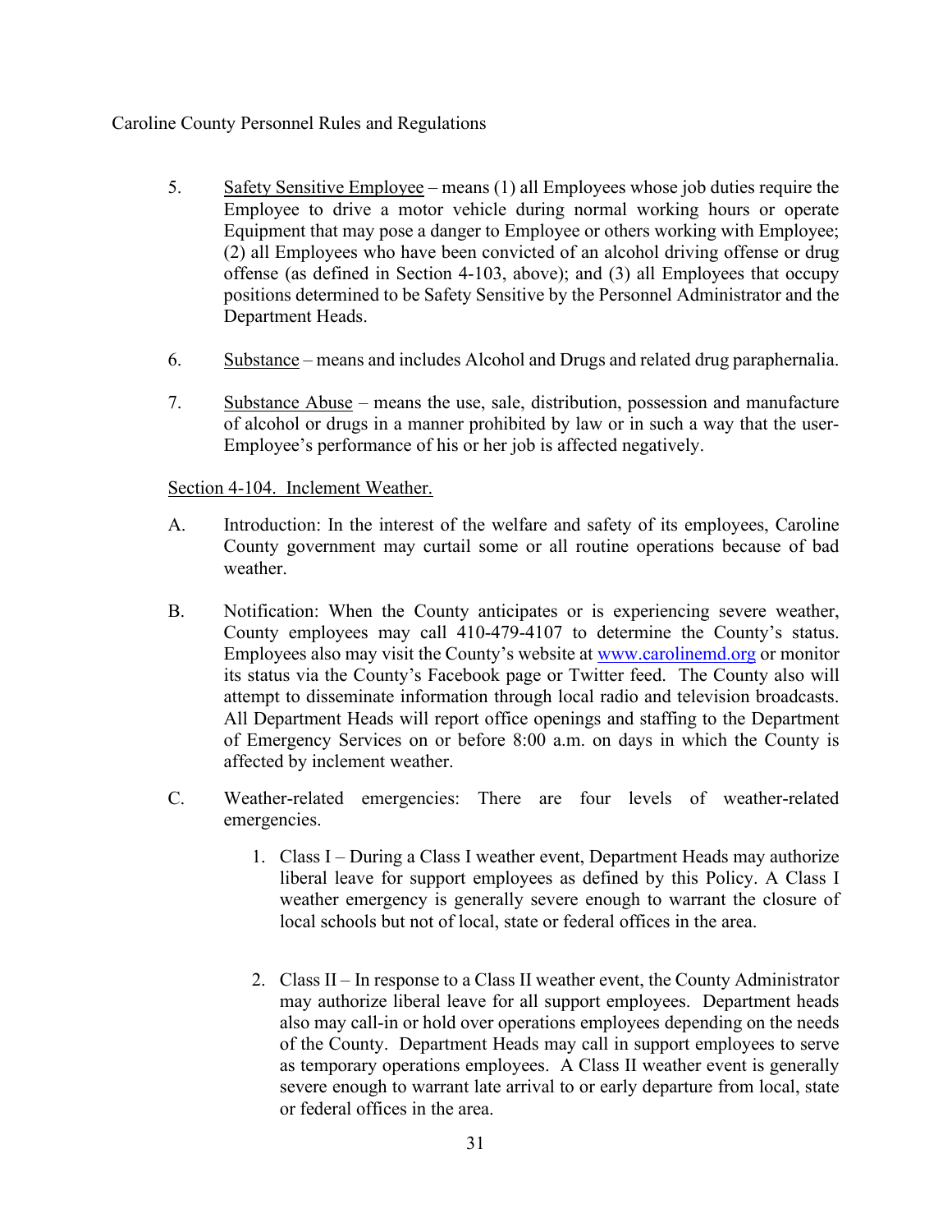5. Safety Sensitive Employee – means (1) all Employees whose job duties require the Employee to drive a motor vehicle during normal working hours or operate Equipment that may pose a danger to Employee or others working with Employee; (2) all Employees who have been convicted of an alcohol driving offense or drug offense (as defined in Section 4-103, above); and (3) all Employees that occupy positions determined to be Safety Sensitive by the Personnel Administrator and the Department Heads.

6. Substance – means and includes Alcohol and Drugs and related drug paraphernalia.

7. Substance Abuse – means the use, sale, distribution, possession and manufacture of alcohol or drugs in a manner prohibited by law or in such a way that the user-Employee's performance of his or her job is affected negatively.

Section 4-104. Inclement Weather.

A. Introduction: In the interest of the welfare and safety of its employees, Caroline County government may curtail some or all routine operations because of bad weather.

B. Notification: When the County anticipates or is experiencing severe weather, County employees may call 410-479-4107 to determine the County's status. Employees also may visit the County's website at [www.carolinemd.org](http://www.carolinemd.org) or monitor its status via the County's Facebook page or Twitter feed. The County also will attempt to disseminate information through local radio and television broadcasts. All Department Heads will report office openings and staffing to the Department of Emergency Services on or before 8:00 a.m. on days in which the County is affected by inclement weather.

C. Weather-related emergencies: There are four levels of weather-related emergencies.

   1. Class I – During a Class I weather event, Department Heads may authorize liberal leave for support employees as defined by this Policy. A Class I weather emergency is generally severe enough to warrant the closure of local schools but not of local, state or federal offices in the area.

   2. Class II – In response to a Class II weather event, the County Administrator may authorize liberal leave for all support employees. Department heads also may call-in or hold over operations employees depending on the needs of the County. Department Heads may call in support employees to serve as temporary operations employees. A Class II weather event is generally severe enough to warrant late arrival to or early departure from local, state or federal offices in the area.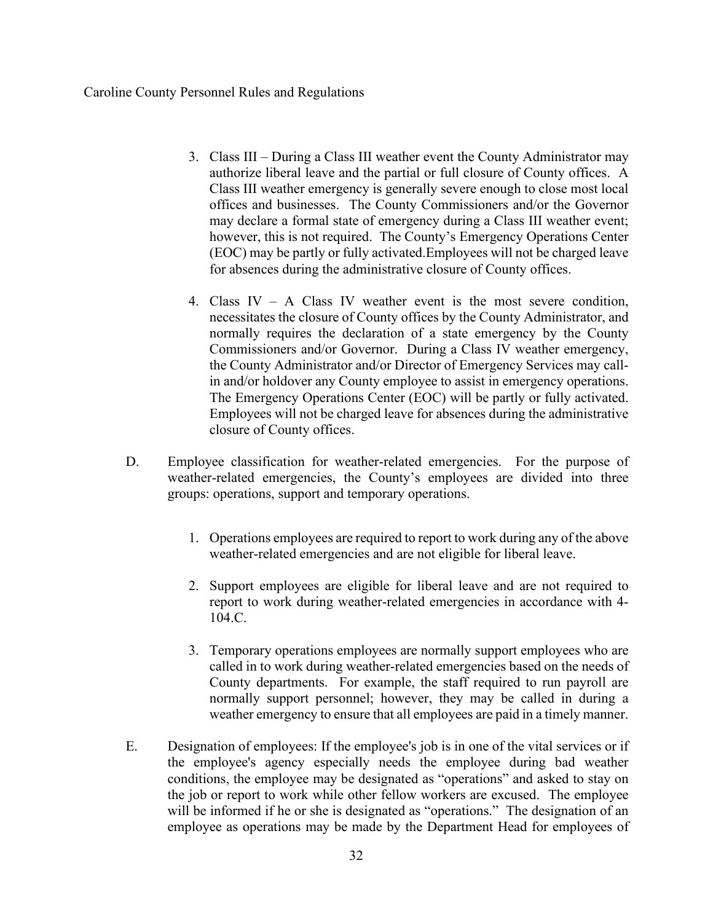3. Class III – During a Class III weather event the County Administrator may authorize liberal leave and the partial or full closure of County offices. A Class III weather emergency is generally severe enough to close most local offices and businesses. The County Commissioners and/or the Governor may declare a formal state of emergency during a Class III weather event; however, this is not required. The County's Emergency Operations Center (EOC) may be partly or fully activated.Employees will not be charged leave for absences during the administrative closure of County offices.

4. Class IV – A Class IV weather event is the most severe condition, necessitates the closure of County offices by the County Administrator, and normally requires the declaration of a state emergency by the County Commissioners and/or Governor. During a Class IV weather emergency, the County Administrator and/or Director of Emergency Services may call-in and/or holdover any County employee to assist in emergency operations. The Emergency Operations Center (EOC) will be partly or fully activated. Employees will not be charged leave for absences during the administrative closure of County offices.

D. Employee classification for weather-related emergencies. For the purpose of weather-related emergencies, the County's employees are divided into three groups: operations, support and temporary operations.

1. Operations employees are required to report to work during any of the above weather-related emergencies and are not eligible for liberal leave.

2. Support employees are eligible for liberal leave and are not required to report to work during weather-related emergencies in accordance with 4-104.C.

3. Temporary operations employees are normally support employees who are called in to work during weather-related emergencies based on the needs of County departments. For example, the staff required to run payroll are normally support personnel; however, they may be called in during a weather emergency to ensure that all employees are paid in a timely manner.

E. Designation of employees: If the employee's job is in one of the vital services or if the employee's agency especially needs the employee during bad weather conditions, the employee may be designated as "operations" and asked to stay on the job or report to work while other fellow workers are excused. The employee will be informed if he or she is designated as "operations." The designation of an employee as operations may be made by the Department Head for employees of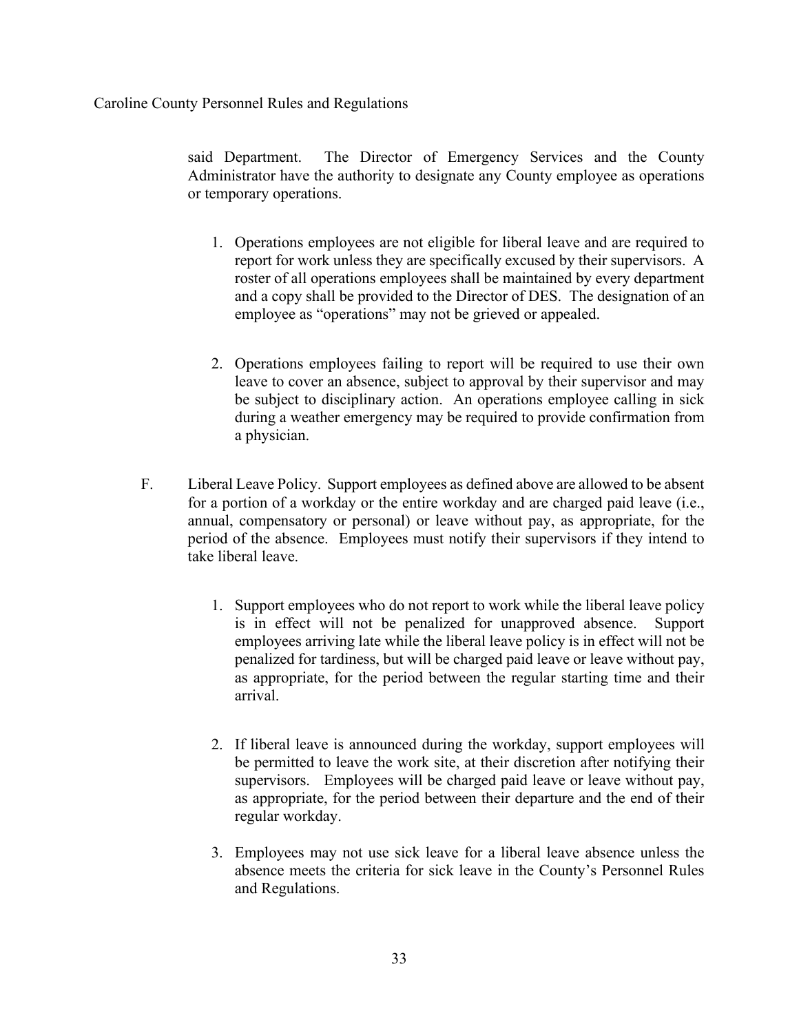said Department. The Director of Emergency Services and the County Administrator have the authority to designate any County employee as operations or temporary operations.

1. Operations employees are not eligible for liberal leave and are required to report for work unless they are specifically excused by their supervisors. A roster of all operations employees shall be maintained by every department and a copy shall be provided to the Director of DES. The designation of an employee as "operations" may not be grieved or appealed.

2. Operations employees failing to report will be required to use their own leave to cover an absence, subject to approval by their supervisor and may be subject to disciplinary action. An operations employee calling in sick during a weather emergency may be required to provide confirmation from a physician.

F. Liberal Leave Policy. Support employees as defined above are allowed to be absent for a portion of a workday or the entire workday and are charged paid leave (i.e., annual, compensatory or personal) or leave without pay, as appropriate, for the period of the absence. Employees must notify their supervisors if they intend to take liberal leave.

1. Support employees who do not report to work while the liberal leave policy is in effect will not be penalized for unapproved absence. Support employees arriving late while the liberal leave policy is in effect will not be penalized for tardiness, but will be charged paid leave or leave without pay, as appropriate, for the period between the regular starting time and their arrival.

2. If liberal leave is announced during the workday, support employees will be permitted to leave the work site, at their discretion after notifying their supervisors. Employees will be charged paid leave or leave without pay, as appropriate, for the period between their departure and the end of their regular workday.

3. Employees may not use sick leave for a liberal leave absence unless the absence meets the criteria for sick leave in the County's Personnel Rules and Regulations.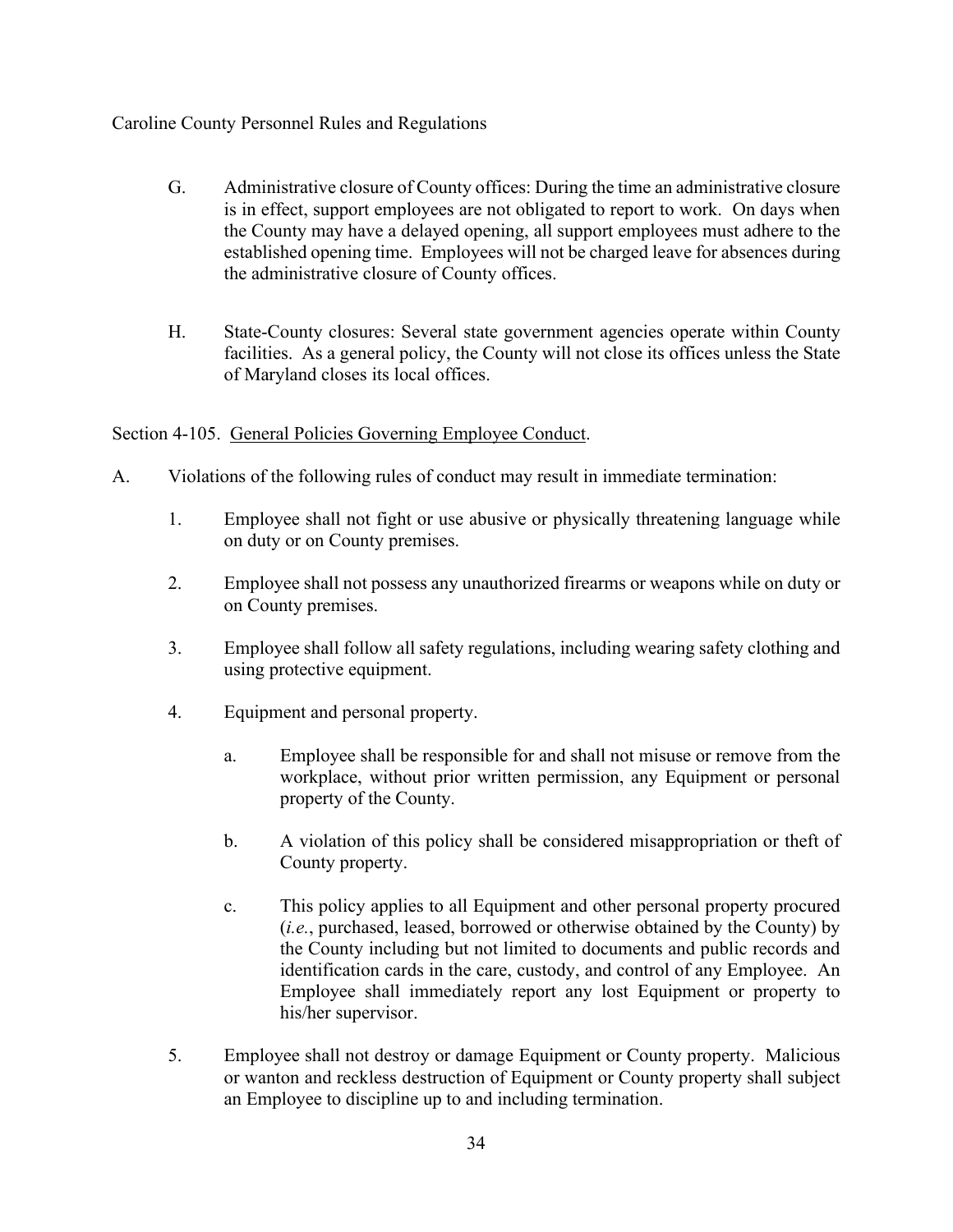G. Administrative closure of County offices: During the time an administrative closure is in effect, support employees are not obligated to report to work. On days when the County may have a delayed opening, all support employees must adhere to the established opening time. Employees will not be charged leave for absences during the administrative closure of County offices.

H. State-County closures: Several state government agencies operate within County facilities. As a general policy, the County will not close its offices unless the State of Maryland closes its local offices.

Section 4-105. General Policies Governing Employee Conduct.

A. Violations of the following rules of conduct may result in immediate termination:

1. Employee shall not fight or use abusive or physically threatening language while on duty or on County premises.

2. Employee shall not possess any unauthorized firearms or weapons while on duty or on County premises.

3. Employee shall follow all safety regulations, including wearing safety clothing and using protective equipment.

4. Equipment and personal property.

   a. Employee shall be responsible for and shall not misuse or remove from the workplace, without prior written permission, any Equipment or personal property of the County.

   b. A violation of this policy shall be considered misappropriation or theft of County property.

   c. This policy applies to all Equipment and other personal property procured (*i.e.*, purchased, leased, borrowed or otherwise obtained by the County) by the County including but not limited to documents and public records and identification cards in the care, custody, and control of any Employee. An Employee shall immediately report any lost Equipment or property to his/her supervisor.

5. Employee shall not destroy or damage Equipment or County property. Malicious or wanton and reckless destruction of Equipment or County property shall subject an Employee to discipline up to and including termination.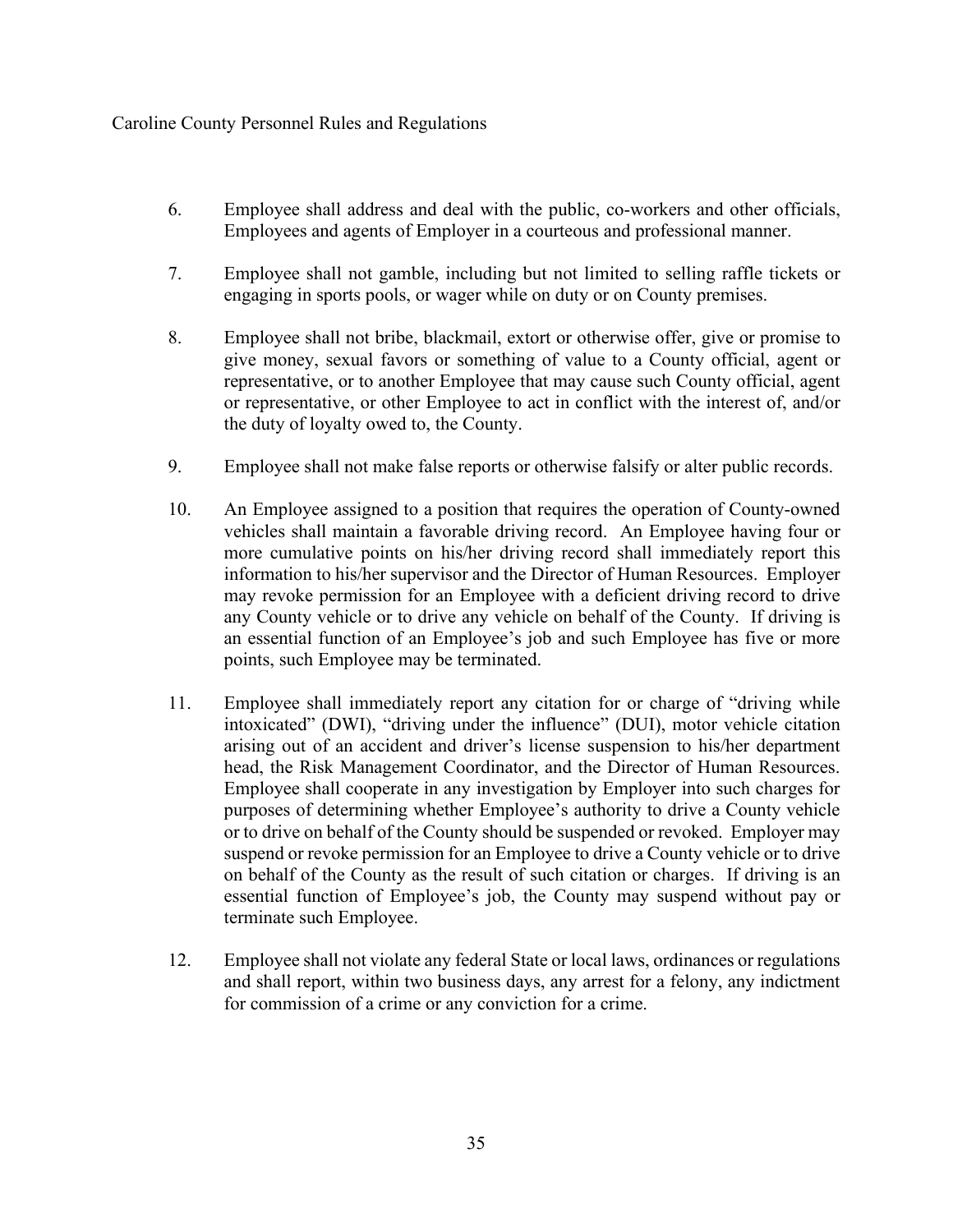6. Employee shall address and deal with the public, co-workers and other officials, Employees and agents of Employer in a courteous and professional manner.

7. Employee shall not gamble, including but not limited to selling raffle tickets or engaging in sports pools, or wager while on duty or on County premises.

8. Employee shall not bribe, blackmail, extort or otherwise offer, give or promise to give money, sexual favors or something of value to a County official, agent or representative, or to another Employee that may cause such County official, agent or representative, or other Employee to act in conflict with the interest of, and/or the duty of loyalty owed to, the County.

9. Employee shall not make false reports or otherwise falsify or alter public records.

10. An Employee assigned to a position that requires the operation of County-owned vehicles shall maintain a favorable driving record. An Employee having four or more cumulative points on his/her driving record shall immediately report this information to his/her supervisor and the Director of Human Resources. Employer may revoke permission for an Employee with a deficient driving record to drive any County vehicle or to drive any vehicle on behalf of the County. If driving is an essential function of an Employee's job and such Employee has five or more points, such Employee may be terminated.

11. Employee shall immediately report any citation for or charge of "driving while intoxicated" (DWI), "driving under the influence" (DUI), motor vehicle citation arising out of an accident and driver's license suspension to his/her department head, the Risk Management Coordinator, and the Director of Human Resources. Employee shall cooperate in any investigation by Employer into such charges for purposes of determining whether Employee's authority to drive a County vehicle or to drive on behalf of the County should be suspended or revoked. Employer may suspend or revoke permission for an Employee to drive a County vehicle or to drive on behalf of the County as the result of such citation or charges. If driving is an essential function of Employee's job, the County may suspend without pay or terminate such Employee.

12. Employee shall not violate any federal State or local laws, ordinances or regulations and shall report, within two business days, any arrest for a felony, any indictment for commission of a crime or any conviction for a crime.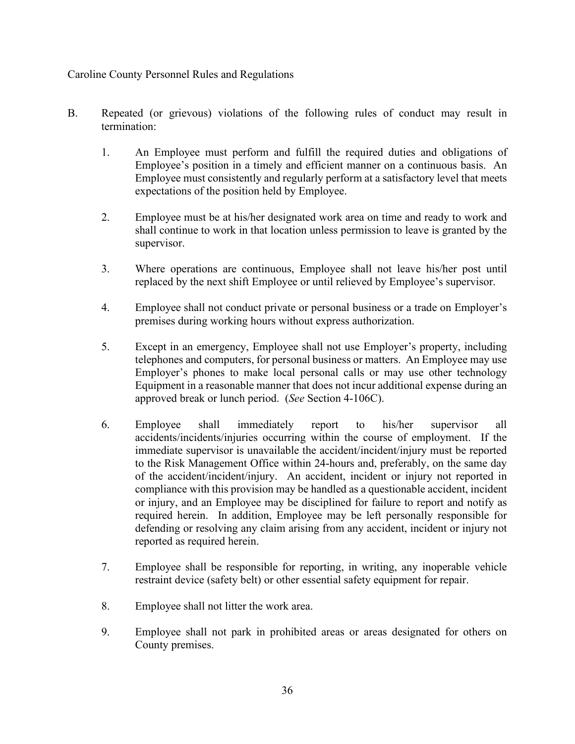B. Repeated (or grievous) violations of the following rules of conduct may result in termination:

1. An Employee must perform and fulfill the required duties and obligations of Employee's position in a timely and efficient manner on a continuous basis. An Employee must consistently and regularly perform at a satisfactory level that meets expectations of the position held by Employee.

2. Employee must be at his/her designated work area on time and ready to work and shall continue to work in that location unless permission to leave is granted by the supervisor.

3. Where operations are continuous, Employee shall not leave his/her post until replaced by the next shift Employee or until relieved by Employee's supervisor.

4. Employee shall not conduct private or personal business or a trade on Employer's premises during working hours without express authorization.

5. Except in an emergency, Employee shall not use Employer's property, including telephones and computers, for personal business or matters. An Employee may use Employer's phones to make local personal calls or may use other technology Equipment in a reasonable manner that does not incur additional expense during an approved break or lunch period. (*See* Section 4-106C).

6. Employee shall immediately report to his/her supervisor all accidents/incidents/injuries occurring within the course of employment. If the immediate supervisor is unavailable the accident/incident/injury must be reported to the Risk Management Office within 24-hours and, preferably, on the same day of the accident/incident/injury. An accident, incident or injury not reported in compliance with this provision may be handled as a questionable accident, incident or injury, and an Employee may be disciplined for failure to report and notify as required herein. In addition, Employee may be left personally responsible for defending or resolving any claim arising from any accident, incident or injury not reported as required herein.

7. Employee shall be responsible for reporting, in writing, any inoperable vehicle restraint device (safety belt) or other essential safety equipment for repair.

8. Employee shall not litter the work area.

9. Employee shall not park in prohibited areas or areas designated for others on County premises.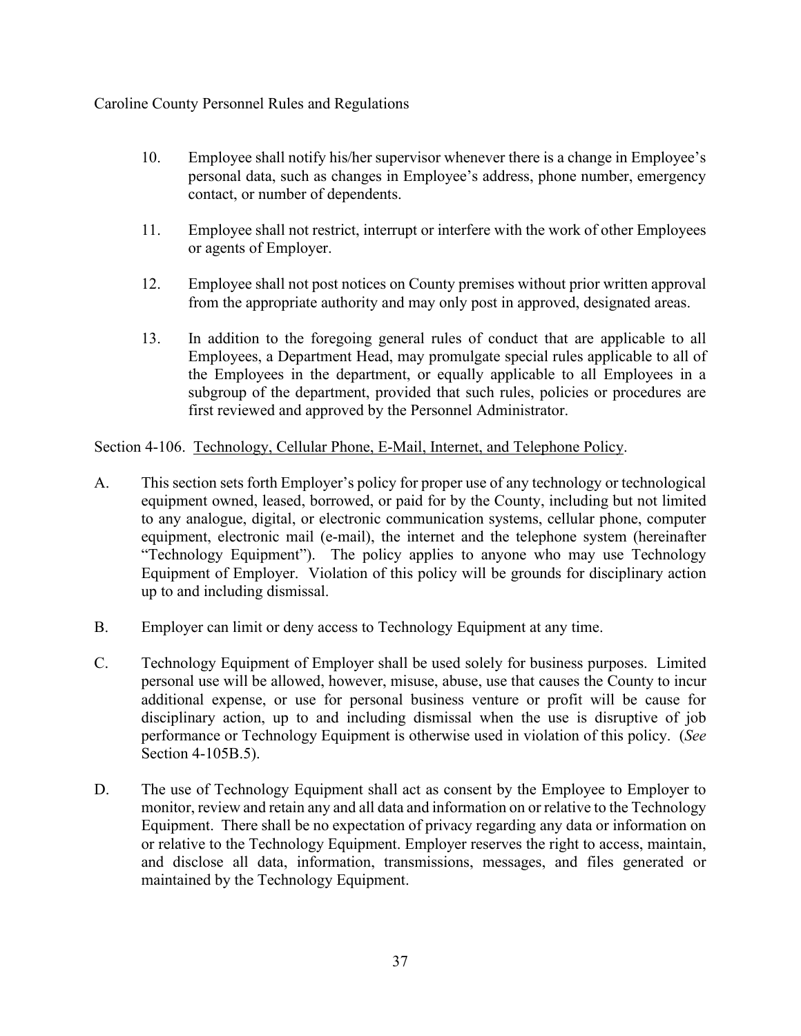10. Employee shall notify his/her supervisor whenever there is a change in Employee's personal data, such as changes in Employee's address, phone number, emergency contact, or number of dependents.

11. Employee shall not restrict, interrupt or interfere with the work of other Employees or agents of Employer.

12. Employee shall not post notices on County premises without prior written approval from the appropriate authority and may only post in approved, designated areas.

13. In addition to the foregoing general rules of conduct that are applicable to all Employees, a Department Head, may promulgate special rules applicable to all of the Employees in the department, or equally applicable to all Employees in a subgroup of the department, provided that such rules, policies or procedures are first reviewed and approved by the Personnel Administrator.

Section 4-106. Technology, Cellular Phone, E-Mail, Internet, and Telephone Policy.

A. This section sets forth Employer's policy for proper use of any technology or technological equipment owned, leased, borrowed, or paid for by the County, including but not limited to any analogue, digital, or electronic communication systems, cellular phone, computer equipment, electronic mail (e-mail), the internet and the telephone system (hereinafter "Technology Equipment"). The policy applies to anyone who may use Technology Equipment of Employer. Violation of this policy will be grounds for disciplinary action up to and including dismissal.

B. Employer can limit or deny access to Technology Equipment at any time.

C. Technology Equipment of Employer shall be used solely for business purposes. Limited personal use will be allowed, however, misuse, abuse, use that causes the County to incur additional expense, or use for personal business venture or profit will be cause for disciplinary action, up to and including dismissal when the use is disruptive of job performance or Technology Equipment is otherwise used in violation of this policy. (*See* Section 4-105B.5).

D. The use of Technology Equipment shall act as consent by the Employee to Employer to monitor, review and retain any and all data and information on or relative to the Technology Equipment. There shall be no expectation of privacy regarding any data or information on or relative to the Technology Equipment. Employer reserves the right to access, maintain, and disclose all data, information, transmissions, messages, and files generated or maintained by the Technology Equipment.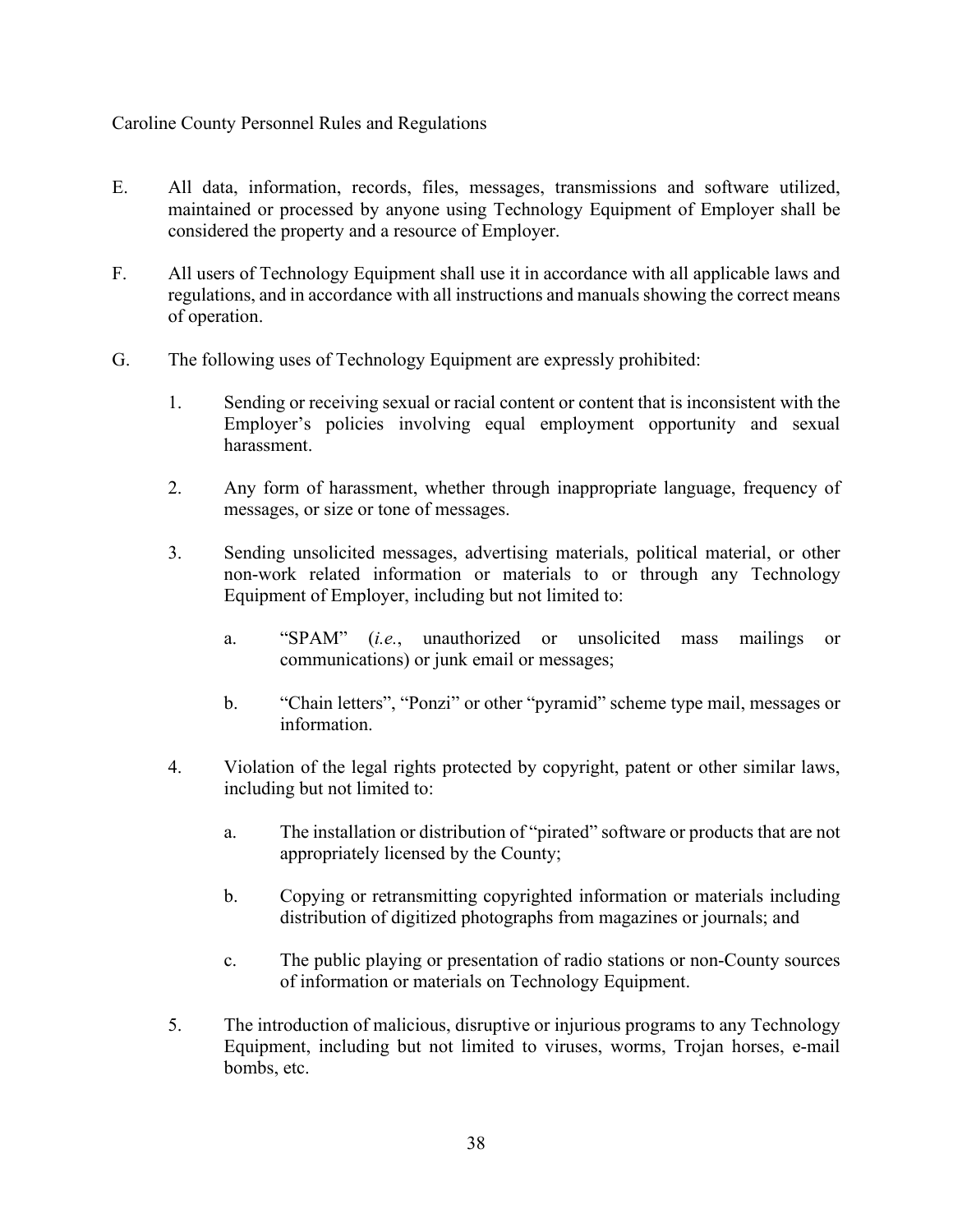E. All data, information, records, files, messages, transmissions and software utilized, maintained or processed by anyone using Technology Equipment of Employer shall be considered the property and a resource of Employer.

F. All users of Technology Equipment shall use it in accordance with all applicable laws and regulations, and in accordance with all instructions and manuals showing the correct means of operation.

G. The following uses of Technology Equipment are expressly prohibited:

1. Sending or receiving sexual or racial content or content that is inconsistent with the Employer's policies involving equal employment opportunity and sexual harassment.

2. Any form of harassment, whether through inappropriate language, frequency of messages, or size or tone of messages.

3. Sending unsolicited messages, advertising materials, political material, or other non-work related information or materials to or through any Technology Equipment of Employer, including but not limited to:

   a. "SPAM" (*i.e.*, unauthorized or unsolicited mass mailings or communications) or junk email or messages;

   b. "Chain letters", "Ponzi" or other "pyramid" scheme type mail, messages or information.

4. Violation of the legal rights protected by copyright, patent or other similar laws, including but not limited to:

   a. The installation or distribution of "pirated" software or products that are not appropriately licensed by the County;

   b. Copying or retransmitting copyrighted information or materials including distribution of digitized photographs from magazines or journals; and

   c. The public playing or presentation of radio stations or non-County sources of information or materials on Technology Equipment.

5. The introduction of malicious, disruptive or injurious programs to any Technology Equipment, including but not limited to viruses, worms, Trojan horses, e-mail bombs, etc.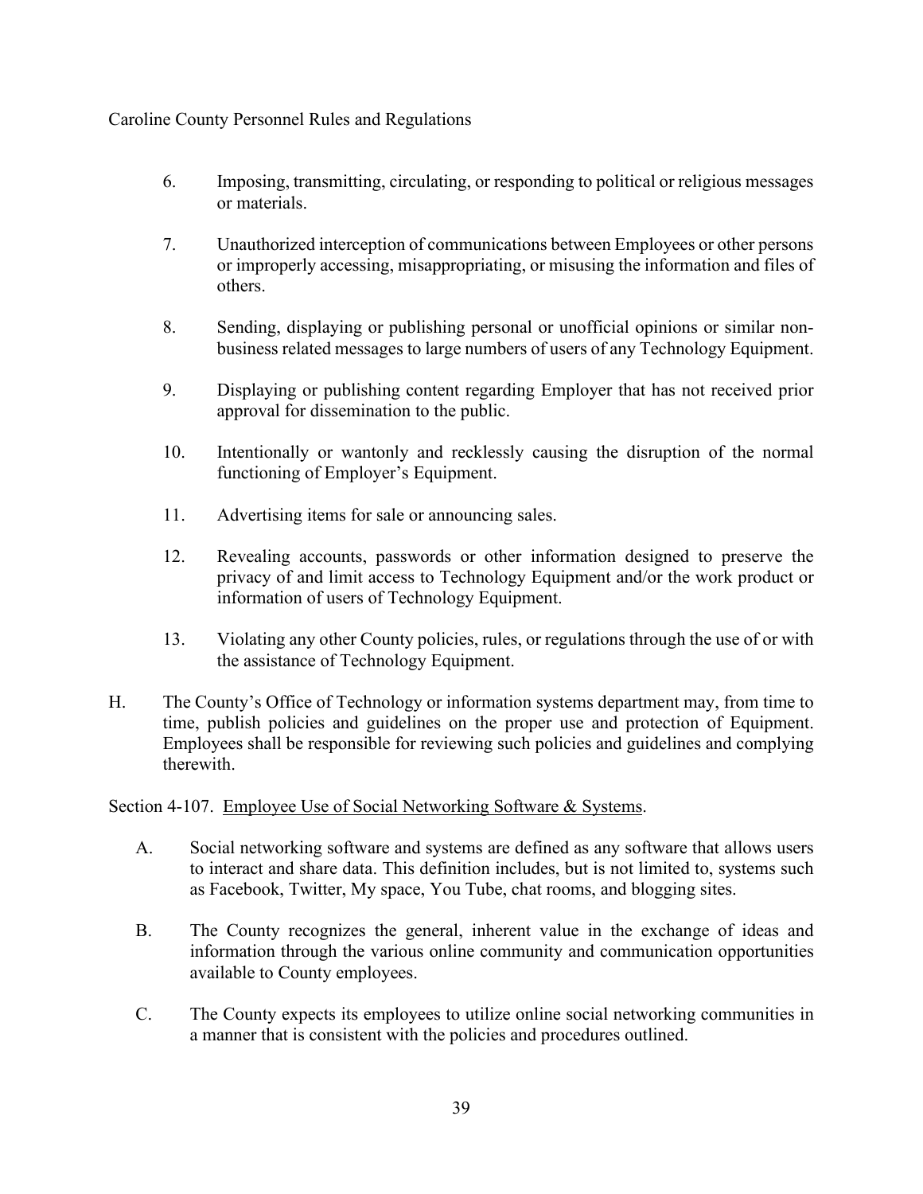6. Imposing, transmitting, circulating, or responding to political or religious messages or materials.

7. Unauthorized interception of communications between Employees or other persons or improperly accessing, misappropriating, or misusing the information and files of others.

8. Sending, displaying or publishing personal or unofficial opinions or similar non-business related messages to large numbers of users of any Technology Equipment.

9. Displaying or publishing content regarding Employer that has not received prior approval for dissemination to the public.

10. Intentionally or wantonly and recklessly causing the disruption of the normal functioning of Employer's Equipment.

11. Advertising items for sale or announcing sales.

12. Revealing accounts, passwords or other information designed to preserve the privacy of and limit access to Technology Equipment and/or the work product or information of users of Technology Equipment.

13. Violating any other County policies, rules, or regulations through the use of or with the assistance of Technology Equipment.

H. The County's Office of Technology or information systems department may, from time to time, publish policies and guidelines on the proper use and protection of Equipment. Employees shall be responsible for reviewing such policies and guidelines and complying therewith.

Section 4-107. Employee Use of Social Networking Software & Systems.

A. Social networking software and systems are defined as any software that allows users to interact and share data. This definition includes, but is not limited to, systems such as Facebook, Twitter, My space, You Tube, chat rooms, and blogging sites.

B. The County recognizes the general, inherent value in the exchange of ideas and information through the various online community and communication opportunities available to County employees.

C. The County expects its employees to utilize online social networking communities in a manner that is consistent with the policies and procedures outlined.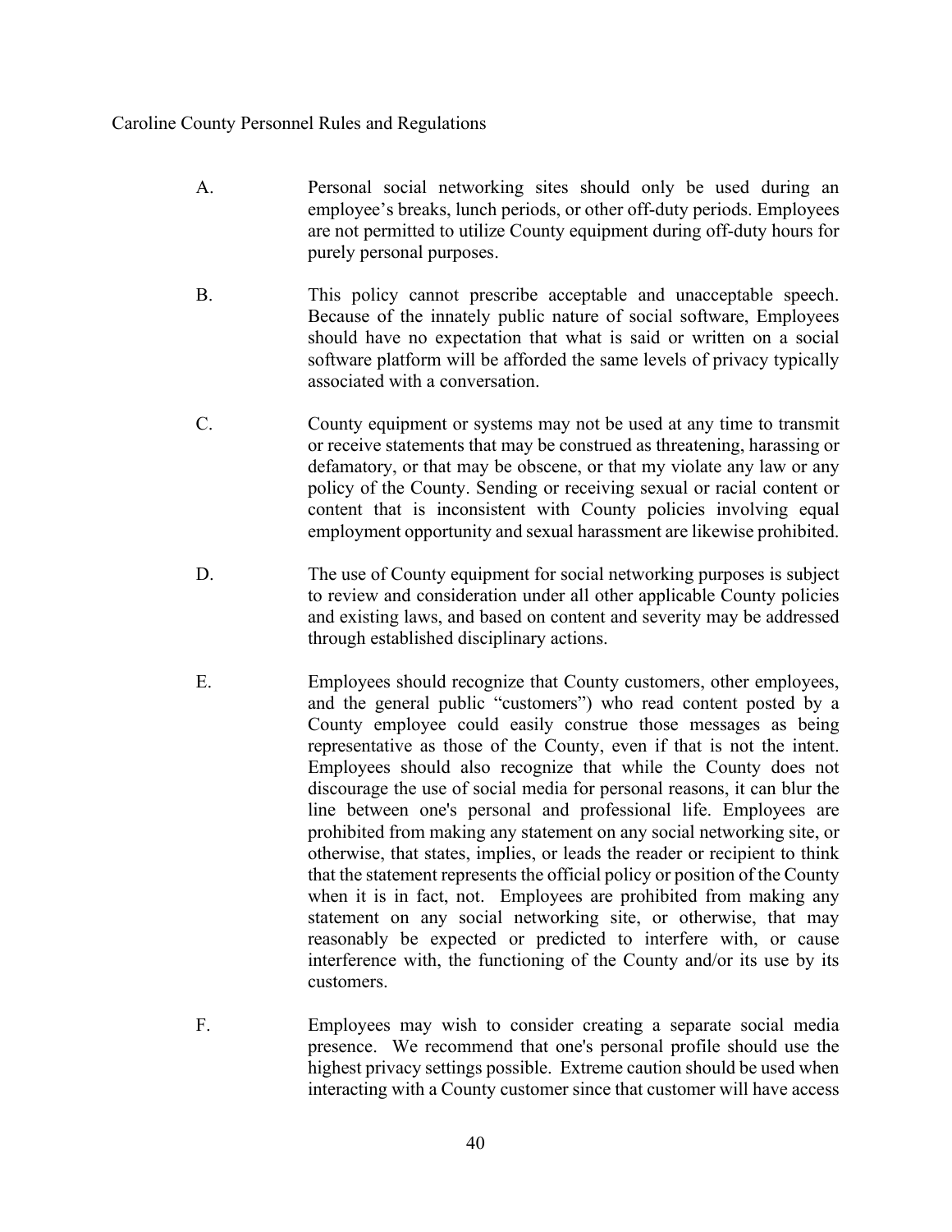A. Personal social networking sites should only be used during an employee's breaks, lunch periods, or other off-duty periods. Employees are not permitted to utilize County equipment during off-duty hours for purely personal purposes.

B. This policy cannot prescribe acceptable and unacceptable speech. Because of the innately public nature of social software, Employees should have no expectation that what is said or written on a social software platform will be afforded the same levels of privacy typically associated with a conversation.

C. County equipment or systems may not be used at any time to transmit or receive statements that may be construed as threatening, harassing or defamatory, or that may be obscene, or that my violate any law or any policy of the County. Sending or receiving sexual or racial content or content that is inconsistent with County policies involving equal employment opportunity and sexual harassment are likewise prohibited.

D. The use of County equipment for social networking purposes is subject to review and consideration under all other applicable County policies and existing laws, and based on content and severity may be addressed through established disciplinary actions.

E. Employees should recognize that County customers, other employees, and the general public "customers") who read content posted by a County employee could easily construe those messages as being representative as those of the County, even if that is not the intent. Employees should also recognize that while the County does not discourage the use of social media for personal reasons, it can blur the line between one's personal and professional life. Employees are prohibited from making any statement on any social networking site, or otherwise, that states, implies, or leads the reader or recipient to think that the statement represents the official policy or position of the County when it is in fact, not. Employees are prohibited from making any statement on any social networking site, or otherwise, that may reasonably be expected or predicted to interfere with, or cause interference with, the functioning of the County and/or its use by its customers.

F. Employees may wish to consider creating a separate social media presence. We recommend that one's personal profile should use the highest privacy settings possible. Extreme caution should be used when interacting with a County customer since that customer will have access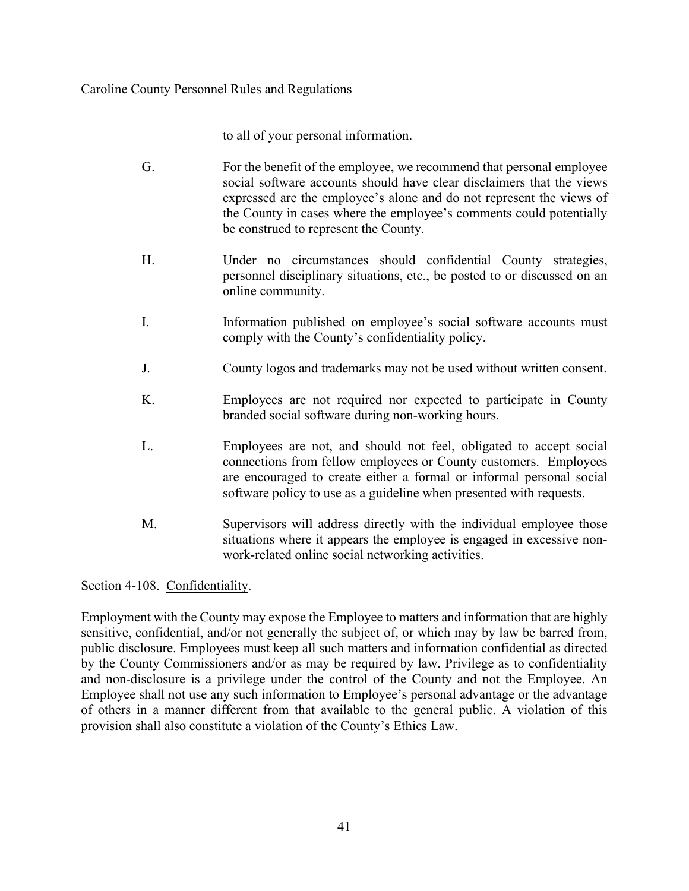to all of your personal information.

G. For the benefit of the employee, we recommend that personal employee social software accounts should have clear disclaimers that the views expressed are the employee's alone and do not represent the views of the County in cases where the employee's comments could potentially be construed to represent the County.

H. Under no circumstances should confidential County strategies, personnel disciplinary situations, etc., be posted to or discussed on an online community.

I. Information published on employee's social software accounts must comply with the County's confidentiality policy.

J. County logos and trademarks may not be used without written consent.

K. Employees are not required nor expected to participate in County branded social software during non-working hours.

L. Employees are not, and should not feel, obligated to accept social connections from fellow employees or County customers. Employees are encouraged to create either a formal or informal personal social software policy to use as a guideline when presented with requests.

M. Supervisors will address directly with the individual employee those situations where it appears the employee is engaged in excessive non-work-related online social networking activities.

Section 4-108. Confidentiality.

Employment with the County may expose the Employee to matters and information that are highly sensitive, confidential, and/or not generally the subject of, or which may by law be barred from, public disclosure. Employees must keep all such matters and information confidential as directed by the County Commissioners and/or as may be required by law. Privilege as to confidentiality and non-disclosure is a privilege under the control of the County and not the Employee. An Employee shall not use any such information to Employee's personal advantage or the advantage of others in a manner different from that available to the general public. A violation of this provision shall also constitute a violation of the County's Ethics Law.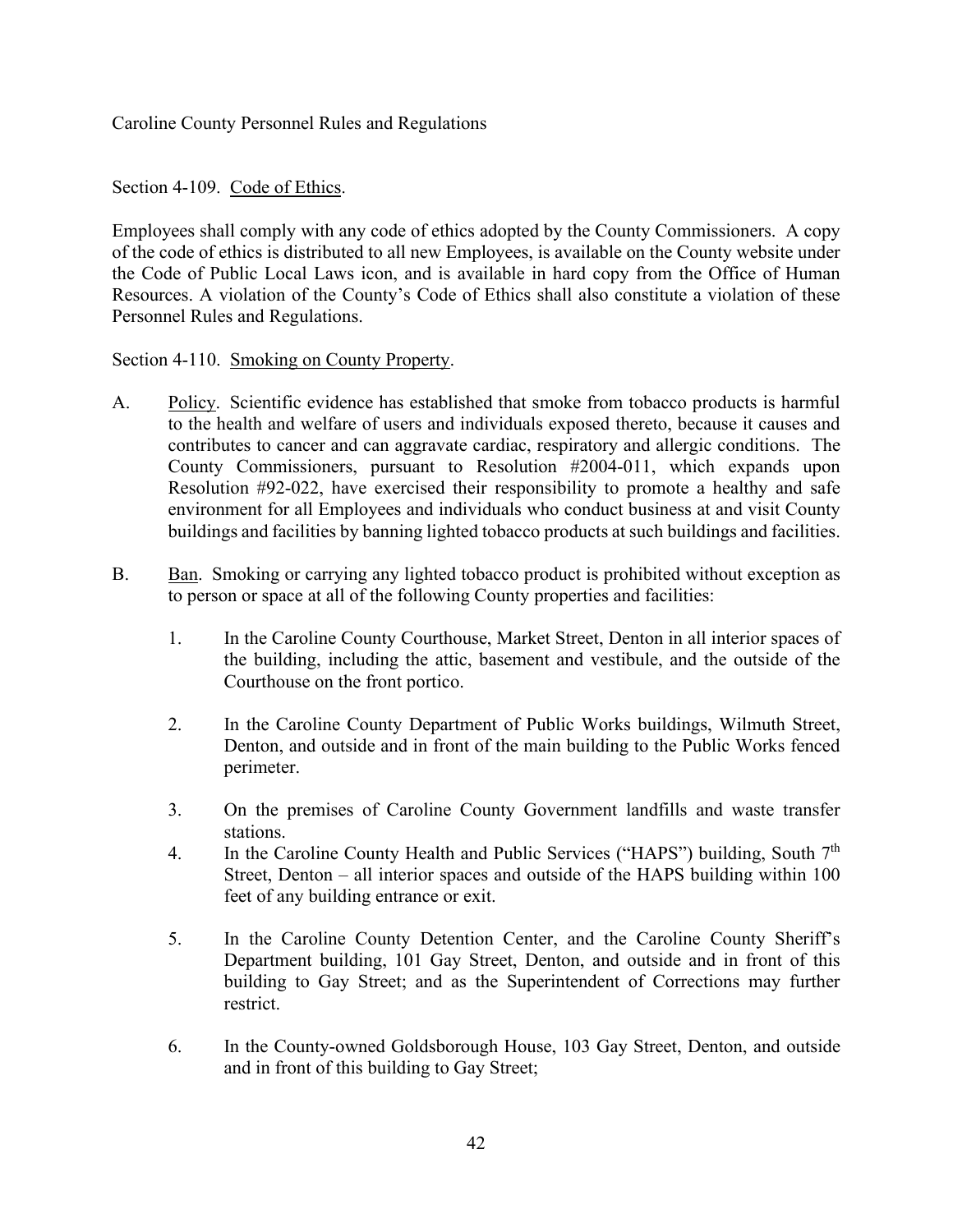Caroline County Personnel Rules and Regulations

Section 4-109. Code of Ethics.

Employees shall comply with any code of ethics adopted by the County Commissioners. A copy of the code of ethics is distributed to all new Employees, is available on the County website under the Code of Public Local Laws icon, and is available in hard copy from the Office of Human Resources. A violation of the County's Code of Ethics shall also constitute a violation of these Personnel Rules and Regulations.

Section 4-110. Smoking on County Property.

A. Policy. Scientific evidence has established that smoke from tobacco products is harmful to the health and welfare of users and individuals exposed thereto, because it causes and contributes to cancer and can aggravate cardiac, respiratory and allergic conditions. The County Commissioners, pursuant to Resolution #2004-011, which expands upon Resolution #92-022, have exercised their responsibility to promote a healthy and safe environment for all Employees and individuals who conduct business at and visit County buildings and facilities by banning lighted tobacco products at such buildings and facilities.

B. Ban. Smoking or carrying any lighted tobacco product is prohibited without exception as to person or space at all of the following County properties and facilities:

1. In the Caroline County Courthouse, Market Street, Denton in all interior spaces of the building, including the attic, basement and vestibule, and the outside of the Courthouse on the front portico.

2. In the Caroline County Department of Public Works buildings, Wilmuth Street, Denton, and outside and in front of the main building to the Public Works fenced perimeter.

3. On the premises of Caroline County Government landfills and waste transfer stations.

4. In the Caroline County Health and Public Services ("HAPS") building, South 7th Street, Denton – all interior spaces and outside of the HAPS building within 100 feet of any building entrance or exit.

5. In the Caroline County Detention Center, and the Caroline County Sheriff's Department building, 101 Gay Street, Denton, and outside and in front of this building to Gay Street; and as the Superintendent of Corrections may further restrict.

6. In the County-owned Goldsborough House, 103 Gay Street, Denton, and outside and in front of this building to Gay Street;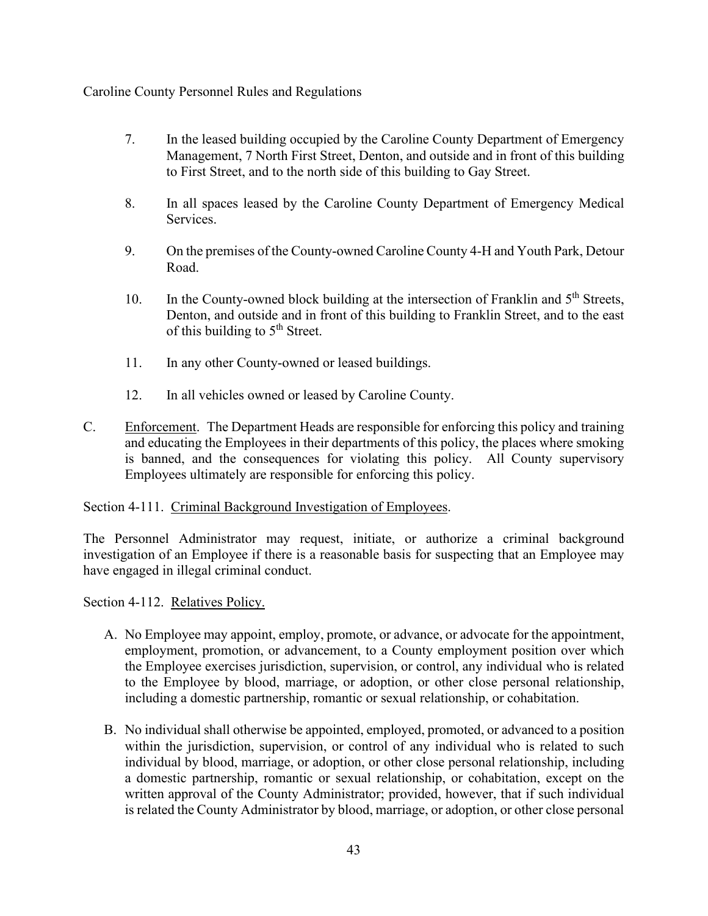7. In the leased building occupied by the Caroline County Department of Emergency Management, 7 North First Street, Denton, and outside and in front of this building to First Street, and to the north side of this building to Gay Street.

8. In all spaces leased by the Caroline County Department of Emergency Medical Services.

9. On the premises of the County-owned Caroline County 4-H and Youth Park, Detour Road.

10. In the County-owned block building at the intersection of Franklin and 5th Streets, Denton, and outside and in front of this building to Franklin Street, and to the east of this building to 5th Street.

11. In any other County-owned or leased buildings.

12. In all vehicles owned or leased by Caroline County.

C. Enforcement. The Department Heads are responsible for enforcing this policy and training and educating the Employees in their departments of this policy, the places where smoking is banned, and the consequences for violating this policy. All County supervisory Employees ultimately are responsible for enforcing this policy.

Section 4-111. Criminal Background Investigation of Employees.

The Personnel Administrator may request, initiate, or authorize a criminal background investigation of an Employee if there is a reasonable basis for suspecting that an Employee may have engaged in illegal criminal conduct.

Section 4-112. Relatives Policy.

A. No Employee may appoint, employ, promote, or advance, or advocate for the appointment, employment, promotion, or advancement, to a County employment position over which the Employee exercises jurisdiction, supervision, or control, any individual who is related to the Employee by blood, marriage, or adoption, or other close personal relationship, including a domestic partnership, romantic or sexual relationship, or cohabitation.

B. No individual shall otherwise be appointed, employed, promoted, or advanced to a position within the jurisdiction, supervision, or control of any individual who is related to such individual by blood, marriage, or adoption, or other close personal relationship, including a domestic partnership, romantic or sexual relationship, or cohabitation, except on the written approval of the County Administrator; provided, however, that if such individual is related the County Administrator by blood, marriage, or adoption, or other close personal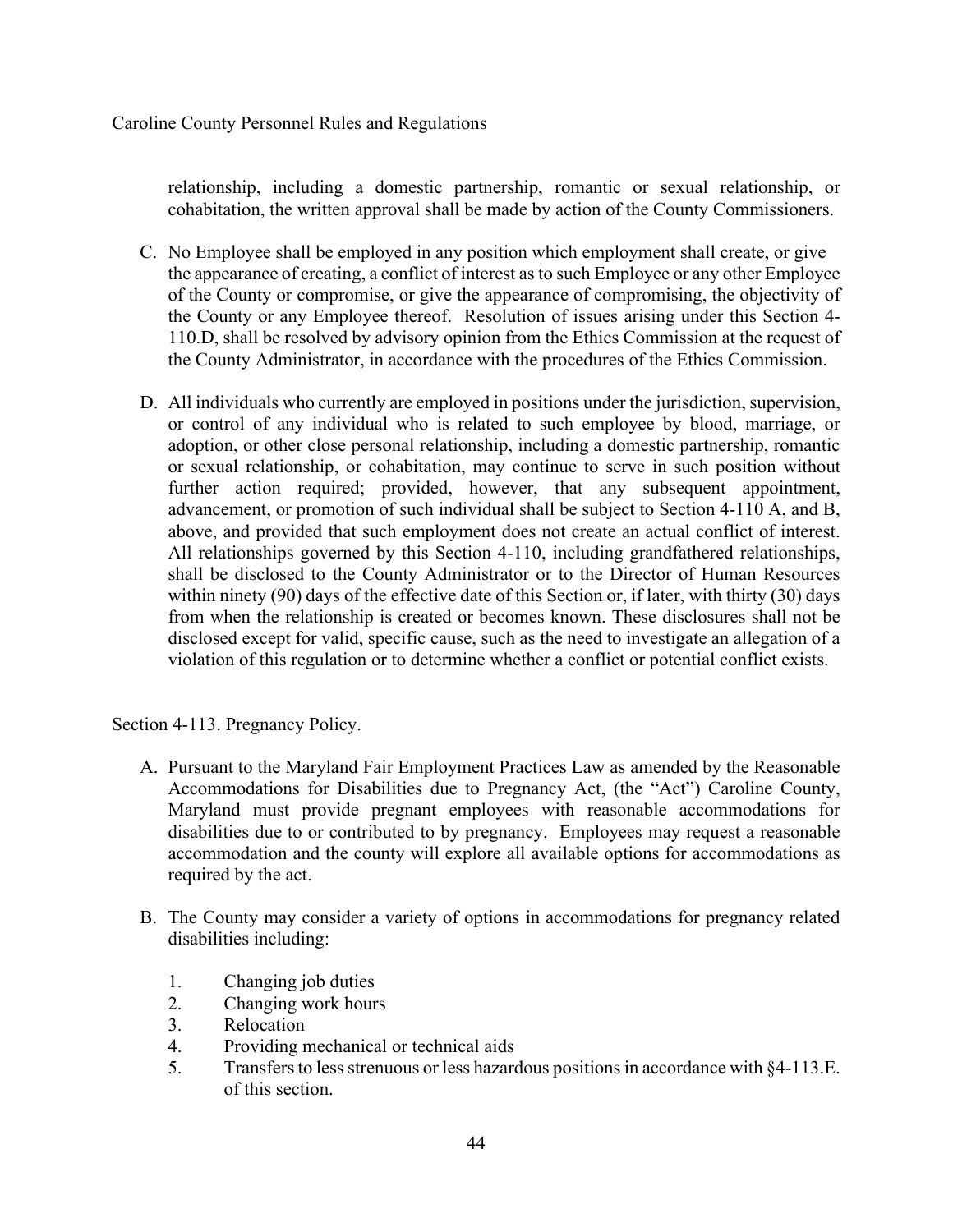relationship, including a domestic partnership, romantic or sexual relationship, or cohabitation, the written approval shall be made by action of the County Commissioners.

C. No Employee shall be employed in any position which employment shall create, or give the appearance of creating, a conflict of interest as to such Employee or any other Employee of the County or compromise, or give the appearance of compromising, the objectivity of the County or any Employee thereof. Resolution of issues arising under this Section 4-110.D, shall be resolved by advisory opinion from the Ethics Commission at the request of the County Administrator, in accordance with the procedures of the Ethics Commission.

D. All individuals who currently are employed in positions under the jurisdiction, supervision, or control of any individual who is related to such employee by blood, marriage, or adoption, or other close personal relationship, including a domestic partnership, romantic or sexual relationship, or cohabitation, may continue to serve in such position without further action required; provided, however, that any subsequent appointment, advancement, or promotion of such individual shall be subject to Section 4-110 A, and B, above, and provided that such employment does not create an actual conflict of interest. All relationships governed by this Section 4-110, including grandfathered relationships, shall be disclosed to the County Administrator or to the Director of Human Resources within ninety (90) days of the effective date of this Section or, if later, with thirty (30) days from when the relationship is created or becomes known. These disclosures shall not be disclosed except for valid, specific cause, such as the need to investigate an allegation of a violation of this regulation or to determine whether a conflict or potential conflict exists.

Section 4-113. Pregnancy Policy.

A. Pursuant to the Maryland Fair Employment Practices Law as amended by the Reasonable Accommodations for Disabilities due to Pregnancy Act, (the "Act") Caroline County, Maryland must provide pregnant employees with reasonable accommodations for disabilities due to or contributed to by pregnancy. Employees may request a reasonable accommodation and the county will explore all available options for accommodations as required by the act.

B. The County may consider a variety of options in accommodations for pregnancy related disabilities including:

    1. Changing job duties
    2. Changing work hours
    3. Relocation
    4. Providing mechanical or technical aids
    5. Transfers to less strenuous or less hazardous positions in accordance with §4-113.E. of this section.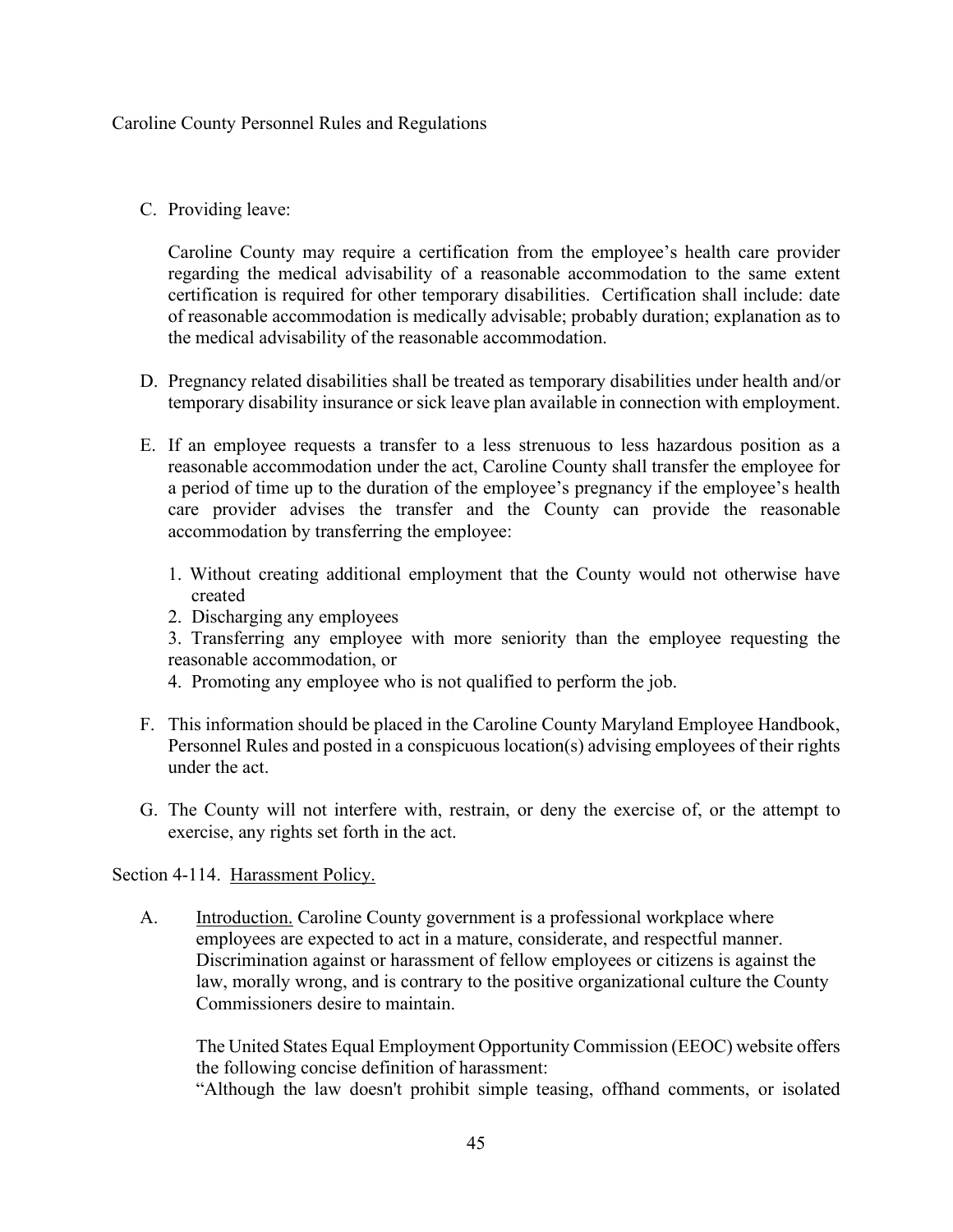C. Providing leave:

   Caroline County may require a certification from the employee's health care provider regarding the medical advisability of a reasonable accommodation to the same extent certification is required for other temporary disabilities. Certification shall include: date of reasonable accommodation is medically advisable; probably duration; explanation as to the medical advisability of the reasonable accommodation.

D. Pregnancy related disabilities shall be treated as temporary disabilities under health and/or temporary disability insurance or sick leave plan available in connection with employment.

E. If an employee requests a transfer to a less strenuous to less hazardous position as a reasonable accommodation under the act, Caroline County shall transfer the employee for a period of time up to the duration of the employee's pregnancy if the employee's health care provider advises the transfer and the County can provide the reasonable accommodation by transferring the employee:

   1. Without creating additional employment that the County would not otherwise have created
   2. Discharging any employees
   3. Transferring any employee with more seniority than the employee requesting the reasonable accommodation, or
   4. Promoting any employee who is not qualified to perform the job.

F. This information should be placed in the Caroline County Maryland Employee Handbook, Personnel Rules and posted in a conspicuous location(s) advising employees of their rights under the act.

G. The County will not interfere with, restrain, or deny the exercise of, or the attempt to exercise, any rights set forth in the act.

Section 4-114. Harassment Policy.

A. Introduction. Caroline County government is a professional workplace where employees are expected to act in a mature, considerate, and respectful manner. Discrimination against or harassment of fellow employees or citizens is against the law, morally wrong, and is contrary to the positive organizational culture the County Commissioners desire to maintain.

   The United States Equal Employment Opportunity Commission (EEOC) website offers the following concise definition of harassment:
   "Although the law doesn't prohibit simple teasing, offhand comments, or isolated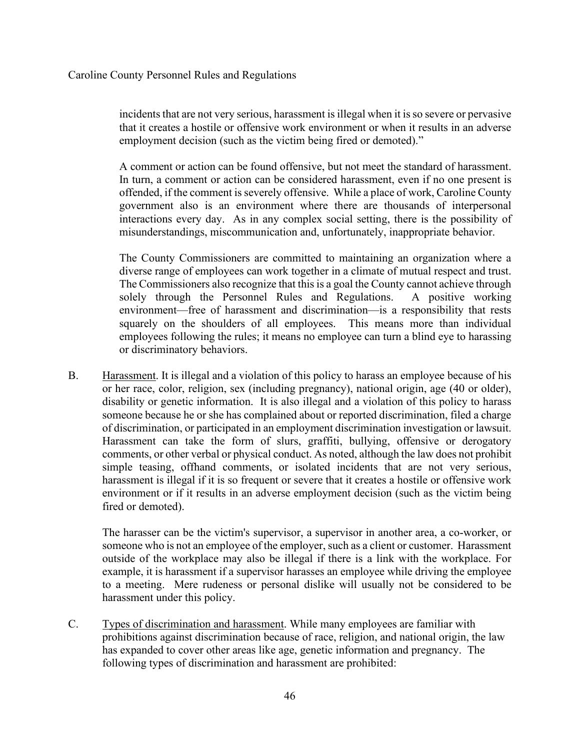incidents that are not very serious, harassment is illegal when it is so severe or pervasive that it creates a hostile or offensive work environment or when it results in an adverse employment decision (such as the victim being fired or demoted)."

A comment or action can be found offensive, but not meet the standard of harassment. In turn, a comment or action can be considered harassment, even if no one present is offended, if the comment is severely offensive. While a place of work, Caroline County government also is an environment where there are thousands of interpersonal interactions every day. As in any complex social setting, there is the possibility of misunderstandings, miscommunication and, unfortunately, inappropriate behavior.

The County Commissioners are committed to maintaining an organization where a diverse range of employees can work together in a climate of mutual respect and trust. The Commissioners also recognize that this is a goal the County cannot achieve through solely through the Personnel Rules and Regulations. A positive working environment—free of harassment and discrimination—is a responsibility that rests squarely on the shoulders of all employees. This means more than individual employees following the rules; it means no employee can turn a blind eye to harassing or discriminatory behaviors.

B. Harassment. It is illegal and a violation of this policy to harass an employee because of his or her race, color, religion, sex (including pregnancy), national origin, age (40 or older), disability or genetic information. It is also illegal and a violation of this policy to harass someone because he or she has complained about or reported discrimination, filed a charge of discrimination, or participated in an employment discrimination investigation or lawsuit. Harassment can take the form of slurs, graffiti, bullying, offensive or derogatory comments, or other verbal or physical conduct. As noted, although the law does not prohibit simple teasing, offhand comments, or isolated incidents that are not very serious, harassment is illegal if it is so frequent or severe that it creates a hostile or offensive work environment or if it results in an adverse employment decision (such as the victim being fired or demoted).

The harasser can be the victim's supervisor, a supervisor in another area, a co-worker, or someone who is not an employee of the employer, such as a client or customer. Harassment outside of the workplace may also be illegal if there is a link with the workplace. For example, it is harassment if a supervisor harasses an employee while driving the employee to a meeting. Mere rudeness or personal dislike will usually not be considered to be harassment under this policy.

C. Types of discrimination and harassment. While many employees are familiar with prohibitions against discrimination because of race, religion, and national origin, the law has expanded to cover other areas like age, genetic information and pregnancy. The following types of discrimination and harassment are prohibited: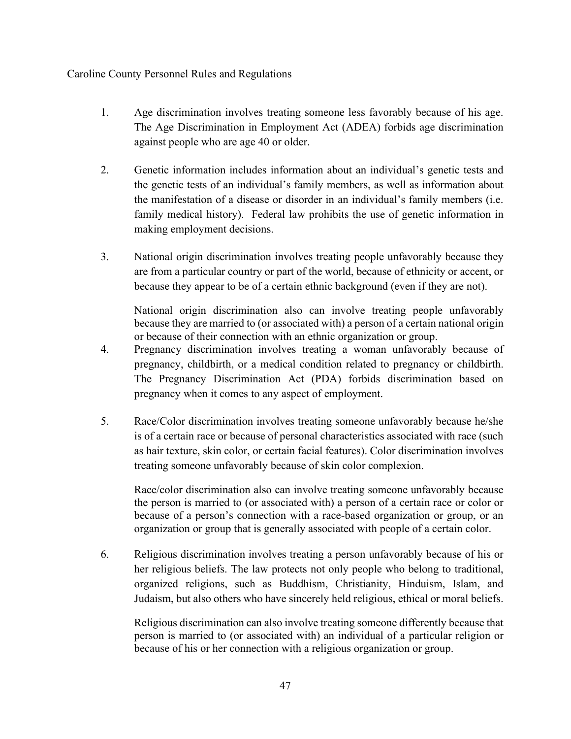1. Age discrimination involves treating someone less favorably because of his age. The Age Discrimination in Employment Act (ADEA) forbids age discrimination against people who are age 40 or older.

2. Genetic information includes information about an individual's genetic tests and the genetic tests of an individual's family members, as well as information about the manifestation of a disease or disorder in an individual's family members (i.e. family medical history). Federal law prohibits the use of genetic information in making employment decisions.

3. National origin discrimination involves treating people unfavorably because they are from a particular country or part of the world, because of ethnicity or accent, or because they appear to be of a certain ethnic background (even if they are not).

   National origin discrimination also can involve treating people unfavorably because they are married to (or associated with) a person of a certain national origin or because of their connection with an ethnic organization or group.

4. Pregnancy discrimination involves treating a woman unfavorably because of pregnancy, childbirth, or a medical condition related to pregnancy or childbirth. The Pregnancy Discrimination Act (PDA) forbids discrimination based on pregnancy when it comes to any aspect of employment.

5. Race/Color discrimination involves treating someone unfavorably because he/she is of a certain race or because of personal characteristics associated with race (such as hair texture, skin color, or certain facial features). Color discrimination involves treating someone unfavorably because of skin color complexion.

   Race/color discrimination also can involve treating someone unfavorably because the person is married to (or associated with) a person of a certain race or color or because of a person's connection with a race-based organization or group, or an organization or group that is generally associated with people of a certain color.

6. Religious discrimination involves treating a person unfavorably because of his or her religious beliefs. The law protects not only people who belong to traditional, organized religions, such as Buddhism, Christianity, Hinduism, Islam, and Judaism, but also others who have sincerely held religious, ethical or moral beliefs.

   Religious discrimination can also involve treating someone differently because that person is married to (or associated with) an individual of a particular religion or because of his or her connection with a religious organization or group.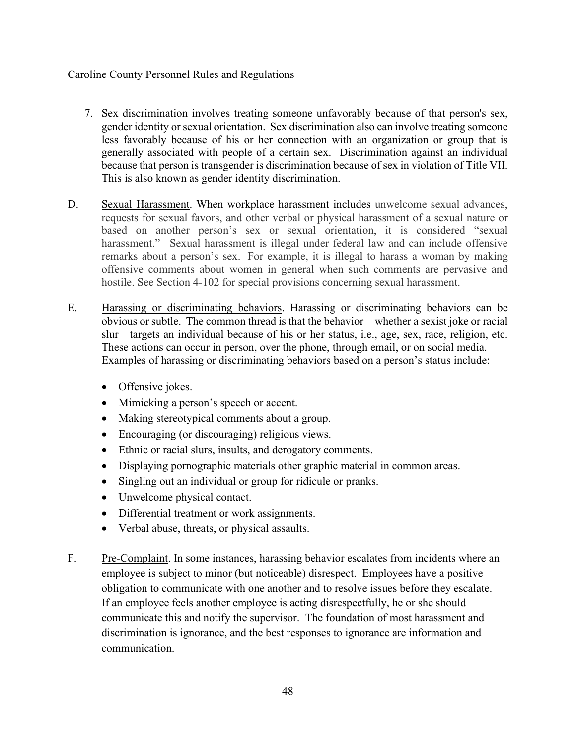7. Sex discrimination involves treating someone unfavorably because of that person's sex, gender identity or sexual orientation. Sex discrimination also can involve treating someone less favorably because of his or her connection with an organization or group that is generally associated with people of a certain sex. Discrimination against an individual because that person is transgender is discrimination because of sex in violation of Title VII. This is also known as gender identity discrimination.

D. Sexual Harassment. When workplace harassment includes unwelcome sexual advances, requests for sexual favors, and other verbal or physical harassment of a sexual nature or based on another person's sex or sexual orientation, it is considered "sexual harassment." Sexual harassment is illegal under federal law and can include offensive remarks about a person's sex. For example, it is illegal to harass a woman by making offensive comments about women in general when such comments are pervasive and hostile. See Section 4-102 for special provisions concerning sexual harassment.

E. Harassing or discriminating behaviors. Harassing or discriminating behaviors can be obvious or subtle. The common thread is that the behavior—whether a sexist joke or racial slur—targets an individual because of his or her status, i.e., age, sex, race, religion, etc. These actions can occur in person, over the phone, through email, or on social media. Examples of harassing or discriminating behaviors based on a person's status include:

- Offensive jokes.
- Mimicking a person's speech or accent.
- Making stereotypical comments about a group.
- Encouraging (or discouraging) religious views.
- Ethnic or racial slurs, insults, and derogatory comments.
- Displaying pornographic materials other graphic material in common areas.
- Singling out an individual or group for ridicule or pranks.
- Unwelcome physical contact.
- Differential treatment or work assignments.
- Verbal abuse, threats, or physical assaults.

F. Pre-Complaint. In some instances, harassing behavior escalates from incidents where an employee is subject to minor (but noticeable) disrespect. Employees have a positive obligation to communicate with one another and to resolve issues before they escalate. If an employee feels another employee is acting disrespectfully, he or she should communicate this and notify the supervisor. The foundation of most harassment and discrimination is ignorance, and the best responses to ignorance are information and communication.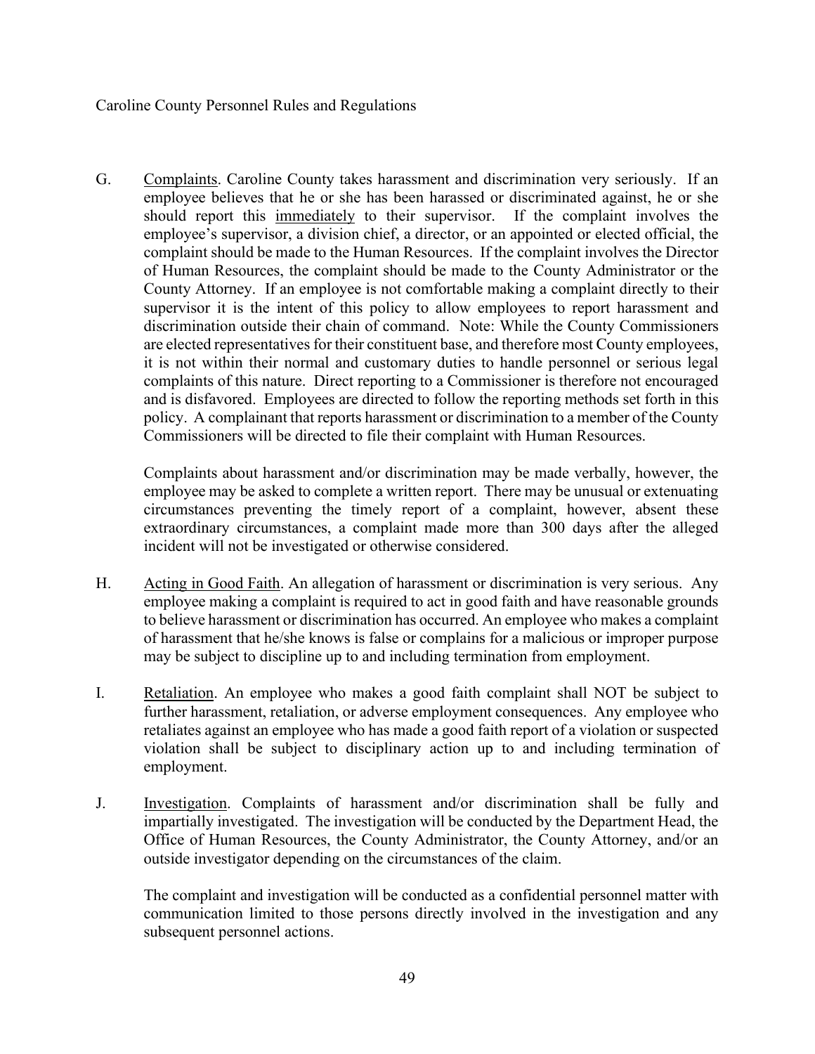G. <u>Complaints</u>. Caroline County takes harassment and discrimination very seriously. If an employee believes that he or she has been harassed or discriminated against, he or she should report this <u>immediately</u> to their supervisor. If the complaint involves the employee's supervisor, a division chief, a director, or an appointed or elected official, the complaint should be made to the Human Resources. If the complaint involves the Director of Human Resources, the complaint should be made to the County Administrator or the County Attorney. If an employee is not comfortable making a complaint directly to their supervisor it is the intent of this policy to allow employees to report harassment and discrimination outside their chain of command. Note: While the County Commissioners are elected representatives for their constituent base, and therefore most County employees, it is not within their normal and customary duties to handle personnel or serious legal complaints of this nature. Direct reporting to a Commissioner is therefore not encouraged and is disfavored. Employees are directed to follow the reporting methods set forth in this policy. A complainant that reports harassment or discrimination to a member of the County Commissioners will be directed to file their complaint with Human Resources.

Complaints about harassment and/or discrimination may be made verbally, however, the employee may be asked to complete a written report. There may be unusual or extenuating circumstances preventing the timely report of a complaint, however, absent these extraordinary circumstances, a complaint made more than 300 days after the alleged incident will not be investigated or otherwise considered.

H. <u>Acting in Good Faith</u>. An allegation of harassment or discrimination is very serious. Any employee making a complaint is required to act in good faith and have reasonable grounds to believe harassment or discrimination has occurred. An employee who makes a complaint of harassment that he/she knows is false or complains for a malicious or improper purpose may be subject to discipline up to and including termination from employment.

I. <u>Retaliation</u>. An employee who makes a good faith complaint shall NOT be subject to further harassment, retaliation, or adverse employment consequences. Any employee who retaliates against an employee who has made a good faith report of a violation or suspected violation shall be subject to disciplinary action up to and including termination of employment.

J. <u>Investigation</u>. Complaints of harassment and/or discrimination shall be fully and impartially investigated. The investigation will be conducted by the Department Head, the Office of Human Resources, the County Administrator, the County Attorney, and/or an outside investigator depending on the circumstances of the claim.

The complaint and investigation will be conducted as a confidential personnel matter with communication limited to those persons directly involved in the investigation and any subsequent personnel actions.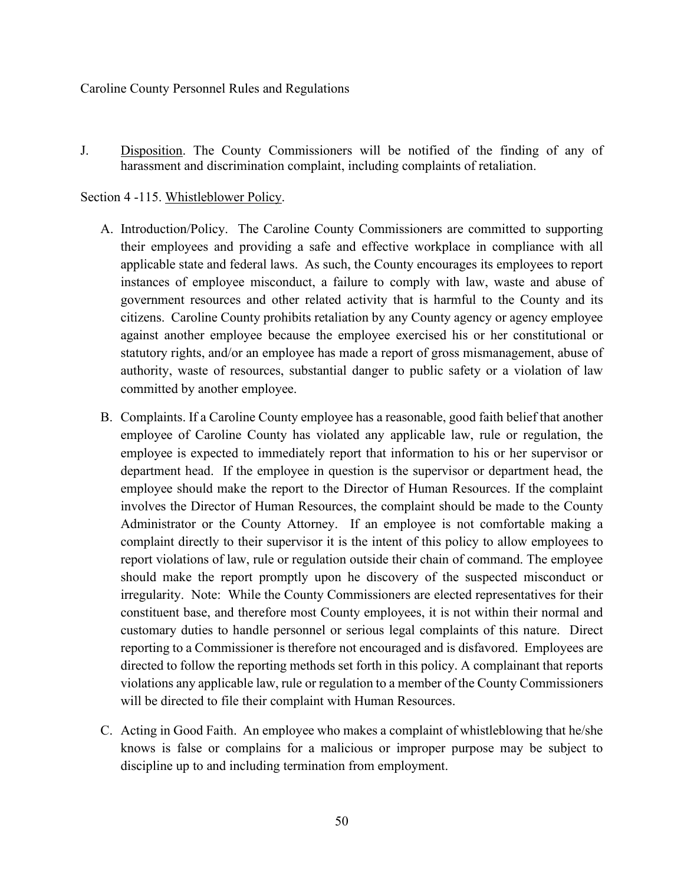J. <u>Disposition</u>. The County Commissioners will be notified of the finding of any of harassment and discrimination complaint, including complaints of retaliation.

Section 4 -115. <u>Whistleblower Policy</u>.

A. Introduction/Policy. The Caroline County Commissioners are committed to supporting their employees and providing a safe and effective workplace in compliance with all applicable state and federal laws. As such, the County encourages its employees to report instances of employee misconduct, a failure to comply with law, waste and abuse of government resources and other related activity that is harmful to the County and its citizens. Caroline County prohibits retaliation by any County agency or agency employee against another employee because the employee exercised his or her constitutional or statutory rights, and/or an employee has made a report of gross mismanagement, abuse of authority, waste of resources, substantial danger to public safety or a violation of law committed by another employee.

B. Complaints. If a Caroline County employee has a reasonable, good faith belief that another employee of Caroline County has violated any applicable law, rule or regulation, the employee is expected to immediately report that information to his or her supervisor or department head. If the employee in question is the supervisor or department head, the employee should make the report to the Director of Human Resources. If the complaint involves the Director of Human Resources, the complaint should be made to the County Administrator or the County Attorney. If an employee is not comfortable making a complaint directly to their supervisor it is the intent of this policy to allow employees to report violations of law, rule or regulation outside their chain of command. The employee should make the report promptly upon he discovery of the suspected misconduct or irregularity. Note: While the County Commissioners are elected representatives for their constituent base, and therefore most County employees, it is not within their normal and customary duties to handle personnel or serious legal complaints of this nature. Direct reporting to a Commissioner is therefore not encouraged and is disfavored. Employees are directed to follow the reporting methods set forth in this policy. A complainant that reports violations any applicable law, rule or regulation to a member of the County Commissioners will be directed to file their complaint with Human Resources.

C. Acting in Good Faith. An employee who makes a complaint of whistleblowing that he/she knows is false or complains for a malicious or improper purpose may be subject to discipline up to and including termination from employment.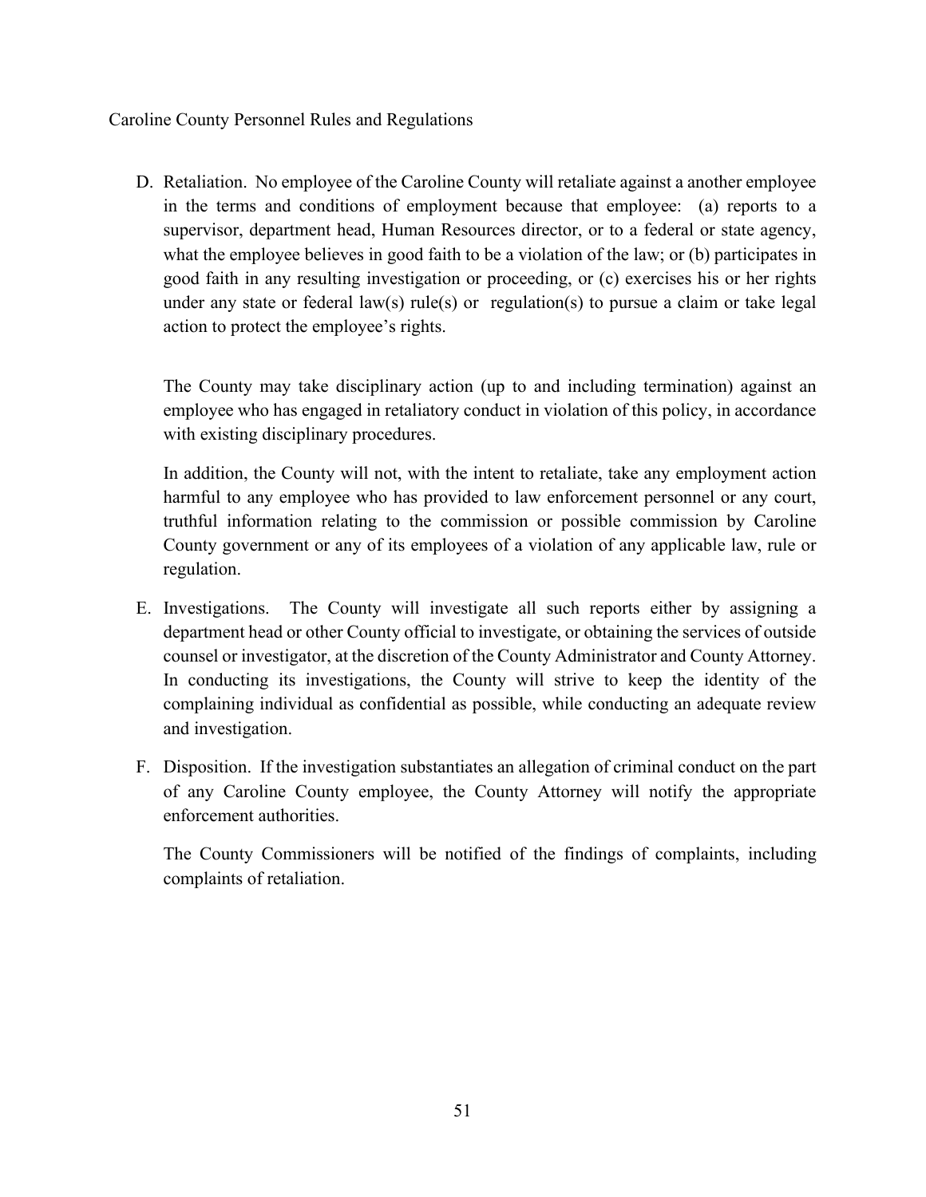D. Retaliation. No employee of the Caroline County will retaliate against a another employee in the terms and conditions of employment because that employee: (a) reports to a supervisor, department head, Human Resources director, or to a federal or state agency, what the employee believes in good faith to be a violation of the law; or (b) participates in good faith in any resulting investigation or proceeding, or (c) exercises his or her rights under any state or federal law(s) rule(s) or regulation(s) to pursue a claim or take legal action to protect the employee's rights.

   The County may take disciplinary action (up to and including termination) against an employee who has engaged in retaliatory conduct in violation of this policy, in accordance with existing disciplinary procedures.

   In addition, the County will not, with the intent to retaliate, take any employment action harmful to any employee who has provided to law enforcement personnel or any court, truthful information relating to the commission or possible commission by Caroline County government or any of its employees of a violation of any applicable law, rule or regulation.

E. Investigations. The County will investigate all such reports either by assigning a department head or other County official to investigate, or obtaining the services of outside counsel or investigator, at the discretion of the County Administrator and County Attorney. In conducting its investigations, the County will strive to keep the identity of the complaining individual as confidential as possible, while conducting an adequate review and investigation.

F. Disposition. If the investigation substantiates an allegation of criminal conduct on the part of any Caroline County employee, the County Attorney will notify the appropriate enforcement authorities.

   The County Commissioners will be notified of the findings of complaints, including complaints of retaliation.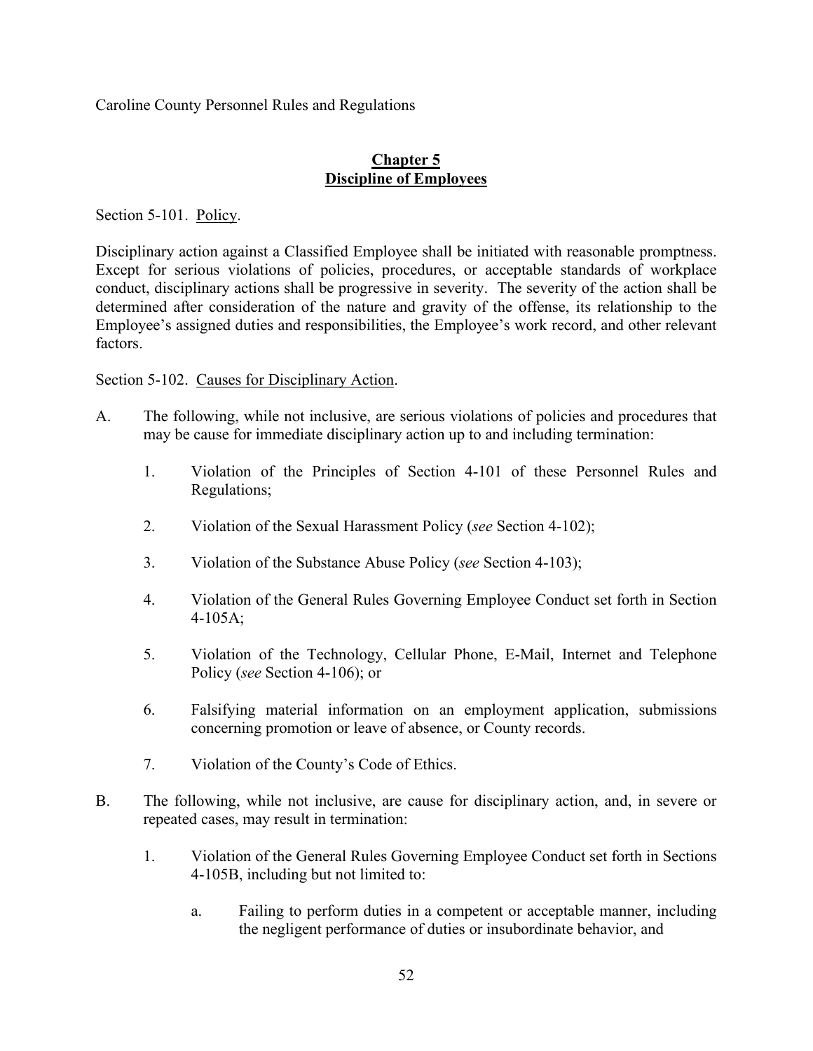Caroline County Personnel Rules and Regulations

## Chapter 5
## Discipline of Employees

Section 5-101. Policy.

Disciplinary action against a Classified Employee shall be initiated with reasonable promptness. Except for serious violations of policies, procedures, or acceptable standards of workplace conduct, disciplinary actions shall be progressive in severity. The severity of the action shall be determined after consideration of the nature and gravity of the offense, its relationship to the Employee's assigned duties and responsibilities, the Employee's work record, and other relevant factors.

Section 5-102. Causes for Disciplinary Action.

A. The following, while not inclusive, are serious violations of policies and procedures that may be cause for immediate disciplinary action up to and including termination:

   1. Violation of the Principles of Section 4-101 of these Personnel Rules and Regulations;

   2. Violation of the Sexual Harassment Policy (*see* Section 4-102);

   3. Violation of the Substance Abuse Policy (*see* Section 4-103);

   4. Violation of the General Rules Governing Employee Conduct set forth in Section 4-105A;

   5. Violation of the Technology, Cellular Phone, E-Mail, Internet and Telephone Policy (*see* Section 4-106); or

   6. Falsifying material information on an employment application, submissions concerning promotion or leave of absence, or County records.

   7. Violation of the County's Code of Ethics.

B. The following, while not inclusive, are cause for disciplinary action, and, in severe or repeated cases, may result in termination:

   1. Violation of the General Rules Governing Employee Conduct set forth in Sections 4-105B, including but not limited to:

      a. Failing to perform duties in a competent or acceptable manner, including the negligent performance of duties or insubordinate behavior, and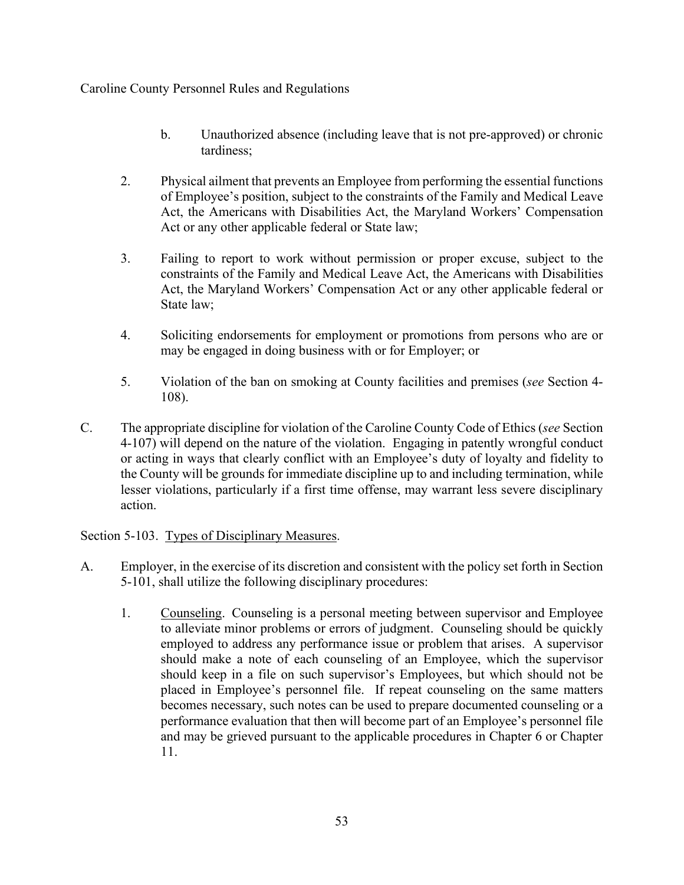b. Unauthorized absence (including leave that is not pre-approved) or chronic tardiness;

2. Physical ailment that prevents an Employee from performing the essential functions of Employee's position, subject to the constraints of the Family and Medical Leave Act, the Americans with Disabilities Act, the Maryland Workers' Compensation Act or any other applicable federal or State law;

3. Failing to report to work without permission or proper excuse, subject to the constraints of the Family and Medical Leave Act, the Americans with Disabilities Act, the Maryland Workers' Compensation Act or any other applicable federal or State law;

4. Soliciting endorsements for employment or promotions from persons who are or may be engaged in doing business with or for Employer; or

5. Violation of the ban on smoking at County facilities and premises (*see* Section 4-108).

C. The appropriate discipline for violation of the Caroline County Code of Ethics (*see* Section 4-107) will depend on the nature of the violation. Engaging in patently wrongful conduct or acting in ways that clearly conflict with an Employee's duty of loyalty and fidelity to the County will be grounds for immediate discipline up to and including termination, while lesser violations, particularly if a first time offense, may warrant less severe disciplinary action.

Section 5-103. Types of Disciplinary Measures.

A. Employer, in the exercise of its discretion and consistent with the policy set forth in Section 5-101, shall utilize the following disciplinary procedures:

1. Counseling. Counseling is a personal meeting between supervisor and Employee to alleviate minor problems or errors of judgment. Counseling should be quickly employed to address any performance issue or problem that arises. A supervisor should make a note of each counseling of an Employee, which the supervisor should keep in a file on such supervisor's Employees, but which should not be placed in Employee's personnel file. If repeat counseling on the same matters becomes necessary, such notes can be used to prepare documented counseling or a performance evaluation that then will become part of an Employee's personnel file and may be grieved pursuant to the applicable procedures in Chapter 6 or Chapter 11.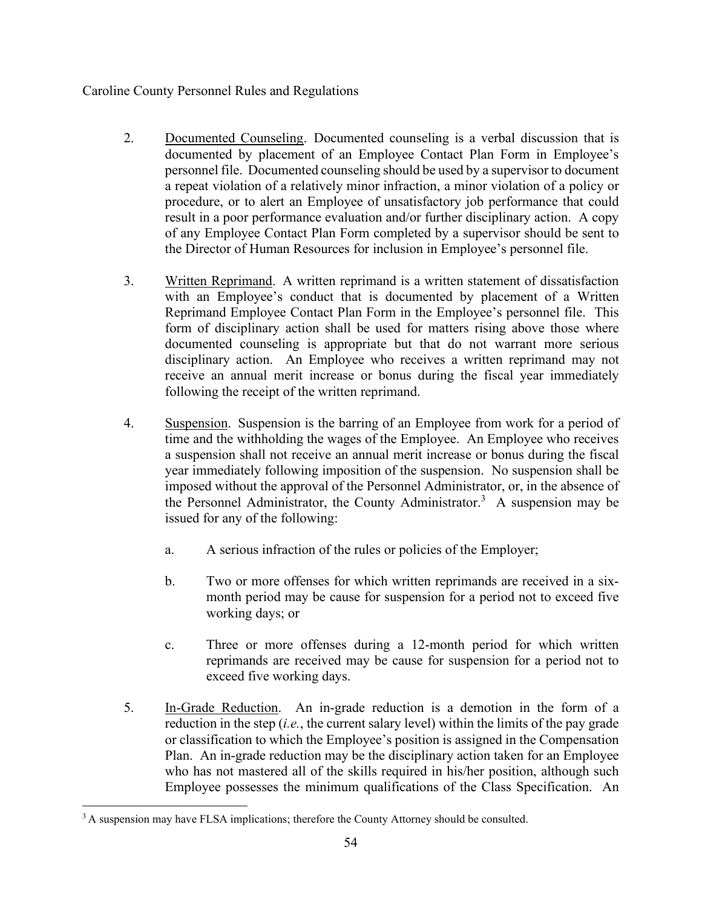2. Documented Counseling. Documented counseling is a verbal discussion that is documented by placement of an Employee Contact Plan Form in Employee's personnel file. Documented counseling should be used by a supervisor to document a repeat violation of a relatively minor infraction, a minor violation of a policy or procedure, or to alert an Employee of unsatisfactory job performance that could result in a poor performance evaluation and/or further disciplinary action. A copy of any Employee Contact Plan Form completed by a supervisor should be sent to the Director of Human Resources for inclusion in Employee's personnel file.

3. Written Reprimand. A written reprimand is a written statement of dissatisfaction with an Employee's conduct that is documented by placement of a Written Reprimand Employee Contact Plan Form in the Employee's personnel file. This form of disciplinary action shall be used for matters rising above those where documented counseling is appropriate but that do not warrant more serious disciplinary action. An Employee who receives a written reprimand may not receive an annual merit increase or bonus during the fiscal year immediately following the receipt of the written reprimand.

4. Suspension. Suspension is the barring of an Employee from work for a period of time and the withholding the wages of the Employee. An Employee who receives a suspension shall not receive an annual merit increase or bonus during the fiscal year immediately following imposition of the suspension. No suspension shall be imposed without the approval of the Personnel Administrator, or, in the absence of the Personnel Administrator, the County Administrator.[3] A suspension may be issued for any of the following:

   a. A serious infraction of the rules or policies of the Employer;

   b. Two or more offenses for which written reprimands are received in a six-month period may be cause for suspension for a period not to exceed five working days; or

   c. Three or more offenses during a 12-month period for which written reprimands are received may be cause for suspension for a period not to exceed five working days.

5. In-Grade Reduction. An in-grade reduction is a demotion in the form of a reduction in the step (*i.e.*, the current salary level) within the limits of the pay grade or classification to which the Employee's position is assigned in the Compensation Plan. An in-grade reduction may be the disciplinary action taken for an Employee who has not mastered all of the skills required in his/her position, although such Employee possesses the minimum qualifications of the Class Specification. An

[3] A suspension may have FLSA implications; therefore the County Attorney should be consulted.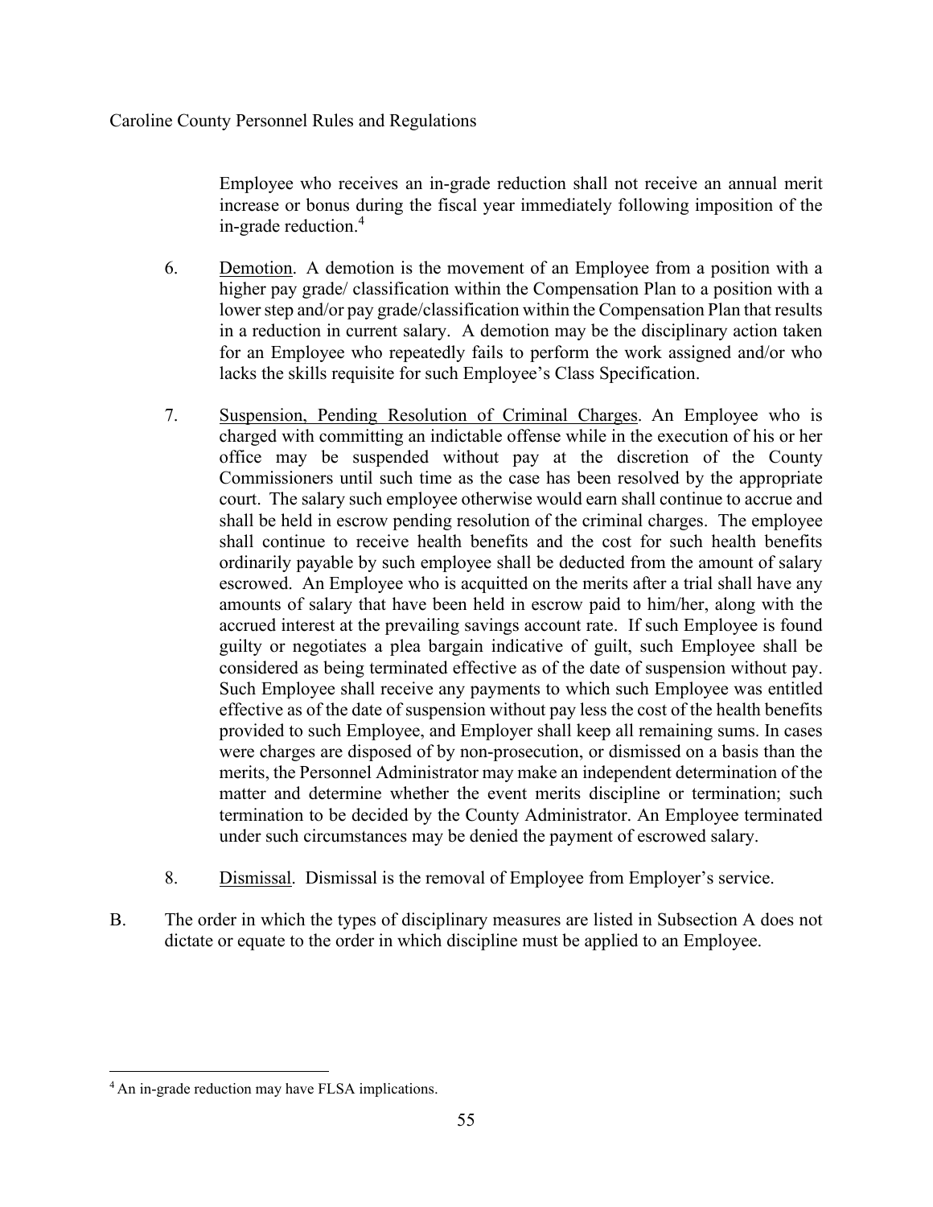Employee who receives an in-grade reduction shall not receive an annual merit increase or bonus during the fiscal year immediately following imposition of the in-grade reduction.[4]

6. Demotion. A demotion is the movement of an Employee from a position with a higher pay grade/ classification within the Compensation Plan to a position with a lower step and/or pay grade/classification within the Compensation Plan that results in a reduction in current salary. A demotion may be the disciplinary action taken for an Employee who repeatedly fails to perform the work assigned and/or who lacks the skills requisite for such Employee's Class Specification.

7. Suspension, Pending Resolution of Criminal Charges. An Employee who is charged with committing an indictable offense while in the execution of his or her office may be suspended without pay at the discretion of the County Commissioners until such time as the case has been resolved by the appropriate court. The salary such employee otherwise would earn shall continue to accrue and shall be held in escrow pending resolution of the criminal charges. The employee shall continue to receive health benefits and the cost for such health benefits ordinarily payable by such employee shall be deducted from the amount of salary escrowed. An Employee who is acquitted on the merits after a trial shall have any amounts of salary that have been held in escrow paid to him/her, along with the accrued interest at the prevailing savings account rate. If such Employee is found guilty or negotiates a plea bargain indicative of guilt, such Employee shall be considered as being terminated effective as of the date of suspension without pay. Such Employee shall receive any payments to which such Employee was entitled effective as of the date of suspension without pay less the cost of the health benefits provided to such Employee, and Employer shall keep all remaining sums. In cases were charges are disposed of by non-prosecution, or dismissed on a basis than the merits, the Personnel Administrator may make an independent determination of the matter and determine whether the event merits discipline or termination; such termination to be decided by the County Administrator. An Employee terminated under such circumstances may be denied the payment of escrowed salary.

8. Dismissal. Dismissal is the removal of Employee from Employer's service.

B. The order in which the types of disciplinary measures are listed in Subsection A does not dictate or equate to the order in which discipline must be applied to an Employee.

---

[4] An in-grade reduction may have FLSA implications.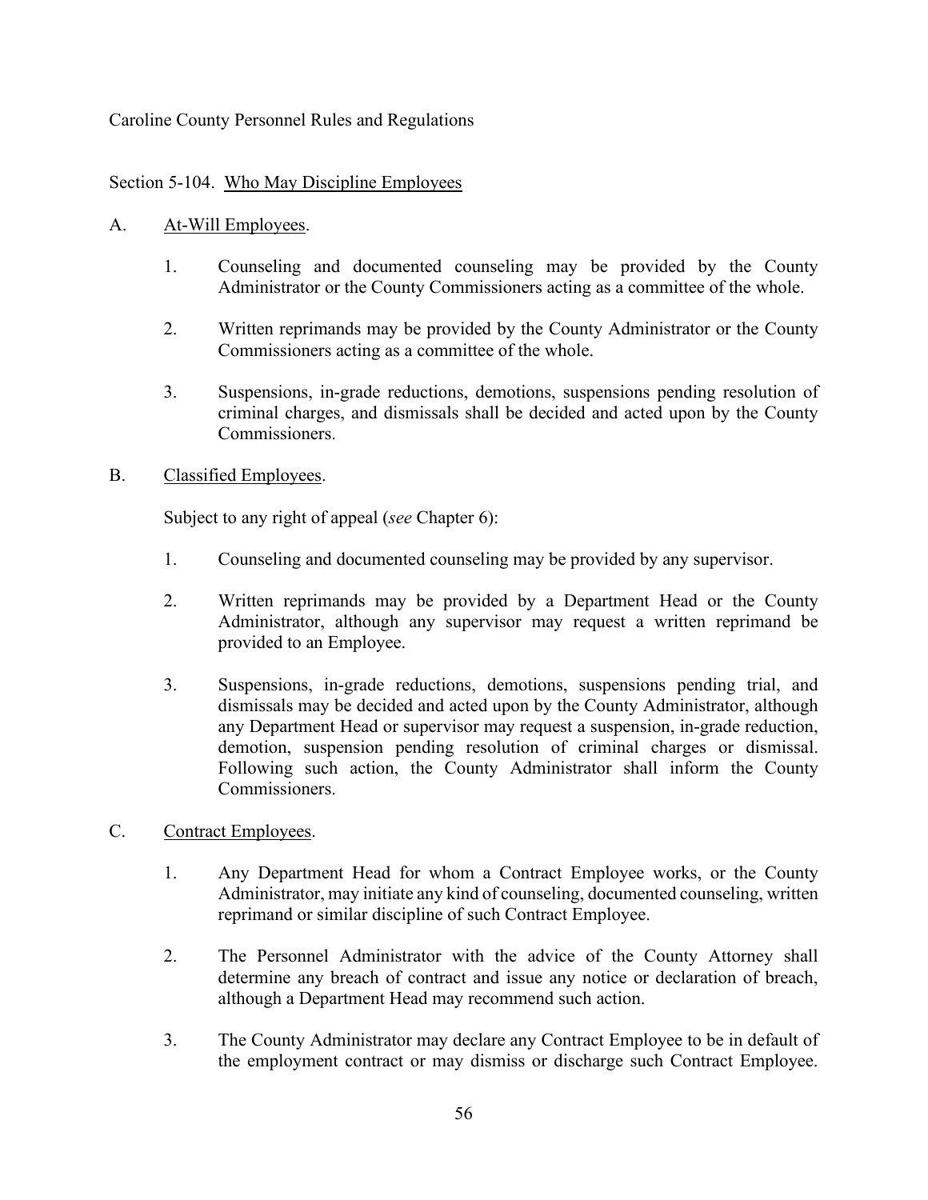Caroline County Personnel Rules and Regulations

## Section 5-104. Who May Discipline Employees

A. <u>At-Will Employees</u>.

1. Counseling and documented counseling may be provided by the County Administrator or the County Commissioners acting as a committee of the whole.

2. Written reprimands may be provided by the County Administrator or the County Commissioners acting as a committee of the whole.

3. Suspensions, in-grade reductions, demotions, suspensions pending resolution of criminal charges, and dismissals shall be decided and acted upon by the County Commissioners.

B. <u>Classified Employees</u>.

Subject to any right of appeal (*see* Chapter 6):

1. Counseling and documented counseling may be provided by any supervisor.

2. Written reprimands may be provided by a Department Head or the County Administrator, although any supervisor may request a written reprimand be provided to an Employee.

3. Suspensions, in-grade reductions, demotions, suspensions pending trial, and dismissals may be decided and acted upon by the County Administrator, although any Department Head or supervisor may request a suspension, in-grade reduction, demotion, suspension pending resolution of criminal charges or dismissal. Following such action, the County Administrator shall inform the County Commissioners.

C. <u>Contract Employees</u>.

1. Any Department Head for whom a Contract Employee works, or the County Administrator, may initiate any kind of counseling, documented counseling, written reprimand or similar discipline of such Contract Employee.

2. The Personnel Administrator with the advice of the County Attorney shall determine any breach of contract and issue any notice or declaration of breach, although a Department Head may recommend such action.

3. The County Administrator may declare any Contract Employee to be in default of the employment contract or may dismiss or discharge such Contract Employee.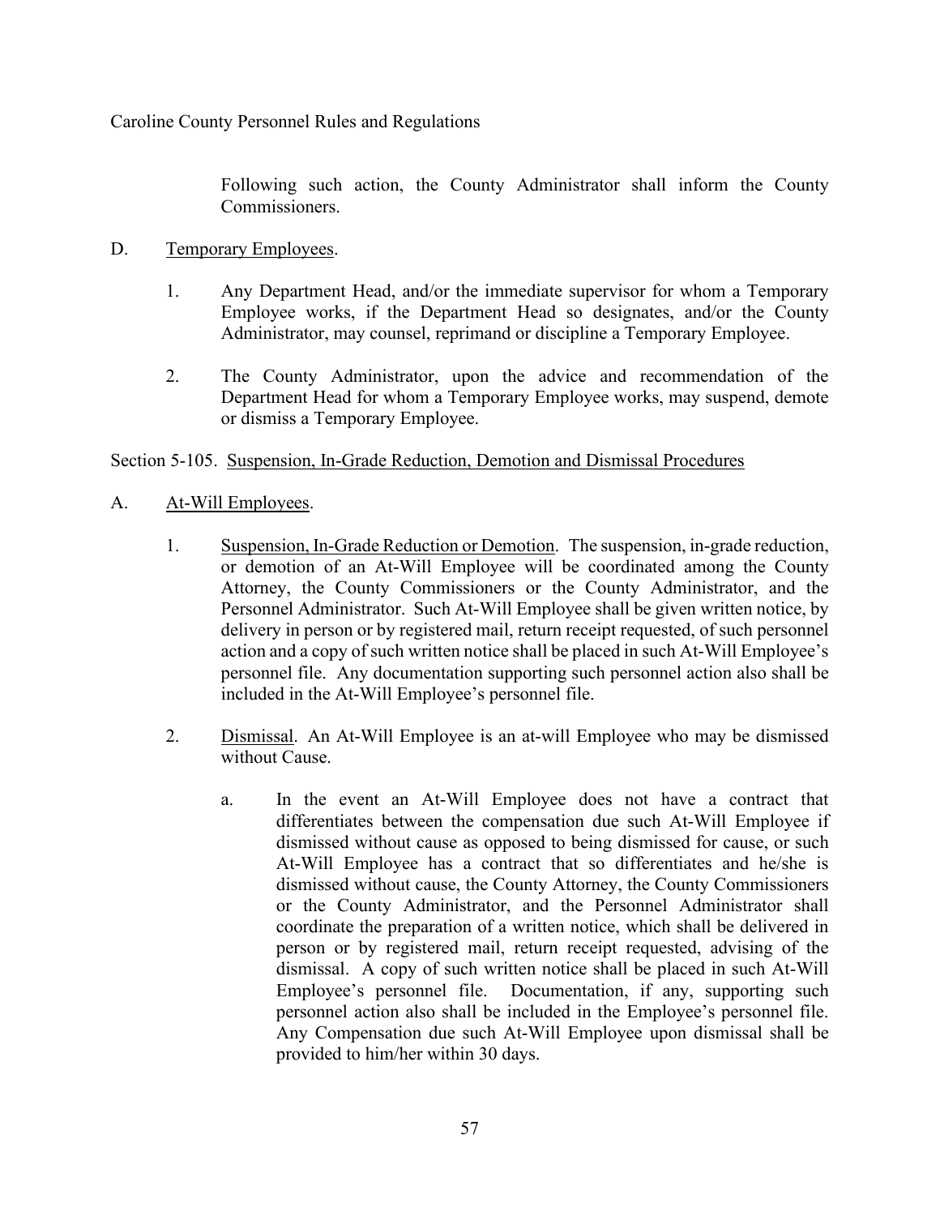Following such action, the County Administrator shall inform the County Commissioners.

D. Temporary Employees.

1. Any Department Head, and/or the immediate supervisor for whom a Temporary Employee works, if the Department Head so designates, and/or the County Administrator, may counsel, reprimand or discipline a Temporary Employee.

2. The County Administrator, upon the advice and recommendation of the Department Head for whom a Temporary Employee works, may suspend, demote or dismiss a Temporary Employee.

Section 5-105. Suspension, In-Grade Reduction, Demotion and Dismissal Procedures

A. At-Will Employees.

1. Suspension, In-Grade Reduction or Demotion. The suspension, in-grade reduction, or demotion of an At-Will Employee will be coordinated among the County Attorney, the County Commissioners or the County Administrator, and the Personnel Administrator. Such At-Will Employee shall be given written notice, by delivery in person or by registered mail, return receipt requested, of such personnel action and a copy of such written notice shall be placed in such At-Will Employee's personnel file. Any documentation supporting such personnel action also shall be included in the At-Will Employee's personnel file.

2. Dismissal. An At-Will Employee is an at-will Employee who may be dismissed without Cause.

   a. In the event an At-Will Employee does not have a contract that differentiates between the compensation due such At-Will Employee if dismissed without cause as opposed to being dismissed for cause, or such At-Will Employee has a contract that so differentiates and he/she is dismissed without cause, the County Attorney, the County Commissioners or the County Administrator, and the Personnel Administrator shall coordinate the preparation of a written notice, which shall be delivered in person or by registered mail, return receipt requested, advising of the dismissal. A copy of such written notice shall be placed in such At-Will Employee's personnel file. Documentation, if any, supporting such personnel action also shall be included in the Employee's personnel file. Any Compensation due such At-Will Employee upon dismissal shall be provided to him/her within 30 days.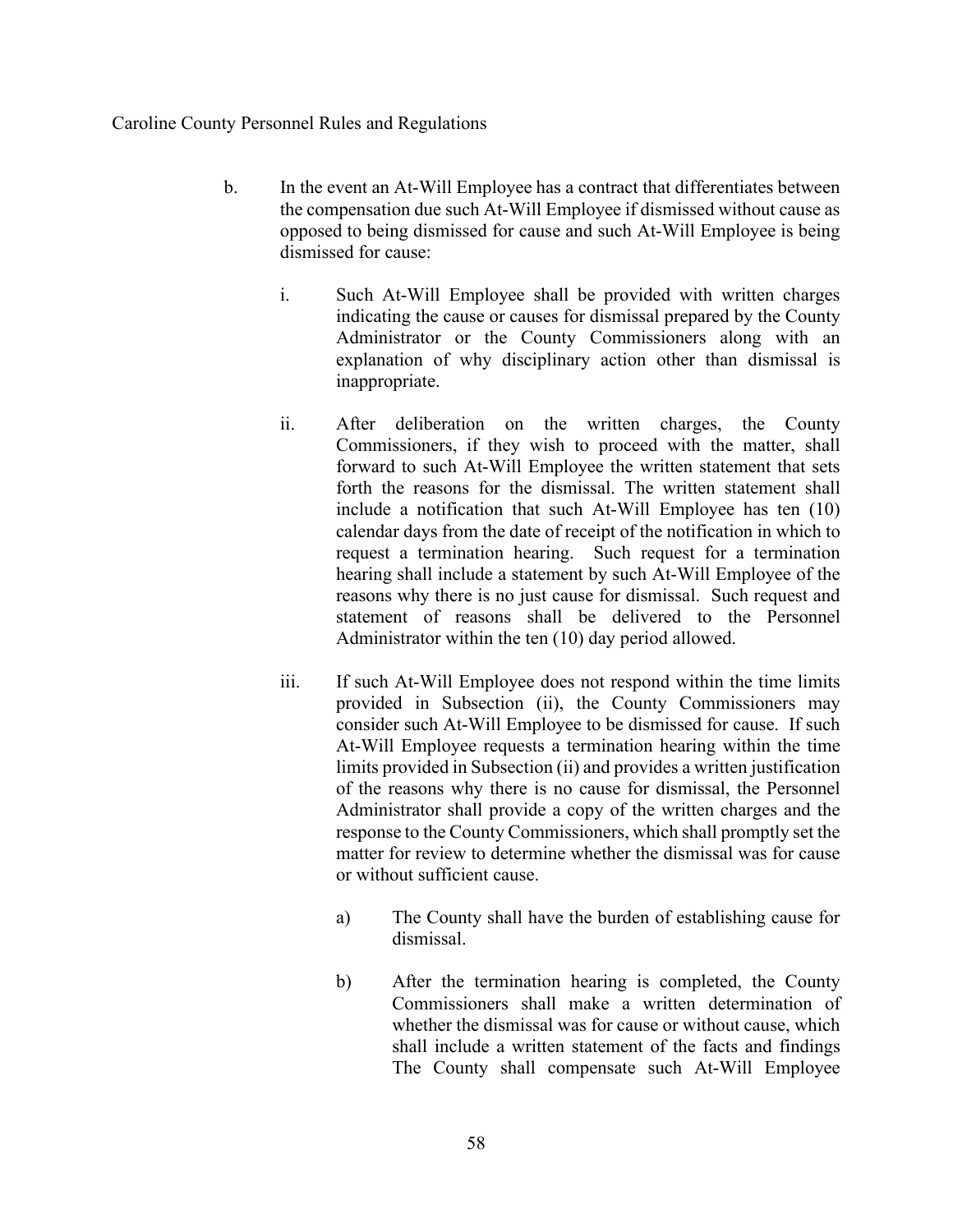b. In the event an At-Will Employee has a contract that differentiates between the compensation due such At-Will Employee if dismissed without cause as opposed to being dismissed for cause and such At-Will Employee is being dismissed for cause:

   i. Such At-Will Employee shall be provided with written charges indicating the cause or causes for dismissal prepared by the County Administrator or the County Commissioners along with an explanation of why disciplinary action other than dismissal is inappropriate.

   ii. After deliberation on the written charges, the County Commissioners, if they wish to proceed with the matter, shall forward to such At-Will Employee the written statement that sets forth the reasons for the dismissal. The written statement shall include a notification that such At-Will Employee has ten (10) calendar days from the date of receipt of the notification in which to request a termination hearing. Such request for a termination hearing shall include a statement by such At-Will Employee of the reasons why there is no just cause for dismissal. Such request and statement of reasons shall be delivered to the Personnel Administrator within the ten (10) day period allowed.

   iii. If such At-Will Employee does not respond within the time limits provided in Subsection (ii), the County Commissioners may consider such At-Will Employee to be dismissed for cause. If such At-Will Employee requests a termination hearing within the time limits provided in Subsection (ii) and provides a written justification of the reasons why there is no cause for dismissal, the Personnel Administrator shall provide a copy of the written charges and the response to the County Commissioners, which shall promptly set the matter for review to determine whether the dismissal was for cause or without sufficient cause.

      a) The County shall have the burden of establishing cause for dismissal.

      b) After the termination hearing is completed, the County Commissioners shall make a written determination of whether the dismissal was for cause or without cause, which shall include a written statement of the facts and findings The County shall compensate such At-Will Employee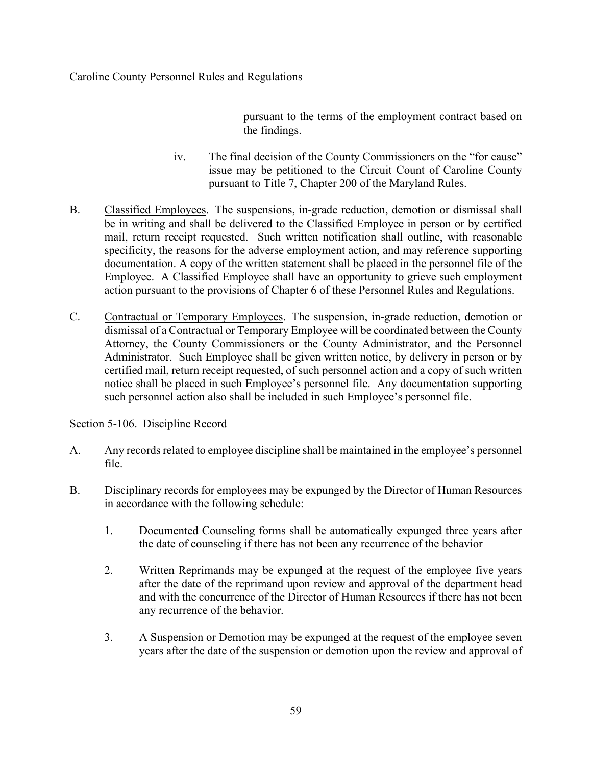pursuant to the terms of the employment contract based on the findings.

iv. The final decision of the County Commissioners on the "for cause" issue may be petitioned to the Circuit Count of Caroline County pursuant to Title 7, Chapter 200 of the Maryland Rules.

B. Classified Employees. The suspensions, in-grade reduction, demotion or dismissal shall be in writing and shall be delivered to the Classified Employee in person or by certified mail, return receipt requested. Such written notification shall outline, with reasonable specificity, the reasons for the adverse employment action, and may reference supporting documentation. A copy of the written statement shall be placed in the personnel file of the Employee. A Classified Employee shall have an opportunity to grieve such employment action pursuant to the provisions of Chapter 6 of these Personnel Rules and Regulations.

C. Contractual or Temporary Employees. The suspension, in-grade reduction, demotion or dismissal of a Contractual or Temporary Employee will be coordinated between the County Attorney, the County Commissioners or the County Administrator, and the Personnel Administrator. Such Employee shall be given written notice, by delivery in person or by certified mail, return receipt requested, of such personnel action and a copy of such written notice shall be placed in such Employee's personnel file. Any documentation supporting such personnel action also shall be included in such Employee's personnel file.

Section 5-106. Discipline Record

A. Any records related to employee discipline shall be maintained in the employee's personnel file.

B. Disciplinary records for employees may be expunged by the Director of Human Resources in accordance with the following schedule:

1. Documented Counseling forms shall be automatically expunged three years after the date of counseling if there has not been any recurrence of the behavior

2. Written Reprimands may be expunged at the request of the employee five years after the date of the reprimand upon review and approval of the department head and with the concurrence of the Director of Human Resources if there has not been any recurrence of the behavior.

3. A Suspension or Demotion may be expunged at the request of the employee seven years after the date of the suspension or demotion upon the review and approval of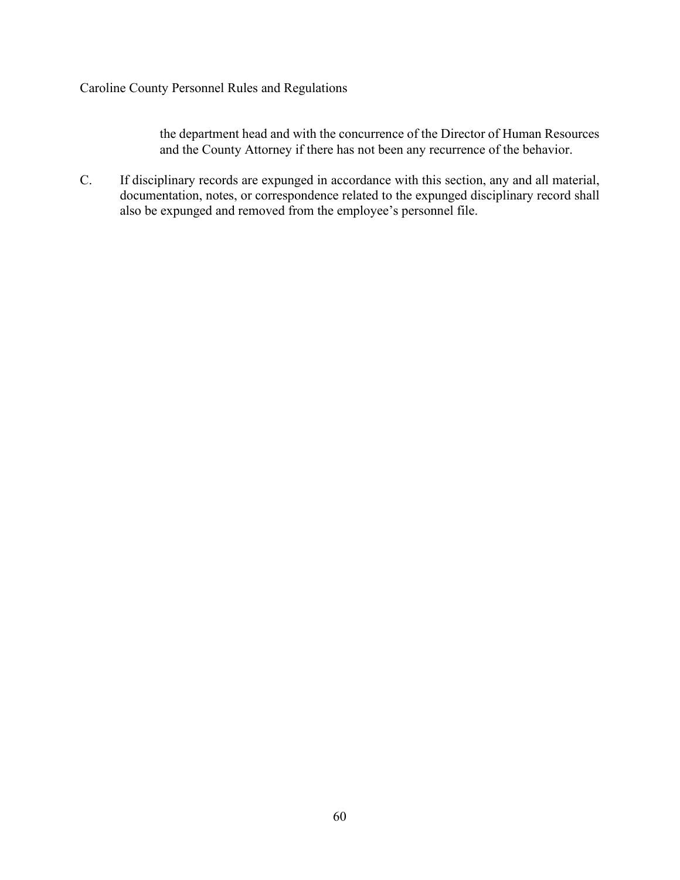the department head and with the concurrence of the Director of Human Resources and the County Attorney if there has not been any recurrence of the behavior.

C. If disciplinary records are expunged in accordance with this section, any and all material, documentation, notes, or correspondence related to the expunged disciplinary record shall also be expunged and removed from the employee's personnel file.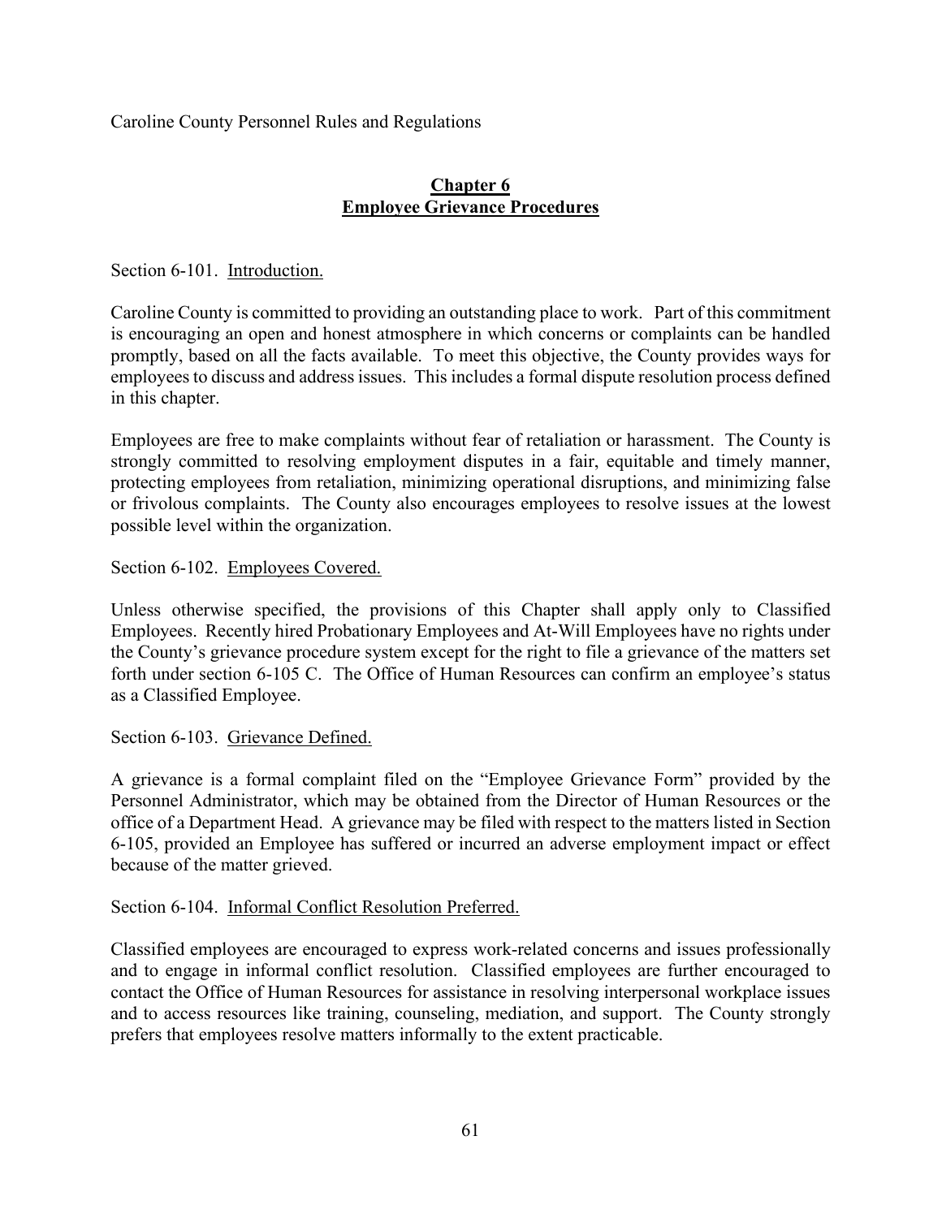Caroline County Personnel Rules and Regulations

## <u>Chapter 6</u>
## <u>Employee Grievance Procedures</u>

Section 6-101. <u>Introduction.</u>

Caroline County is committed to providing an outstanding place to work. Part of this commitment is encouraging an open and honest atmosphere in which concerns or complaints can be handled promptly, based on all the facts available. To meet this objective, the County provides ways for employees to discuss and address issues. This includes a formal dispute resolution process defined in this chapter.

Employees are free to make complaints without fear of retaliation or harassment. The County is strongly committed to resolving employment disputes in a fair, equitable and timely manner, protecting employees from retaliation, minimizing operational disruptions, and minimizing false or frivolous complaints. The County also encourages employees to resolve issues at the lowest possible level within the organization.

Section 6-102. <u>Employees Covered.</u>

Unless otherwise specified, the provisions of this Chapter shall apply only to Classified Employees. Recently hired Probationary Employees and At-Will Employees have no rights under the County's grievance procedure system except for the right to file a grievance of the matters set forth under section 6-105 C. The Office of Human Resources can confirm an employee's status as a Classified Employee.

Section 6-103. <u>Grievance Defined.</u>

A grievance is a formal complaint filed on the "Employee Grievance Form" provided by the Personnel Administrator, which may be obtained from the Director of Human Resources or the office of a Department Head. A grievance may be filed with respect to the matters listed in Section 6-105, provided an Employee has suffered or incurred an adverse employment impact or effect because of the matter grieved.

Section 6-104. <u>Informal Conflict Resolution Preferred.</u>

Classified employees are encouraged to express work-related concerns and issues professionally and to engage in informal conflict resolution. Classified employees are further encouraged to contact the Office of Human Resources for assistance in resolving interpersonal workplace issues and to access resources like training, counseling, mediation, and support. The County strongly prefers that employees resolve matters informally to the extent practicable.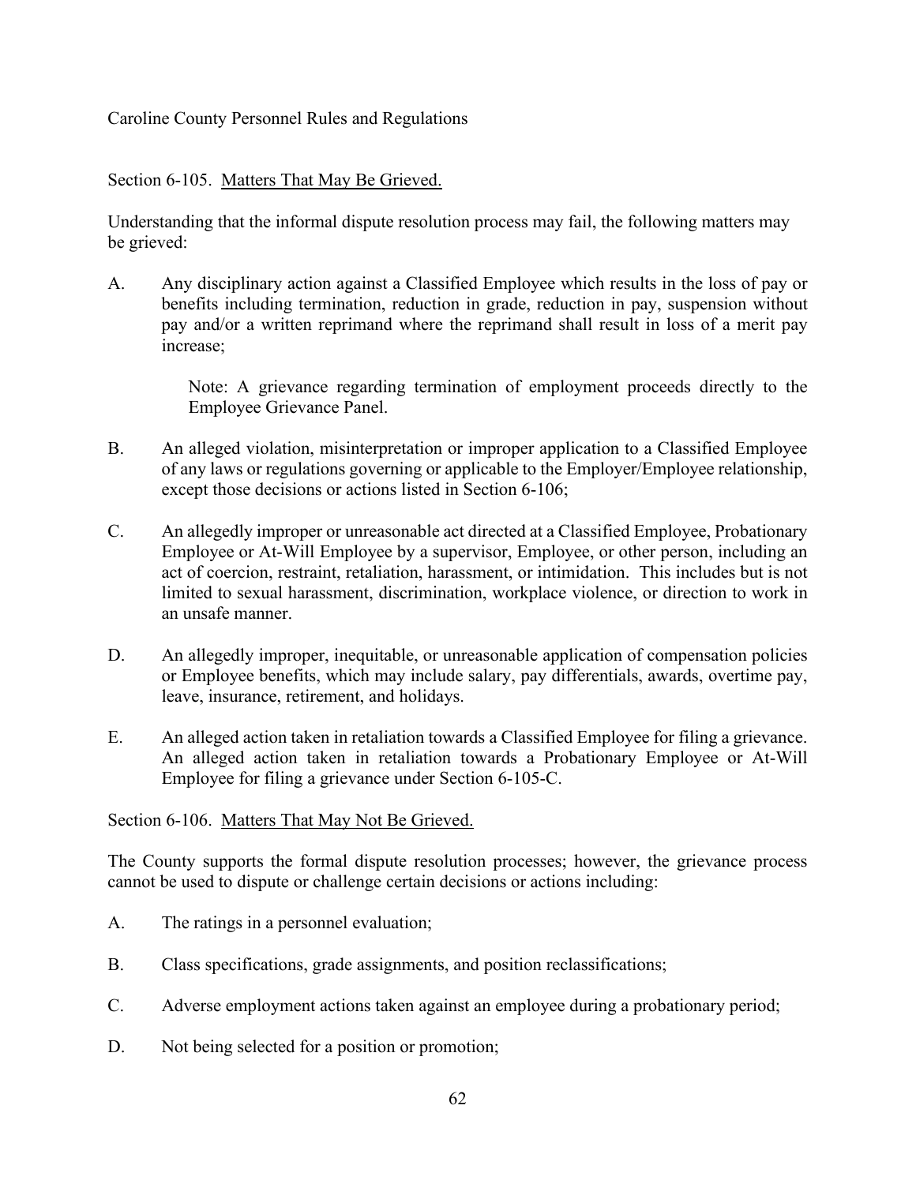Section 6-105. Matters That May Be Grieved.

Understanding that the informal dispute resolution process may fail, the following matters may be grieved:

A. Any disciplinary action against a Classified Employee which results in the loss of pay or benefits including termination, reduction in grade, reduction in pay, suspension without pay and/or a written reprimand where the reprimand shall result in loss of a merit pay increase;

   Note: A grievance regarding termination of employment proceeds directly to the Employee Grievance Panel.

B. An alleged violation, misinterpretation or improper application to a Classified Employee of any laws or regulations governing or applicable to the Employer/Employee relationship, except those decisions or actions listed in Section 6-106;

C. An allegedly improper or unreasonable act directed at a Classified Employee, Probationary Employee or At-Will Employee by a supervisor, Employee, or other person, including an act of coercion, restraint, retaliation, harassment, or intimidation. This includes but is not limited to sexual harassment, discrimination, workplace violence, or direction to work in an unsafe manner.

D. An allegedly improper, inequitable, or unreasonable application of compensation policies or Employee benefits, which may include salary, pay differentials, awards, overtime pay, leave, insurance, retirement, and holidays.

E. An alleged action taken in retaliation towards a Classified Employee for filing a grievance. An alleged action taken in retaliation towards a Probationary Employee or At-Will Employee for filing a grievance under Section 6-105-C.

Section 6-106. Matters That May Not Be Grieved.

The County supports the formal dispute resolution processes; however, the grievance process cannot be used to dispute or challenge certain decisions or actions including:

A. The ratings in a personnel evaluation;

B. Class specifications, grade assignments, and position reclassifications;

C. Adverse employment actions taken against an employee during a probationary period;

D. Not being selected for a position or promotion;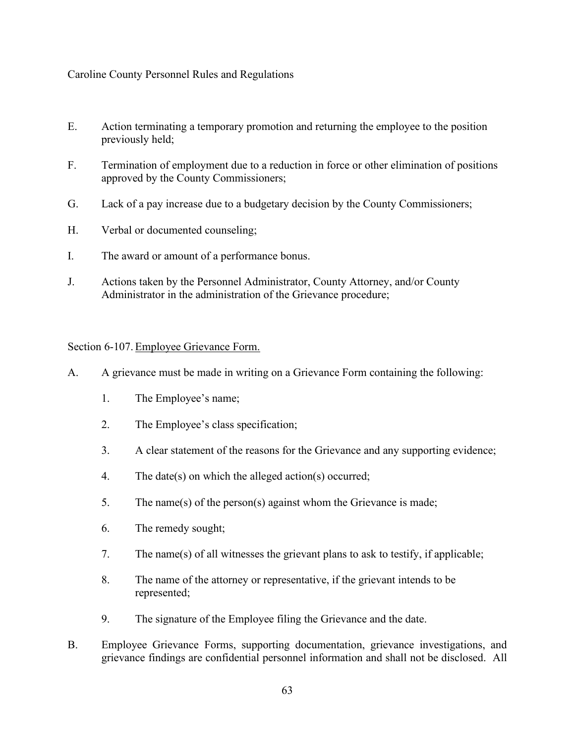E. Action terminating a temporary promotion and returning the employee to the position previously held;

F. Termination of employment due to a reduction in force or other elimination of positions approved by the County Commissioners;

G. Lack of a pay increase due to a budgetary decision by the County Commissioners;

H. Verbal or documented counseling;

I. The award or amount of a performance bonus.

J. Actions taken by the Personnel Administrator, County Attorney, and/or County Administrator in the administration of the Grievance procedure;

Section 6-107. Employee Grievance Form.

A. A grievance must be made in writing on a Grievance Form containing the following:

   1. The Employee's name;

   2. The Employee's class specification;

   3. A clear statement of the reasons for the Grievance and any supporting evidence;

   4. The date(s) on which the alleged action(s) occurred;

   5. The name(s) of the person(s) against whom the Grievance is made;

   6. The remedy sought;

   7. The name(s) of all witnesses the grievant plans to ask to testify, if applicable;

   8. The name of the attorney or representative, if the grievant intends to be represented;

   9. The signature of the Employee filing the Grievance and the date.

B. Employee Grievance Forms, supporting documentation, grievance investigations, and grievance findings are confidential personnel information and shall not be disclosed. All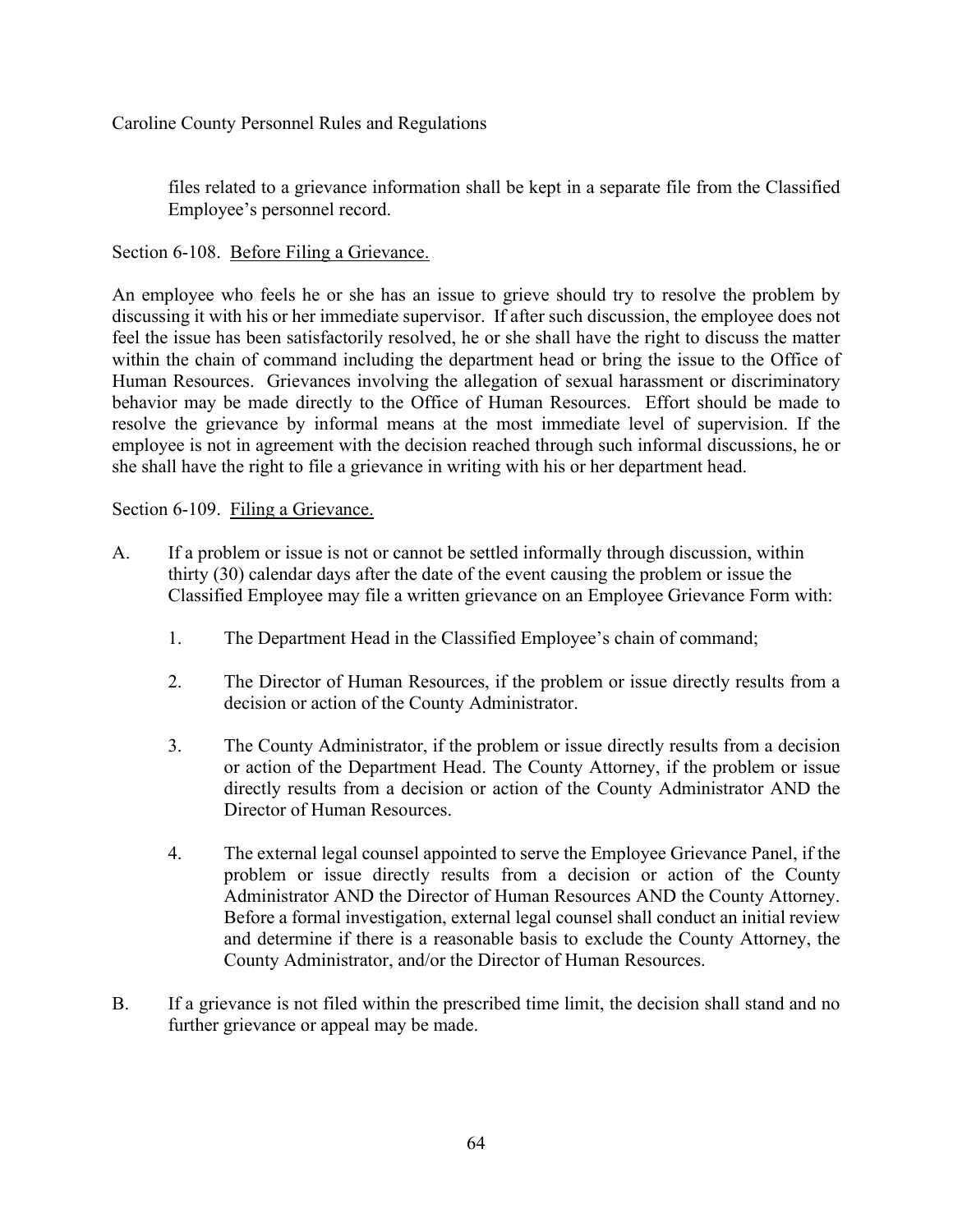files related to a grievance information shall be kept in a separate file from the Classified Employee's personnel record.

Section 6-108. Before Filing a Grievance.

An employee who feels he or she has an issue to grieve should try to resolve the problem by discussing it with his or her immediate supervisor. If after such discussion, the employee does not feel the issue has been satisfactorily resolved, he or she shall have the right to discuss the matter within the chain of command including the department head or bring the issue to the Office of Human Resources. Grievances involving the allegation of sexual harassment or discriminatory behavior may be made directly to the Office of Human Resources. Effort should be made to resolve the grievance by informal means at the most immediate level of supervision. If the employee is not in agreement with the decision reached through such informal discussions, he or she shall have the right to file a grievance in writing with his or her department head.

Section 6-109. Filing a Grievance.

A. If a problem or issue is not or cannot be settled informally through discussion, within thirty (30) calendar days after the date of the event causing the problem or issue the Classified Employee may file a written grievance on an Employee Grievance Form with:

   1. The Department Head in the Classified Employee's chain of command;

   2. The Director of Human Resources, if the problem or issue directly results from a decision or action of the County Administrator.

   3. The County Administrator, if the problem or issue directly results from a decision or action of the Department Head. The County Attorney, if the problem or issue directly results from a decision or action of the County Administrator AND the Director of Human Resources.

   4. The external legal counsel appointed to serve the Employee Grievance Panel, if the problem or issue directly results from a decision or action of the County Administrator AND the Director of Human Resources AND the County Attorney. Before a formal investigation, external legal counsel shall conduct an initial review and determine if there is a reasonable basis to exclude the County Attorney, the County Administrator, and/or the Director of Human Resources.

B. If a grievance is not filed within the prescribed time limit, the decision shall stand and no further grievance or appeal may be made.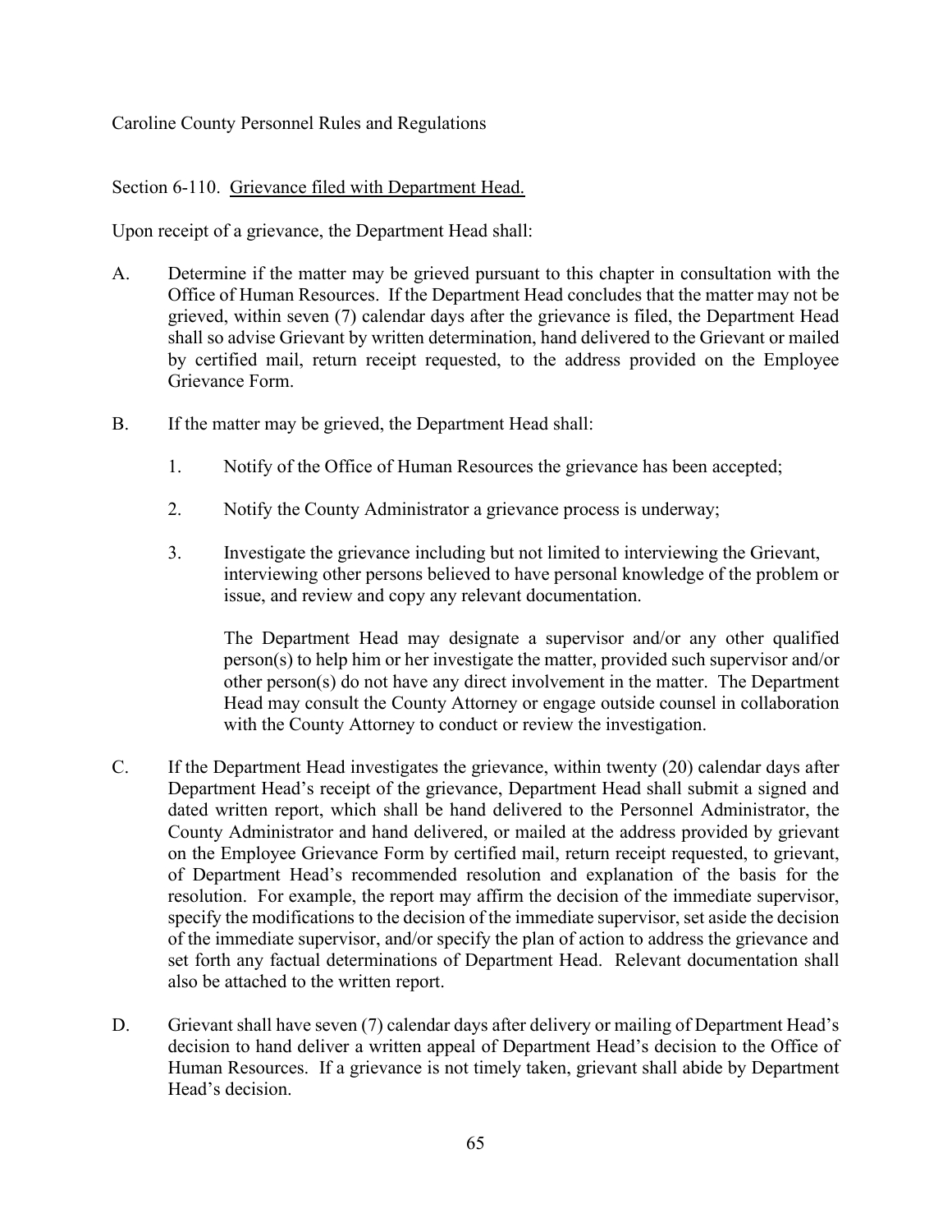Section 6-110. Grievance filed with Department Head.

Upon receipt of a grievance, the Department Head shall:

A. Determine if the matter may be grieved pursuant to this chapter in consultation with the Office of Human Resources. If the Department Head concludes that the matter may not be grieved, within seven (7) calendar days after the grievance is filed, the Department Head shall so advise Grievant by written determination, hand delivered to the Grievant or mailed by certified mail, return receipt requested, to the address provided on the Employee Grievance Form.

B. If the matter may be grieved, the Department Head shall:

   1. Notify of the Office of Human Resources the grievance has been accepted;

   2. Notify the County Administrator a grievance process is underway;

   3. Investigate the grievance including but not limited to interviewing the Grievant, interviewing other persons believed to have personal knowledge of the problem or issue, and review and copy any relevant documentation.

      The Department Head may designate a supervisor and/or any other qualified person(s) to help him or her investigate the matter, provided such supervisor and/or other person(s) do not have any direct involvement in the matter. The Department Head may consult the County Attorney or engage outside counsel in collaboration with the County Attorney to conduct or review the investigation.

C. If the Department Head investigates the grievance, within twenty (20) calendar days after Department Head's receipt of the grievance, Department Head shall submit a signed and dated written report, which shall be hand delivered to the Personnel Administrator, the County Administrator and hand delivered, or mailed at the address provided by grievant on the Employee Grievance Form by certified mail, return receipt requested, to grievant, of Department Head's recommended resolution and explanation of the basis for the resolution. For example, the report may affirm the decision of the immediate supervisor, specify the modifications to the decision of the immediate supervisor, set aside the decision of the immediate supervisor, and/or specify the plan of action to address the grievance and set forth any factual determinations of Department Head. Relevant documentation shall also be attached to the written report.

D. Grievant shall have seven (7) calendar days after delivery or mailing of Department Head's decision to hand deliver a written appeal of Department Head's decision to the Office of Human Resources. If a grievance is not timely taken, grievant shall abide by Department Head's decision.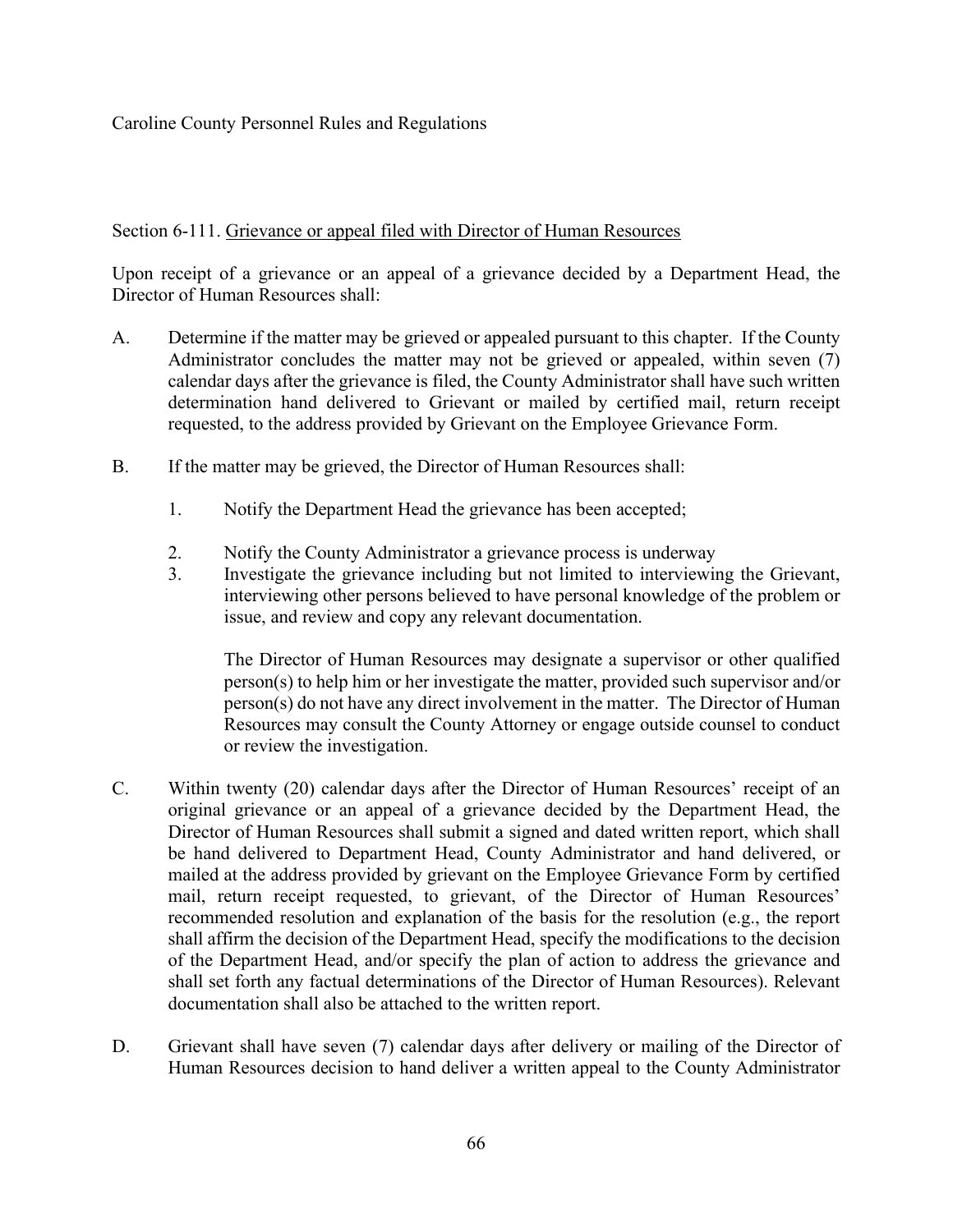Section 6-111. Grievance or appeal filed with Director of Human Resources

Upon receipt of a grievance or an appeal of a grievance decided by a Department Head, the Director of Human Resources shall:

A. Determine if the matter may be grieved or appealed pursuant to this chapter. If the County Administrator concludes the matter may not be grieved or appealed, within seven (7) calendar days after the grievance is filed, the County Administrator shall have such written determination hand delivered to Grievant or mailed by certified mail, return receipt requested, to the address provided by Grievant on the Employee Grievance Form.

B. If the matter may be grieved, the Director of Human Resources shall:

   1. Notify the Department Head the grievance has been accepted;

   2. Notify the County Administrator a grievance process is underway

   3. Investigate the grievance including but not limited to interviewing the Grievant, interviewing other persons believed to have personal knowledge of the problem or issue, and review and copy any relevant documentation.

      The Director of Human Resources may designate a supervisor or other qualified person(s) to help him or her investigate the matter, provided such supervisor and/or person(s) do not have any direct involvement in the matter. The Director of Human Resources may consult the County Attorney or engage outside counsel to conduct or review the investigation.

C. Within twenty (20) calendar days after the Director of Human Resources' receipt of an original grievance or an appeal of a grievance decided by the Department Head, the Director of Human Resources shall submit a signed and dated written report, which shall be hand delivered to Department Head, County Administrator and hand delivered, or mailed at the address provided by grievant on the Employee Grievance Form by certified mail, return receipt requested, to grievant, of the Director of Human Resources' recommended resolution and explanation of the basis for the resolution (e.g., the report shall affirm the decision of the Department Head, specify the modifications to the decision of the Department Head, and/or specify the plan of action to address the grievance and shall set forth any factual determinations of the Director of Human Resources). Relevant documentation shall also be attached to the written report.

D. Grievant shall have seven (7) calendar days after delivery or mailing of the Director of Human Resources decision to hand deliver a written appeal to the County Administrator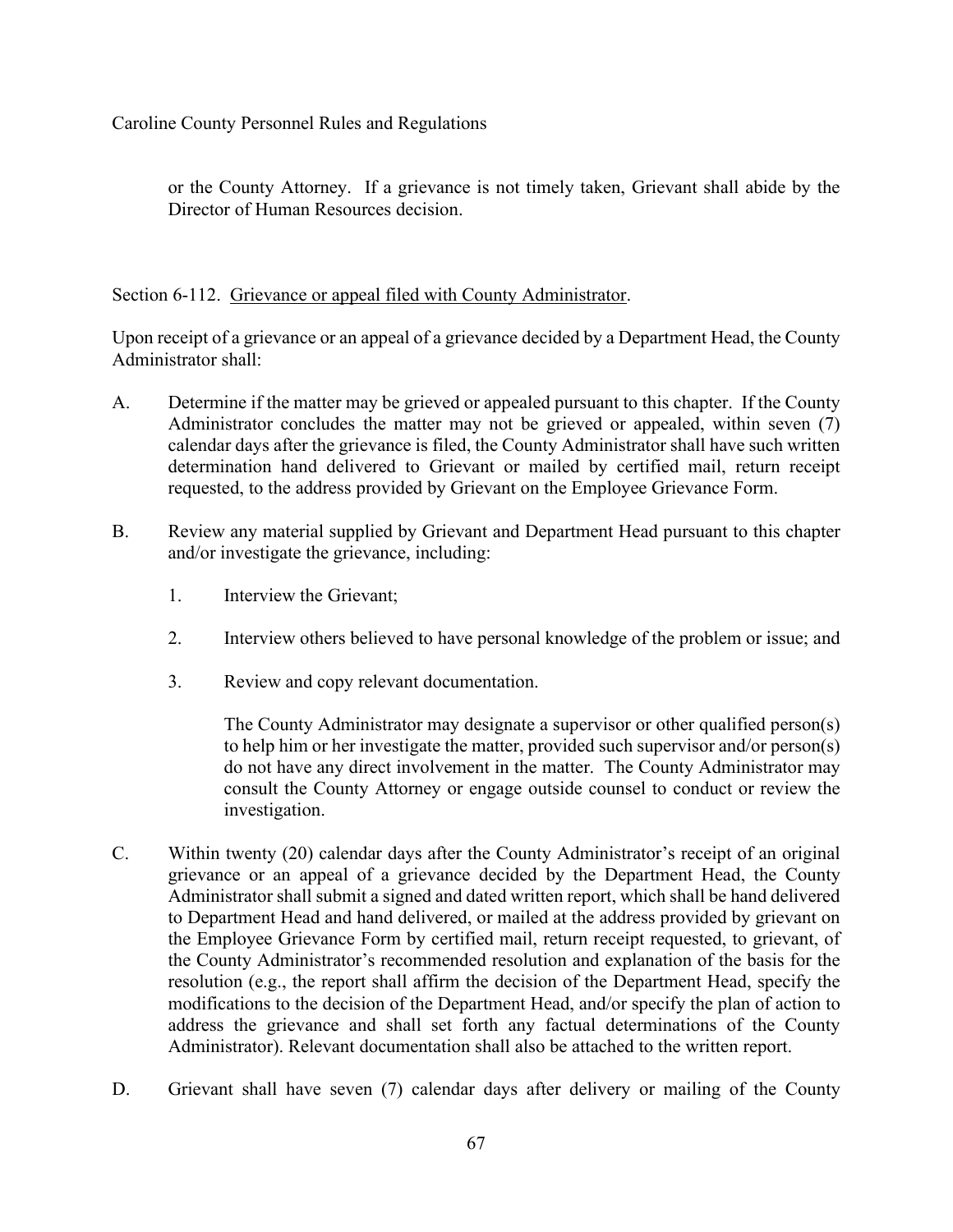or the County Attorney. If a grievance is not timely taken, Grievant shall abide by the Director of Human Resources decision.

Section 6-112. <u>Grievance or appeal filed with County Administrator</u>.

Upon receipt of a grievance or an appeal of a grievance decided by a Department Head, the County Administrator shall:

A. Determine if the matter may be grieved or appealed pursuant to this chapter. If the County Administrator concludes the matter may not be grieved or appealed, within seven (7) calendar days after the grievance is filed, the County Administrator shall have such written determination hand delivered to Grievant or mailed by certified mail, return receipt requested, to the address provided by Grievant on the Employee Grievance Form.

B. Review any material supplied by Grievant and Department Head pursuant to this chapter and/or investigate the grievance, including:

   1. Interview the Grievant;

   2. Interview others believed to have personal knowledge of the problem or issue; and

   3. Review and copy relevant documentation.

   The County Administrator may designate a supervisor or other qualified person(s) to help him or her investigate the matter, provided such supervisor and/or person(s) do not have any direct involvement in the matter. The County Administrator may consult the County Attorney or engage outside counsel to conduct or review the investigation.

C. Within twenty (20) calendar days after the County Administrator's receipt of an original grievance or an appeal of a grievance decided by the Department Head, the County Administrator shall submit a signed and dated written report, which shall be hand delivered to Department Head and hand delivered, or mailed at the address provided by grievant on the Employee Grievance Form by certified mail, return receipt requested, to grievant, of the County Administrator's recommended resolution and explanation of the basis for the resolution (e.g., the report shall affirm the decision of the Department Head, specify the modifications to the decision of the Department Head, and/or specify the plan of action to address the grievance and shall set forth any factual determinations of the County Administrator). Relevant documentation shall also be attached to the written report.

D. Grievant shall have seven (7) calendar days after delivery or mailing of the County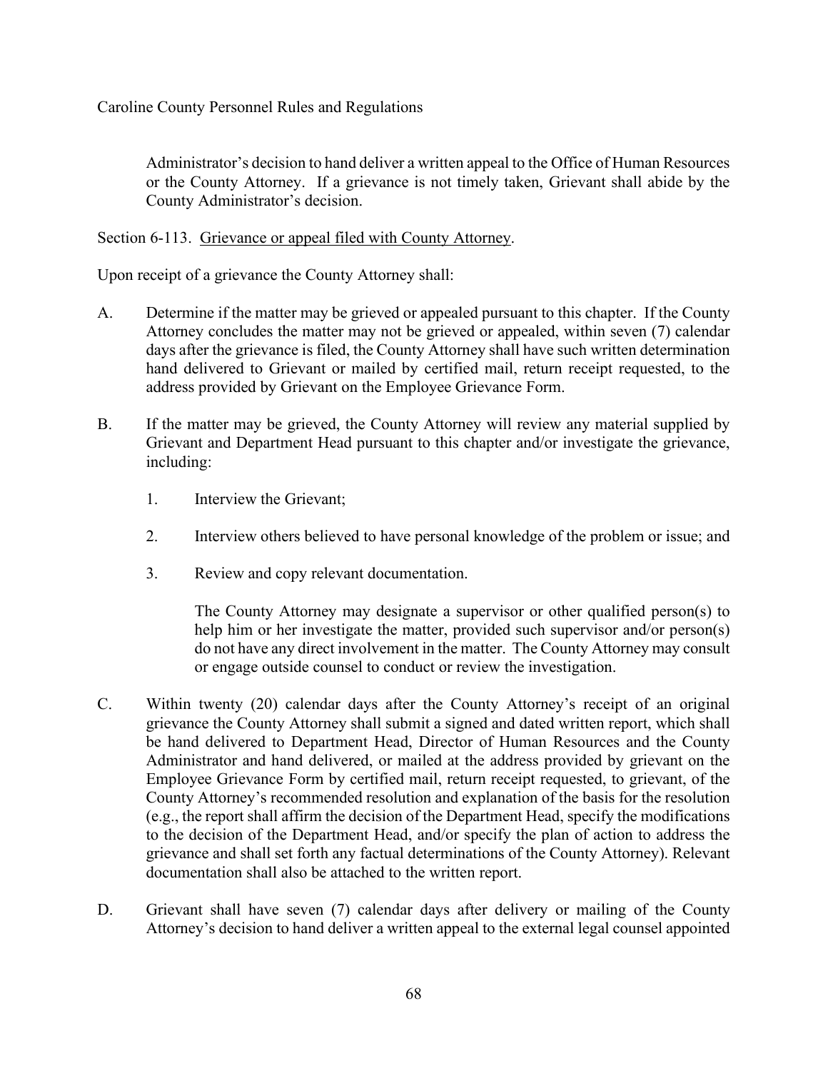Administrator's decision to hand deliver a written appeal to the Office of Human Resources or the County Attorney. If a grievance is not timely taken, Grievant shall abide by the County Administrator's decision.

Section 6-113. Grievance or appeal filed with County Attorney.

Upon receipt of a grievance the County Attorney shall:

A. Determine if the matter may be grieved or appealed pursuant to this chapter. If the County Attorney concludes the matter may not be grieved or appealed, within seven (7) calendar days after the grievance is filed, the County Attorney shall have such written determination hand delivered to Grievant or mailed by certified mail, return receipt requested, to the address provided by Grievant on the Employee Grievance Form.

B. If the matter may be grieved, the County Attorney will review any material supplied by Grievant and Department Head pursuant to this chapter and/or investigate the grievance, including:

   1. Interview the Grievant;

   2. Interview others believed to have personal knowledge of the problem or issue; and

   3. Review and copy relevant documentation.

   The County Attorney may designate a supervisor or other qualified person(s) to help him or her investigate the matter, provided such supervisor and/or person(s) do not have any direct involvement in the matter. The County Attorney may consult or engage outside counsel to conduct or review the investigation.

C. Within twenty (20) calendar days after the County Attorney's receipt of an original grievance the County Attorney shall submit a signed and dated written report, which shall be hand delivered to Department Head, Director of Human Resources and the County Administrator and hand delivered, or mailed at the address provided by grievant on the Employee Grievance Form by certified mail, return receipt requested, to grievant, of the County Attorney's recommended resolution and explanation of the basis for the resolution (e.g., the report shall affirm the decision of the Department Head, specify the modifications to the decision of the Department Head, and/or specify the plan of action to address the grievance and shall set forth any factual determinations of the County Attorney). Relevant documentation shall also be attached to the written report.

D. Grievant shall have seven (7) calendar days after delivery or mailing of the County Attorney's decision to hand deliver a written appeal to the external legal counsel appointed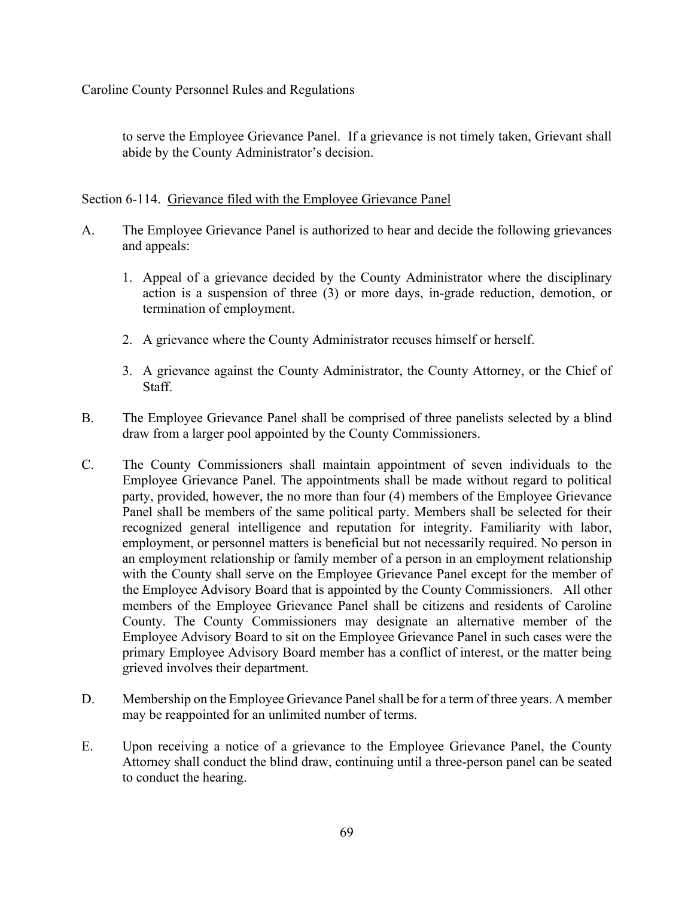to serve the Employee Grievance Panel. If a grievance is not timely taken, Grievant shall abide by the County Administrator's decision.

Section 6-114. <u>Grievance filed with the Employee Grievance Panel</u>

A. The Employee Grievance Panel is authorized to hear and decide the following grievances and appeals:

   1. Appeal of a grievance decided by the County Administrator where the disciplinary action is a suspension of three (3) or more days, in-grade reduction, demotion, or termination of employment.

   2. A grievance where the County Administrator recuses himself or herself.

   3. A grievance against the County Administrator, the County Attorney, or the Chief of Staff.

B. The Employee Grievance Panel shall be comprised of three panelists selected by a blind draw from a larger pool appointed by the County Commissioners.

C. The County Commissioners shall maintain appointment of seven individuals to the Employee Grievance Panel. The appointments shall be made without regard to political party, provided, however, the no more than four (4) members of the Employee Grievance Panel shall be members of the same political party. Members shall be selected for their recognized general intelligence and reputation for integrity. Familiarity with labor, employment, or personnel matters is beneficial but not necessarily required. No person in an employment relationship or family member of a person in an employment relationship with the County shall serve on the Employee Grievance Panel except for the member of the Employee Advisory Board that is appointed by the County Commissioners. All other members of the Employee Grievance Panel shall be citizens and residents of Caroline County. The County Commissioners may designate an alternative member of the Employee Advisory Board to sit on the Employee Grievance Panel in such cases were the primary Employee Advisory Board member has a conflict of interest, or the matter being grieved involves their department.

D. Membership on the Employee Grievance Panel shall be for a term of three years. A member may be reappointed for an unlimited number of terms.

E. Upon receiving a notice of a grievance to the Employee Grievance Panel, the County Attorney shall conduct the blind draw, continuing until a three-person panel can be seated to conduct the hearing.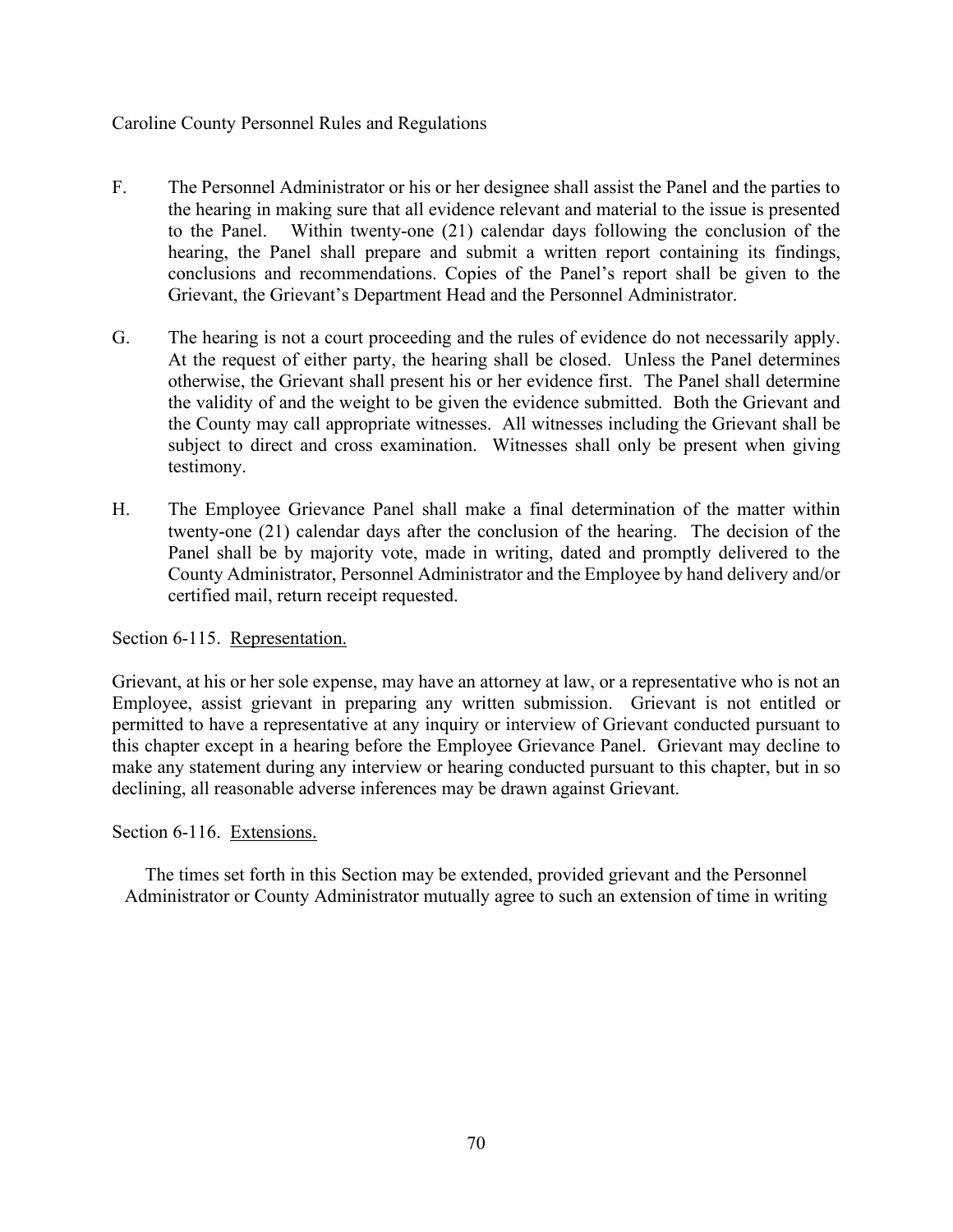F. The Personnel Administrator or his or her designee shall assist the Panel and the parties to the hearing in making sure that all evidence relevant and material to the issue is presented to the Panel. Within twenty-one (21) calendar days following the conclusion of the hearing, the Panel shall prepare and submit a written report containing its findings, conclusions and recommendations. Copies of the Panel's report shall be given to the Grievant, the Grievant's Department Head and the Personnel Administrator.

G. The hearing is not a court proceeding and the rules of evidence do not necessarily apply. At the request of either party, the hearing shall be closed. Unless the Panel determines otherwise, the Grievant shall present his or her evidence first. The Panel shall determine the validity of and the weight to be given the evidence submitted. Both the Grievant and the County may call appropriate witnesses. All witnesses including the Grievant shall be subject to direct and cross examination. Witnesses shall only be present when giving testimony.

H. The Employee Grievance Panel shall make a final determination of the matter within twenty-one (21) calendar days after the conclusion of the hearing. The decision of the Panel shall be by majority vote, made in writing, dated and promptly delivered to the County Administrator, Personnel Administrator and the Employee by hand delivery and/or certified mail, return receipt requested.

Section 6-115. Representation.

Grievant, at his or her sole expense, may have an attorney at law, or a representative who is not an Employee, assist grievant in preparing any written submission. Grievant is not entitled or permitted to have a representative at any inquiry or interview of Grievant conducted pursuant to this chapter except in a hearing before the Employee Grievance Panel. Grievant may decline to make any statement during any interview or hearing conducted pursuant to this chapter, but in so declining, all reasonable adverse inferences may be drawn against Grievant.

Section 6-116. Extensions.

The times set forth in this Section may be extended, provided grievant and the Personnel Administrator or County Administrator mutually agree to such an extension of time in writing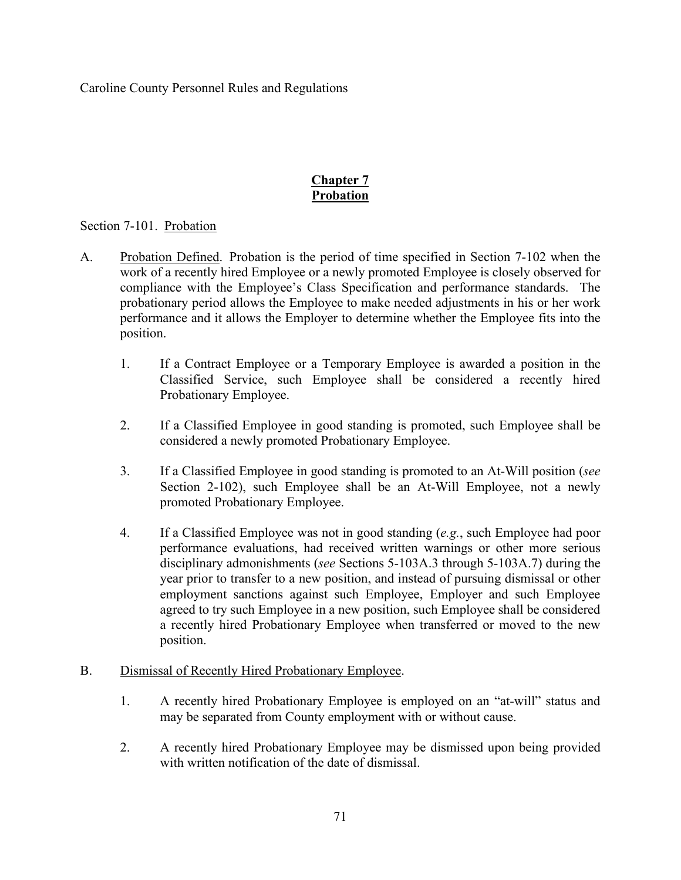# Chapter 7
# Probation

Section 7-101. Probation

A. Probation Defined. Probation is the period of time specified in Section 7-102 when the work of a recently hired Employee or a newly promoted Employee is closely observed for compliance with the Employee's Class Specification and performance standards. The probationary period allows the Employee to make needed adjustments in his or her work performance and it allows the Employer to determine whether the Employee fits into the position.

   1. If a Contract Employee or a Temporary Employee is awarded a position in the Classified Service, such Employee shall be considered a recently hired Probationary Employee.

   2. If a Classified Employee in good standing is promoted, such Employee shall be considered a newly promoted Probationary Employee.

   3. If a Classified Employee in good standing is promoted to an At-Will position (*see* Section 2-102), such Employee shall be an At-Will Employee, not a newly promoted Probationary Employee.

   4. If a Classified Employee was not in good standing (*e.g.*, such Employee had poor performance evaluations, had received written warnings or other more serious disciplinary admonishments (*see* Sections 5-103A.3 through 5-103A.7) during the year prior to transfer to a new position, and instead of pursuing dismissal or other employment sanctions against such Employee, Employer and such Employee agreed to try such Employee in a new position, such Employee shall be considered a recently hired Probationary Employee when transferred or moved to the new position.

B. Dismissal of Recently Hired Probationary Employee.

   1. A recently hired Probationary Employee is employed on an "at-will" status and may be separated from County employment with or without cause.

   2. A recently hired Probationary Employee may be dismissed upon being provided with written notification of the date of dismissal.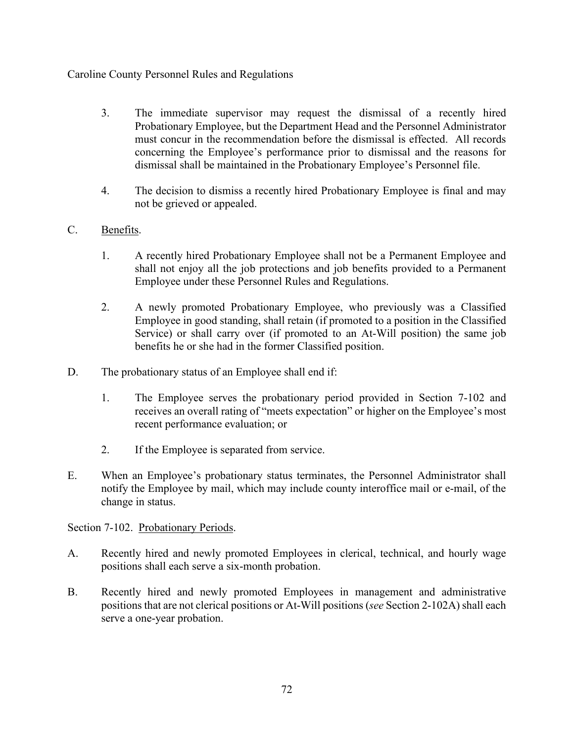3. The immediate supervisor may request the dismissal of a recently hired Probationary Employee, but the Department Head and the Personnel Administrator must concur in the recommendation before the dismissal is effected. All records concerning the Employee's performance prior to dismissal and the reasons for dismissal shall be maintained in the Probationary Employee's Personnel file.

4. The decision to dismiss a recently hired Probationary Employee is final and may not be grieved or appealed.

C. Benefits.

1. A recently hired Probationary Employee shall not be a Permanent Employee and shall not enjoy all the job protections and job benefits provided to a Permanent Employee under these Personnel Rules and Regulations.

2. A newly promoted Probationary Employee, who previously was a Classified Employee in good standing, shall retain (if promoted to a position in the Classified Service) or shall carry over (if promoted to an At-Will position) the same job benefits he or she had in the former Classified position.

D. The probationary status of an Employee shall end if:

1. The Employee serves the probationary period provided in Section 7-102 and receives an overall rating of "meets expectation" or higher on the Employee's most recent performance evaluation; or

2. If the Employee is separated from service.

E. When an Employee's probationary status terminates, the Personnel Administrator shall notify the Employee by mail, which may include county interoffice mail or e-mail, of the change in status.

Section 7-102. Probationary Periods.

A. Recently hired and newly promoted Employees in clerical, technical, and hourly wage positions shall each serve a six-month probation.

B. Recently hired and newly promoted Employees in management and administrative positions that are not clerical positions or At-Will positions (*see* Section 2-102A) shall each serve a one-year probation.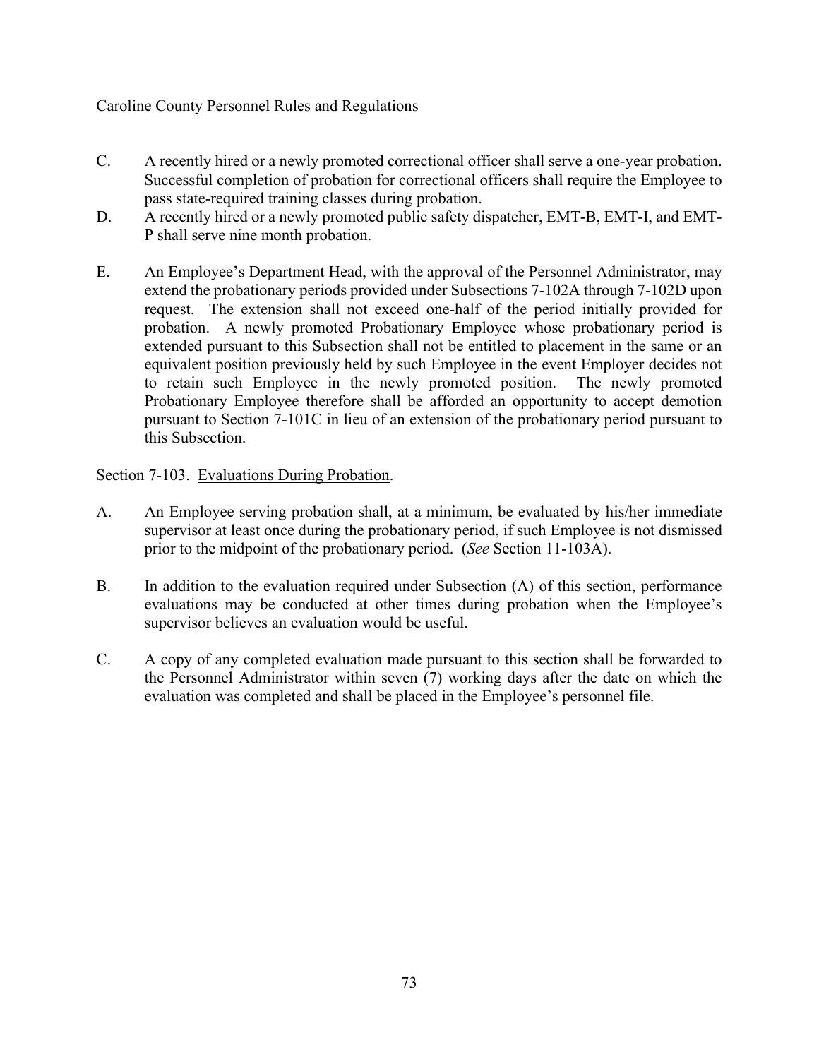C. A recently hired or a newly promoted correctional officer shall serve a one-year probation. Successful completion of probation for correctional officers shall require the Employee to pass state-required training classes during probation.

D. A recently hired or a newly promoted public safety dispatcher, EMT-B, EMT-I, and EMT-P shall serve nine month probation.

E. An Employee's Department Head, with the approval of the Personnel Administrator, may extend the probationary periods provided under Subsections 7-102A through 7-102D upon request. The extension shall not exceed one-half of the period initially provided for probation. A newly promoted Probationary Employee whose probationary period is extended pursuant to this Subsection shall not be entitled to placement in the same or an equivalent position previously held by such Employee in the event Employer decides not to retain such Employee in the newly promoted position. The newly promoted Probationary Employee therefore shall be afforded an opportunity to accept demotion pursuant to Section 7-101C in lieu of an extension of the probationary period pursuant to this Subsection.

Section 7-103. Evaluations During Probation.

A. An Employee serving probation shall, at a minimum, be evaluated by his/her immediate supervisor at least once during the probationary period, if such Employee is not dismissed prior to the midpoint of the probationary period. (*See* Section 11-103A).

B. In addition to the evaluation required under Subsection (A) of this section, performance evaluations may be conducted at other times during probation when the Employee's supervisor believes an evaluation would be useful.

C. A copy of any completed evaluation made pursuant to this section shall be forwarded to the Personnel Administrator within seven (7) working days after the date on which the evaluation was completed and shall be placed in the Employee's personnel file.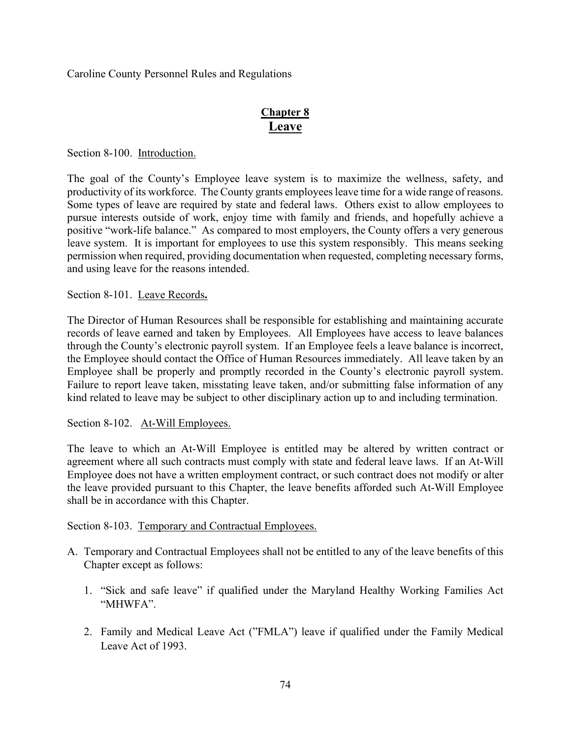## Chapter 8
## Leave

Section 8-100. Introduction.

The goal of the County's Employee leave system is to maximize the wellness, safety, and productivity of its workforce. The County grants employees leave time for a wide range of reasons. Some types of leave are required by state and federal laws. Others exist to allow employees to pursue interests outside of work, enjoy time with family and friends, and hopefully achieve a positive "work-life balance." As compared to most employers, the County offers a very generous leave system. It is important for employees to use this system responsibly. This means seeking permission when required, providing documentation when requested, completing necessary forms, and using leave for the reasons intended.

Section 8-101. Leave Records**.**

The Director of Human Resources shall be responsible for establishing and maintaining accurate records of leave earned and taken by Employees. All Employees have access to leave balances through the County's electronic payroll system. If an Employee feels a leave balance is incorrect, the Employee should contact the Office of Human Resources immediately. All leave taken by an Employee shall be properly and promptly recorded in the County's electronic payroll system. Failure to report leave taken, misstating leave taken, and/or submitting false information of any kind related to leave may be subject to other disciplinary action up to and including termination.

Section 8-102. At-Will Employees.

The leave to which an At-Will Employee is entitled may be altered by written contract or agreement where all such contracts must comply with state and federal leave laws. If an At-Will Employee does not have a written employment contract, or such contract does not modify or alter the leave provided pursuant to this Chapter, the leave benefits afforded such At-Will Employee shall be in accordance with this Chapter.

Section 8-103. Temporary and Contractual Employees.

A. Temporary and Contractual Employees shall not be entitled to any of the leave benefits of this Chapter except as follows:

   1. "Sick and safe leave" if qualified under the Maryland Healthy Working Families Act "MHWFA".

   2. Family and Medical Leave Act ("FMLA") leave if qualified under the Family Medical Leave Act of 1993.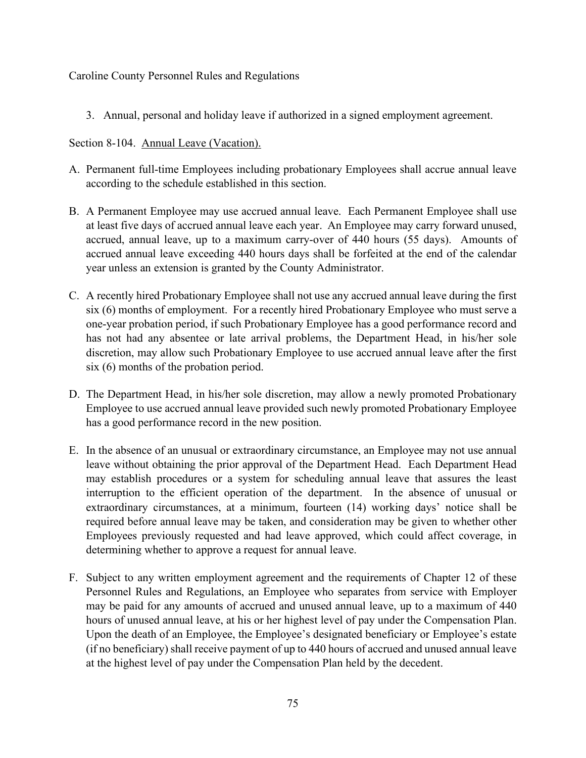3. Annual, personal and holiday leave if authorized in a signed employment agreement.

Section 8-104. Annual Leave (Vacation).

A. Permanent full-time Employees including probationary Employees shall accrue annual leave according to the schedule established in this section.

B. A Permanent Employee may use accrued annual leave. Each Permanent Employee shall use at least five days of accrued annual leave each year. An Employee may carry forward unused, accrued, annual leave, up to a maximum carry-over of 440 hours (55 days). Amounts of accrued annual leave exceeding 440 hours days shall be forfeited at the end of the calendar year unless an extension is granted by the County Administrator.

C. A recently hired Probationary Employee shall not use any accrued annual leave during the first six (6) months of employment. For a recently hired Probationary Employee who must serve a one-year probation period, if such Probationary Employee has a good performance record and has not had any absentee or late arrival problems, the Department Head, in his/her sole discretion, may allow such Probationary Employee to use accrued annual leave after the first six (6) months of the probation period.

D. The Department Head, in his/her sole discretion, may allow a newly promoted Probationary Employee to use accrued annual leave provided such newly promoted Probationary Employee has a good performance record in the new position.

E. In the absence of an unusual or extraordinary circumstance, an Employee may not use annual leave without obtaining the prior approval of the Department Head. Each Department Head may establish procedures or a system for scheduling annual leave that assures the least interruption to the efficient operation of the department. In the absence of unusual or extraordinary circumstances, at a minimum, fourteen (14) working days' notice shall be required before annual leave may be taken, and consideration may be given to whether other Employees previously requested and had leave approved, which could affect coverage, in determining whether to approve a request for annual leave.

F. Subject to any written employment agreement and the requirements of Chapter 12 of these Personnel Rules and Regulations, an Employee who separates from service with Employer may be paid for any amounts of accrued and unused annual leave, up to a maximum of 440 hours of unused annual leave, at his or her highest level of pay under the Compensation Plan. Upon the death of an Employee, the Employee's designated beneficiary or Employee's estate (if no beneficiary) shall receive payment of up to 440 hours of accrued and unused annual leave at the highest level of pay under the Compensation Plan held by the decedent.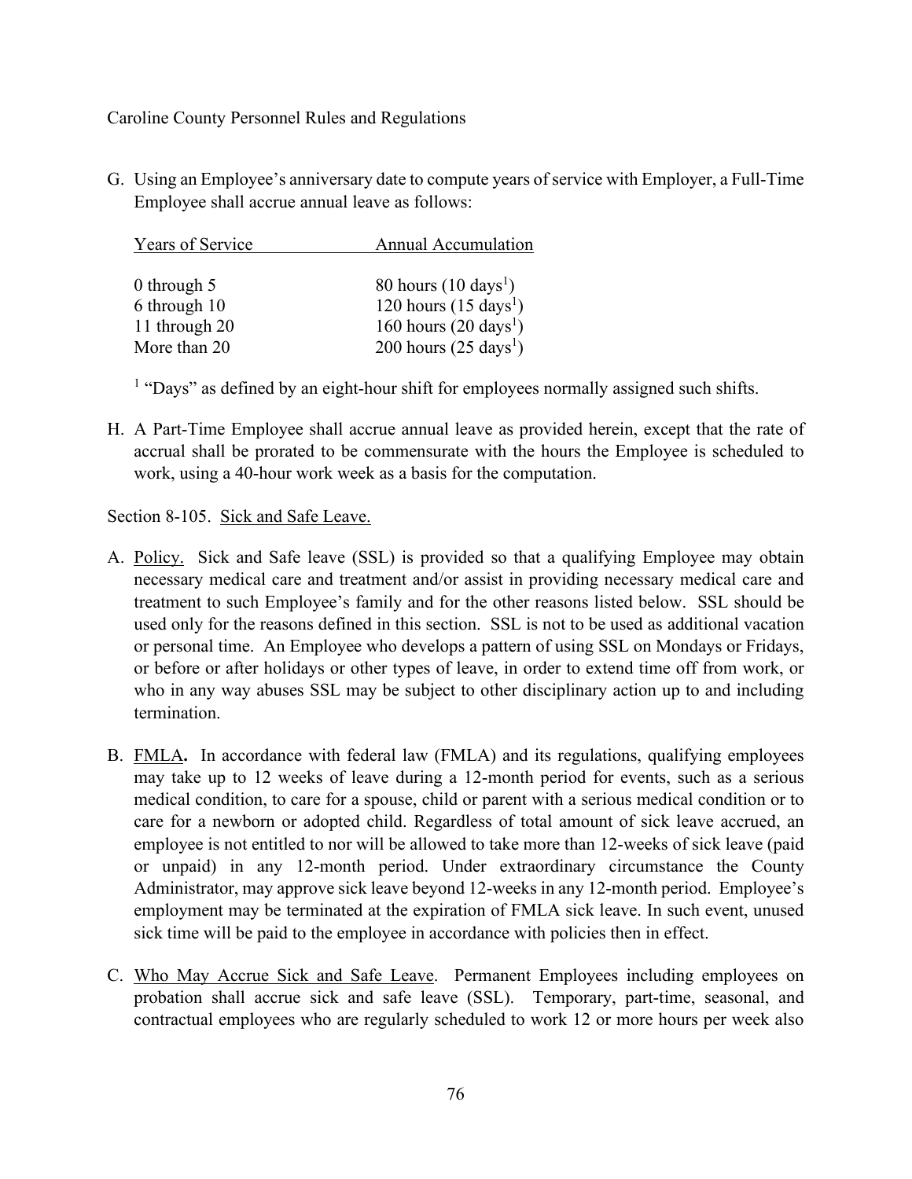G. Using an Employee's anniversary date to compute years of service with Employer, a Full-Time Employee shall accrue annual leave as follows:

| Years of Service | Annual Accumulation |
|---|---|
| 0 through 5 | 80 hours (10 days[1]) |
| 6 through 10 | 120 hours (15 days[1]) |
| 11 through 20 | 160 hours (20 days[1]) |
| More than 20 | 200 hours (25 days[1]) |

[1] "Days" as defined by an eight-hour shift for employees normally assigned such shifts.

H. A Part-Time Employee shall accrue annual leave as provided herein, except that the rate of accrual shall be prorated to be commensurate with the hours the Employee is scheduled to work, using a 40-hour work week as a basis for the computation.

Section 8-105. Sick and Safe Leave.

A. Policy. Sick and Safe leave (SSL) is provided so that a qualifying Employee may obtain necessary medical care and treatment and/or assist in providing necessary medical care and treatment to such Employee's family and for the other reasons listed below. SSL should be used only for the reasons defined in this section. SSL is not to be used as additional vacation or personal time. An Employee who develops a pattern of using SSL on Mondays or Fridays, or before or after holidays or other types of leave, in order to extend time off from work, or who in any way abuses SSL may be subject to other disciplinary action up to and including termination.

B. **FMLA.** In accordance with federal law (FMLA) and its regulations, qualifying employees may take up to 12 weeks of leave during a 12-month period for events, such as a serious medical condition, to care for a spouse, child or parent with a serious medical condition or to care for a newborn or adopted child. Regardless of total amount of sick leave accrued, an employee is not entitled to nor will be allowed to take more than 12-weeks of sick leave (paid or unpaid) in any 12-month period. Under extraordinary circumstance the County Administrator, may approve sick leave beyond 12-weeks in any 12-month period. Employee's employment may be terminated at the expiration of FMLA sick leave. In such event, unused sick time will be paid to the employee in accordance with policies then in effect.

C. Who May Accrue Sick and Safe Leave. Permanent Employees including employees on probation shall accrue sick and safe leave (SSL). Temporary, part-time, seasonal, and contractual employees who are regularly scheduled to work 12 or more hours per week also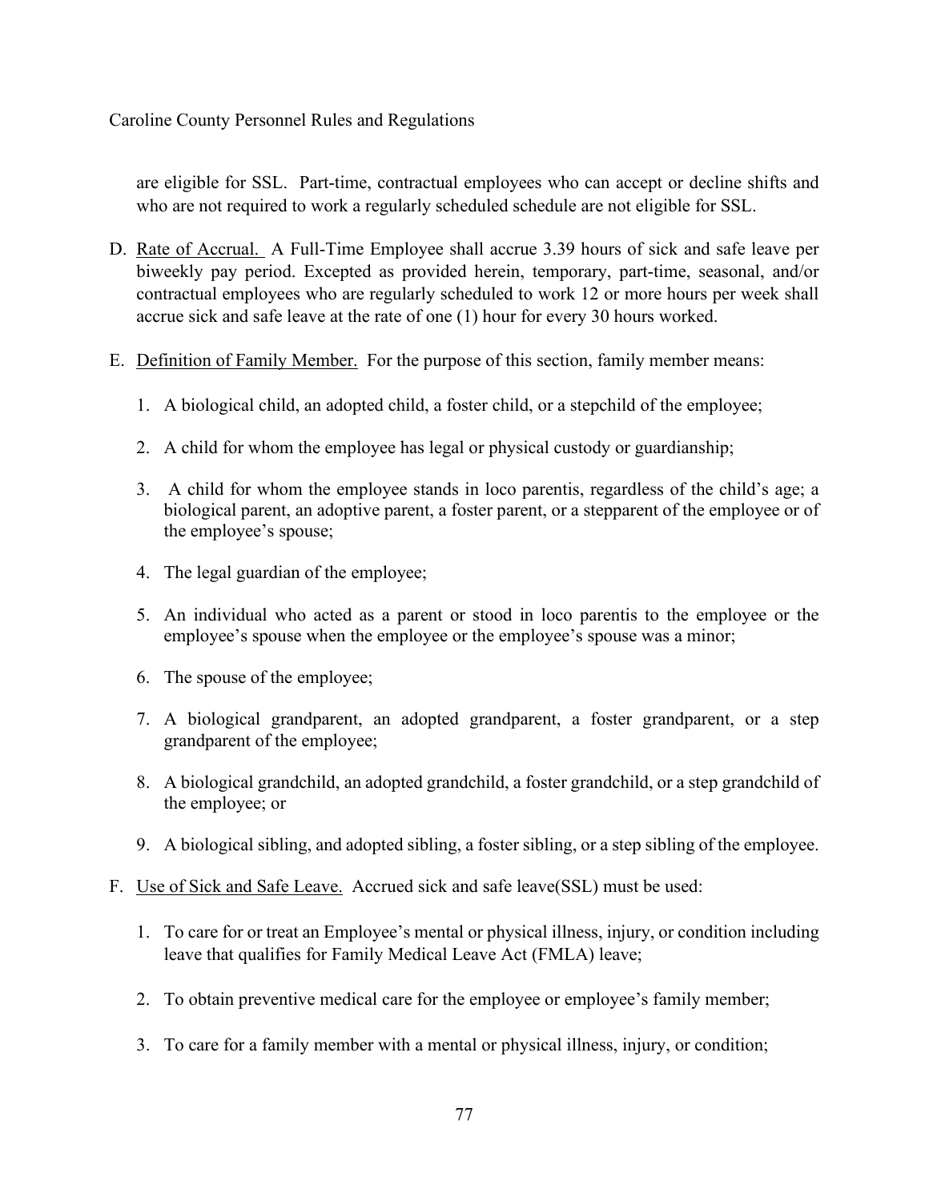are eligible for SSL. Part-time, contractual employees who can accept or decline shifts and who are not required to work a regularly scheduled schedule are not eligible for SSL.

D. Rate of Accrual. A Full-Time Employee shall accrue 3.39 hours of sick and safe leave per biweekly pay period. Excepted as provided herein, temporary, part-time, seasonal, and/or contractual employees who are regularly scheduled to work 12 or more hours per week shall accrue sick and safe leave at the rate of one (1) hour for every 30 hours worked.

E. Definition of Family Member. For the purpose of this section, family member means:

   1. A biological child, an adopted child, a foster child, or a stepchild of the employee;

   2. A child for whom the employee has legal or physical custody or guardianship;

   3. A child for whom the employee stands in loco parentis, regardless of the child's age; a biological parent, an adoptive parent, a foster parent, or a stepparent of the employee or of the employee's spouse;

   4. The legal guardian of the employee;

   5. An individual who acted as a parent or stood in loco parentis to the employee or the employee's spouse when the employee or the employee's spouse was a minor;

   6. The spouse of the employee;

   7. A biological grandparent, an adopted grandparent, a foster grandparent, or a step grandparent of the employee;

   8. A biological grandchild, an adopted grandchild, a foster grandchild, or a step grandchild of the employee; or

   9. A biological sibling, and adopted sibling, a foster sibling, or a step sibling of the employee.

F. Use of Sick and Safe Leave. Accrued sick and safe leave(SSL) must be used:

   1. To care for or treat an Employee's mental or physical illness, injury, or condition including leave that qualifies for Family Medical Leave Act (FMLA) leave;

   2. To obtain preventive medical care for the employee or employee's family member;

   3. To care for a family member with a mental or physical illness, injury, or condition;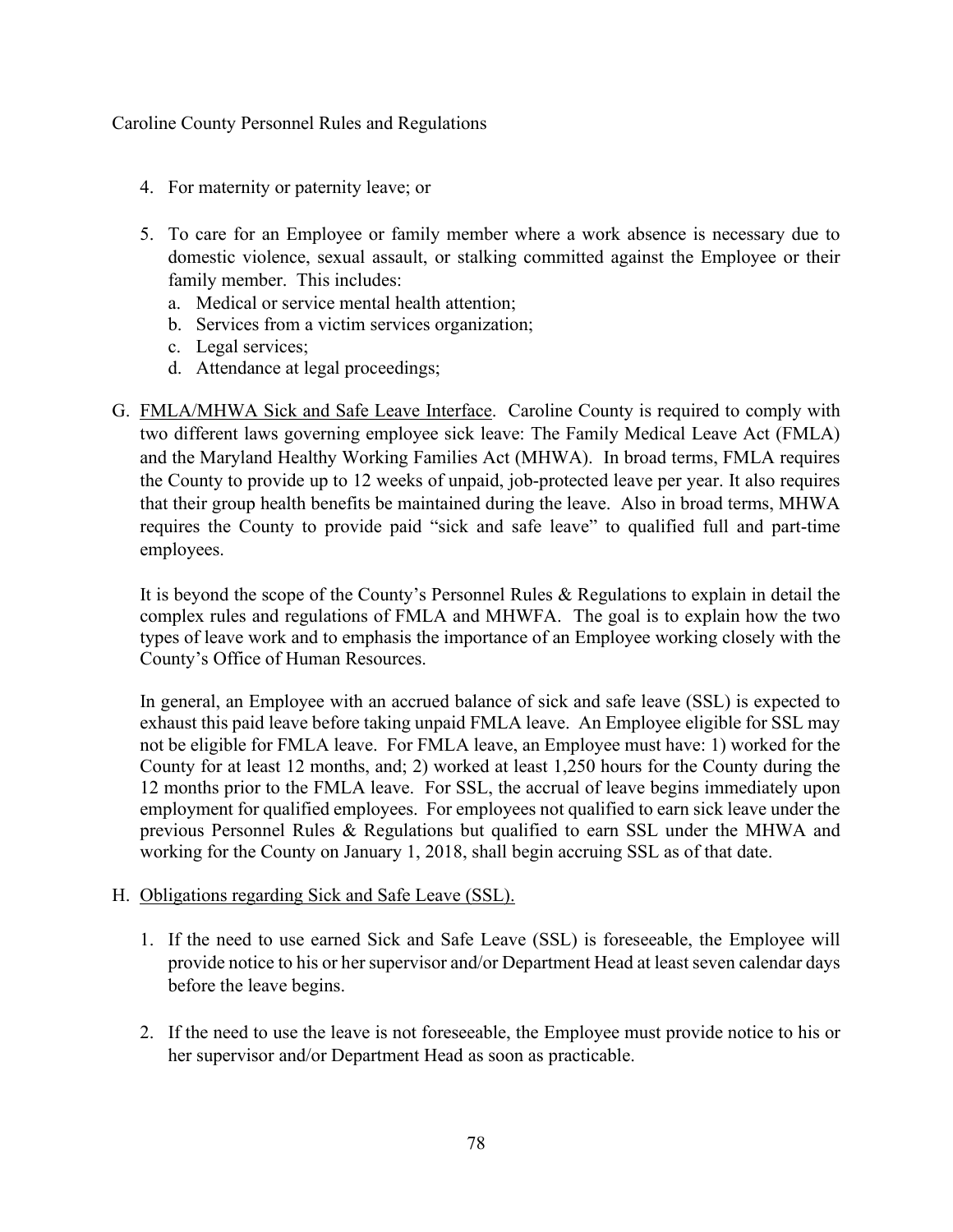4. For maternity or paternity leave; or

5. To care for an Employee or family member where a work absence is necessary due to domestic violence, sexual assault, or stalking committed against the Employee or their family member. This includes:
   a. Medical or service mental health attention;
   b. Services from a victim services organization;
   c. Legal services;
   d. Attendance at legal proceedings;

G. <u>FMLA/MHWA Sick and Safe Leave Interface</u>. Caroline County is required to comply with two different laws governing employee sick leave: The Family Medical Leave Act (FMLA) and the Maryland Healthy Working Families Act (MHWA). In broad terms, FMLA requires the County to provide up to 12 weeks of unpaid, job-protected leave per year. It also requires that their group health benefits be maintained during the leave. Also in broad terms, MHWA requires the County to provide paid "sick and safe leave" to qualified full and part-time employees.

   It is beyond the scope of the County's Personnel Rules & Regulations to explain in detail the complex rules and regulations of FMLA and MHWFA. The goal is to explain how the two types of leave work and to emphasis the importance of an Employee working closely with the County's Office of Human Resources.

   In general, an Employee with an accrued balance of sick and safe leave (SSL) is expected to exhaust this paid leave before taking unpaid FMLA leave. An Employee eligible for SSL may not be eligible for FMLA leave. For FMLA leave, an Employee must have: 1) worked for the County for at least 12 months, and; 2) worked at least 1,250 hours for the County during the 12 months prior to the FMLA leave. For SSL, the accrual of leave begins immediately upon employment for qualified employees. For employees not qualified to earn sick leave under the previous Personnel Rules & Regulations but qualified to earn SSL under the MHWA and working for the County on January 1, 2018, shall begin accruing SSL as of that date.

H. <u>Obligations regarding Sick and Safe Leave (SSL).</u>

   1. If the need to use earned Sick and Safe Leave (SSL) is foreseeable, the Employee will provide notice to his or her supervisor and/or Department Head at least seven calendar days before the leave begins.

   2. If the need to use the leave is not foreseeable, the Employee must provide notice to his or her supervisor and/or Department Head as soon as practicable.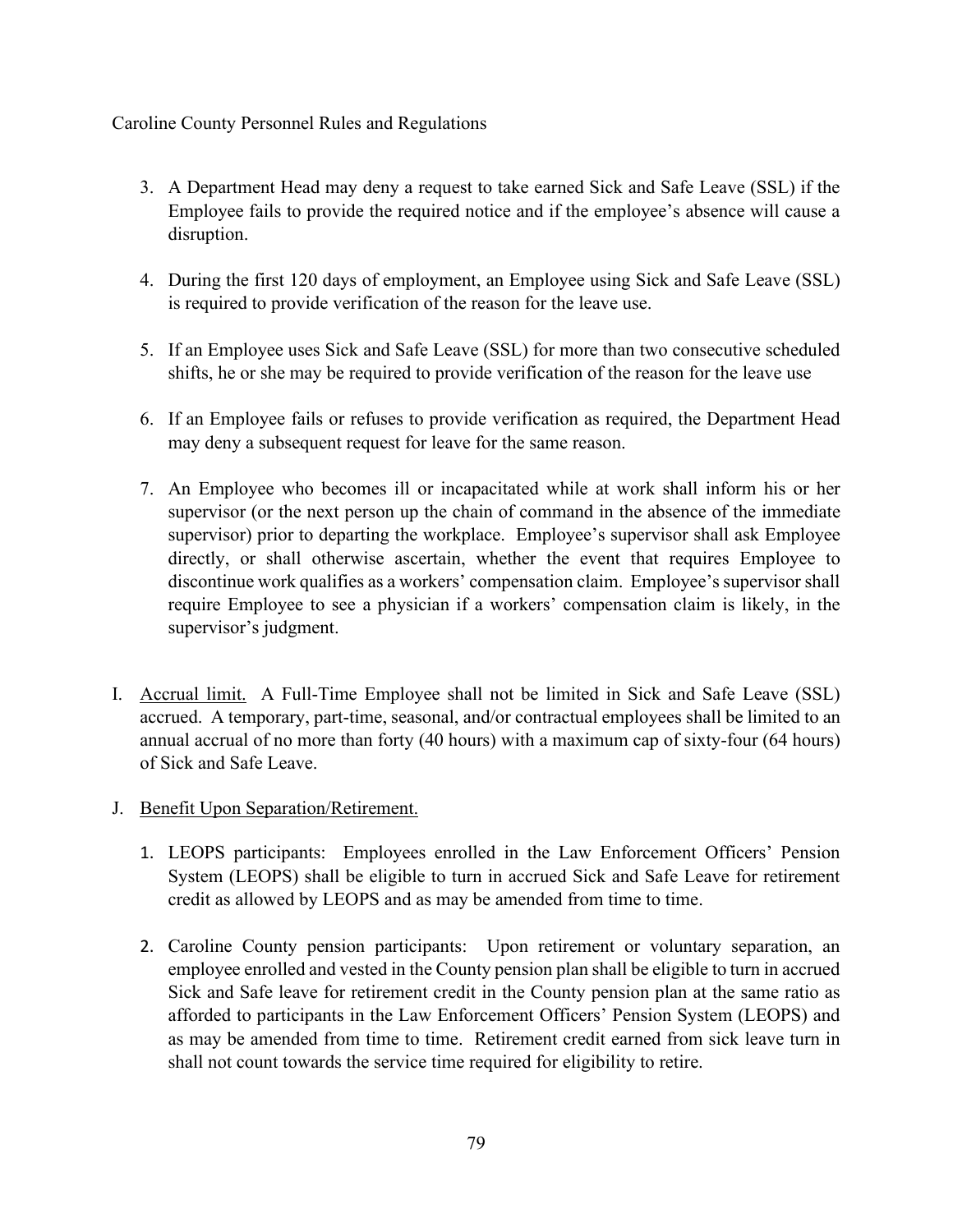3. A Department Head may deny a request to take earned Sick and Safe Leave (SSL) if the Employee fails to provide the required notice and if the employee's absence will cause a disruption.

4. During the first 120 days of employment, an Employee using Sick and Safe Leave (SSL) is required to provide verification of the reason for the leave use.

5. If an Employee uses Sick and Safe Leave (SSL) for more than two consecutive scheduled shifts, he or she may be required to provide verification of the reason for the leave use

6. If an Employee fails or refuses to provide verification as required, the Department Head may deny a subsequent request for leave for the same reason.

7. An Employee who becomes ill or incapacitated while at work shall inform his or her supervisor (or the next person up the chain of command in the absence of the immediate supervisor) prior to departing the workplace. Employee's supervisor shall ask Employee directly, or shall otherwise ascertain, whether the event that requires Employee to discontinue work qualifies as a workers' compensation claim. Employee's supervisor shall require Employee to see a physician if a workers' compensation claim is likely, in the supervisor's judgment.

I. Accrual limit. A Full-Time Employee shall not be limited in Sick and Safe Leave (SSL) accrued. A temporary, part-time, seasonal, and/or contractual employees shall be limited to an annual accrual of no more than forty (40 hours) with a maximum cap of sixty-four (64 hours) of Sick and Safe Leave.

J. Benefit Upon Separation/Retirement.

1. LEOPS participants: Employees enrolled in the Law Enforcement Officers' Pension System (LEOPS) shall be eligible to turn in accrued Sick and Safe Leave for retirement credit as allowed by LEOPS and as may be amended from time to time.

2. Caroline County pension participants: Upon retirement or voluntary separation, an employee enrolled and vested in the County pension plan shall be eligible to turn in accrued Sick and Safe leave for retirement credit in the County pension plan at the same ratio as afforded to participants in the Law Enforcement Officers' Pension System (LEOPS) and as may be amended from time to time. Retirement credit earned from sick leave turn in shall not count towards the service time required for eligibility to retire.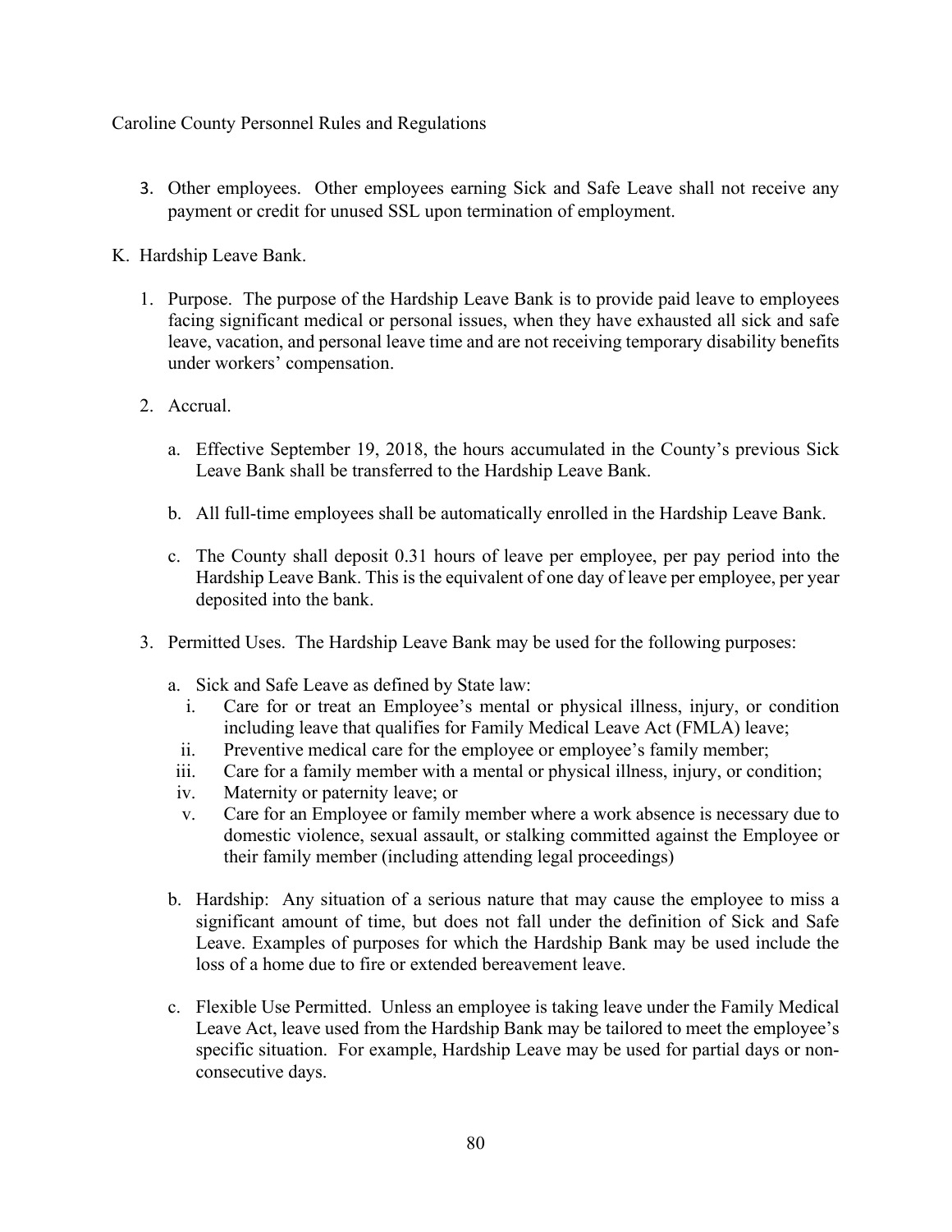3. Other employees. Other employees earning Sick and Safe Leave shall not receive any payment or credit for unused SSL upon termination of employment.

K. Hardship Leave Bank.

1. Purpose. The purpose of the Hardship Leave Bank is to provide paid leave to employees facing significant medical or personal issues, when they have exhausted all sick and safe leave, vacation, and personal leave time and are not receiving temporary disability benefits under workers' compensation.

2. Accrual.

   a. Effective September 19, 2018, the hours accumulated in the County's previous Sick Leave Bank shall be transferred to the Hardship Leave Bank.

   b. All full-time employees shall be automatically enrolled in the Hardship Leave Bank.

   c. The County shall deposit 0.31 hours of leave per employee, per pay period into the Hardship Leave Bank. This is the equivalent of one day of leave per employee, per year deposited into the bank.

3. Permitted Uses. The Hardship Leave Bank may be used for the following purposes:

   a. Sick and Safe Leave as defined by State law:
      i. Care for or treat an Employee's mental or physical illness, injury, or condition including leave that qualifies for Family Medical Leave Act (FMLA) leave;
      ii. Preventive medical care for the employee or employee's family member;
      iii. Care for a family member with a mental or physical illness, injury, or condition;
      iv. Maternity or paternity leave; or
      v. Care for an Employee or family member where a work absence is necessary due to domestic violence, sexual assault, or stalking committed against the Employee or their family member (including attending legal proceedings)

   b. Hardship: Any situation of a serious nature that may cause the employee to miss a significant amount of time, but does not fall under the definition of Sick and Safe Leave. Examples of purposes for which the Hardship Bank may be used include the loss of a home due to fire or extended bereavement leave.

   c. Flexible Use Permitted. Unless an employee is taking leave under the Family Medical Leave Act, leave used from the Hardship Bank may be tailored to meet the employee's specific situation. For example, Hardship Leave may be used for partial days or non-consecutive days.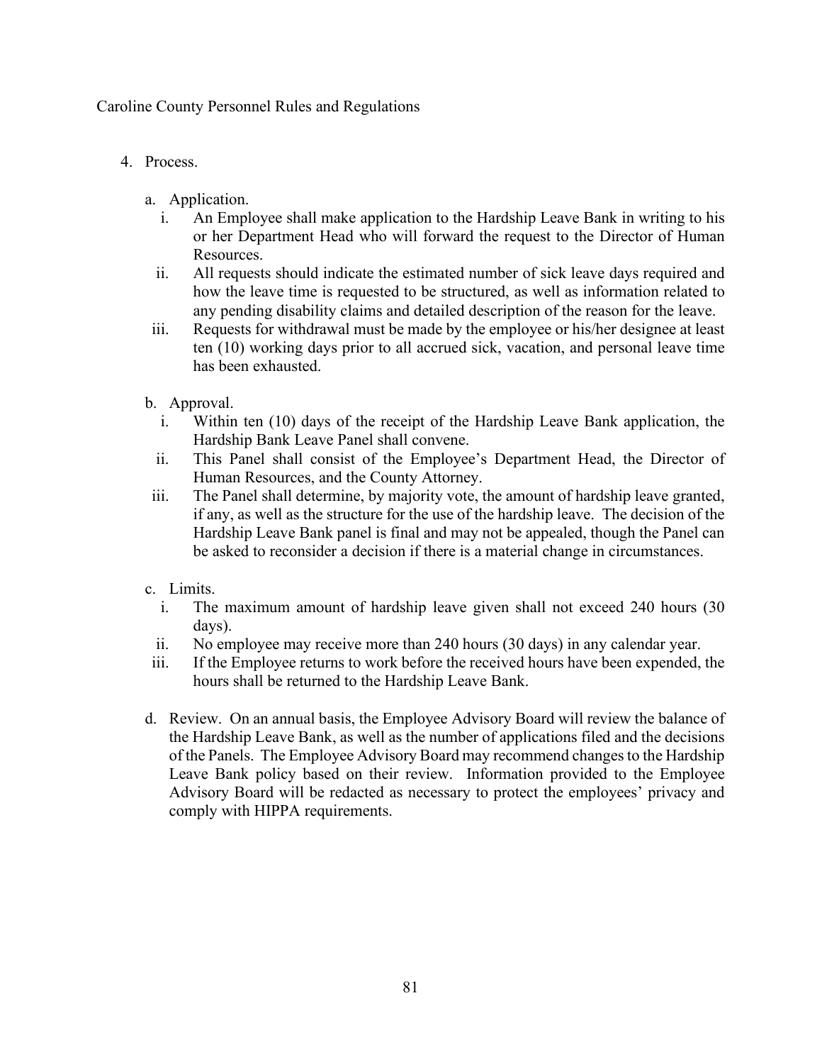4. Process.

   a. Application.

      i. An Employee shall make application to the Hardship Leave Bank in writing to his or her Department Head who will forward the request to the Director of Human Resources.

      ii. All requests should indicate the estimated number of sick leave days required and how the leave time is requested to be structured, as well as information related to any pending disability claims and detailed description of the reason for the leave.

      iii. Requests for withdrawal must be made by the employee or his/her designee at least ten (10) working days prior to all accrued sick, vacation, and personal leave time has been exhausted.

   b. Approval.

      i. Within ten (10) days of the receipt of the Hardship Leave Bank application, the Hardship Bank Leave Panel shall convene.

      ii. This Panel shall consist of the Employee's Department Head, the Director of Human Resources, and the County Attorney.

      iii. The Panel shall determine, by majority vote, the amount of hardship leave granted, if any, as well as the structure for the use of the hardship leave. The decision of the Hardship Leave Bank panel is final and may not be appealed, though the Panel can be asked to reconsider a decision if there is a material change in circumstances.

   c. Limits.

      i. The maximum amount of hardship leave given shall not exceed 240 hours (30 days).

      ii. No employee may receive more than 240 hours (30 days) in any calendar year.

      iii. If the Employee returns to work before the received hours have been expended, the hours shall be returned to the Hardship Leave Bank.

   d. Review. On an annual basis, the Employee Advisory Board will review the balance of the Hardship Leave Bank, as well as the number of applications filed and the decisions of the Panels. The Employee Advisory Board may recommend changes to the Hardship Leave Bank policy based on their review. Information provided to the Employee Advisory Board will be redacted as necessary to protect the employees' privacy and comply with HIPPA requirements.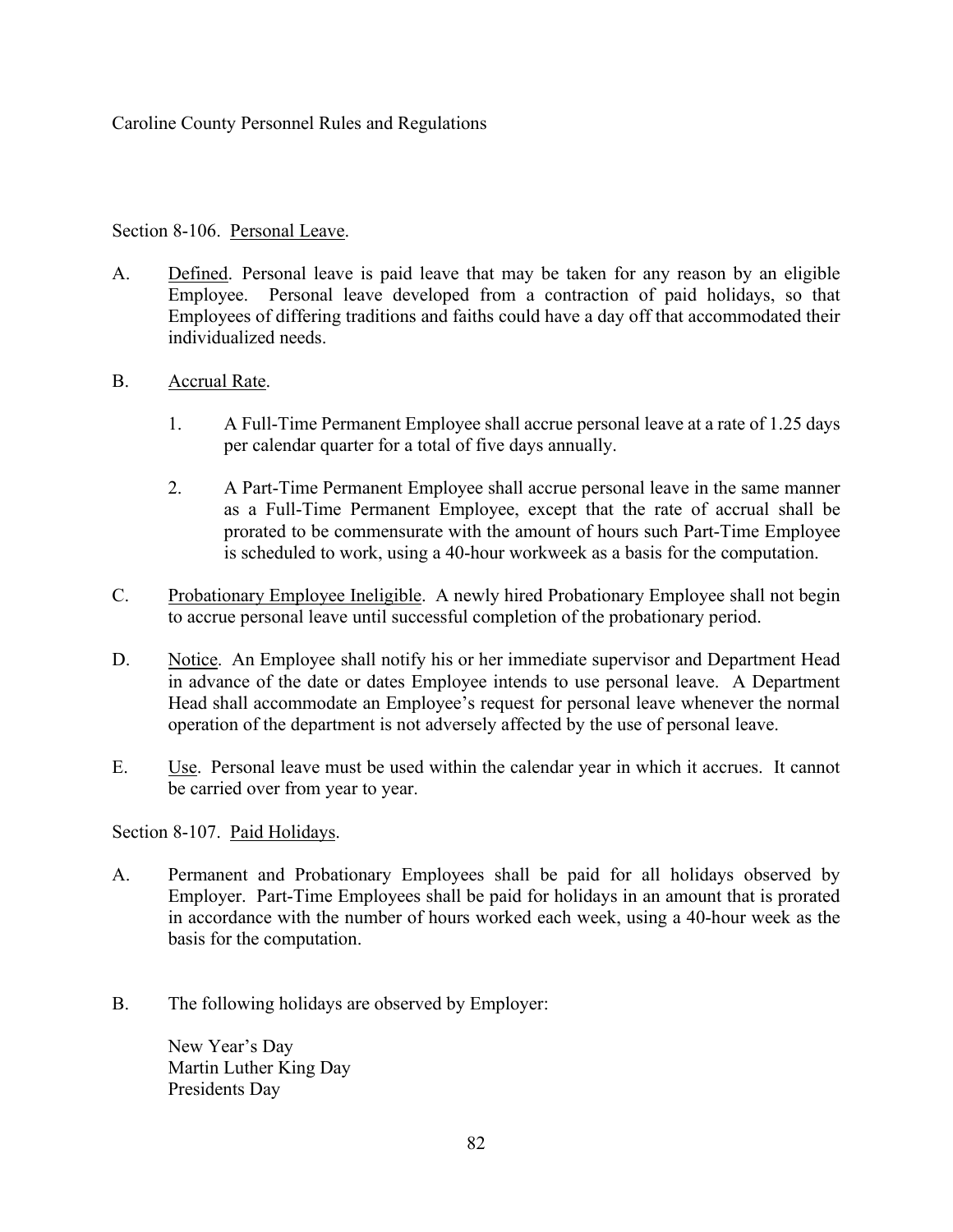Section 8-106. Personal Leave.

A. Defined. Personal leave is paid leave that may be taken for any reason by an eligible Employee. Personal leave developed from a contraction of paid holidays, so that Employees of differing traditions and faiths could have a day off that accommodated their individualized needs.

B. Accrual Rate.

1. A Full-Time Permanent Employee shall accrue personal leave at a rate of 1.25 days per calendar quarter for a total of five days annually.

2. A Part-Time Permanent Employee shall accrue personal leave in the same manner as a Full-Time Permanent Employee, except that the rate of accrual shall be prorated to be commensurate with the amount of hours such Part-Time Employee is scheduled to work, using a 40-hour workweek as a basis for the computation.

C. Probationary Employee Ineligible. A newly hired Probationary Employee shall not begin to accrue personal leave until successful completion of the probationary period.

D. Notice. An Employee shall notify his or her immediate supervisor and Department Head in advance of the date or dates Employee intends to use personal leave. A Department Head shall accommodate an Employee's request for personal leave whenever the normal operation of the department is not adversely affected by the use of personal leave.

E. Use. Personal leave must be used within the calendar year in which it accrues. It cannot be carried over from year to year.

Section 8-107. Paid Holidays.

A. Permanent and Probationary Employees shall be paid for all holidays observed by Employer. Part-Time Employees shall be paid for holidays in an amount that is prorated in accordance with the number of hours worked each week, using a 40-hour week as the basis for the computation.

B. The following holidays are observed by Employer:

New Year's Day
Martin Luther King Day
Presidents Day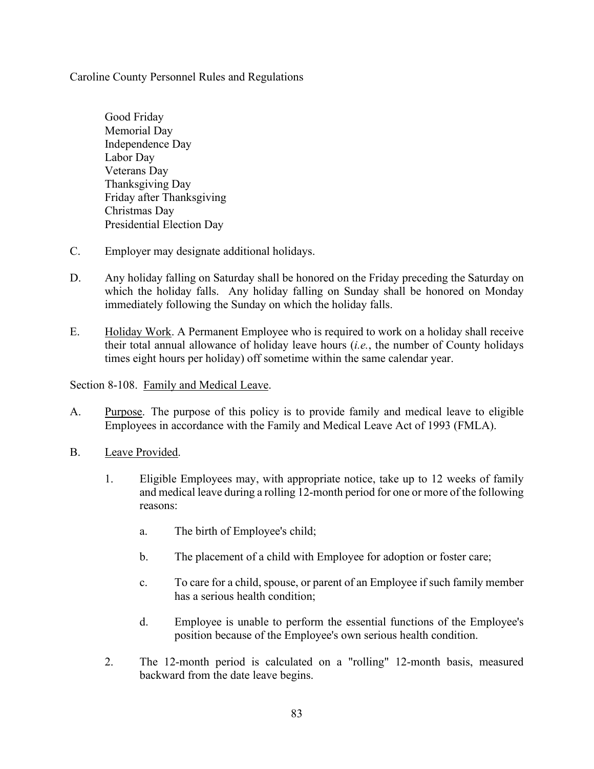Good Friday
Memorial Day
Independence Day
Labor Day
Veterans Day
Thanksgiving Day
Friday after Thanksgiving
Christmas Day
Presidential Election Day

C. Employer may designate additional holidays.

D. Any holiday falling on Saturday shall be honored on the Friday preceding the Saturday on which the holiday falls. Any holiday falling on Sunday shall be honored on Monday immediately following the Sunday on which the holiday falls.

E. Holiday Work. A Permanent Employee who is required to work on a holiday shall receive their total annual allowance of holiday leave hours (*i.e.*, the number of County holidays times eight hours per holiday) off sometime within the same calendar year.

Section 8-108. Family and Medical Leave.

A. Purpose. The purpose of this policy is to provide family and medical leave to eligible Employees in accordance with the Family and Medical Leave Act of 1993 (FMLA).

B. Leave Provided.

1. Eligible Employees may, with appropriate notice, take up to 12 weeks of family and medical leave during a rolling 12-month period for one or more of the following reasons:

   a. The birth of Employee's child;

   b. The placement of a child with Employee for adoption or foster care;

   c. To care for a child, spouse, or parent of an Employee if such family member has a serious health condition;

   d. Employee is unable to perform the essential functions of the Employee's position because of the Employee's own serious health condition.

2. The 12-month period is calculated on a "rolling" 12-month basis, measured backward from the date leave begins.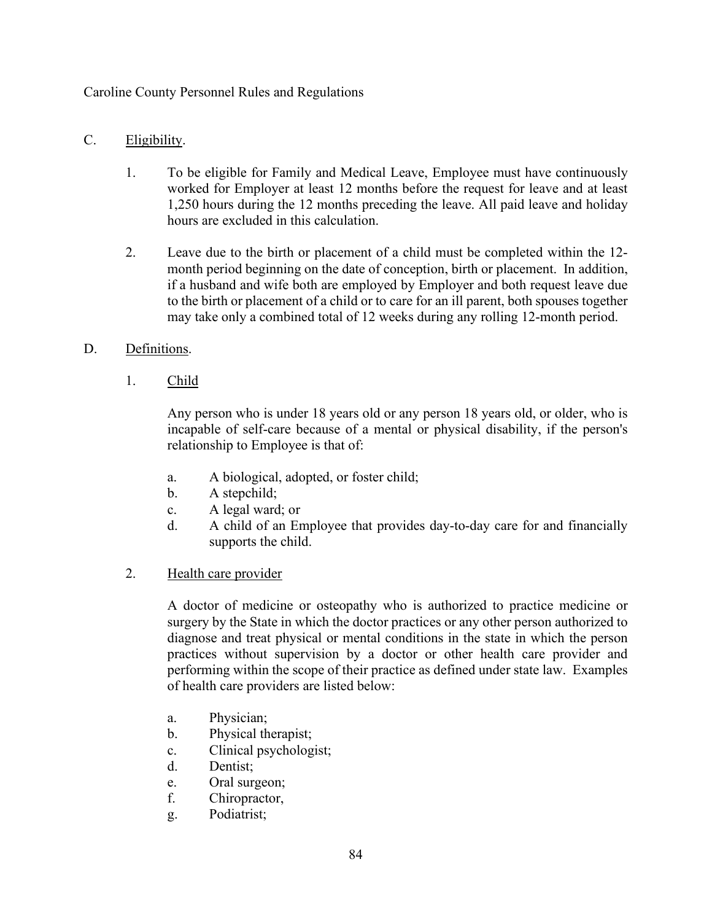C. Eligibility.

1. To be eligible for Family and Medical Leave, Employee must have continuously worked for Employer at least 12 months before the request for leave and at least 1,250 hours during the 12 months preceding the leave. All paid leave and holiday hours are excluded in this calculation.

2. Leave due to the birth or placement of a child must be completed within the 12-month period beginning on the date of conception, birth or placement. In addition, if a husband and wife both are employed by Employer and both request leave due to the birth or placement of a child or to care for an ill parent, both spouses together may take only a combined total of 12 weeks during any rolling 12-month period.

D. Definitions.

1. Child

Any person who is under 18 years old or any person 18 years old, or older, who is incapable of self-care because of a mental or physical disability, if the person's relationship to Employee is that of:

a. A biological, adopted, or foster child;
b. A stepchild;
c. A legal ward; or
d. A child of an Employee that provides day-to-day care for and financially supports the child.

2. Health care provider

A doctor of medicine or osteopathy who is authorized to practice medicine or surgery by the State in which the doctor practices or any other person authorized to diagnose and treat physical or mental conditions in the state in which the person practices without supervision by a doctor or other health care provider and performing within the scope of their practice as defined under state law. Examples of health care providers are listed below:

a. Physician;
b. Physical therapist;
c. Clinical psychologist;
d. Dentist;
e. Oral surgeon;
f. Chiropractor,
g. Podiatrist;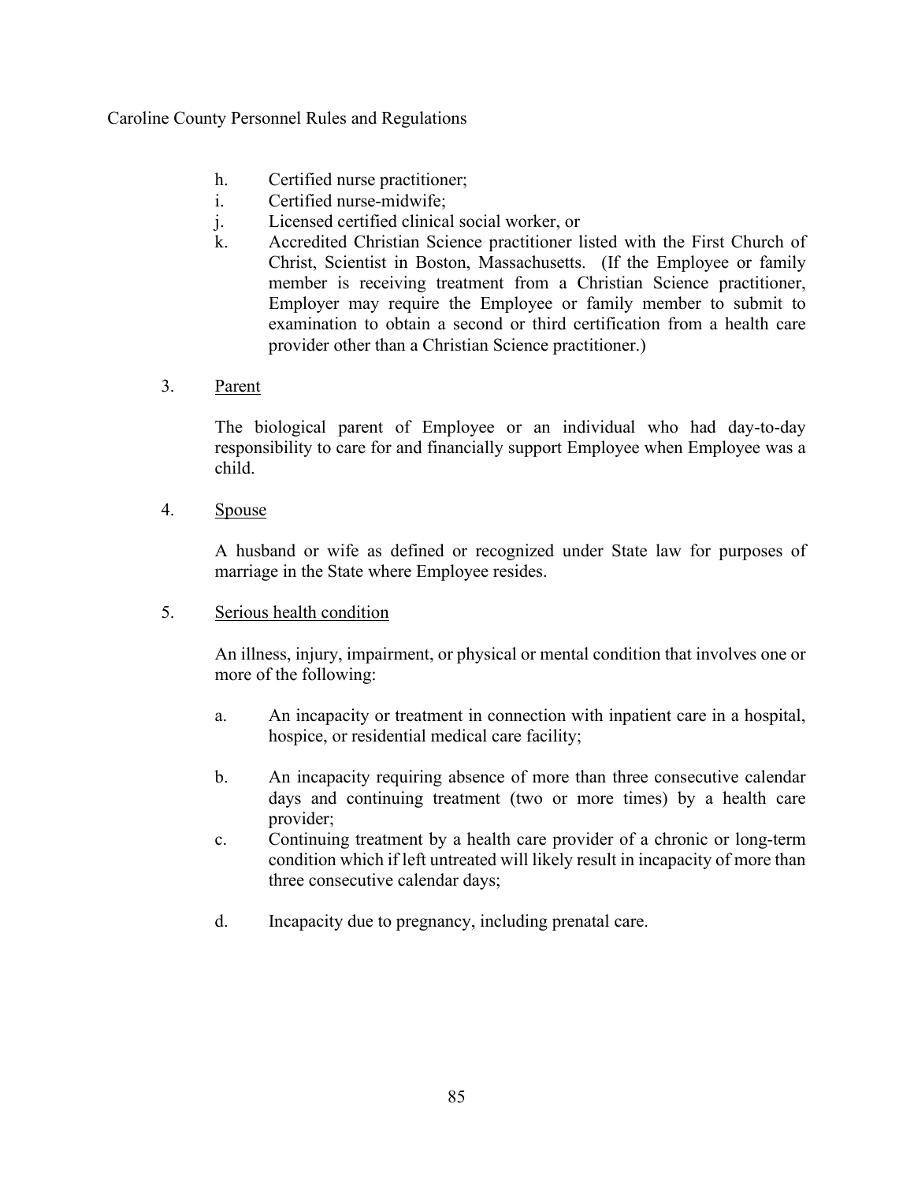h. Certified nurse practitioner;
i. Certified nurse-midwife;
j. Licensed certified clinical social worker, or
k. Accredited Christian Science practitioner listed with the First Church of Christ, Scientist in Boston, Massachusetts. (If the Employee or family member is receiving treatment from a Christian Science practitioner, Employer may require the Employee or family member to submit to examination to obtain a second or third certification from a health care provider other than a Christian Science practitioner.)

3. Parent

The biological parent of Employee or an individual who had day-to-day responsibility to care for and financially support Employee when Employee was a child.

4. Spouse

A husband or wife as defined or recognized under State law for purposes of marriage in the State where Employee resides.

5. Serious health condition

An illness, injury, impairment, or physical or mental condition that involves one or more of the following:

a. An incapacity or treatment in connection with inpatient care in a hospital, hospice, or residential medical care facility;

b. An incapacity requiring absence of more than three consecutive calendar days and continuing treatment (two or more times) by a health care provider;

c. Continuing treatment by a health care provider of a chronic or long-term condition which if left untreated will likely result in incapacity of more than three consecutive calendar days;

d. Incapacity due to pregnancy, including prenatal care.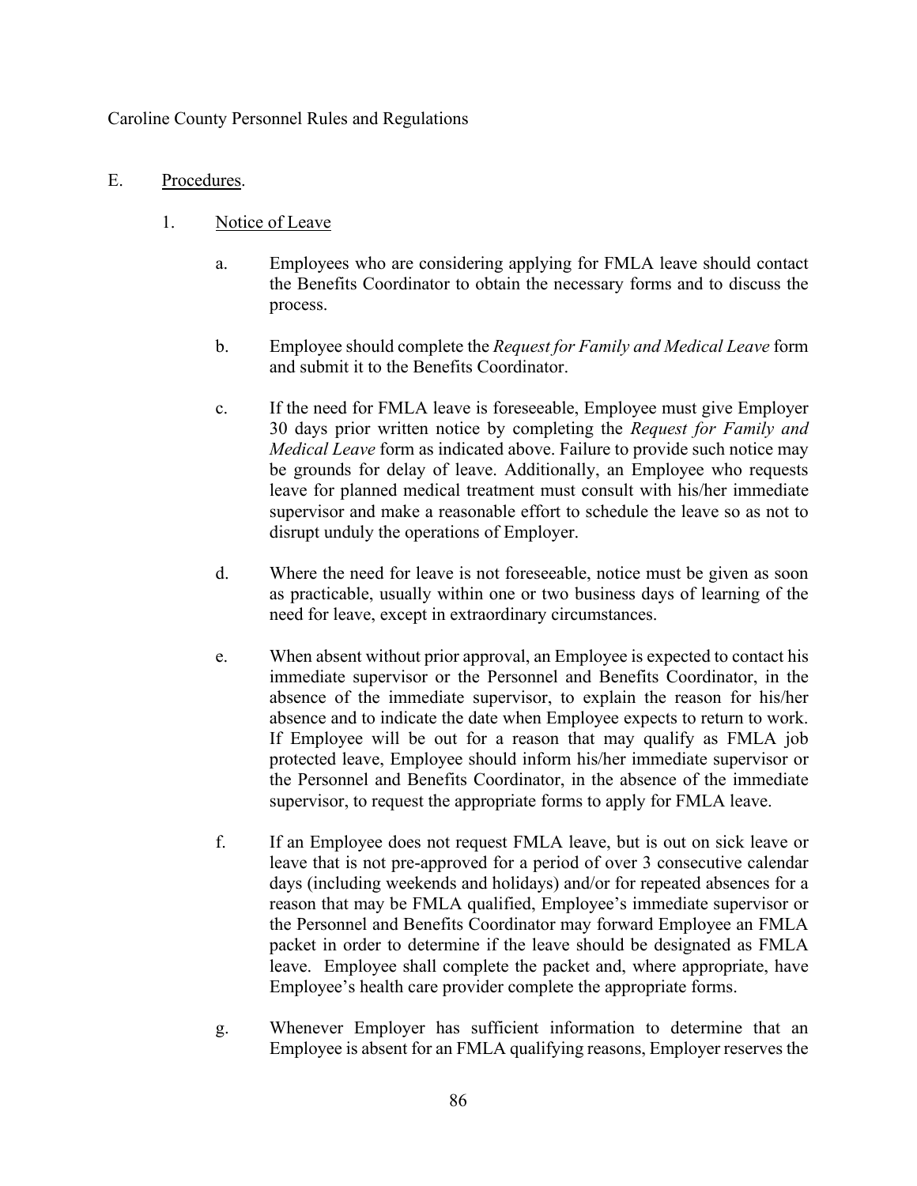E. Procedures.

1. Notice of Leave

a. Employees who are considering applying for FMLA leave should contact the Benefits Coordinator to obtain the necessary forms and to discuss the process.

b. Employee should complete the *Request for Family and Medical Leave* form and submit it to the Benefits Coordinator.

c. If the need for FMLA leave is foreseeable, Employee must give Employer 30 days prior written notice by completing the *Request for Family and Medical Leave* form as indicated above. Failure to provide such notice may be grounds for delay of leave. Additionally, an Employee who requests leave for planned medical treatment must consult with his/her immediate supervisor and make a reasonable effort to schedule the leave so as not to disrupt unduly the operations of Employer.

d. Where the need for leave is not foreseeable, notice must be given as soon as practicable, usually within one or two business days of learning of the need for leave, except in extraordinary circumstances.

e. When absent without prior approval, an Employee is expected to contact his immediate supervisor or the Personnel and Benefits Coordinator, in the absence of the immediate supervisor, to explain the reason for his/her absence and to indicate the date when Employee expects to return to work. If Employee will be out for a reason that may qualify as FMLA job protected leave, Employee should inform his/her immediate supervisor or the Personnel and Benefits Coordinator, in the absence of the immediate supervisor, to request the appropriate forms to apply for FMLA leave.

f. If an Employee does not request FMLA leave, but is out on sick leave or leave that is not pre-approved for a period of over 3 consecutive calendar days (including weekends and holidays) and/or for repeated absences for a reason that may be FMLA qualified, Employee's immediate supervisor or the Personnel and Benefits Coordinator may forward Employee an FMLA packet in order to determine if the leave should be designated as FMLA leave. Employee shall complete the packet and, where appropriate, have Employee's health care provider complete the appropriate forms.

g. Whenever Employer has sufficient information to determine that an Employee is absent for an FMLA qualifying reasons, Employer reserves the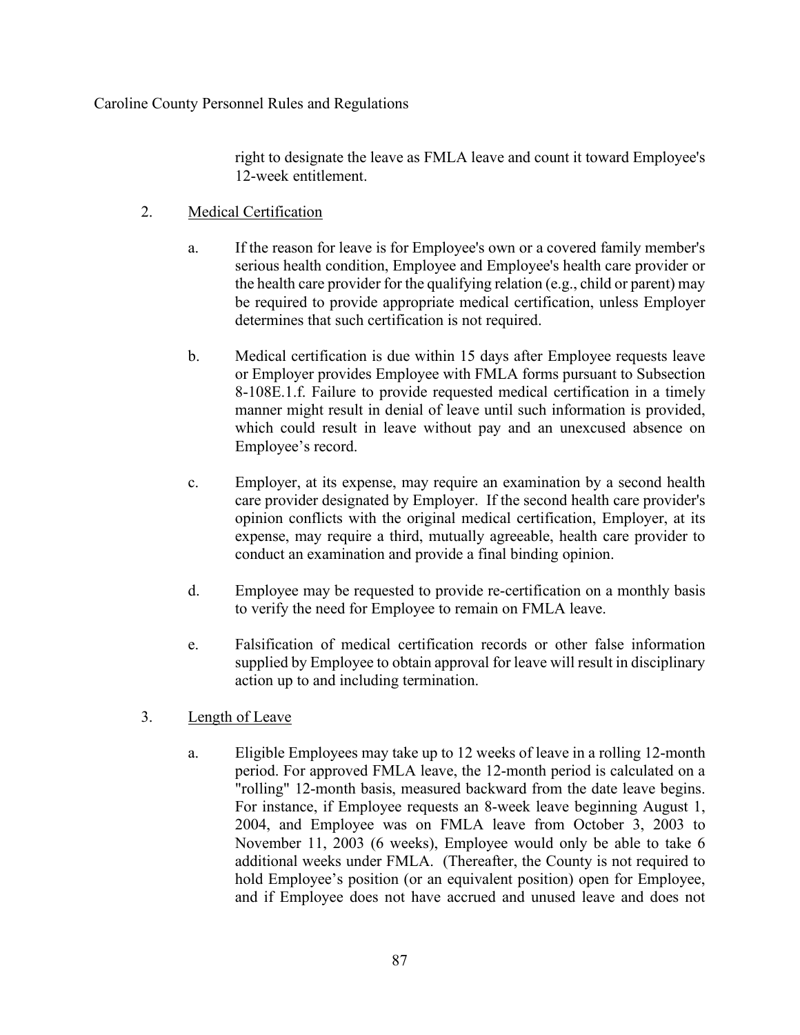right to designate the leave as FMLA leave and count it toward Employee's 12-week entitlement.

2. Medical Certification

   a. If the reason for leave is for Employee's own or a covered family member's serious health condition, Employee and Employee's health care provider or the health care provider for the qualifying relation (e.g., child or parent) may be required to provide appropriate medical certification, unless Employer determines that such certification is not required.

   b. Medical certification is due within 15 days after Employee requests leave or Employer provides Employee with FMLA forms pursuant to Subsection 8-108E.1.f. Failure to provide requested medical certification in a timely manner might result in denial of leave until such information is provided, which could result in leave without pay and an unexcused absence on Employee's record.

   c. Employer, at its expense, may require an examination by a second health care provider designated by Employer. If the second health care provider's opinion conflicts with the original medical certification, Employer, at its expense, may require a third, mutually agreeable, health care provider to conduct an examination and provide a final binding opinion.

   d. Employee may be requested to provide re-certification on a monthly basis to verify the need for Employee to remain on FMLA leave.

   e. Falsification of medical certification records or other false information supplied by Employee to obtain approval for leave will result in disciplinary action up to and including termination.

3. Length of Leave

   a. Eligible Employees may take up to 12 weeks of leave in a rolling 12-month period. For approved FMLA leave, the 12-month period is calculated on a "rolling" 12-month basis, measured backward from the date leave begins. For instance, if Employee requests an 8-week leave beginning August 1, 2004, and Employee was on FMLA leave from October 3, 2003 to November 11, 2003 (6 weeks), Employee would only be able to take 6 additional weeks under FMLA. (Thereafter, the County is not required to hold Employee's position (or an equivalent position) open for Employee, and if Employee does not have accrued and unused leave and does not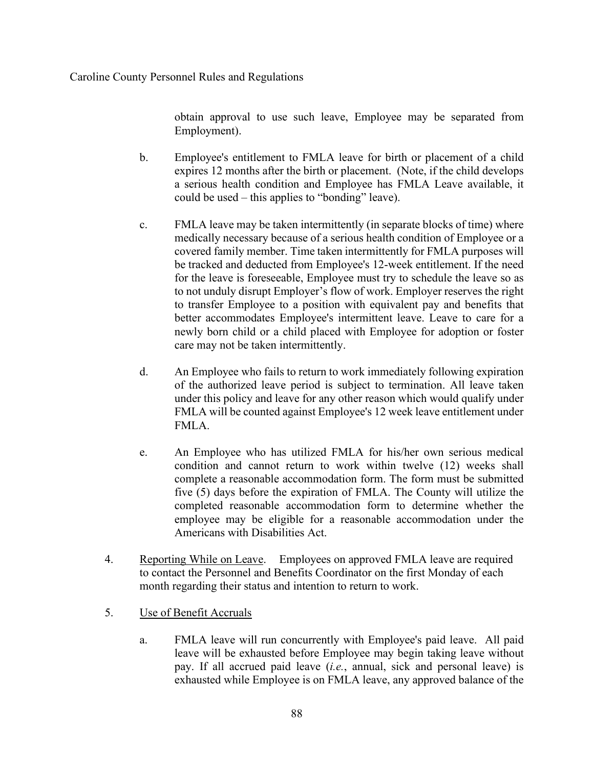obtain approval to use such leave, Employee may be separated from Employment).

b. Employee's entitlement to FMLA leave for birth or placement of a child expires 12 months after the birth or placement. (Note, if the child develops a serious health condition and Employee has FMLA Leave available, it could be used – this applies to "bonding" leave).

c. FMLA leave may be taken intermittently (in separate blocks of time) where medically necessary because of a serious health condition of Employee or a covered family member. Time taken intermittently for FMLA purposes will be tracked and deducted from Employee's 12-week entitlement. If the need for the leave is foreseeable, Employee must try to schedule the leave so as to not unduly disrupt Employer's flow of work. Employer reserves the right to transfer Employee to a position with equivalent pay and benefits that better accommodates Employee's intermittent leave. Leave to care for a newly born child or a child placed with Employee for adoption or foster care may not be taken intermittently.

d. An Employee who fails to return to work immediately following expiration of the authorized leave period is subject to termination. All leave taken under this policy and leave for any other reason which would qualify under FMLA will be counted against Employee's 12 week leave entitlement under FMLA.

e. An Employee who has utilized FMLA for his/her own serious medical condition and cannot return to work within twelve (12) weeks shall complete a reasonable accommodation form. The form must be submitted five (5) days before the expiration of FMLA. The County will utilize the completed reasonable accommodation form to determine whether the employee may be eligible for a reasonable accommodation under the Americans with Disabilities Act.

4. Reporting While on Leave. Employees on approved FMLA leave are required to contact the Personnel and Benefits Coordinator on the first Monday of each month regarding their status and intention to return to work.

5. Use of Benefit Accruals

a. FMLA leave will run concurrently with Employee's paid leave. All paid leave will be exhausted before Employee may begin taking leave without pay. If all accrued paid leave (*i.e.*, annual, sick and personal leave) is exhausted while Employee is on FMLA leave, any approved balance of the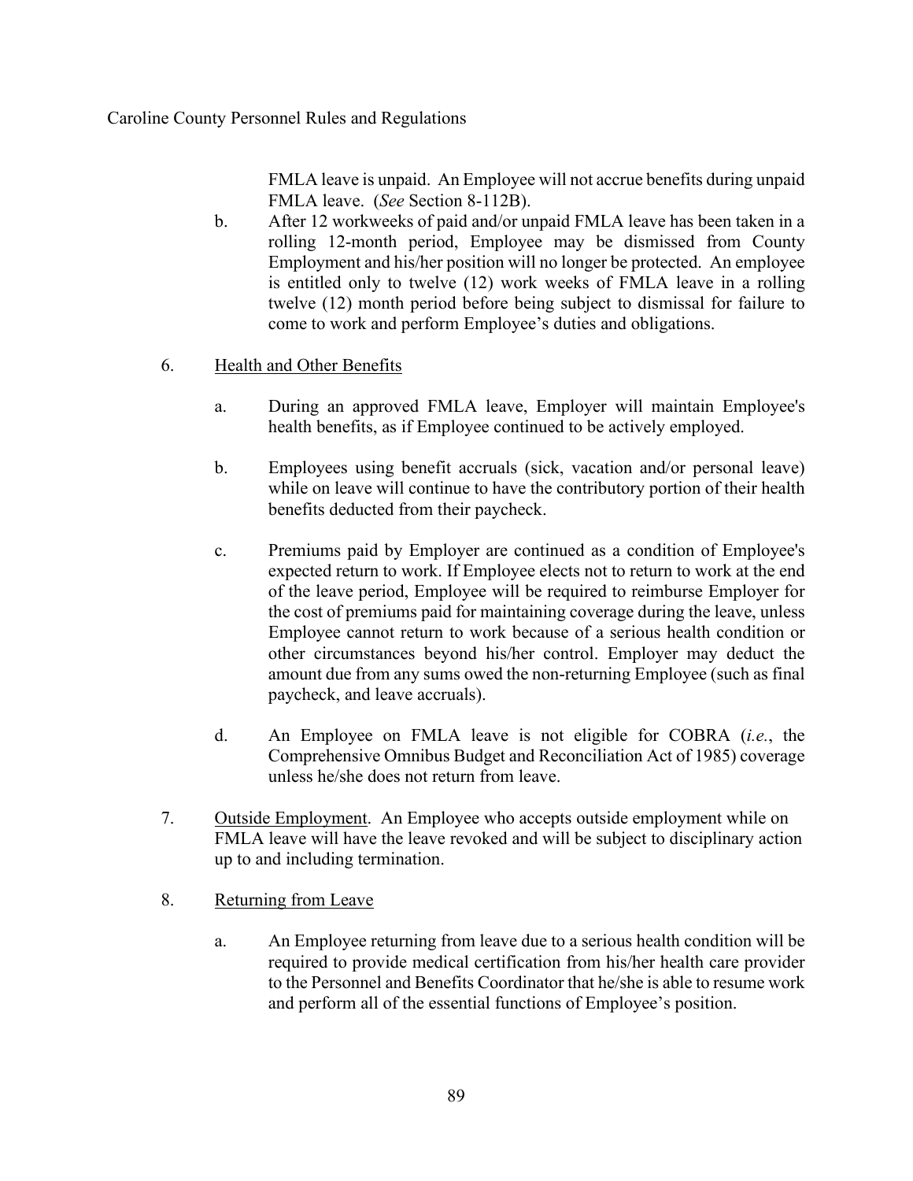FMLA leave is unpaid. An Employee will not accrue benefits during unpaid FMLA leave. (*See* Section 8-112B).

b. After 12 workweeks of paid and/or unpaid FMLA leave has been taken in a rolling 12-month period, Employee may be dismissed from County Employment and his/her position will no longer be protected. An employee is entitled only to twelve (12) work weeks of FMLA leave in a rolling twelve (12) month period before being subject to dismissal for failure to come to work and perform Employee's duties and obligations.

6. Health and Other Benefits

   a. During an approved FMLA leave, Employer will maintain Employee's health benefits, as if Employee continued to be actively employed.

   b. Employees using benefit accruals (sick, vacation and/or personal leave) while on leave will continue to have the contributory portion of their health benefits deducted from their paycheck.

   c. Premiums paid by Employer are continued as a condition of Employee's expected return to work. If Employee elects not to return to work at the end of the leave period, Employee will be required to reimburse Employer for the cost of premiums paid for maintaining coverage during the leave, unless Employee cannot return to work because of a serious health condition or other circumstances beyond his/her control. Employer may deduct the amount due from any sums owed the non-returning Employee (such as final paycheck, and leave accruals).

   d. An Employee on FMLA leave is not eligible for COBRA (*i.e.*, the Comprehensive Omnibus Budget and Reconciliation Act of 1985) coverage unless he/she does not return from leave.

7. Outside Employment. An Employee who accepts outside employment while on FMLA leave will have the leave revoked and will be subject to disciplinary action up to and including termination.

8. Returning from Leave

   a. An Employee returning from leave due to a serious health condition will be required to provide medical certification from his/her health care provider to the Personnel and Benefits Coordinator that he/she is able to resume work and perform all of the essential functions of Employee's position.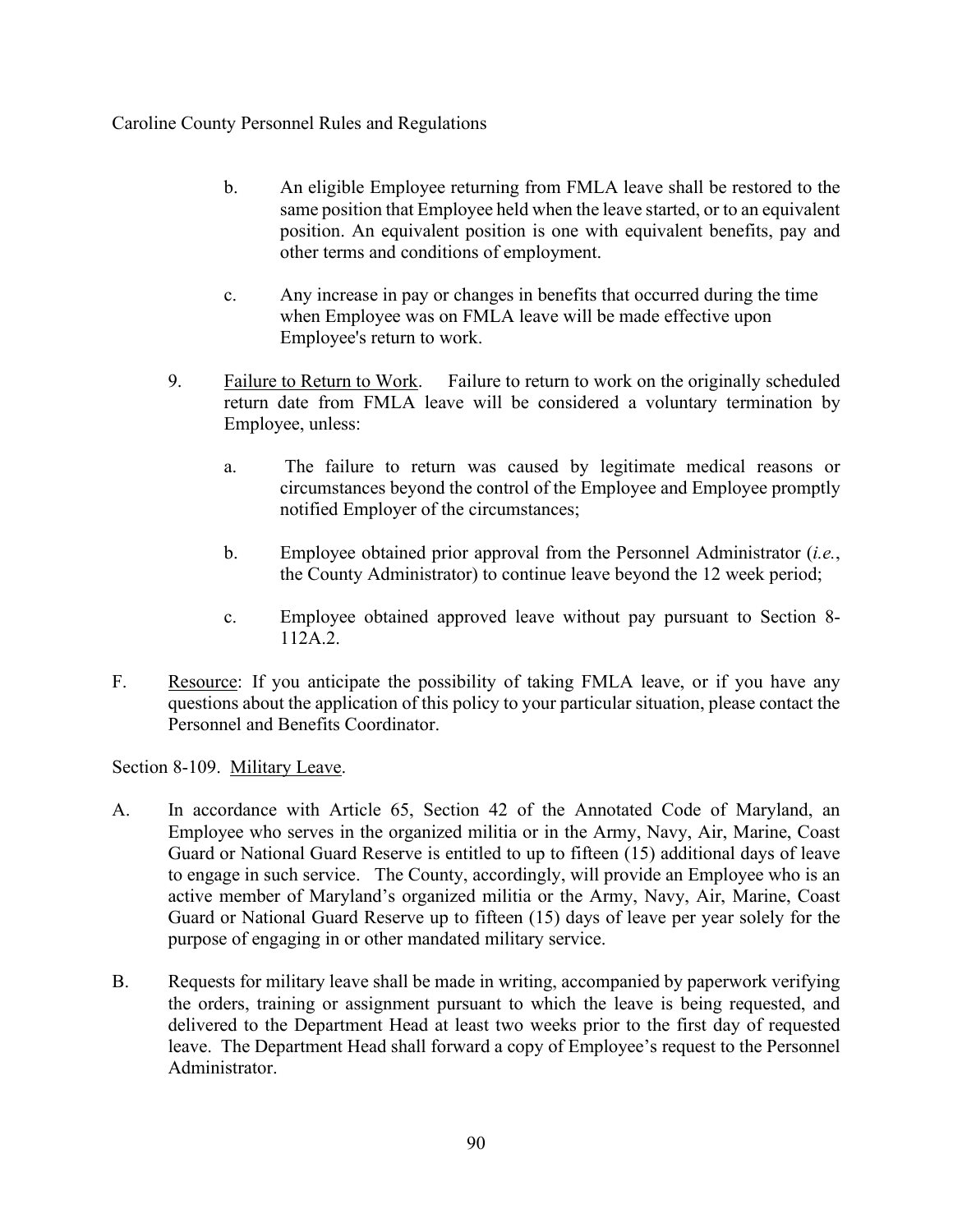b. An eligible Employee returning from FMLA leave shall be restored to the same position that Employee held when the leave started, or to an equivalent position. An equivalent position is one with equivalent benefits, pay and other terms and conditions of employment.

c. Any increase in pay or changes in benefits that occurred during the time when Employee was on FMLA leave will be made effective upon Employee's return to work.

9. Failure to Return to Work. Failure to return to work on the originally scheduled return date from FMLA leave will be considered a voluntary termination by Employee, unless:

a. The failure to return was caused by legitimate medical reasons or circumstances beyond the control of the Employee and Employee promptly notified Employer of the circumstances;

b. Employee obtained prior approval from the Personnel Administrator (*i.e.*, the County Administrator) to continue leave beyond the 12 week period;

c. Employee obtained approved leave without pay pursuant to Section 8-112A.2.

F. Resource: If you anticipate the possibility of taking FMLA leave, or if you have any questions about the application of this policy to your particular situation, please contact the Personnel and Benefits Coordinator.

Section 8-109. Military Leave.

A. In accordance with Article 65, Section 42 of the Annotated Code of Maryland, an Employee who serves in the organized militia or in the Army, Navy, Air, Marine, Coast Guard or National Guard Reserve is entitled to up to fifteen (15) additional days of leave to engage in such service. The County, accordingly, will provide an Employee who is an active member of Maryland's organized militia or the Army, Navy, Air, Marine, Coast Guard or National Guard Reserve up to fifteen (15) days of leave per year solely for the purpose of engaging in or other mandated military service.

B. Requests for military leave shall be made in writing, accompanied by paperwork verifying the orders, training or assignment pursuant to which the leave is being requested, and delivered to the Department Head at least two weeks prior to the first day of requested leave. The Department Head shall forward a copy of Employee's request to the Personnel Administrator.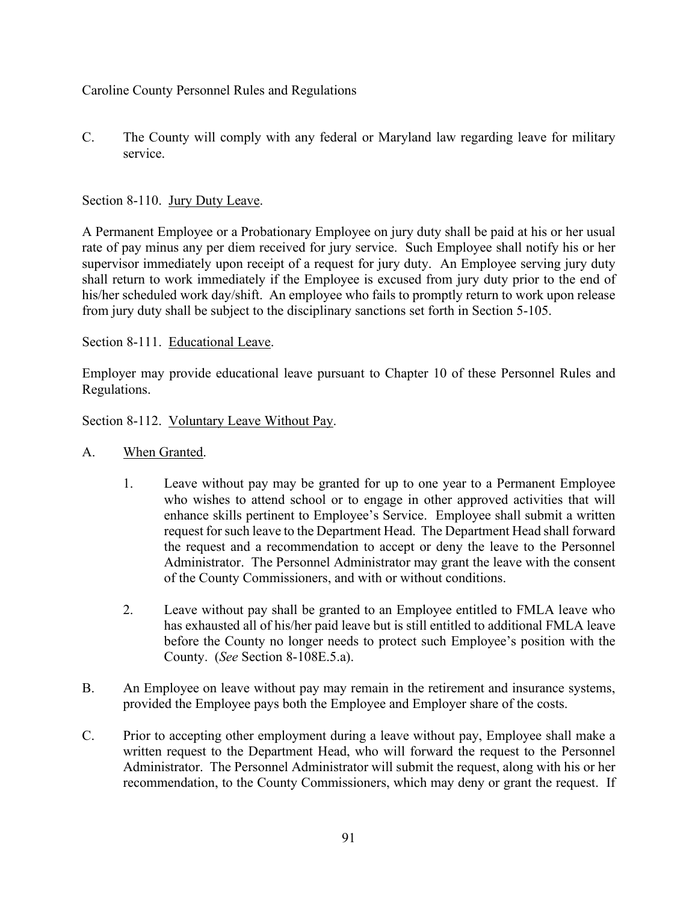C. The County will comply with any federal or Maryland law regarding leave for military service.

Section 8-110. Jury Duty Leave.

A Permanent Employee or a Probationary Employee on jury duty shall be paid at his or her usual rate of pay minus any per diem received for jury service. Such Employee shall notify his or her supervisor immediately upon receipt of a request for jury duty. An Employee serving jury duty shall return to work immediately if the Employee is excused from jury duty prior to the end of his/her scheduled work day/shift. An employee who fails to promptly return to work upon release from jury duty shall be subject to the disciplinary sanctions set forth in Section 5-105.

Section 8-111. Educational Leave.

Employer may provide educational leave pursuant to Chapter 10 of these Personnel Rules and Regulations.

Section 8-112. Voluntary Leave Without Pay.

A. When Granted.

   1. Leave without pay may be granted for up to one year to a Permanent Employee who wishes to attend school or to engage in other approved activities that will enhance skills pertinent to Employee's Service. Employee shall submit a written request for such leave to the Department Head. The Department Head shall forward the request and a recommendation to accept or deny the leave to the Personnel Administrator. The Personnel Administrator may grant the leave with the consent of the County Commissioners, and with or without conditions.

   2. Leave without pay shall be granted to an Employee entitled to FMLA leave who has exhausted all of his/her paid leave but is still entitled to additional FMLA leave before the County no longer needs to protect such Employee's position with the County. (*See* Section 8-108E.5.a).

B. An Employee on leave without pay may remain in the retirement and insurance systems, provided the Employee pays both the Employee and Employer share of the costs.

C. Prior to accepting other employment during a leave without pay, Employee shall make a written request to the Department Head, who will forward the request to the Personnel Administrator. The Personnel Administrator will submit the request, along with his or her recommendation, to the County Commissioners, which may deny or grant the request. If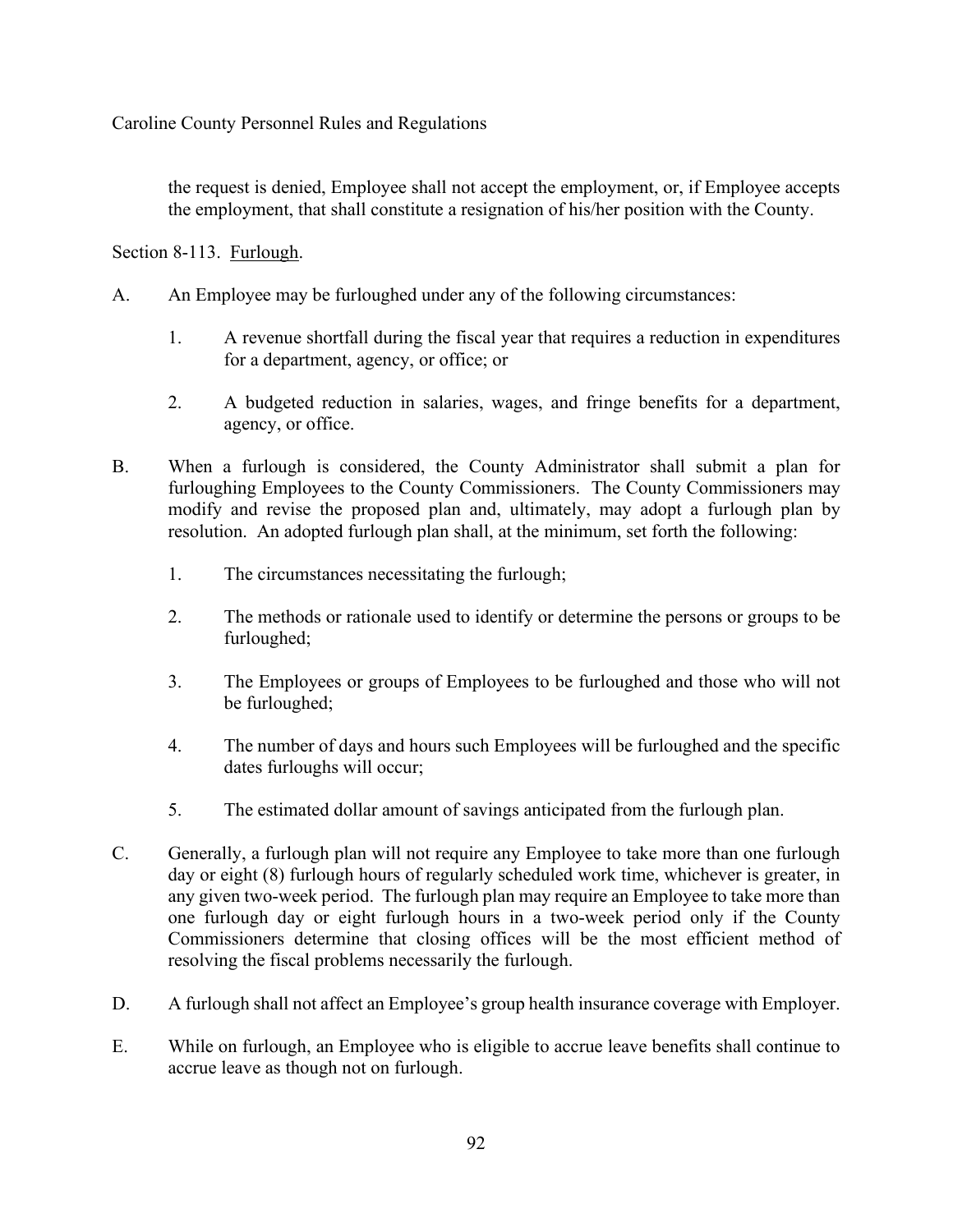the request is denied, Employee shall not accept the employment, or, if Employee accepts the employment, that shall constitute a resignation of his/her position with the County.

Section 8-113. Furlough.

A. An Employee may be furloughed under any of the following circumstances:

   1. A revenue shortfall during the fiscal year that requires a reduction in expenditures for a department, agency, or office; or

   2. A budgeted reduction in salaries, wages, and fringe benefits for a department, agency, or office.

B. When a furlough is considered, the County Administrator shall submit a plan for furloughing Employees to the County Commissioners. The County Commissioners may modify and revise the proposed plan and, ultimately, may adopt a furlough plan by resolution. An adopted furlough plan shall, at the minimum, set forth the following:

   1. The circumstances necessitating the furlough;

   2. The methods or rationale used to identify or determine the persons or groups to be furloughed;

   3. The Employees or groups of Employees to be furloughed and those who will not be furloughed;

   4. The number of days and hours such Employees will be furloughed and the specific dates furloughs will occur;

   5. The estimated dollar amount of savings anticipated from the furlough plan.

C. Generally, a furlough plan will not require any Employee to take more than one furlough day or eight (8) furlough hours of regularly scheduled work time, whichever is greater, in any given two-week period. The furlough plan may require an Employee to take more than one furlough day or eight furlough hours in a two-week period only if the County Commissioners determine that closing offices will be the most efficient method of resolving the fiscal problems necessarily the furlough.

D. A furlough shall not affect an Employee's group health insurance coverage with Employer.

E. While on furlough, an Employee who is eligible to accrue leave benefits shall continue to accrue leave as though not on furlough.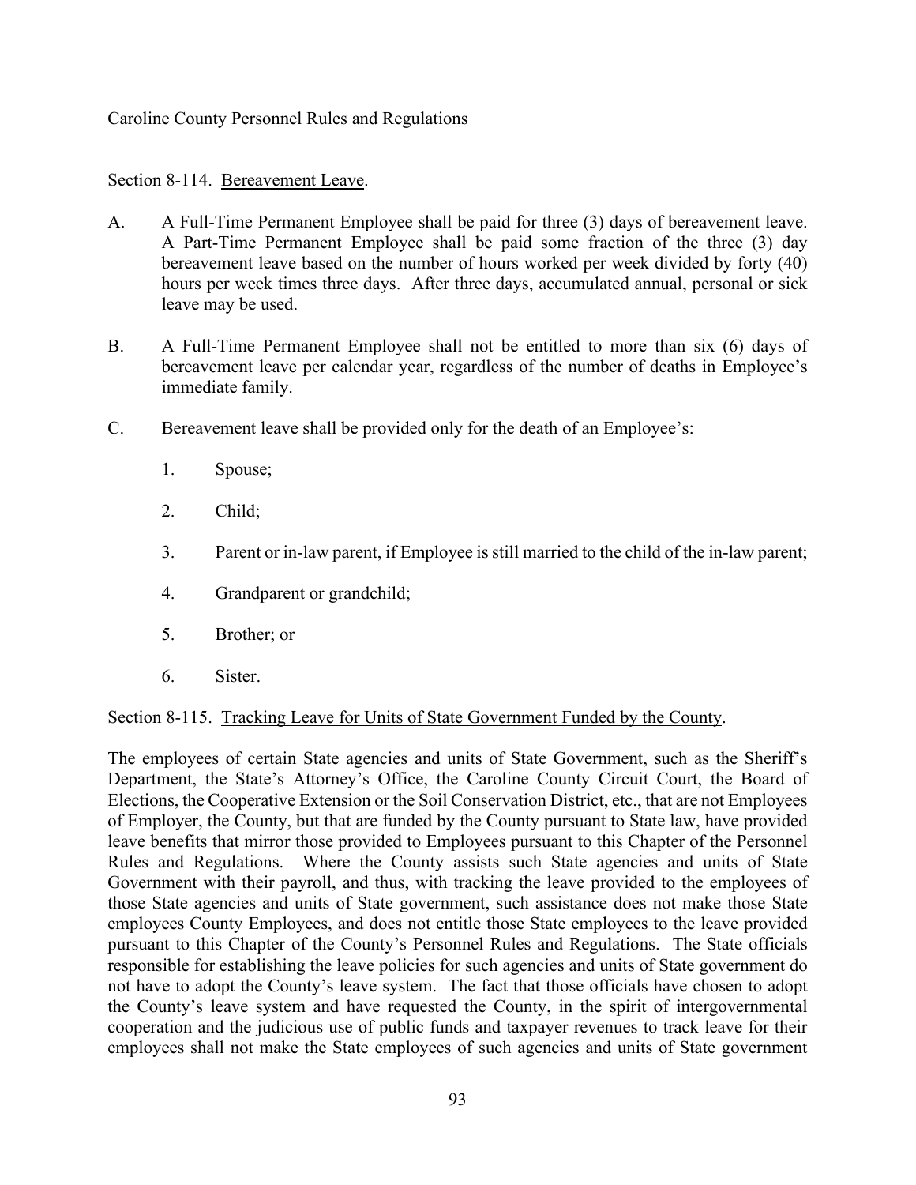Section 8-114. Bereavement Leave.

A. A Full-Time Permanent Employee shall be paid for three (3) days of bereavement leave. A Part-Time Permanent Employee shall be paid some fraction of the three (3) day bereavement leave based on the number of hours worked per week divided by forty (40) hours per week times three days. After three days, accumulated annual, personal or sick leave may be used.

B. A Full-Time Permanent Employee shall not be entitled to more than six (6) days of bereavement leave per calendar year, regardless of the number of deaths in Employee's immediate family.

C. Bereavement leave shall be provided only for the death of an Employee's:

1. Spouse;
2. Child;
3. Parent or in-law parent, if Employee is still married to the child of the in-law parent;
4. Grandparent or grandchild;
5. Brother; or
6. Sister.

Section 8-115. Tracking Leave for Units of State Government Funded by the County.

The employees of certain State agencies and units of State Government, such as the Sheriff's Department, the State's Attorney's Office, the Caroline County Circuit Court, the Board of Elections, the Cooperative Extension or the Soil Conservation District, etc., that are not Employees of Employer, the County, but that are funded by the County pursuant to State law, have provided leave benefits that mirror those provided to Employees pursuant to this Chapter of the Personnel Rules and Regulations. Where the County assists such State agencies and units of State Government with their payroll, and thus, with tracking the leave provided to the employees of those State agencies and units of State government, such assistance does not make those State employees County Employees, and does not entitle those State employees to the leave provided pursuant to this Chapter of the County's Personnel Rules and Regulations. The State officials responsible for establishing the leave policies for such agencies and units of State government do not have to adopt the County's leave system. The fact that those officials have chosen to adopt the County's leave system and have requested the County, in the spirit of intergovernmental cooperation and the judicious use of public funds and taxpayer revenues to track leave for their employees shall not make the State employees of such agencies and units of State government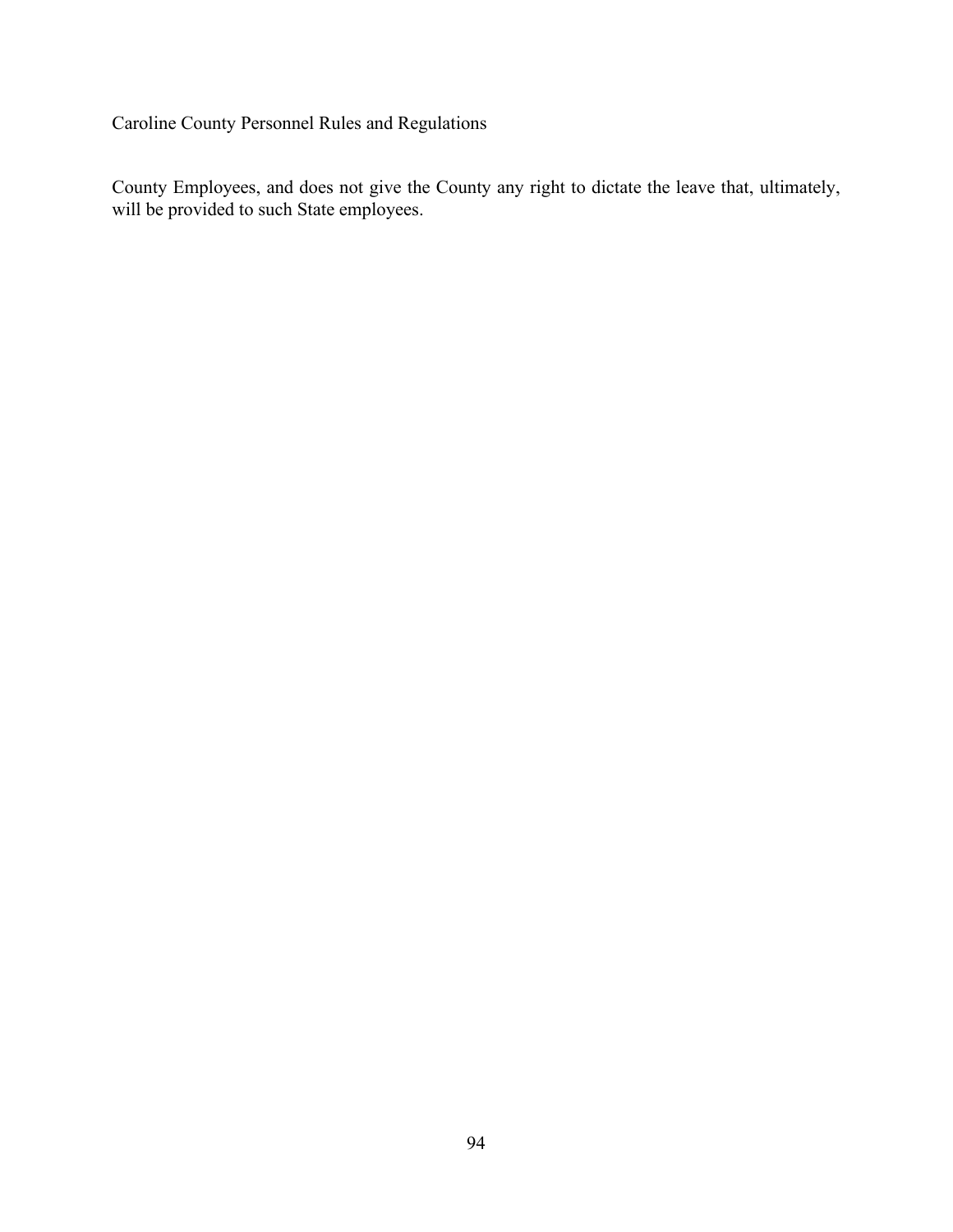County Employees, and does not give the County any right to dictate the leave that, ultimately, will be provided to such State employees.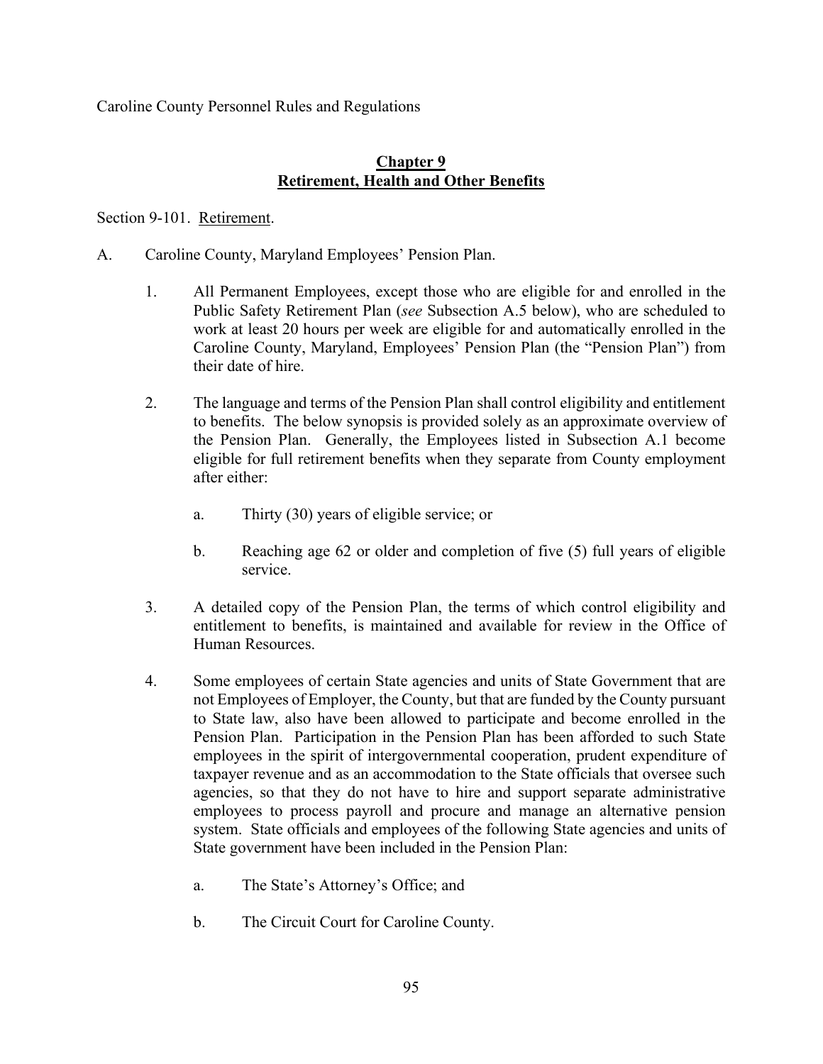Caroline County Personnel Rules and Regulations

## **Chapter 9**
## **Retirement, Health and Other Benefits**

Section 9-101. Retirement.

A. Caroline County, Maryland Employees' Pension Plan.

1. All Permanent Employees, except those who are eligible for and enrolled in the Public Safety Retirement Plan (*see* Subsection A.5 below), who are scheduled to work at least 20 hours per week are eligible for and automatically enrolled in the Caroline County, Maryland, Employees' Pension Plan (the "Pension Plan") from their date of hire.

2. The language and terms of the Pension Plan shall control eligibility and entitlement to benefits. The below synopsis is provided solely as an approximate overview of the Pension Plan. Generally, the Employees listed in Subsection A.1 become eligible for full retirement benefits when they separate from County employment after either:

   a. Thirty (30) years of eligible service; or

   b. Reaching age 62 or older and completion of five (5) full years of eligible service.

3. A detailed copy of the Pension Plan, the terms of which control eligibility and entitlement to benefits, is maintained and available for review in the Office of Human Resources.

4. Some employees of certain State agencies and units of State Government that are not Employees of Employer, the County, but that are funded by the County pursuant to State law, also have been allowed to participate and become enrolled in the Pension Plan. Participation in the Pension Plan has been afforded to such State employees in the spirit of intergovernmental cooperation, prudent expenditure of taxpayer revenue and as an accommodation to the State officials that oversee such agencies, so that they do not have to hire and support separate administrative employees to process payroll and procure and manage an alternative pension system. State officials and employees of the following State agencies and units of State government have been included in the Pension Plan:

   a. The State's Attorney's Office; and

   b. The Circuit Court for Caroline County.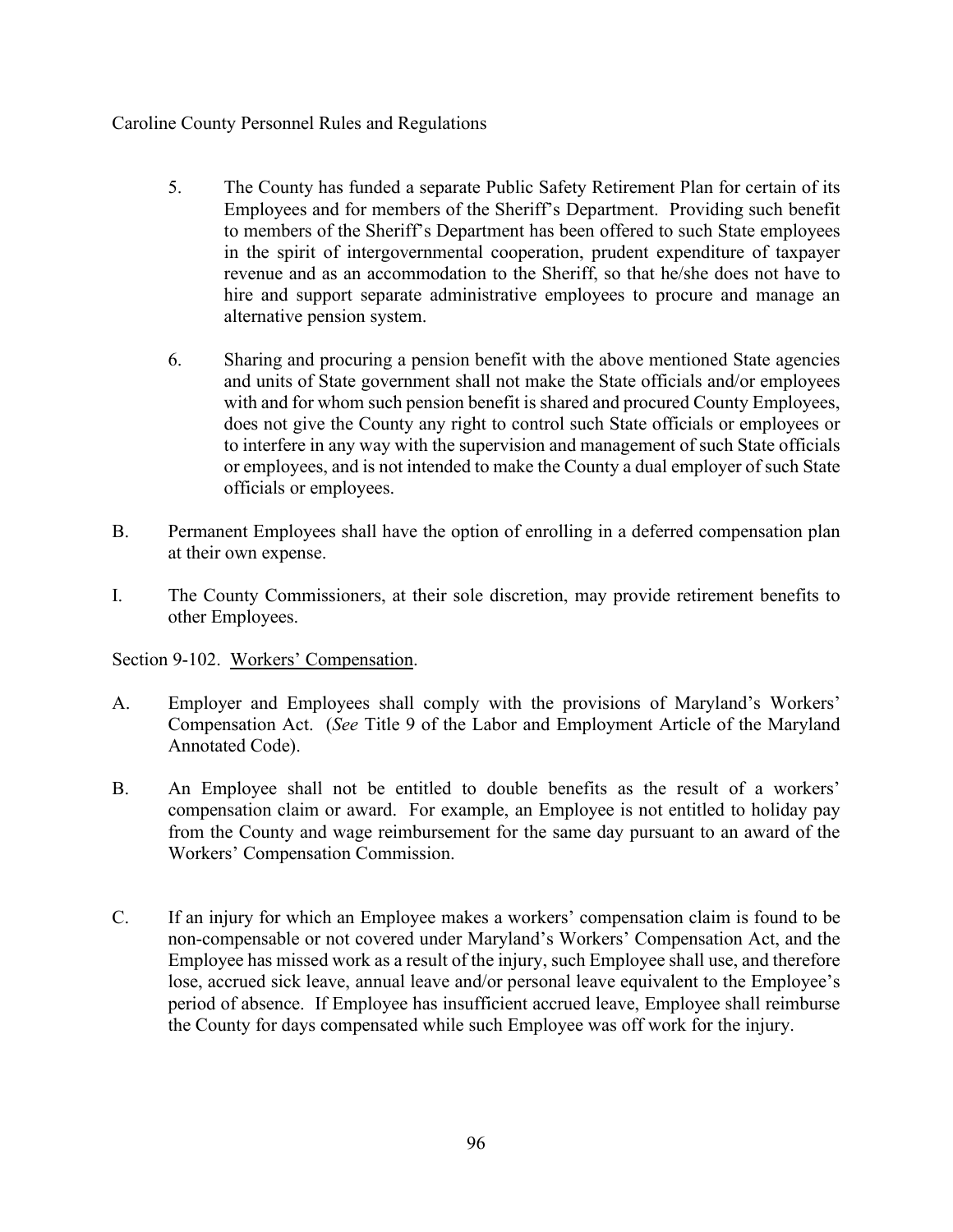5. The County has funded a separate Public Safety Retirement Plan for certain of its Employees and for members of the Sheriff's Department. Providing such benefit to members of the Sheriff's Department has been offered to such State employees in the spirit of intergovernmental cooperation, prudent expenditure of taxpayer revenue and as an accommodation to the Sheriff, so that he/she does not have to hire and support separate administrative employees to procure and manage an alternative pension system.

6. Sharing and procuring a pension benefit with the above mentioned State agencies and units of State government shall not make the State officials and/or employees with and for whom such pension benefit is shared and procured County Employees, does not give the County any right to control such State officials or employees or to interfere in any way with the supervision and management of such State officials or employees, and is not intended to make the County a dual employer of such State officials or employees.

B. Permanent Employees shall have the option of enrolling in a deferred compensation plan at their own expense.

I. The County Commissioners, at their sole discretion, may provide retirement benefits to other Employees.

Section 9-102. Workers' Compensation.

A. Employer and Employees shall comply with the provisions of Maryland's Workers' Compensation Act. (*See* Title 9 of the Labor and Employment Article of the Maryland Annotated Code).

B. An Employee shall not be entitled to double benefits as the result of a workers' compensation claim or award. For example, an Employee is not entitled to holiday pay from the County and wage reimbursement for the same day pursuant to an award of the Workers' Compensation Commission.

C. If an injury for which an Employee makes a workers' compensation claim is found to be non-compensable or not covered under Maryland's Workers' Compensation Act, and the Employee has missed work as a result of the injury, such Employee shall use, and therefore lose, accrued sick leave, annual leave and/or personal leave equivalent to the Employee's period of absence. If Employee has insufficient accrued leave, Employee shall reimburse the County for days compensated while such Employee was off work for the injury.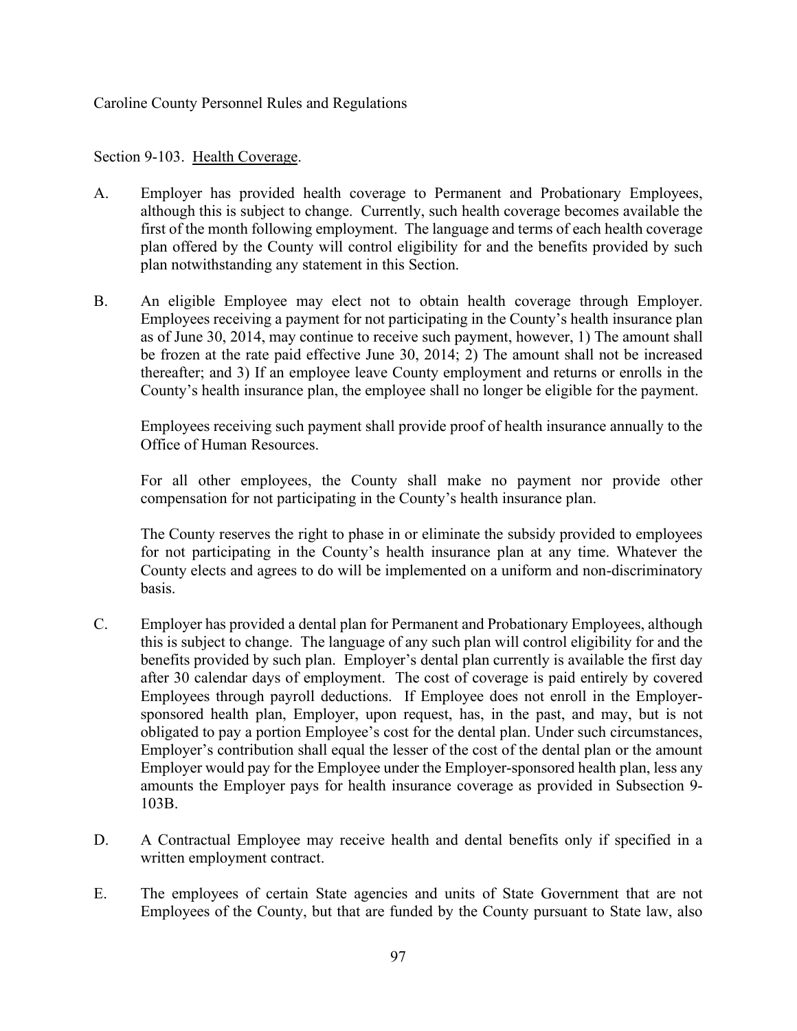Section 9-103. Health Coverage.

A. Employer has provided health coverage to Permanent and Probationary Employees, although this is subject to change. Currently, such health coverage becomes available the first of the month following employment. The language and terms of each health coverage plan offered by the County will control eligibility for and the benefits provided by such plan notwithstanding any statement in this Section.

B. An eligible Employee may elect not to obtain health coverage through Employer. Employees receiving a payment for not participating in the County's health insurance plan as of June 30, 2014, may continue to receive such payment, however, 1) The amount shall be frozen at the rate paid effective June 30, 2014; 2) The amount shall not be increased thereafter; and 3) If an employee leave County employment and returns or enrolls in the County's health insurance plan, the employee shall no longer be eligible for the payment.

   Employees receiving such payment shall provide proof of health insurance annually to the Office of Human Resources.

   For all other employees, the County shall make no payment nor provide other compensation for not participating in the County's health insurance plan.

   The County reserves the right to phase in or eliminate the subsidy provided to employees for not participating in the County's health insurance plan at any time. Whatever the County elects and agrees to do will be implemented on a uniform and non-discriminatory basis.

C. Employer has provided a dental plan for Permanent and Probationary Employees, although this is subject to change. The language of any such plan will control eligibility for and the benefits provided by such plan. Employer's dental plan currently is available the first day after 30 calendar days of employment. The cost of coverage is paid entirely by covered Employees through payroll deductions. If Employee does not enroll in the Employer-sponsored health plan, Employer, upon request, has, in the past, and may, but is not obligated to pay a portion Employee's cost for the dental plan. Under such circumstances, Employer's contribution shall equal the lesser of the cost of the dental plan or the amount Employer would pay for the Employee under the Employer-sponsored health plan, less any amounts the Employer pays for health insurance coverage as provided in Subsection 9-103B.

D. A Contractual Employee may receive health and dental benefits only if specified in a written employment contract.

E. The employees of certain State agencies and units of State Government that are not Employees of the County, but that are funded by the County pursuant to State law, also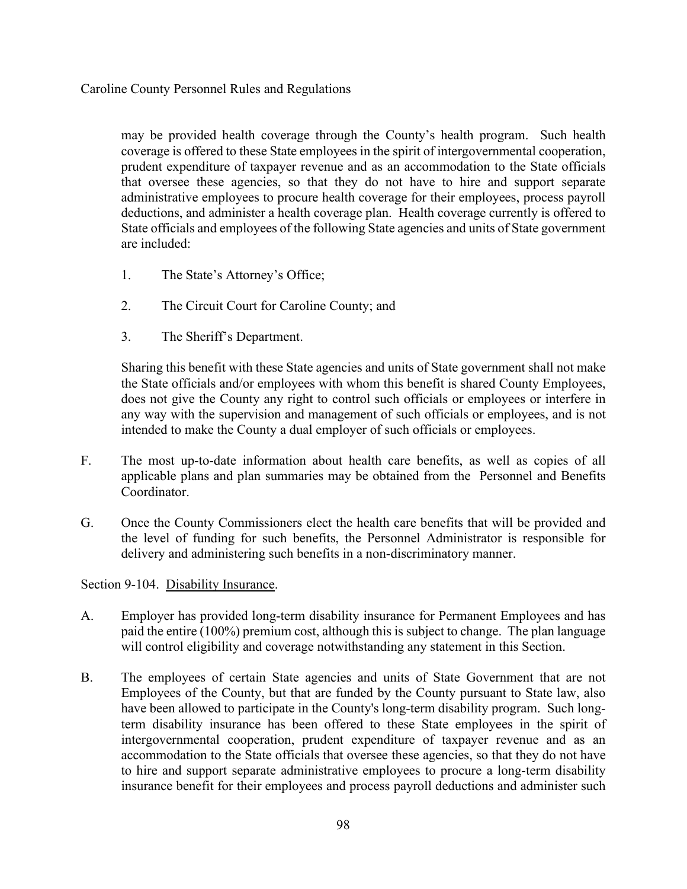may be provided health coverage through the County's health program. Such health coverage is offered to these State employees in the spirit of intergovernmental cooperation, prudent expenditure of taxpayer revenue and as an accommodation to the State officials that oversee these agencies, so that they do not have to hire and support separate administrative employees to procure health coverage for their employees, process payroll deductions, and administer a health coverage plan. Health coverage currently is offered to State officials and employees of the following State agencies and units of State government are included:

1. The State's Attorney's Office;

2. The Circuit Court for Caroline County; and

3. The Sheriff's Department.

Sharing this benefit with these State agencies and units of State government shall not make the State officials and/or employees with whom this benefit is shared County Employees, does not give the County any right to control such officials or employees or interfere in any way with the supervision and management of such officials or employees, and is not intended to make the County a dual employer of such officials or employees.

F. The most up-to-date information about health care benefits, as well as copies of all applicable plans and plan summaries may be obtained from the Personnel and Benefits Coordinator.

G. Once the County Commissioners elect the health care benefits that will be provided and the level of funding for such benefits, the Personnel Administrator is responsible for delivery and administering such benefits in a non-discriminatory manner.

Section 9-104. Disability Insurance.

A. Employer has provided long-term disability insurance for Permanent Employees and has paid the entire (100%) premium cost, although this is subject to change. The plan language will control eligibility and coverage notwithstanding any statement in this Section.

B. The employees of certain State agencies and units of State Government that are not Employees of the County, but that are funded by the County pursuant to State law, also have been allowed to participate in the County's long-term disability program. Such long-term disability insurance has been offered to these State employees in the spirit of intergovernmental cooperation, prudent expenditure of taxpayer revenue and as an accommodation to the State officials that oversee these agencies, so that they do not have to hire and support separate administrative employees to procure a long-term disability insurance benefit for their employees and process payroll deductions and administer such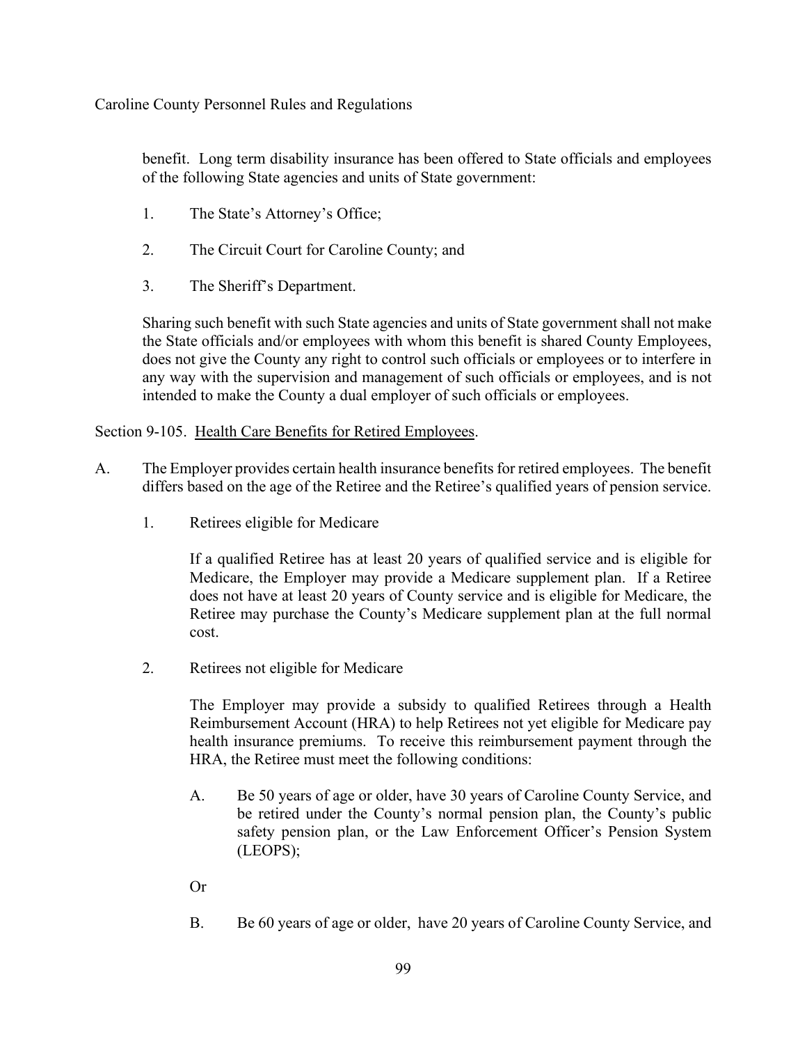benefit. Long term disability insurance has been offered to State officials and employees of the following State agencies and units of State government:

1. The State's Attorney's Office;

2. The Circuit Court for Caroline County; and

3. The Sheriff's Department.

Sharing such benefit with such State agencies and units of State government shall not make the State officials and/or employees with whom this benefit is shared County Employees, does not give the County any right to control such officials or employees or to interfere in any way with the supervision and management of such officials or employees, and is not intended to make the County a dual employer of such officials or employees.

Section 9-105. Health Care Benefits for Retired Employees.

A. The Employer provides certain health insurance benefits for retired employees. The benefit differs based on the age of the Retiree and the Retiree's qualified years of pension service.

   1. Retirees eligible for Medicare

      If a qualified Retiree has at least 20 years of qualified service and is eligible for Medicare, the Employer may provide a Medicare supplement plan. If a Retiree does not have at least 20 years of County service and is eligible for Medicare, the Retiree may purchase the County's Medicare supplement plan at the full normal cost.

   2. Retirees not eligible for Medicare

      The Employer may provide a subsidy to qualified Retirees through a Health Reimbursement Account (HRA) to help Retirees not yet eligible for Medicare pay health insurance premiums. To receive this reimbursement payment through the HRA, the Retiree must meet the following conditions:

      A. Be 50 years of age or older, have 30 years of Caroline County Service, and be retired under the County's normal pension plan, the County's public safety pension plan, or the Law Enforcement Officer's Pension System (LEOPS);

      Or

      B. Be 60 years of age or older, have 20 years of Caroline County Service, and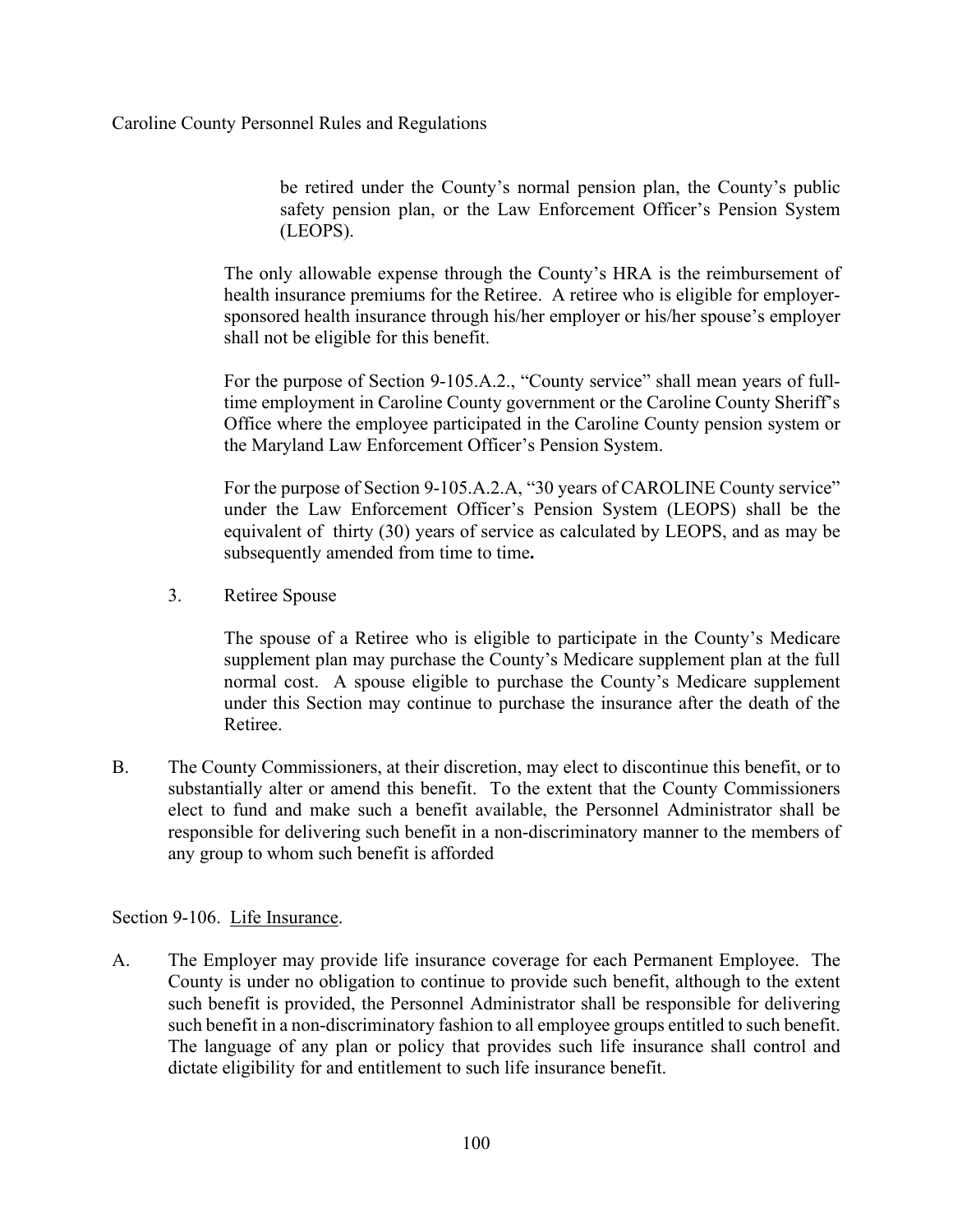be retired under the County's normal pension plan, the County's public safety pension plan, or the Law Enforcement Officer's Pension System (LEOPS).

The only allowable expense through the County's HRA is the reimbursement of health insurance premiums for the Retiree. A retiree who is eligible for employer-sponsored health insurance through his/her employer or his/her spouse's employer shall not be eligible for this benefit.

For the purpose of Section 9-105.A.2., "County service" shall mean years of full-time employment in Caroline County government or the Caroline County Sheriff's Office where the employee participated in the Caroline County pension system or the Maryland Law Enforcement Officer's Pension System.

For the purpose of Section 9-105.A.2.A, "30 years of CAROLINE County service" under the Law Enforcement Officer's Pension System (LEOPS) shall be the equivalent of thirty (30) years of service as calculated by LEOPS, and as may be subsequently amended from time to time**.**

3. Retiree Spouse

   The spouse of a Retiree who is eligible to participate in the County's Medicare supplement plan may purchase the County's Medicare supplement plan at the full normal cost. A spouse eligible to purchase the County's Medicare supplement under this Section may continue to purchase the insurance after the death of the Retiree.

B. The County Commissioners, at their discretion, may elect to discontinue this benefit, or to substantially alter or amend this benefit. To the extent that the County Commissioners elect to fund and make such a benefit available, the Personnel Administrator shall be responsible for delivering such benefit in a non-discriminatory manner to the members of any group to whom such benefit is afforded

Section 9-106. Life Insurance.

A. The Employer may provide life insurance coverage for each Permanent Employee. The County is under no obligation to continue to provide such benefit, although to the extent such benefit is provided, the Personnel Administrator shall be responsible for delivering such benefit in a non-discriminatory fashion to all employee groups entitled to such benefit. The language of any plan or policy that provides such life insurance shall control and dictate eligibility for and entitlement to such life insurance benefit.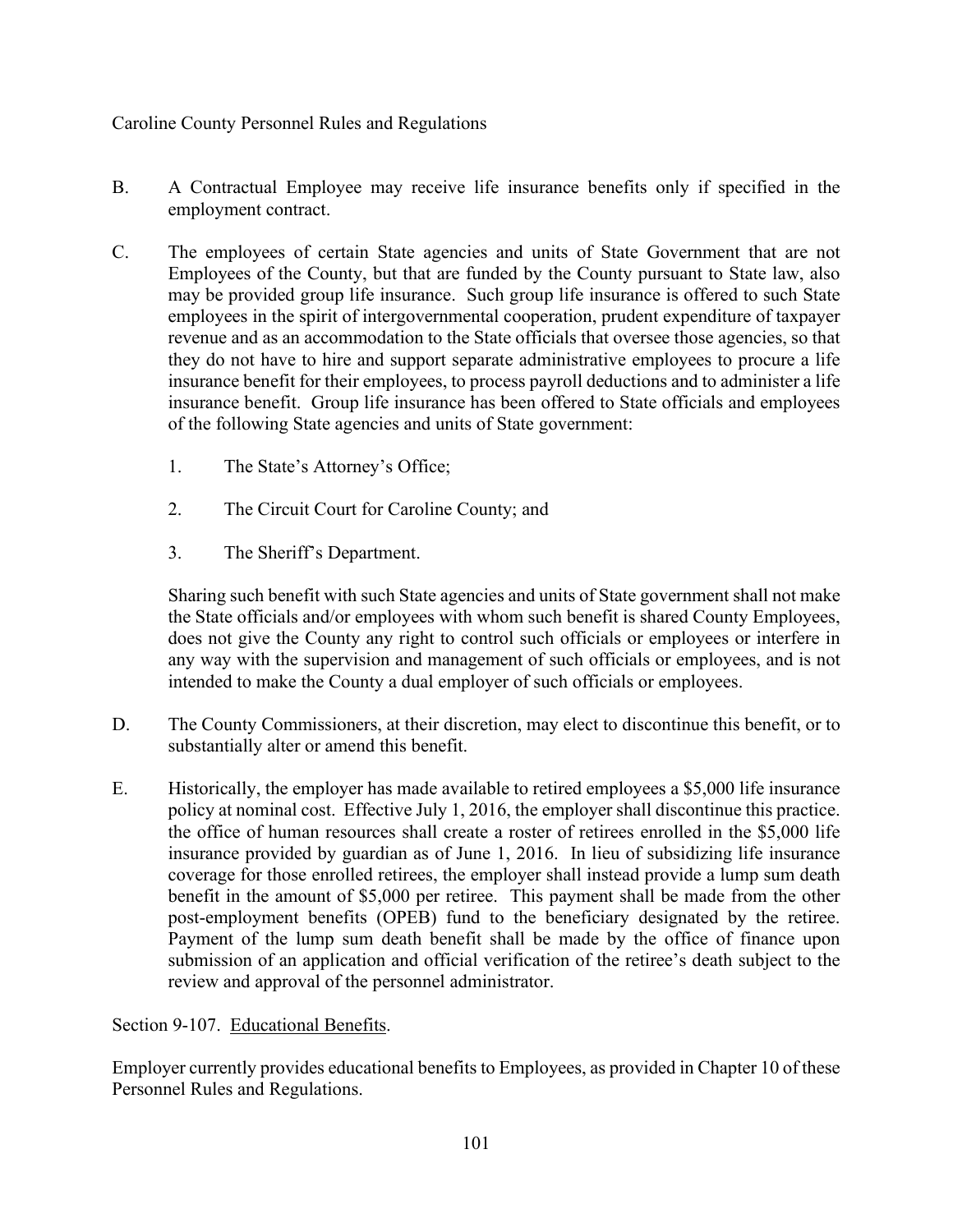B. A Contractual Employee may receive life insurance benefits only if specified in the employment contract.

C. The employees of certain State agencies and units of State Government that are not Employees of the County, but that are funded by the County pursuant to State law, also may be provided group life insurance. Such group life insurance is offered to such State employees in the spirit of intergovernmental cooperation, prudent expenditure of taxpayer revenue and as an accommodation to the State officials that oversee those agencies, so that they do not have to hire and support separate administrative employees to procure a life insurance benefit for their employees, to process payroll deductions and to administer a life insurance benefit. Group life insurance has been offered to State officials and employees of the following State agencies and units of State government:

   1. The State's Attorney's Office;

   2. The Circuit Court for Caroline County; and

   3. The Sheriff's Department.

   Sharing such benefit with such State agencies and units of State government shall not make the State officials and/or employees with whom such benefit is shared County Employees, does not give the County any right to control such officials or employees or interfere in any way with the supervision and management of such officials or employees, and is not intended to make the County a dual employer of such officials or employees.

D. The County Commissioners, at their discretion, may elect to discontinue this benefit, or to substantially alter or amend this benefit.

E. Historically, the employer has made available to retired employees a $5,000 life insurance policy at nominal cost. Effective July 1, 2016, the employer shall discontinue this practice. the office of human resources shall create a roster of retirees enrolled in the $5,000 life insurance provided by guardian as of June 1, 2016. In lieu of subsidizing life insurance coverage for those enrolled retirees, the employer shall instead provide a lump sum death benefit in the amount of $5,000 per retiree. This payment shall be made from the other post-employment benefits (OPEB) fund to the beneficiary designated by the retiree. Payment of the lump sum death benefit shall be made by the office of finance upon submission of an application and official verification of the retiree's death subject to the review and approval of the personnel administrator.

Section 9-107. Educational Benefits.

Employer currently provides educational benefits to Employees, as provided in Chapter 10 of these Personnel Rules and Regulations.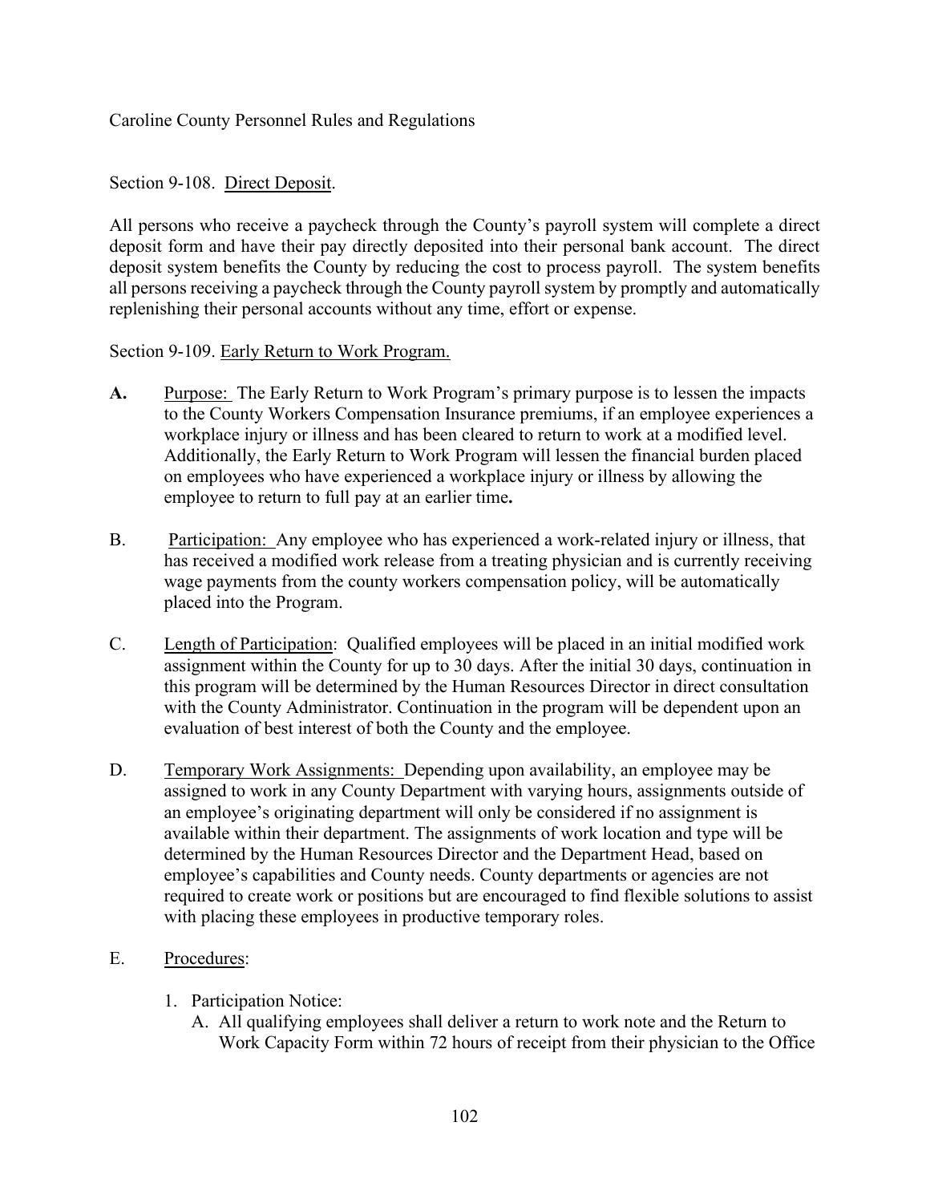Section 9-108. Direct Deposit.

All persons who receive a paycheck through the County's payroll system will complete a direct deposit form and have their pay directly deposited into their personal bank account. The direct deposit system benefits the County by reducing the cost to process payroll. The system benefits all persons receiving a paycheck through the County payroll system by promptly and automatically replenishing their personal accounts without any time, effort or expense.

Section 9-109. Early Return to Work Program.

**A.** Purpose: The Early Return to Work Program's primary purpose is to lessen the impacts to the County Workers Compensation Insurance premiums, if an employee experiences a workplace injury or illness and has been cleared to return to work at a modified level. Additionally, the Early Return to Work Program will lessen the financial burden placed on employees who have experienced a workplace injury or illness by allowing the employee to return to full pay at an earlier time**.**

B. Participation: Any employee who has experienced a work-related injury or illness, that has received a modified work release from a treating physician and is currently receiving wage payments from the county workers compensation policy, will be automatically placed into the Program.

C. Length of Participation: Qualified employees will be placed in an initial modified work assignment within the County for up to 30 days. After the initial 30 days, continuation in this program will be determined by the Human Resources Director in direct consultation with the County Administrator. Continuation in the program will be dependent upon an evaluation of best interest of both the County and the employee.

D. Temporary Work Assignments: Depending upon availability, an employee may be assigned to work in any County Department with varying hours, assignments outside of an employee's originating department will only be considered if no assignment is available within their department. The assignments of work location and type will be determined by the Human Resources Director and the Department Head, based on employee's capabilities and County needs. County departments or agencies are not required to create work or positions but are encouraged to find flexible solutions to assist with placing these employees in productive temporary roles.

E. Procedures:

1. Participation Notice:
   A. All qualifying employees shall deliver a return to work note and the Return to Work Capacity Form within 72 hours of receipt from their physician to the Office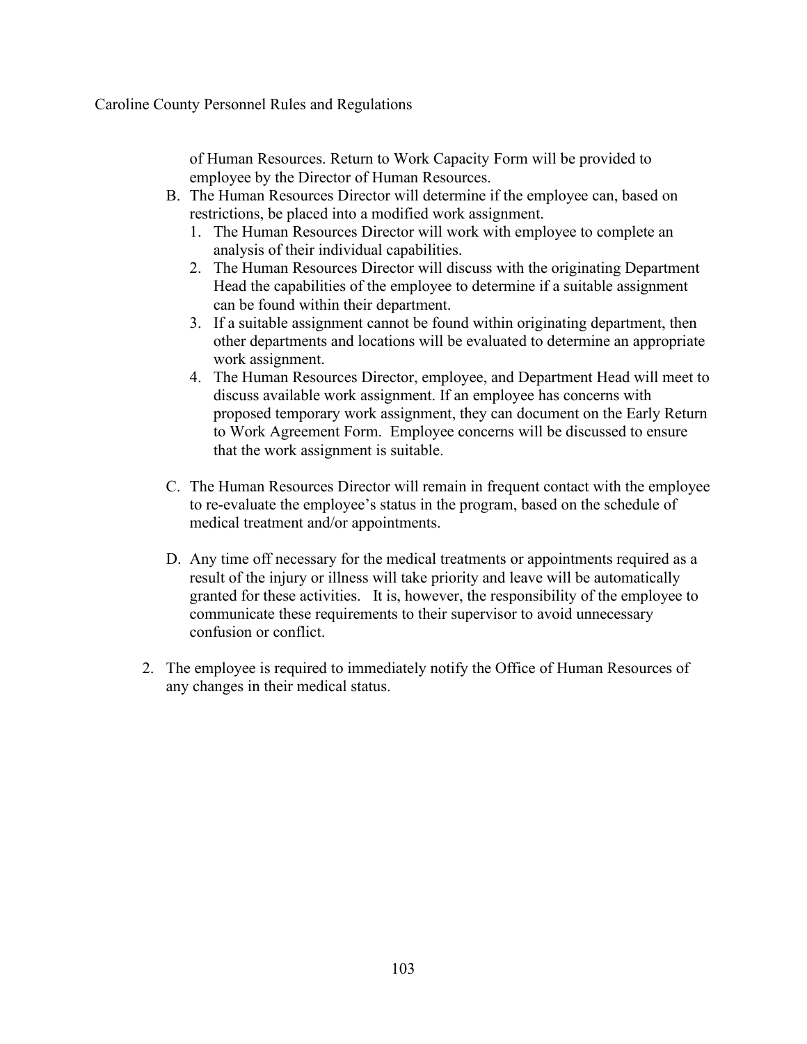of Human Resources. Return to Work Capacity Form will be provided to employee by the Director of Human Resources.

B. The Human Resources Director will determine if the employee can, based on restrictions, be placed into a modified work assignment.
   1. The Human Resources Director will work with employee to complete an analysis of their individual capabilities.
   2. The Human Resources Director will discuss with the originating Department Head the capabilities of the employee to determine if a suitable assignment can be found within their department.
   3. If a suitable assignment cannot be found within originating department, then other departments and locations will be evaluated to determine an appropriate work assignment.
   4. The Human Resources Director, employee, and Department Head will meet to discuss available work assignment. If an employee has concerns with proposed temporary work assignment, they can document on the Early Return to Work Agreement Form. Employee concerns will be discussed to ensure that the work assignment is suitable.

C. The Human Resources Director will remain in frequent contact with the employee to re-evaluate the employee's status in the program, based on the schedule of medical treatment and/or appointments.

D. Any time off necessary for the medical treatments or appointments required as a result of the injury or illness will take priority and leave will be automatically granted for these activities. It is, however, the responsibility of the employee to communicate these requirements to their supervisor to avoid unnecessary confusion or conflict.

2. The employee is required to immediately notify the Office of Human Resources of any changes in their medical status.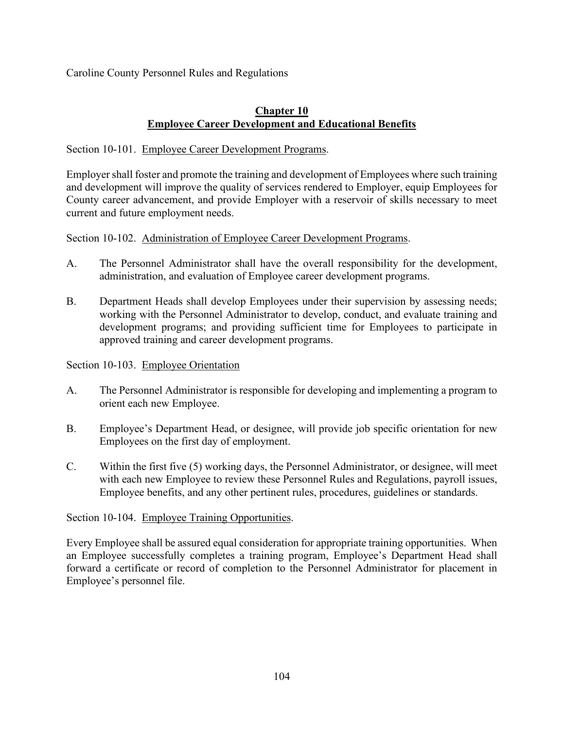## Chapter 10
## Employee Career Development and Educational Benefits

Section 10-101. Employee Career Development Programs.

Employer shall foster and promote the training and development of Employees where such training and development will improve the quality of services rendered to Employer, equip Employees for County career advancement, and provide Employer with a reservoir of skills necessary to meet current and future employment needs.

Section 10-102. Administration of Employee Career Development Programs.

A. The Personnel Administrator shall have the overall responsibility for the development, administration, and evaluation of Employee career development programs.

B. Department Heads shall develop Employees under their supervision by assessing needs; working with the Personnel Administrator to develop, conduct, and evaluate training and development programs; and providing sufficient time for Employees to participate in approved training and career development programs.

Section 10-103. Employee Orientation

A. The Personnel Administrator is responsible for developing and implementing a program to orient each new Employee.

B. Employee's Department Head, or designee, will provide job specific orientation for new Employees on the first day of employment.

C. Within the first five (5) working days, the Personnel Administrator, or designee, will meet with each new Employee to review these Personnel Rules and Regulations, payroll issues, Employee benefits, and any other pertinent rules, procedures, guidelines or standards.

Section 10-104. Employee Training Opportunities.

Every Employee shall be assured equal consideration for appropriate training opportunities. When an Employee successfully completes a training program, Employee's Department Head shall forward a certificate or record of completion to the Personnel Administrator for placement in Employee's personnel file.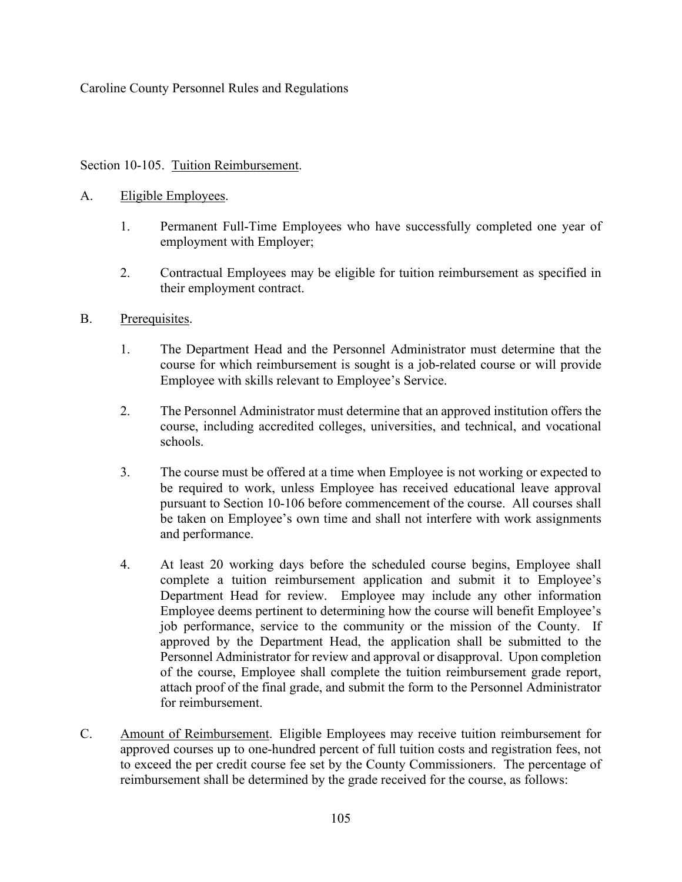Section 10-105. Tuition Reimbursement.

A. Eligible Employees.

1. Permanent Full-Time Employees who have successfully completed one year of employment with Employer;

2. Contractual Employees may be eligible for tuition reimbursement as specified in their employment contract.

B. Prerequisites.

1. The Department Head and the Personnel Administrator must determine that the course for which reimbursement is sought is a job-related course or will provide Employee with skills relevant to Employee's Service.

2. The Personnel Administrator must determine that an approved institution offers the course, including accredited colleges, universities, and technical, and vocational schools.

3. The course must be offered at a time when Employee is not working or expected to be required to work, unless Employee has received educational leave approval pursuant to Section 10-106 before commencement of the course. All courses shall be taken on Employee's own time and shall not interfere with work assignments and performance.

4. At least 20 working days before the scheduled course begins, Employee shall complete a tuition reimbursement application and submit it to Employee's Department Head for review. Employee may include any other information Employee deems pertinent to determining how the course will benefit Employee's job performance, service to the community or the mission of the County. If approved by the Department Head, the application shall be submitted to the Personnel Administrator for review and approval or disapproval. Upon completion of the course, Employee shall complete the tuition reimbursement grade report, attach proof of the final grade, and submit the form to the Personnel Administrator for reimbursement.

C. Amount of Reimbursement. Eligible Employees may receive tuition reimbursement for approved courses up to one-hundred percent of full tuition costs and registration fees, not to exceed the per credit course fee set by the County Commissioners. The percentage of reimbursement shall be determined by the grade received for the course, as follows: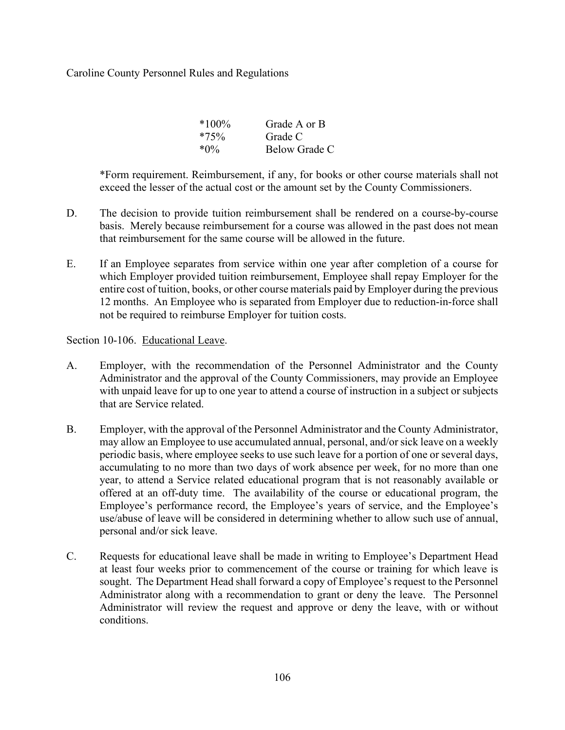| | |
|---|---|
| *100% | Grade A or B |
| *75% | Grade C |
| *0% | Below Grade C |

*Form requirement. Reimbursement, if any, for books or other course materials shall not exceed the lesser of the actual cost or the amount set by the County Commissioners.

D. The decision to provide tuition reimbursement shall be rendered on a course-by-course basis. Merely because reimbursement for a course was allowed in the past does not mean that reimbursement for the same course will be allowed in the future.

E. If an Employee separates from service within one year after completion of a course for which Employer provided tuition reimbursement, Employee shall repay Employer for the entire cost of tuition, books, or other course materials paid by Employer during the previous 12 months. An Employee who is separated from Employer due to reduction-in-force shall not be required to reimburse Employer for tuition costs.

Section 10-106. <u>Educational Leave</u>.

A. Employer, with the recommendation of the Personnel Administrator and the County Administrator and the approval of the County Commissioners, may provide an Employee with unpaid leave for up to one year to attend a course of instruction in a subject or subjects that are Service related.

B. Employer, with the approval of the Personnel Administrator and the County Administrator, may allow an Employee to use accumulated annual, personal, and/or sick leave on a weekly periodic basis, where employee seeks to use such leave for a portion of one or several days, accumulating to no more than two days of work absence per week, for no more than one year, to attend a Service related educational program that is not reasonably available or offered at an off-duty time. The availability of the course or educational program, the Employee's performance record, the Employee's years of service, and the Employee's use/abuse of leave will be considered in determining whether to allow such use of annual, personal and/or sick leave.

C. Requests for educational leave shall be made in writing to Employee's Department Head at least four weeks prior to commencement of the course or training for which leave is sought. The Department Head shall forward a copy of Employee's request to the Personnel Administrator along with a recommendation to grant or deny the leave. The Personnel Administrator will review the request and approve or deny the leave, with or without conditions.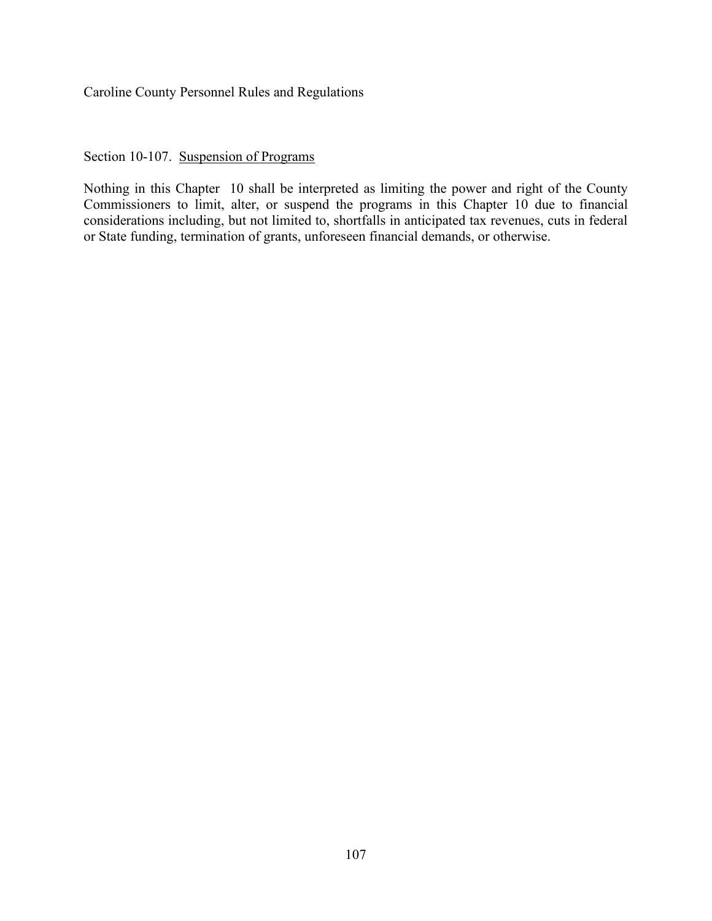Section 10-107. Suspension of Programs

Nothing in this Chapter 10 shall be interpreted as limiting the power and right of the County Commissioners to limit, alter, or suspend the programs in this Chapter 10 due to financial considerations including, but not limited to, shortfalls in anticipated tax revenues, cuts in federal or State funding, termination of grants, unforeseen financial demands, or otherwise.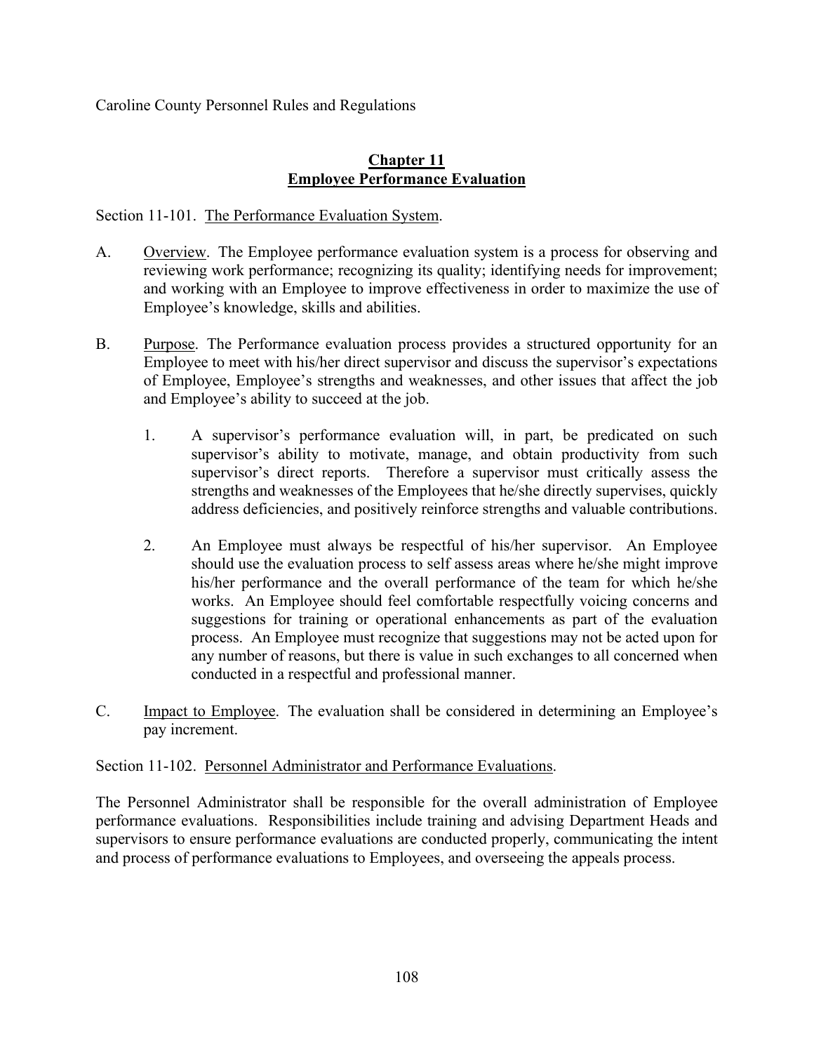Caroline County Personnel Rules and Regulations

# Chapter 11
# Employee Performance Evaluation

Section 11-101. The Performance Evaluation System.

A. Overview. The Employee performance evaluation system is a process for observing and reviewing work performance; recognizing its quality; identifying needs for improvement; and working with an Employee to improve effectiveness in order to maximize the use of Employee's knowledge, skills and abilities.

B. Purpose. The Performance evaluation process provides a structured opportunity for an Employee to meet with his/her direct supervisor and discuss the supervisor's expectations of Employee, Employee's strengths and weaknesses, and other issues that affect the job and Employee's ability to succeed at the job.

1. A supervisor's performance evaluation will, in part, be predicated on such supervisor's ability to motivate, manage, and obtain productivity from such supervisor's direct reports. Therefore a supervisor must critically assess the strengths and weaknesses of the Employees that he/she directly supervises, quickly address deficiencies, and positively reinforce strengths and valuable contributions.

2. An Employee must always be respectful of his/her supervisor. An Employee should use the evaluation process to self assess areas where he/she might improve his/her performance and the overall performance of the team for which he/she works. An Employee should feel comfortable respectfully voicing concerns and suggestions for training or operational enhancements as part of the evaluation process. An Employee must recognize that suggestions may not be acted upon for any number of reasons, but there is value in such exchanges to all concerned when conducted in a respectful and professional manner.

C. Impact to Employee. The evaluation shall be considered in determining an Employee's pay increment.

Section 11-102. Personnel Administrator and Performance Evaluations.

The Personnel Administrator shall be responsible for the overall administration of Employee performance evaluations. Responsibilities include training and advising Department Heads and supervisors to ensure performance evaluations are conducted properly, communicating the intent and process of performance evaluations to Employees, and overseeing the appeals process.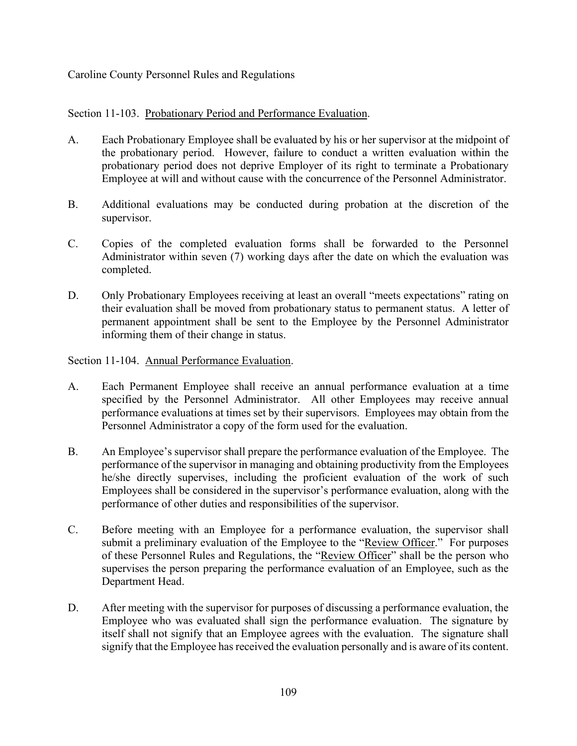Section 11-103. Probationary Period and Performance Evaluation.

A. Each Probationary Employee shall be evaluated by his or her supervisor at the midpoint of the probationary period. However, failure to conduct a written evaluation within the probationary period does not deprive Employer of its right to terminate a Probationary Employee at will and without cause with the concurrence of the Personnel Administrator.

B. Additional evaluations may be conducted during probation at the discretion of the supervisor.

C. Copies of the completed evaluation forms shall be forwarded to the Personnel Administrator within seven (7) working days after the date on which the evaluation was completed.

D. Only Probationary Employees receiving at least an overall "meets expectations" rating on their evaluation shall be moved from probationary status to permanent status. A letter of permanent appointment shall be sent to the Employee by the Personnel Administrator informing them of their change in status.

Section 11-104. Annual Performance Evaluation.

A. Each Permanent Employee shall receive an annual performance evaluation at a time specified by the Personnel Administrator. All other Employees may receive annual performance evaluations at times set by their supervisors. Employees may obtain from the Personnel Administrator a copy of the form used for the evaluation.

B. An Employee's supervisor shall prepare the performance evaluation of the Employee. The performance of the supervisor in managing and obtaining productivity from the Employees he/she directly supervises, including the proficient evaluation of the work of such Employees shall be considered in the supervisor's performance evaluation, along with the performance of other duties and responsibilities of the supervisor.

C. Before meeting with an Employee for a performance evaluation, the supervisor shall submit a preliminary evaluation of the Employee to the "Review Officer." For purposes of these Personnel Rules and Regulations, the "Review Officer" shall be the person who supervises the person preparing the performance evaluation of an Employee, such as the Department Head.

D. After meeting with the supervisor for purposes of discussing a performance evaluation, the Employee who was evaluated shall sign the performance evaluation. The signature by itself shall not signify that an Employee agrees with the evaluation. The signature shall signify that the Employee has received the evaluation personally and is aware of its content.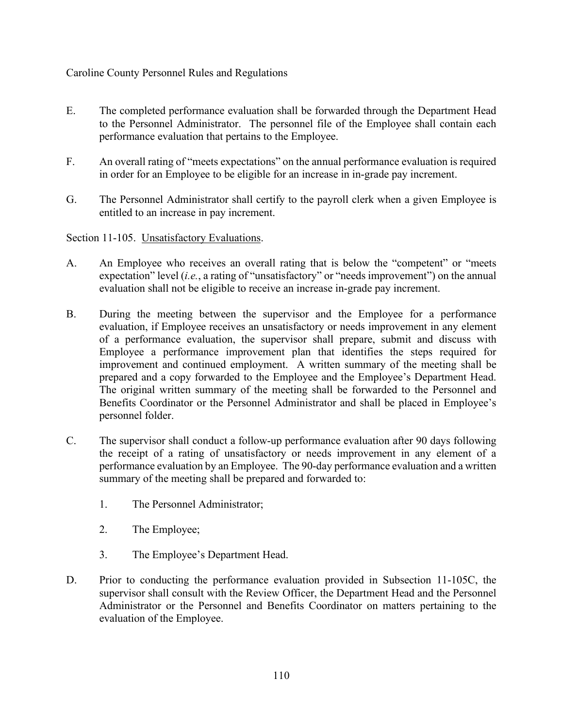E. The completed performance evaluation shall be forwarded through the Department Head to the Personnel Administrator. The personnel file of the Employee shall contain each performance evaluation that pertains to the Employee.

F. An overall rating of "meets expectations" on the annual performance evaluation is required in order for an Employee to be eligible for an increase in in-grade pay increment.

G. The Personnel Administrator shall certify to the payroll clerk when a given Employee is entitled to an increase in pay increment.

Section 11-105. Unsatisfactory Evaluations.

A. An Employee who receives an overall rating that is below the "competent" or "meets expectation" level (*i.e.*, a rating of "unsatisfactory" or "needs improvement") on the annual evaluation shall not be eligible to receive an increase in-grade pay increment.

B. During the meeting between the supervisor and the Employee for a performance evaluation, if Employee receives an unsatisfactory or needs improvement in any element of a performance evaluation, the supervisor shall prepare, submit and discuss with Employee a performance improvement plan that identifies the steps required for improvement and continued employment. A written summary of the meeting shall be prepared and a copy forwarded to the Employee and the Employee's Department Head. The original written summary of the meeting shall be forwarded to the Personnel and Benefits Coordinator or the Personnel Administrator and shall be placed in Employee's personnel folder.

C. The supervisor shall conduct a follow-up performance evaluation after 90 days following the receipt of a rating of unsatisfactory or needs improvement in any element of a performance evaluation by an Employee. The 90-day performance evaluation and a written summary of the meeting shall be prepared and forwarded to:

   1. The Personnel Administrator;

   2. The Employee;

   3. The Employee's Department Head.

D. Prior to conducting the performance evaluation provided in Subsection 11-105C, the supervisor shall consult with the Review Officer, the Department Head and the Personnel Administrator or the Personnel and Benefits Coordinator on matters pertaining to the evaluation of the Employee.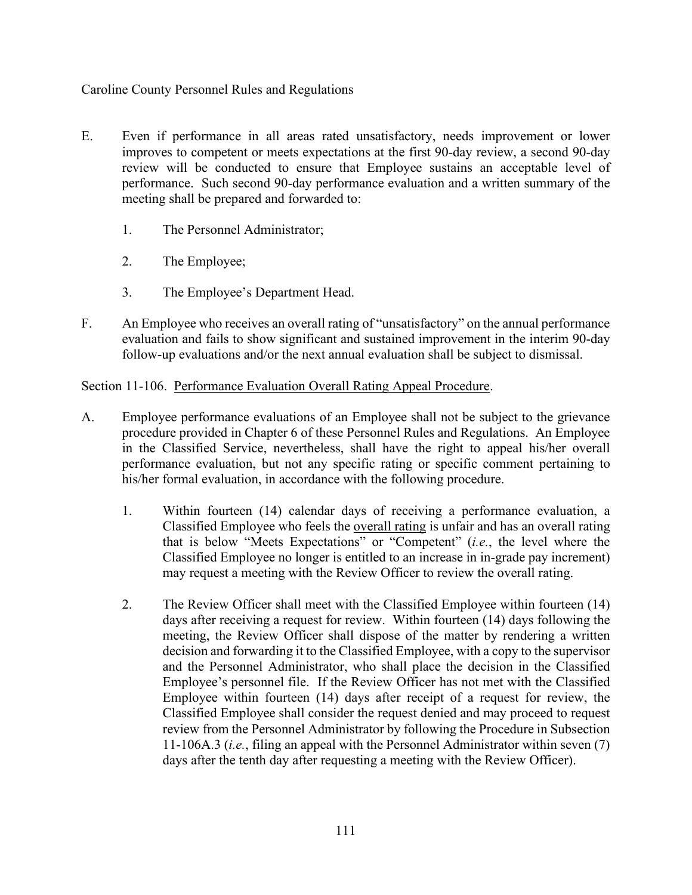E. Even if performance in all areas rated unsatisfactory, needs improvement or lower improves to competent or meets expectations at the first 90-day review, a second 90-day review will be conducted to ensure that Employee sustains an acceptable level of performance. Such second 90-day performance evaluation and a written summary of the meeting shall be prepared and forwarded to:

   1. The Personnel Administrator;

   2. The Employee;

   3. The Employee's Department Head.

F. An Employee who receives an overall rating of "unsatisfactory" on the annual performance evaluation and fails to show significant and sustained improvement in the interim 90-day follow-up evaluations and/or the next annual evaluation shall be subject to dismissal.

Section 11-106. <u>Performance Evaluation Overall Rating Appeal Procedure</u>.

A. Employee performance evaluations of an Employee shall not be subject to the grievance procedure provided in Chapter 6 of these Personnel Rules and Regulations. An Employee in the Classified Service, nevertheless, shall have the right to appeal his/her overall performance evaluation, but not any specific rating or specific comment pertaining to his/her formal evaluation, in accordance with the following procedure.

   1. Within fourteen (14) calendar days of receiving a performance evaluation, a Classified Employee who feels the <u>overall rating</u> is unfair and has an overall rating that is below "Meets Expectations" or "Competent" (*i.e.*, the level where the Classified Employee no longer is entitled to an increase in in-grade pay increment) may request a meeting with the Review Officer to review the overall rating.

   2. The Review Officer shall meet with the Classified Employee within fourteen (14) days after receiving a request for review. Within fourteen (14) days following the meeting, the Review Officer shall dispose of the matter by rendering a written decision and forwarding it to the Classified Employee, with a copy to the supervisor and the Personnel Administrator, who shall place the decision in the Classified Employee's personnel file. If the Review Officer has not met with the Classified Employee within fourteen (14) days after receipt of a request for review, the Classified Employee shall consider the request denied and may proceed to request review from the Personnel Administrator by following the Procedure in Subsection 11-106A.3 (*i.e.*, filing an appeal with the Personnel Administrator within seven (7) days after the tenth day after requesting a meeting with the Review Officer).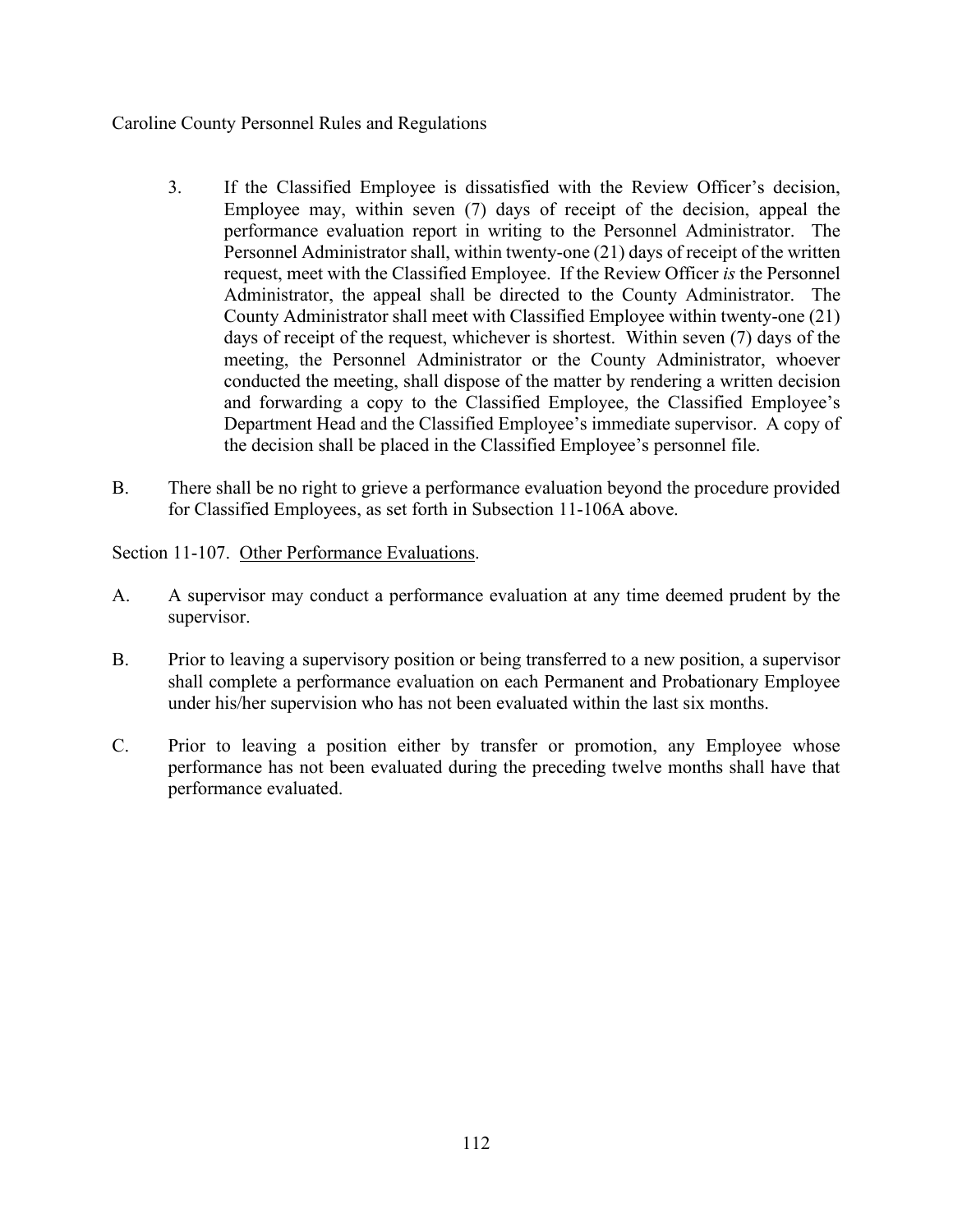3. If the Classified Employee is dissatisfied with the Review Officer's decision, Employee may, within seven (7) days of receipt of the decision, appeal the performance evaluation report in writing to the Personnel Administrator. The Personnel Administrator shall, within twenty-one (21) days of receipt of the written request, meet with the Classified Employee. If the Review Officer *is* the Personnel Administrator, the appeal shall be directed to the County Administrator. The County Administrator shall meet with Classified Employee within twenty-one (21) days of receipt of the request, whichever is shortest. Within seven (7) days of the meeting, the Personnel Administrator or the County Administrator, whoever conducted the meeting, shall dispose of the matter by rendering a written decision and forwarding a copy to the Classified Employee, the Classified Employee's Department Head and the Classified Employee's immediate supervisor. A copy of the decision shall be placed in the Classified Employee's personnel file.

B. There shall be no right to grieve a performance evaluation beyond the procedure provided for Classified Employees, as set forth in Subsection 11-106A above.

Section 11-107. Other Performance Evaluations.

A. A supervisor may conduct a performance evaluation at any time deemed prudent by the supervisor.

B. Prior to leaving a supervisory position or being transferred to a new position, a supervisor shall complete a performance evaluation on each Permanent and Probationary Employee under his/her supervision who has not been evaluated within the last six months.

C. Prior to leaving a position either by transfer or promotion, any Employee whose performance has not been evaluated during the preceding twelve months shall have that performance evaluated.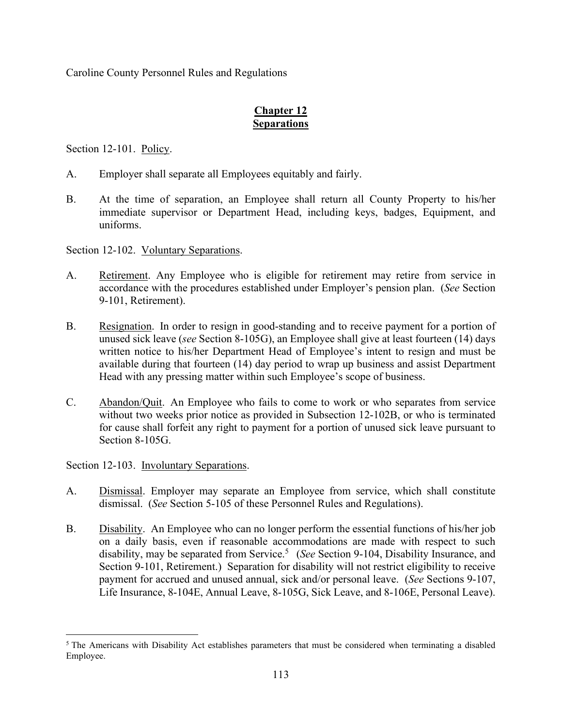## Chapter 12
## Separations

Section 12-101. Policy.

A. Employer shall separate all Employees equitably and fairly.

B. At the time of separation, an Employee shall return all County Property to his/her immediate supervisor or Department Head, including keys, badges, Equipment, and uniforms.

Section 12-102. Voluntary Separations.

A. Retirement. Any Employee who is eligible for retirement may retire from service in accordance with the procedures established under Employer's pension plan. (*See* Section 9-101, Retirement).

B. Resignation. In order to resign in good-standing and to receive payment for a portion of unused sick leave (*see* Section 8-105G), an Employee shall give at least fourteen (14) days written notice to his/her Department Head of Employee's intent to resign and must be available during that fourteen (14) day period to wrap up business and assist Department Head with any pressing matter within such Employee's scope of business.

C. Abandon/Quit. An Employee who fails to come to work or who separates from service without two weeks prior notice as provided in Subsection 12-102B, or who is terminated for cause shall forfeit any right to payment for a portion of unused sick leave pursuant to Section 8-105G.

Section 12-103. Involuntary Separations.

A. Dismissal. Employer may separate an Employee from service, which shall constitute dismissal. (*See* Section 5-105 of these Personnel Rules and Regulations).

B. Disability. An Employee who can no longer perform the essential functions of his/her job on a daily basis, even if reasonable accommodations are made with respect to such disability, may be separated from Service.[5] (*See* Section 9-104, Disability Insurance, and Section 9-101, Retirement.) Separation for disability will not restrict eligibility to receive payment for accrued and unused annual, sick and/or personal leave. (*See* Sections 9-107, Life Insurance, 8-104E, Annual Leave, 8-105G, Sick Leave, and 8-106E, Personal Leave).

---

[5] The Americans with Disability Act establishes parameters that must be considered when terminating a disabled Employee.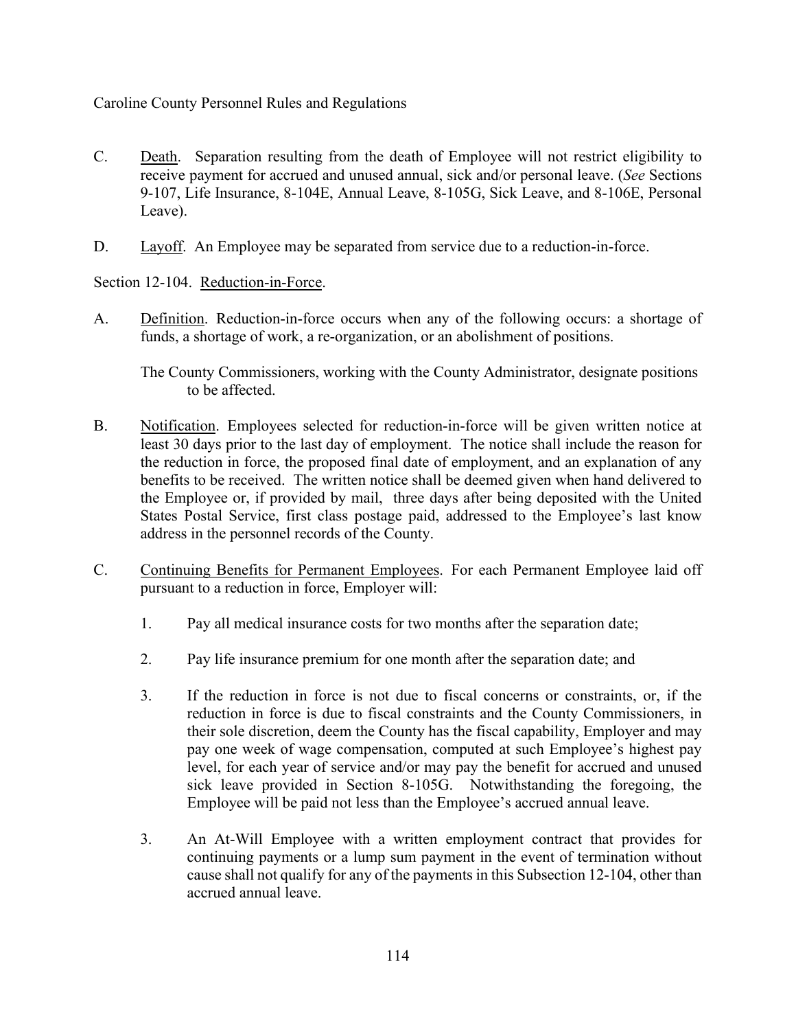C. Death. Separation resulting from the death of Employee will not restrict eligibility to receive payment for accrued and unused annual, sick and/or personal leave. (*See* Sections 9-107, Life Insurance, 8-104E, Annual Leave, 8-105G, Sick Leave, and 8-106E, Personal Leave).

D. Layoff. An Employee may be separated from service due to a reduction-in-force.

Section 12-104. Reduction-in-Force.

A. Definition. Reduction-in-force occurs when any of the following occurs: a shortage of funds, a shortage of work, a re-organization, or an abolishment of positions.

The County Commissioners, working with the County Administrator, designate positions to be affected.

B. Notification. Employees selected for reduction-in-force will be given written notice at least 30 days prior to the last day of employment. The notice shall include the reason for the reduction in force, the proposed final date of employment, and an explanation of any benefits to be received. The written notice shall be deemed given when hand delivered to the Employee or, if provided by mail, three days after being deposited with the United States Postal Service, first class postage paid, addressed to the Employee's last know address in the personnel records of the County.

C. Continuing Benefits for Permanent Employees. For each Permanent Employee laid off pursuant to a reduction in force, Employer will:

1. Pay all medical insurance costs for two months after the separation date;

2. Pay life insurance premium for one month after the separation date; and

3. If the reduction in force is not due to fiscal concerns or constraints, or, if the reduction in force is due to fiscal constraints and the County Commissioners, in their sole discretion, deem the County has the fiscal capability, Employer and may pay one week of wage compensation, computed at such Employee's highest pay level, for each year of service and/or may pay the benefit for accrued and unused sick leave provided in Section 8-105G. Notwithstanding the foregoing, the Employee will be paid not less than the Employee's accrued annual leave.

3. An At-Will Employee with a written employment contract that provides for continuing payments or a lump sum payment in the event of termination without cause shall not qualify for any of the payments in this Subsection 12-104, other than accrued annual leave.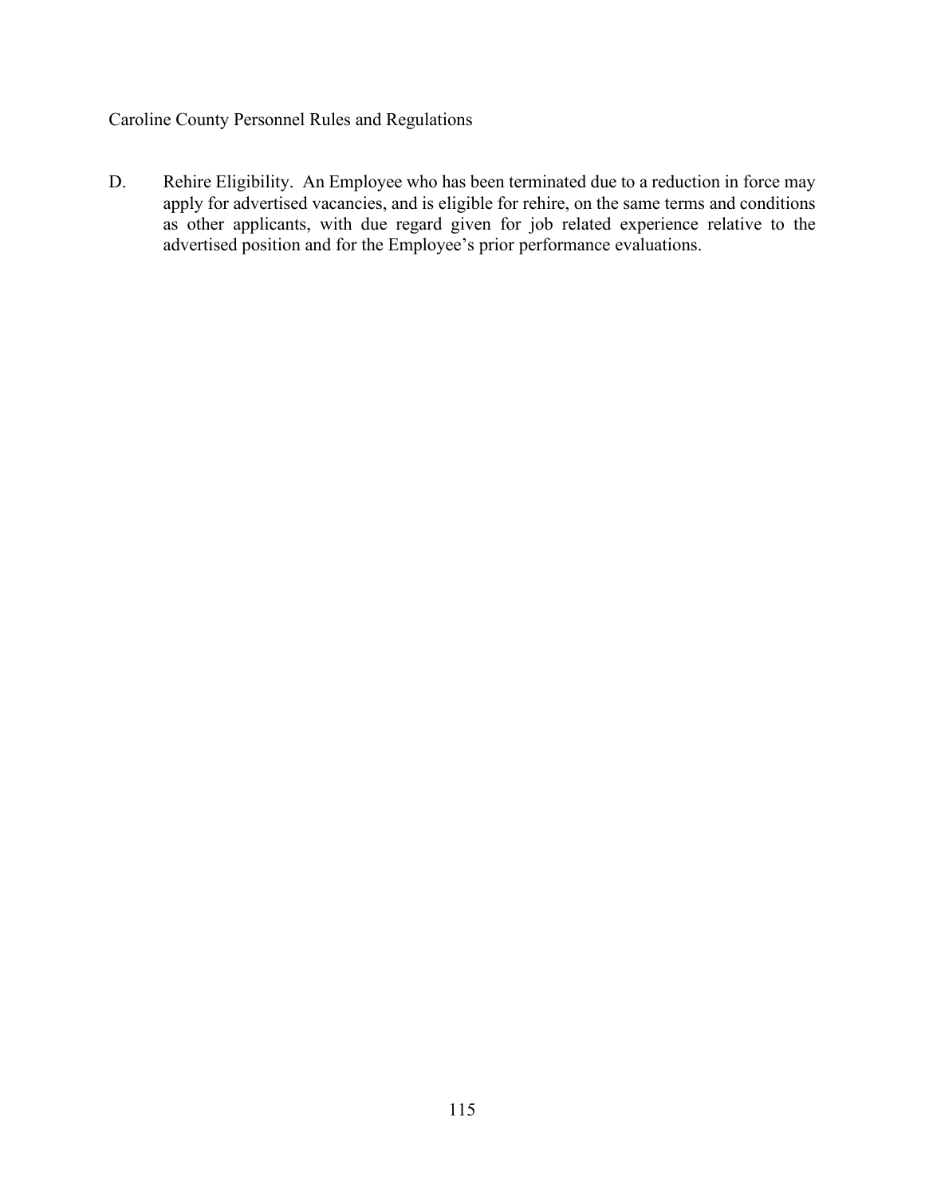D. Rehire Eligibility. An Employee who has been terminated due to a reduction in force may apply for advertised vacancies, and is eligible for rehire, on the same terms and conditions as other applicants, with due regard given for job related experience relative to the advertised position and for the Employee's prior performance evaluations.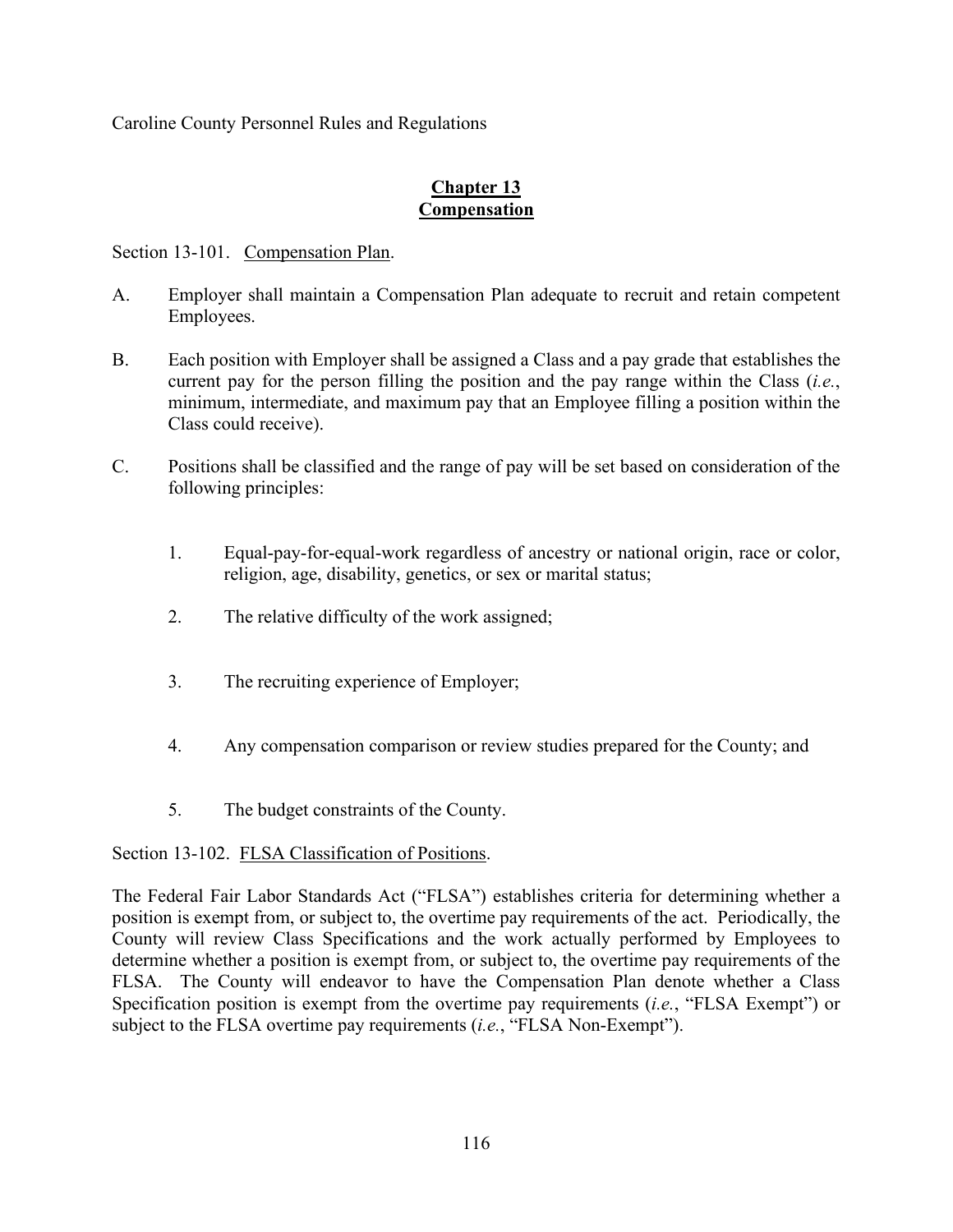# Chapter 13
# Compensation

Section 13-101. Compensation Plan.

A. Employer shall maintain a Compensation Plan adequate to recruit and retain competent Employees.

B. Each position with Employer shall be assigned a Class and a pay grade that establishes the current pay for the person filling the position and the pay range within the Class (*i.e.*, minimum, intermediate, and maximum pay that an Employee filling a position within the Class could receive).

C. Positions shall be classified and the range of pay will be set based on consideration of the following principles:

   1. Equal-pay-for-equal-work regardless of ancestry or national origin, race or color, religion, age, disability, genetics, or sex or marital status;

   2. The relative difficulty of the work assigned;

   3. The recruiting experience of Employer;

   4. Any compensation comparison or review studies prepared for the County; and

   5. The budget constraints of the County.

Section 13-102. FLSA Classification of Positions.

The Federal Fair Labor Standards Act ("FLSA") establishes criteria for determining whether a position is exempt from, or subject to, the overtime pay requirements of the act. Periodically, the County will review Class Specifications and the work actually performed by Employees to determine whether a position is exempt from, or subject to, the overtime pay requirements of the FLSA. The County will endeavor to have the Compensation Plan denote whether a Class Specification position is exempt from the overtime pay requirements (*i.e.*, "FLSA Exempt") or subject to the FLSA overtime pay requirements (*i.e.*, "FLSA Non-Exempt").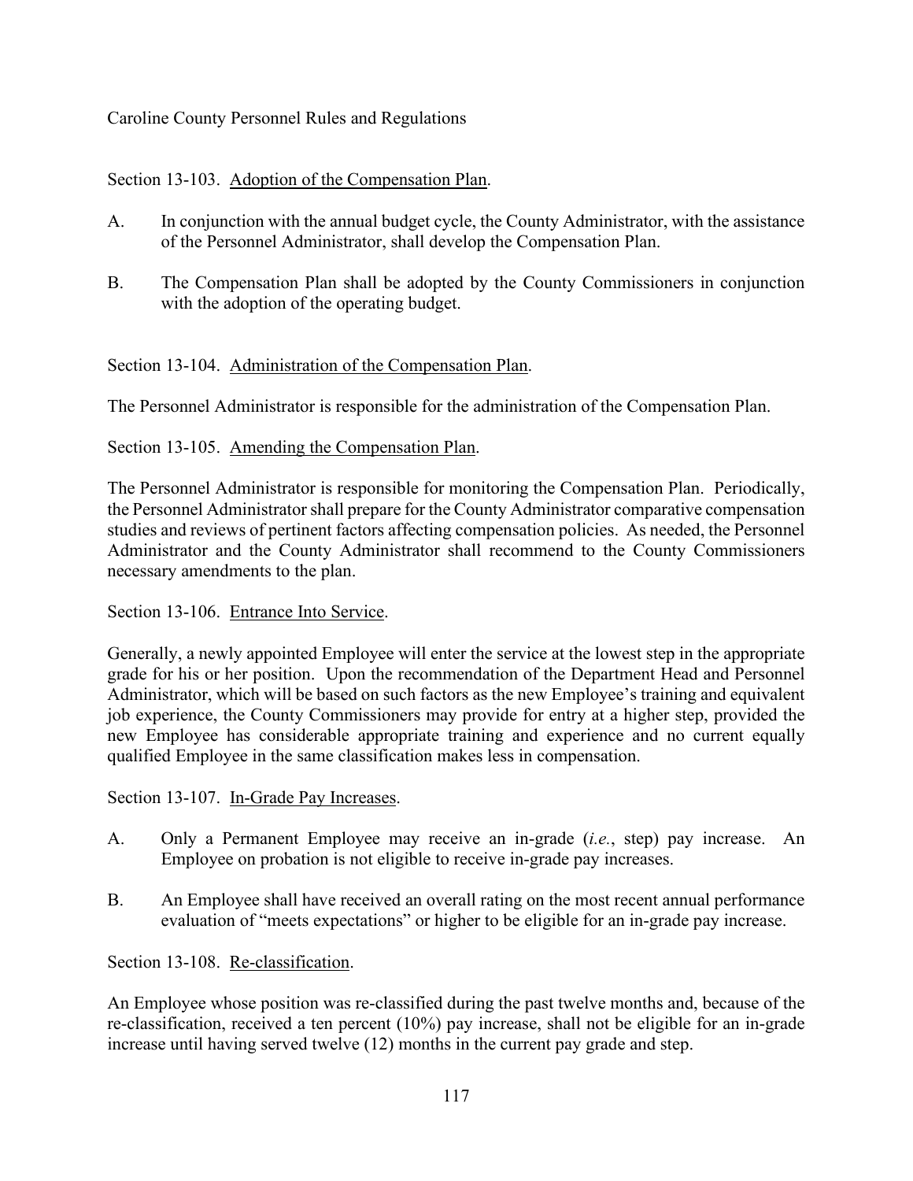## Section 13-103. Adoption of the Compensation Plan.

A. In conjunction with the annual budget cycle, the County Administrator, with the assistance of the Personnel Administrator, shall develop the Compensation Plan.

B. The Compensation Plan shall be adopted by the County Commissioners in conjunction with the adoption of the operating budget.

## Section 13-104. Administration of the Compensation Plan.

The Personnel Administrator is responsible for the administration of the Compensation Plan.

## Section 13-105. Amending the Compensation Plan.

The Personnel Administrator is responsible for monitoring the Compensation Plan. Periodically, the Personnel Administrator shall prepare for the County Administrator comparative compensation studies and reviews of pertinent factors affecting compensation policies. As needed, the Personnel Administrator and the County Administrator shall recommend to the County Commissioners necessary amendments to the plan.

## Section 13-106. Entrance Into Service.

Generally, a newly appointed Employee will enter the service at the lowest step in the appropriate grade for his or her position. Upon the recommendation of the Department Head and Personnel Administrator, which will be based on such factors as the new Employee's training and equivalent job experience, the County Commissioners may provide for entry at a higher step, provided the new Employee has considerable appropriate training and experience and no current equally qualified Employee in the same classification makes less in compensation.

## Section 13-107. In-Grade Pay Increases.

A. Only a Permanent Employee may receive an in-grade (*i.e.*, step) pay increase. An Employee on probation is not eligible to receive in-grade pay increases.

B. An Employee shall have received an overall rating on the most recent annual performance evaluation of "meets expectations" or higher to be eligible for an in-grade pay increase.

## Section 13-108. Re-classification.

An Employee whose position was re-classified during the past twelve months and, because of the re-classification, received a ten percent (10%) pay increase, shall not be eligible for an in-grade increase until having served twelve (12) months in the current pay grade and step.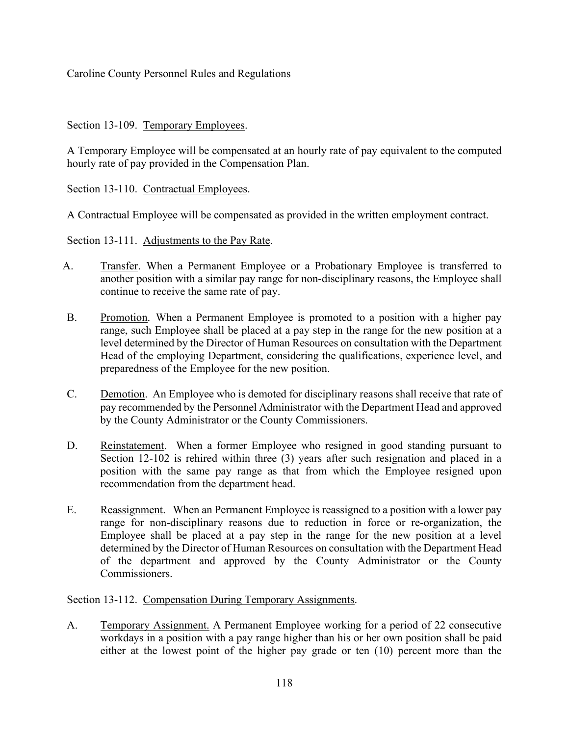Section 13-109. Temporary Employees.

A Temporary Employee will be compensated at an hourly rate of pay equivalent to the computed hourly rate of pay provided in the Compensation Plan.

Section 13-110. Contractual Employees.

A Contractual Employee will be compensated as provided in the written employment contract.

Section 13-111. Adjustments to the Pay Rate.

A. Transfer. When a Permanent Employee or a Probationary Employee is transferred to another position with a similar pay range for non-disciplinary reasons, the Employee shall continue to receive the same rate of pay.

B. Promotion. When a Permanent Employee is promoted to a position with a higher pay range, such Employee shall be placed at a pay step in the range for the new position at a level determined by the Director of Human Resources on consultation with the Department Head of the employing Department, considering the qualifications, experience level, and preparedness of the Employee for the new position.

C. Demotion. An Employee who is demoted for disciplinary reasons shall receive that rate of pay recommended by the Personnel Administrator with the Department Head and approved by the County Administrator or the County Commissioners.

D. Reinstatement. When a former Employee who resigned in good standing pursuant to Section 12-102 is rehired within three (3) years after such resignation and placed in a position with the same pay range as that from which the Employee resigned upon recommendation from the department head.

E. Reassignment. When an Permanent Employee is reassigned to a position with a lower pay range for non-disciplinary reasons due to reduction in force or re-organization, the Employee shall be placed at a pay step in the range for the new position at a level determined by the Director of Human Resources on consultation with the Department Head of the department and approved by the County Administrator or the County Commissioners.

Section 13-112. Compensation During Temporary Assignments.

A. Temporary Assignment. A Permanent Employee working for a period of 22 consecutive workdays in a position with a pay range higher than his or her own position shall be paid either at the lowest point of the higher pay grade or ten (10) percent more than the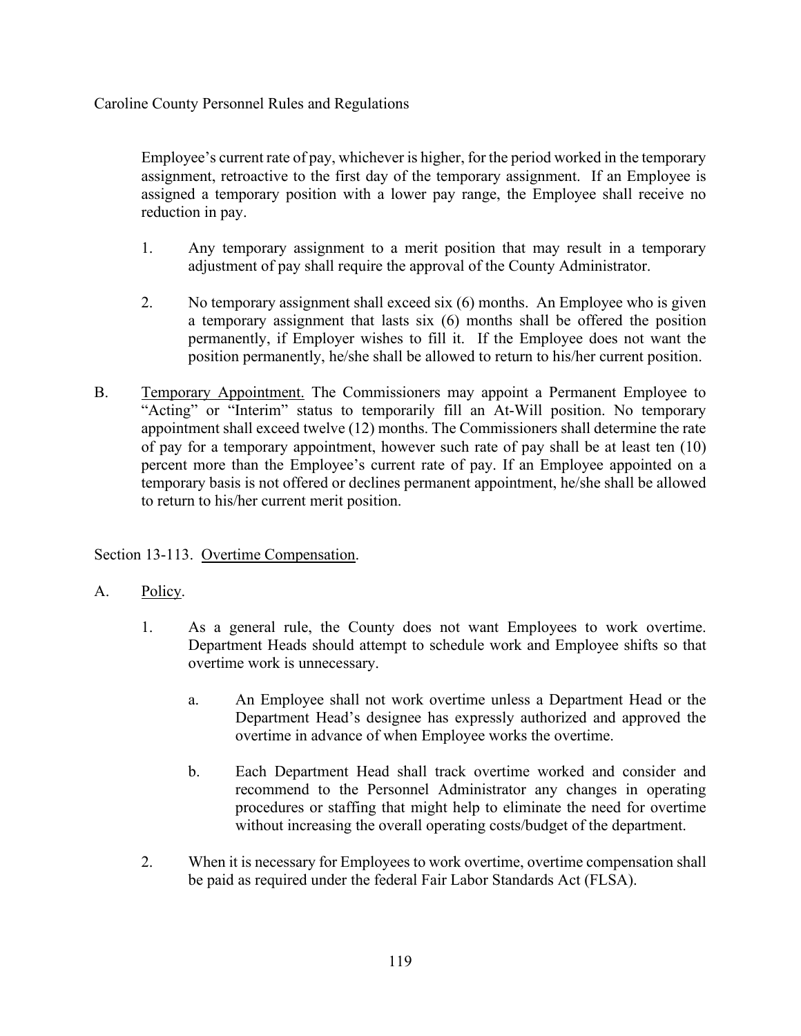Employee's current rate of pay, whichever is higher, for the period worked in the temporary assignment, retroactive to the first day of the temporary assignment. If an Employee is assigned a temporary position with a lower pay range, the Employee shall receive no reduction in pay.

1. Any temporary assignment to a merit position that may result in a temporary adjustment of pay shall require the approval of the County Administrator.

2. No temporary assignment shall exceed six (6) months. An Employee who is given a temporary assignment that lasts six (6) months shall be offered the position permanently, if Employer wishes to fill it. If the Employee does not want the position permanently, he/she shall be allowed to return to his/her current position.

B. Temporary Appointment. The Commissioners may appoint a Permanent Employee to "Acting" or "Interim" status to temporarily fill an At-Will position. No temporary appointment shall exceed twelve (12) months. The Commissioners shall determine the rate of pay for a temporary appointment, however such rate of pay shall be at least ten (10) percent more than the Employee's current rate of pay. If an Employee appointed on a temporary basis is not offered or declines permanent appointment, he/she shall be allowed to return to his/her current merit position.

## Section 13-113. Overtime Compensation.

A. Policy.

1. As a general rule, the County does not want Employees to work overtime. Department Heads should attempt to schedule work and Employee shifts so that overtime work is unnecessary.

   a. An Employee shall not work overtime unless a Department Head or the Department Head's designee has expressly authorized and approved the overtime in advance of when Employee works the overtime.

   b. Each Department Head shall track overtime worked and consider and recommend to the Personnel Administrator any changes in operating procedures or staffing that might help to eliminate the need for overtime without increasing the overall operating costs/budget of the department.

2. When it is necessary for Employees to work overtime, overtime compensation shall be paid as required under the federal Fair Labor Standards Act (FLSA).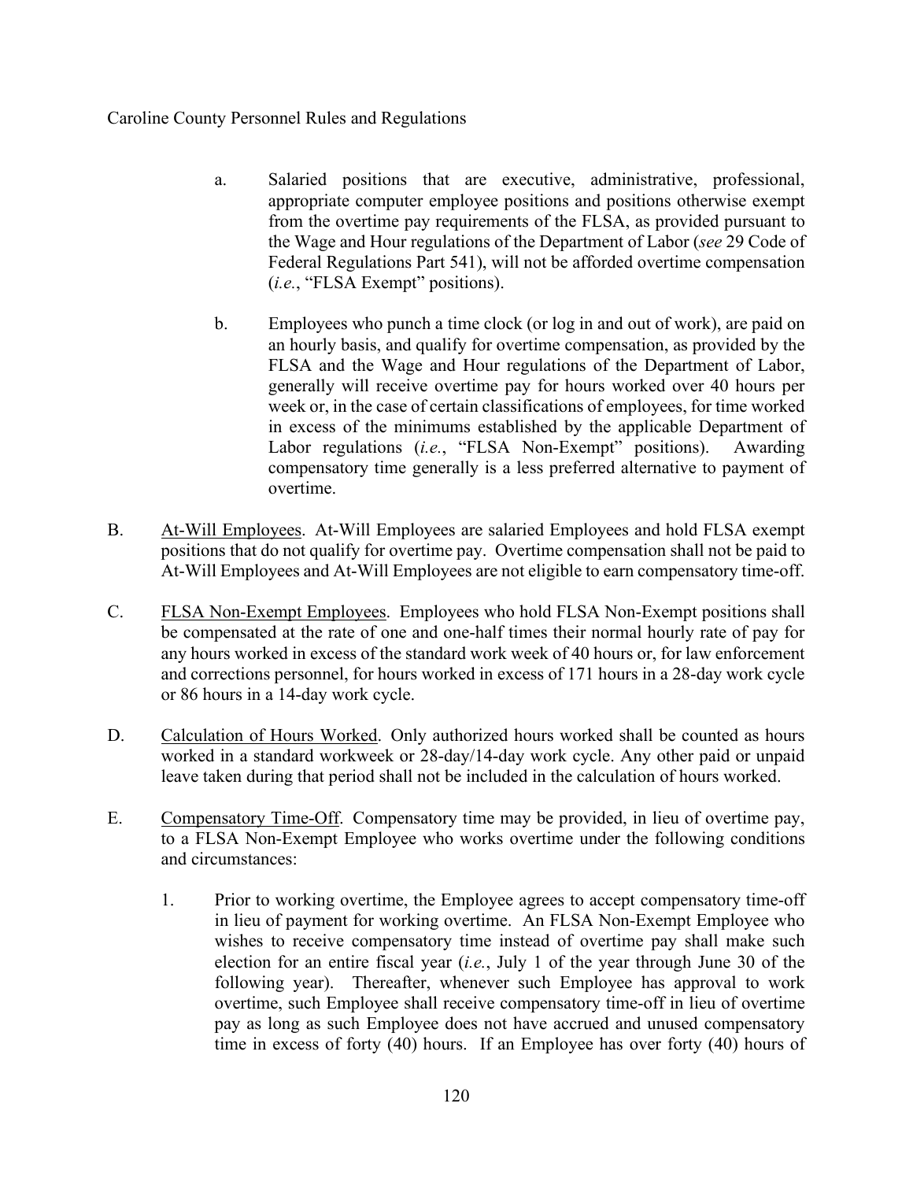a. Salaried positions that are executive, administrative, professional, appropriate computer employee positions and positions otherwise exempt from the overtime pay requirements of the FLSA, as provided pursuant to the Wage and Hour regulations of the Department of Labor (*see* 29 Code of Federal Regulations Part 541), will not be afforded overtime compensation (*i.e.*, "FLSA Exempt" positions).

b. Employees who punch a time clock (or log in and out of work), are paid on an hourly basis, and qualify for overtime compensation, as provided by the FLSA and the Wage and Hour regulations of the Department of Labor, generally will receive overtime pay for hours worked over 40 hours per week or, in the case of certain classifications of employees, for time worked in excess of the minimums established by the applicable Department of Labor regulations (*i.e.*, "FLSA Non-Exempt" positions). Awarding compensatory time generally is a less preferred alternative to payment of overtime.

B. <u>At-Will Employees</u>. At-Will Employees are salaried Employees and hold FLSA exempt positions that do not qualify for overtime pay. Overtime compensation shall not be paid to At-Will Employees and At-Will Employees are not eligible to earn compensatory time-off.

C. <u>FLSA Non-Exempt Employees</u>. Employees who hold FLSA Non-Exempt positions shall be compensated at the rate of one and one-half times their normal hourly rate of pay for any hours worked in excess of the standard work week of 40 hours or, for law enforcement and corrections personnel, for hours worked in excess of 171 hours in a 28-day work cycle or 86 hours in a 14-day work cycle.

D. <u>Calculation of Hours Worked</u>. Only authorized hours worked shall be counted as hours worked in a standard workweek or 28-day/14-day work cycle. Any other paid or unpaid leave taken during that period shall not be included in the calculation of hours worked.

E. <u>Compensatory Time-Off</u>. Compensatory time may be provided, in lieu of overtime pay, to a FLSA Non-Exempt Employee who works overtime under the following conditions and circumstances:

1. Prior to working overtime, the Employee agrees to accept compensatory time-off in lieu of payment for working overtime. An FLSA Non-Exempt Employee who wishes to receive compensatory time instead of overtime pay shall make such election for an entire fiscal year (*i.e.*, July 1 of the year through June 30 of the following year). Thereafter, whenever such Employee has approval to work overtime, such Employee shall receive compensatory time-off in lieu of overtime pay as long as such Employee does not have accrued and unused compensatory time in excess of forty (40) hours. If an Employee has over forty (40) hours of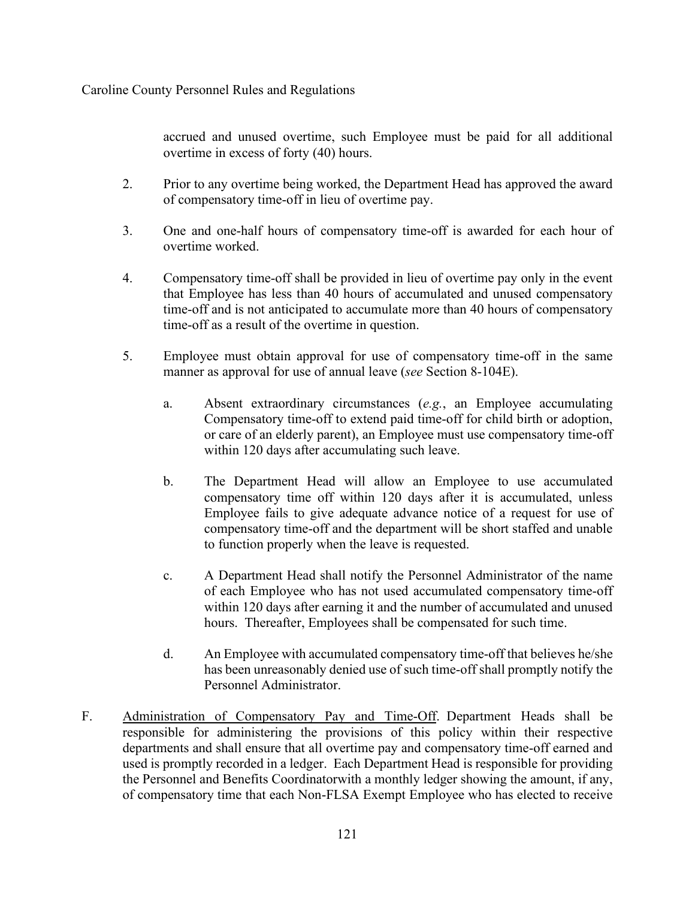accrued and unused overtime, such Employee must be paid for all additional overtime in excess of forty (40) hours.

2. Prior to any overtime being worked, the Department Head has approved the award of compensatory time-off in lieu of overtime pay.

3. One and one-half hours of compensatory time-off is awarded for each hour of overtime worked.

4. Compensatory time-off shall be provided in lieu of overtime pay only in the event that Employee has less than 40 hours of accumulated and unused compensatory time-off and is not anticipated to accumulate more than 40 hours of compensatory time-off as a result of the overtime in question.

5. Employee must obtain approval for use of compensatory time-off in the same manner as approval for use of annual leave (*see* Section 8-104E).

   a. Absent extraordinary circumstances (*e.g.*, an Employee accumulating Compensatory time-off to extend paid time-off for child birth or adoption, or care of an elderly parent), an Employee must use compensatory time-off within 120 days after accumulating such leave.

   b. The Department Head will allow an Employee to use accumulated compensatory time off within 120 days after it is accumulated, unless Employee fails to give adequate advance notice of a request for use of compensatory time-off and the department will be short staffed and unable to function properly when the leave is requested.

   c. A Department Head shall notify the Personnel Administrator of the name of each Employee who has not used accumulated compensatory time-off within 120 days after earning it and the number of accumulated and unused hours. Thereafter, Employees shall be compensated for such time.

   d. An Employee with accumulated compensatory time-off that believes he/she has been unreasonably denied use of such time-off shall promptly notify the Personnel Administrator.

F. <u>Administration of Compensatory Pay and Time-Off</u>. Department Heads shall be responsible for administering the provisions of this policy within their respective departments and shall ensure that all overtime pay and compensatory time-off earned and used is promptly recorded in a ledger. Each Department Head is responsible for providing the Personnel and Benefits Coordinatorwith a monthly ledger showing the amount, if any, of compensatory time that each Non-FLSA Exempt Employee who has elected to receive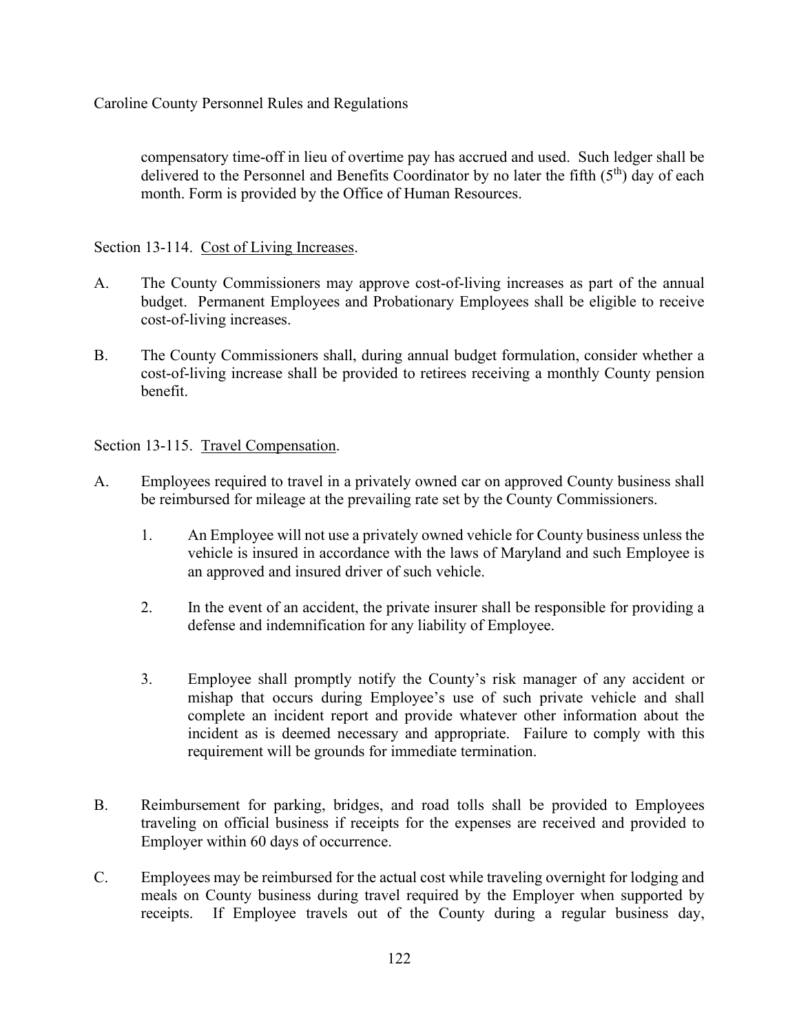compensatory time-off in lieu of overtime pay has accrued and used. Such ledger shall be delivered to the Personnel and Benefits Coordinator by no later the fifth (5th) day of each month. Form is provided by the Office of Human Resources.

Section 13-114. Cost of Living Increases.

A. The County Commissioners may approve cost-of-living increases as part of the annual budget. Permanent Employees and Probationary Employees shall be eligible to receive cost-of-living increases.

B. The County Commissioners shall, during annual budget formulation, consider whether a cost-of-living increase shall be provided to retirees receiving a monthly County pension benefit.

Section 13-115. Travel Compensation.

A. Employees required to travel in a privately owned car on approved County business shall be reimbursed for mileage at the prevailing rate set by the County Commissioners.

   1. An Employee will not use a privately owned vehicle for County business unless the vehicle is insured in accordance with the laws of Maryland and such Employee is an approved and insured driver of such vehicle.

   2. In the event of an accident, the private insurer shall be responsible for providing a defense and indemnification for any liability of Employee.

   3. Employee shall promptly notify the County's risk manager of any accident or mishap that occurs during Employee's use of such private vehicle and shall complete an incident report and provide whatever other information about the incident as is deemed necessary and appropriate. Failure to comply with this requirement will be grounds for immediate termination.

B. Reimbursement for parking, bridges, and road tolls shall be provided to Employees traveling on official business if receipts for the expenses are received and provided to Employer within 60 days of occurrence.

C. Employees may be reimbursed for the actual cost while traveling overnight for lodging and meals on County business during travel required by the Employer when supported by receipts. If Employee travels out of the County during a regular business day,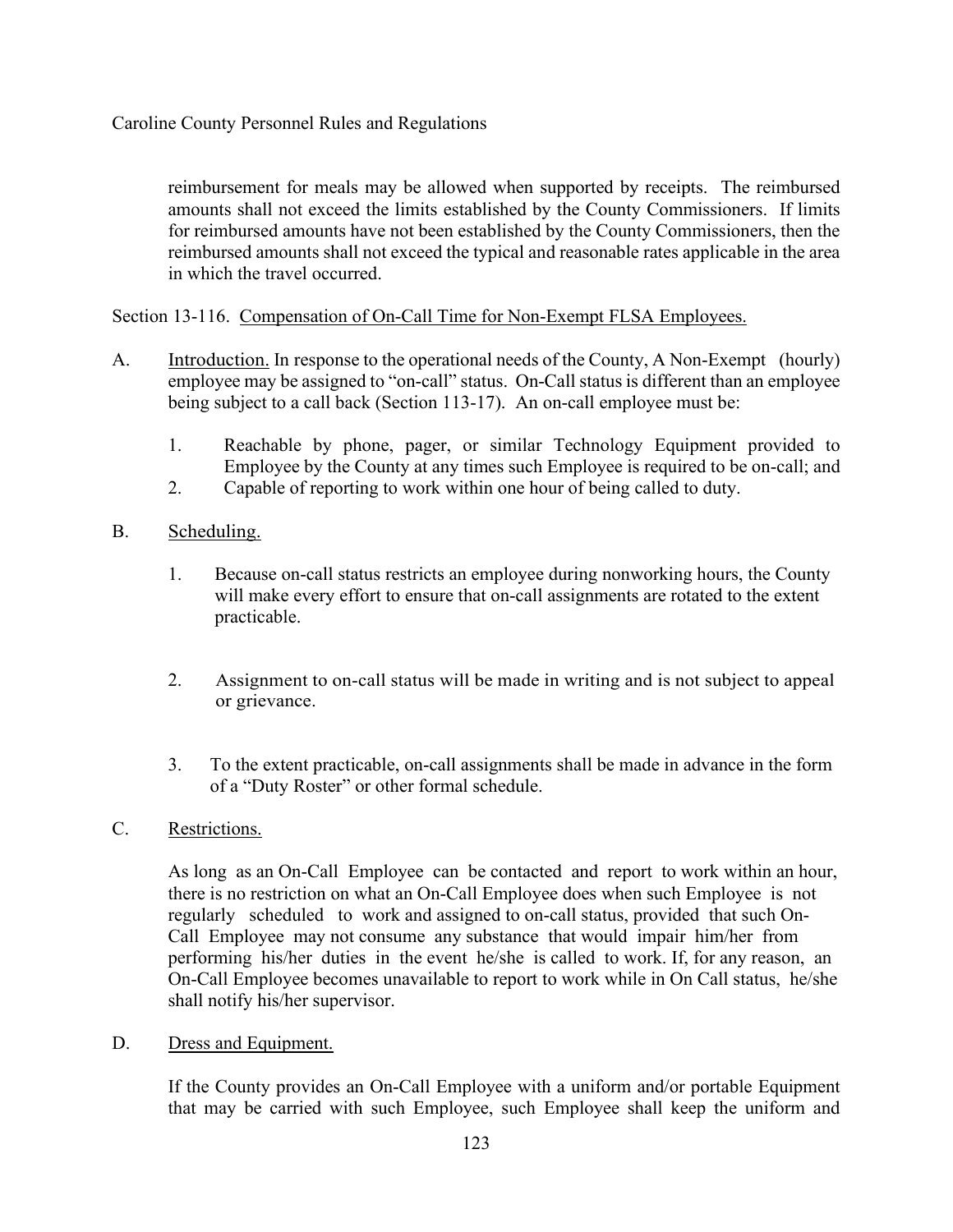reimbursement for meals may be allowed when supported by receipts. The reimbursed amounts shall not exceed the limits established by the County Commissioners. If limits for reimbursed amounts have not been established by the County Commissioners, then the reimbursed amounts shall not exceed the typical and reasonable rates applicable in the area in which the travel occurred.

Section 13-116. Compensation of On-Call Time for Non-Exempt FLSA Employees.

A. Introduction. In response to the operational needs of the County, A Non-Exempt (hourly) employee may be assigned to "on-call" status. On-Call status is different than an employee being subject to a call back (Section 113-17). An on-call employee must be:

1. Reachable by phone, pager, or similar Technology Equipment provided to Employee by the County at any times such Employee is required to be on-call; and
2. Capable of reporting to work within one hour of being called to duty.

B. Scheduling.

1. Because on-call status restricts an employee during nonworking hours, the County will make every effort to ensure that on-call assignments are rotated to the extent practicable.

2. Assignment to on-call status will be made in writing and is not subject to appeal or grievance.

3. To the extent practicable, on-call assignments shall be made in advance in the form of a "Duty Roster" or other formal schedule.

C. Restrictions.

As long as an On-Call Employee can be contacted and report to work within an hour, there is no restriction on what an On-Call Employee does when such Employee is not regularly scheduled to work and assigned to on-call status, provided that such On-Call Employee may not consume any substance that would impair him/her from performing his/her duties in the event he/she is called to work. If, for any reason, an On-Call Employee becomes unavailable to report to work while in On Call status, he/she shall notify his/her supervisor.

D. Dress and Equipment.

If the County provides an On-Call Employee with a uniform and/or portable Equipment that may be carried with such Employee, such Employee shall keep the uniform and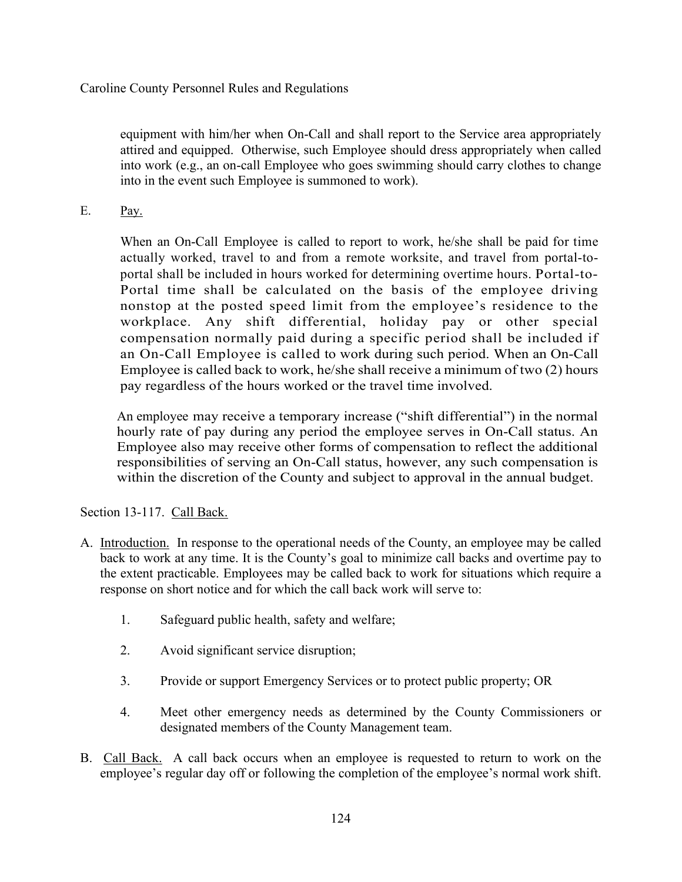equipment with him/her when On-Call and shall report to the Service area appropriately attired and equipped. Otherwise, such Employee should dress appropriately when called into work (e.g., an on-call Employee who goes swimming should carry clothes to change into in the event such Employee is summoned to work).

E. Pay.

When an On-Call Employee is called to report to work, he/she shall be paid for time actually worked, travel to and from a remote worksite, and travel from portal-to-portal shall be included in hours worked for determining overtime hours. Portal-to-Portal time shall be calculated on the basis of the employee driving nonstop at the posted speed limit from the employee's residence to the workplace. Any shift differential, holiday pay or other special compensation normally paid during a specific period shall be included if an On-Call Employee is called to work during such period. When an On-Call Employee is called back to work, he/she shall receive a minimum of two (2) hours pay regardless of the hours worked or the travel time involved.

An employee may receive a temporary increase ("shift differential") in the normal hourly rate of pay during any period the employee serves in On-Call status. An Employee also may receive other forms of compensation to reflect the additional responsibilities of serving an On-Call status, however, any such compensation is within the discretion of the County and subject to approval in the annual budget.

Section 13-117. Call Back.

A. Introduction. In response to the operational needs of the County, an employee may be called back to work at any time. It is the County's goal to minimize call backs and overtime pay to the extent practicable. Employees may be called back to work for situations which require a response on short notice and for which the call back work will serve to:

1. Safeguard public health, safety and welfare;

2. Avoid significant service disruption;

3. Provide or support Emergency Services or to protect public property; OR

4. Meet other emergency needs as determined by the County Commissioners or designated members of the County Management team.

B. Call Back. A call back occurs when an employee is requested to return to work on the employee's regular day off or following the completion of the employee's normal work shift.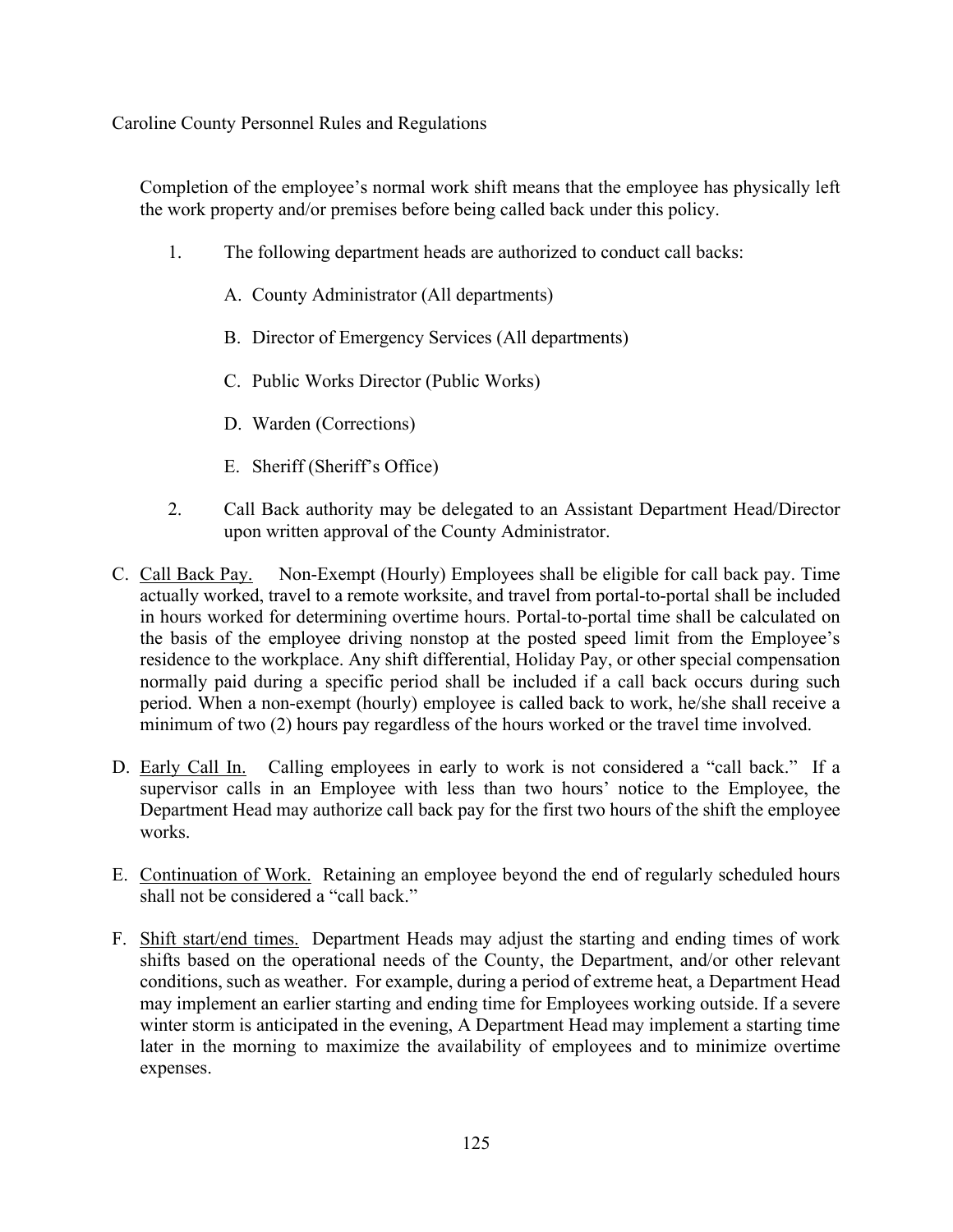Completion of the employee's normal work shift means that the employee has physically left the work property and/or premises before being called back under this policy.

1. The following department heads are authorized to conduct call backs:

   A. County Administrator (All departments)

   B. Director of Emergency Services (All departments)

   C. Public Works Director (Public Works)

   D. Warden (Corrections)

   E. Sheriff (Sheriff's Office)

2. Call Back authority may be delegated to an Assistant Department Head/Director upon written approval of the County Administrator.

C. Call Back Pay. Non-Exempt (Hourly) Employees shall be eligible for call back pay. Time actually worked, travel to a remote worksite, and travel from portal-to-portal shall be included in hours worked for determining overtime hours. Portal-to-portal time shall be calculated on the basis of the employee driving nonstop at the posted speed limit from the Employee's residence to the workplace. Any shift differential, Holiday Pay, or other special compensation normally paid during a specific period shall be included if a call back occurs during such period. When a non-exempt (hourly) employee is called back to work, he/she shall receive a minimum of two (2) hours pay regardless of the hours worked or the travel time involved.

D. Early Call In. Calling employees in early to work is not considered a "call back." If a supervisor calls in an Employee with less than two hours' notice to the Employee, the Department Head may authorize call back pay for the first two hours of the shift the employee works.

E. Continuation of Work. Retaining an employee beyond the end of regularly scheduled hours shall not be considered a "call back."

F. Shift start/end times. Department Heads may adjust the starting and ending times of work shifts based on the operational needs of the County, the Department, and/or other relevant conditions, such as weather. For example, during a period of extreme heat, a Department Head may implement an earlier starting and ending time for Employees working outside. If a severe winter storm is anticipated in the evening, A Department Head may implement a starting time later in the morning to maximize the availability of employees and to minimize overtime expenses.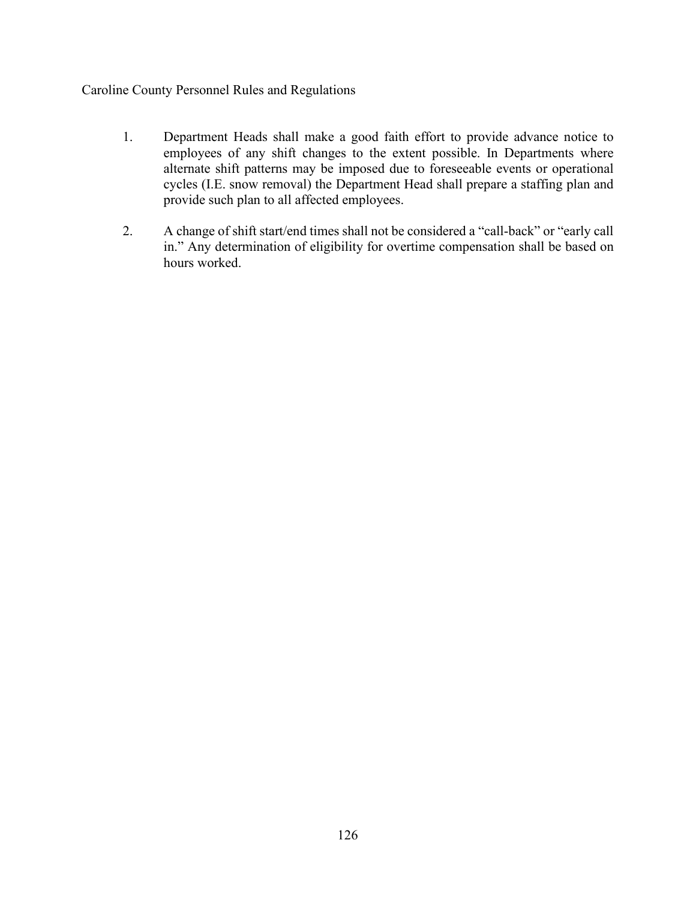1. Department Heads shall make a good faith effort to provide advance notice to employees of any shift changes to the extent possible. In Departments where alternate shift patterns may be imposed due to foreseeable events or operational cycles (I.E. snow removal) the Department Head shall prepare a staffing plan and provide such plan to all affected employees.

2. A change of shift start/end times shall not be considered a "call-back" or "early call in." Any determination of eligibility for overtime compensation shall be based on hours worked.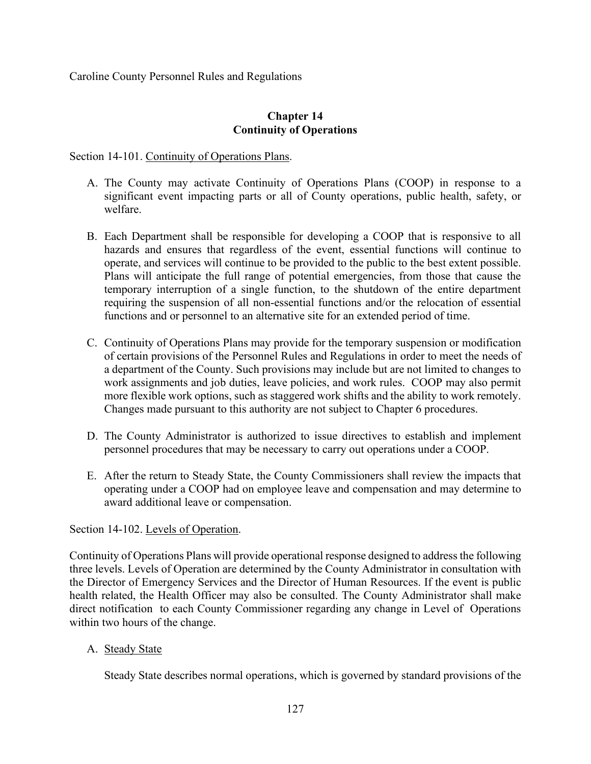Caroline County Personnel Rules and Regulations

## Chapter 14
## Continuity of Operations

Section 14-101. Continuity of Operations Plans.

A. The County may activate Continuity of Operations Plans (COOP) in response to a significant event impacting parts or all of County operations, public health, safety, or welfare.

B. Each Department shall be responsible for developing a COOP that is responsive to all hazards and ensures that regardless of the event, essential functions will continue to operate, and services will continue to be provided to the public to the best extent possible. Plans will anticipate the full range of potential emergencies, from those that cause the temporary interruption of a single function, to the shutdown of the entire department requiring the suspension of all non-essential functions and/or the relocation of essential functions and or personnel to an alternative site for an extended period of time.

C. Continuity of Operations Plans may provide for the temporary suspension or modification of certain provisions of the Personnel Rules and Regulations in order to meet the needs of a department of the County. Such provisions may include but are not limited to changes to work assignments and job duties, leave policies, and work rules. COOP may also permit more flexible work options, such as staggered work shifts and the ability to work remotely. Changes made pursuant to this authority are not subject to Chapter 6 procedures.

D. The County Administrator is authorized to issue directives to establish and implement personnel procedures that may be necessary to carry out operations under a COOP.

E. After the return to Steady State, the County Commissioners shall review the impacts that operating under a COOP had on employee leave and compensation and may determine to award additional leave or compensation.

Section 14-102. Levels of Operation.

Continuity of Operations Plans will provide operational response designed to address the following three levels. Levels of Operation are determined by the County Administrator in consultation with the Director of Emergency Services and the Director of Human Resources. If the event is public health related, the Health Officer may also be consulted. The County Administrator shall make direct notification to each County Commissioner regarding any change in Level of Operations within two hours of the change.

A. Steady State

Steady State describes normal operations, which is governed by standard provisions of the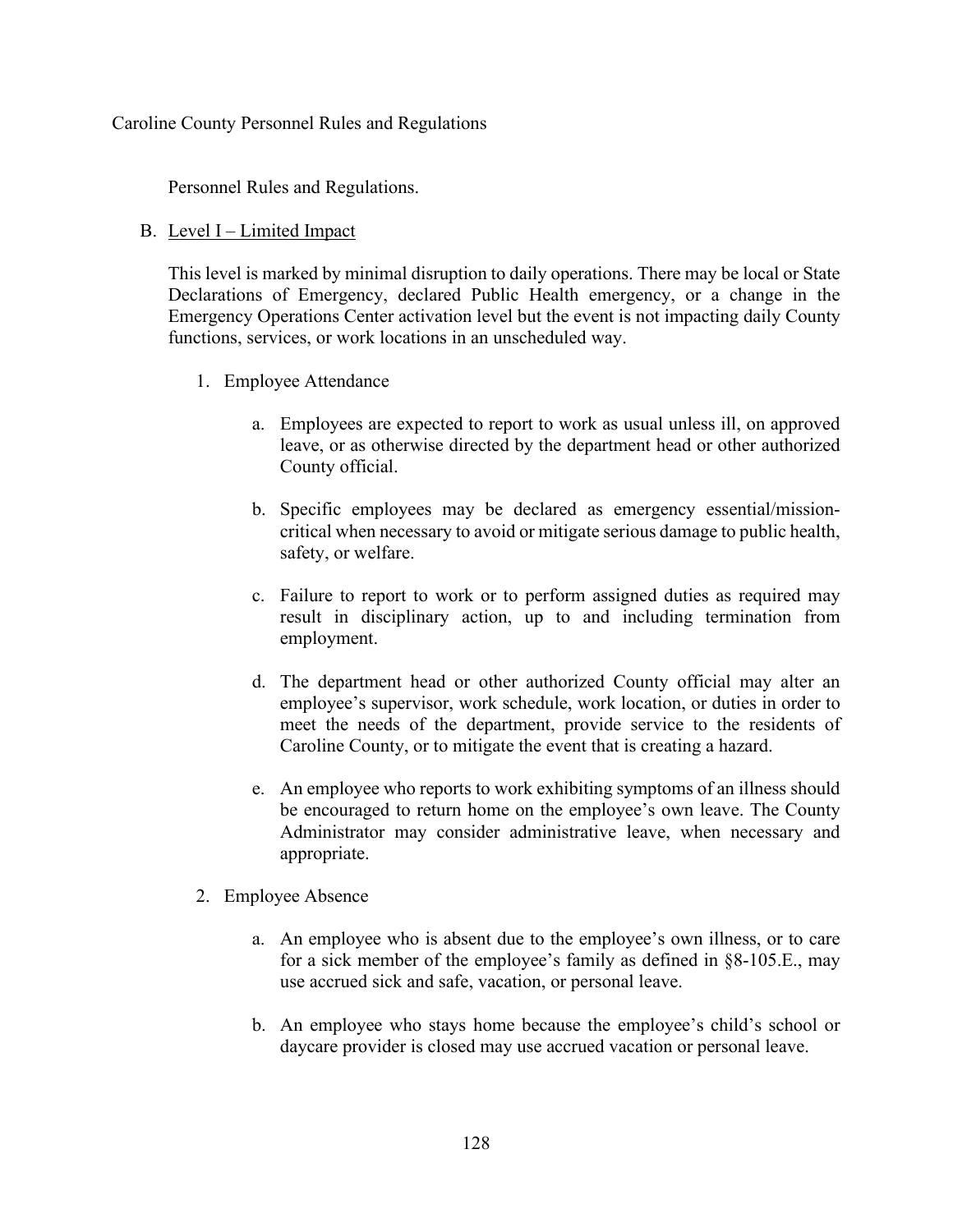Personnel Rules and Regulations.

B. Level I – Limited Impact

This level is marked by minimal disruption to daily operations. There may be local or State Declarations of Emergency, declared Public Health emergency, or a change in the Emergency Operations Center activation level but the event is not impacting daily County functions, services, or work locations in an unscheduled way.

1. Employee Attendance

   a. Employees are expected to report to work as usual unless ill, on approved leave, or as otherwise directed by the department head or other authorized County official.

   b. Specific employees may be declared as emergency essential/mission-critical when necessary to avoid or mitigate serious damage to public health, safety, or welfare.

   c. Failure to report to work or to perform assigned duties as required may result in disciplinary action, up to and including termination from employment.

   d. The department head or other authorized County official may alter an employee's supervisor, work schedule, work location, or duties in order to meet the needs of the department, provide service to the residents of Caroline County, or to mitigate the event that is creating a hazard.

   e. An employee who reports to work exhibiting symptoms of an illness should be encouraged to return home on the employee's own leave. The County Administrator may consider administrative leave, when necessary and appropriate.

2. Employee Absence

   a. An employee who is absent due to the employee's own illness, or to care for a sick member of the employee's family as defined in §8-105.E., may use accrued sick and safe, vacation, or personal leave.

   b. An employee who stays home because the employee's child's school or daycare provider is closed may use accrued vacation or personal leave.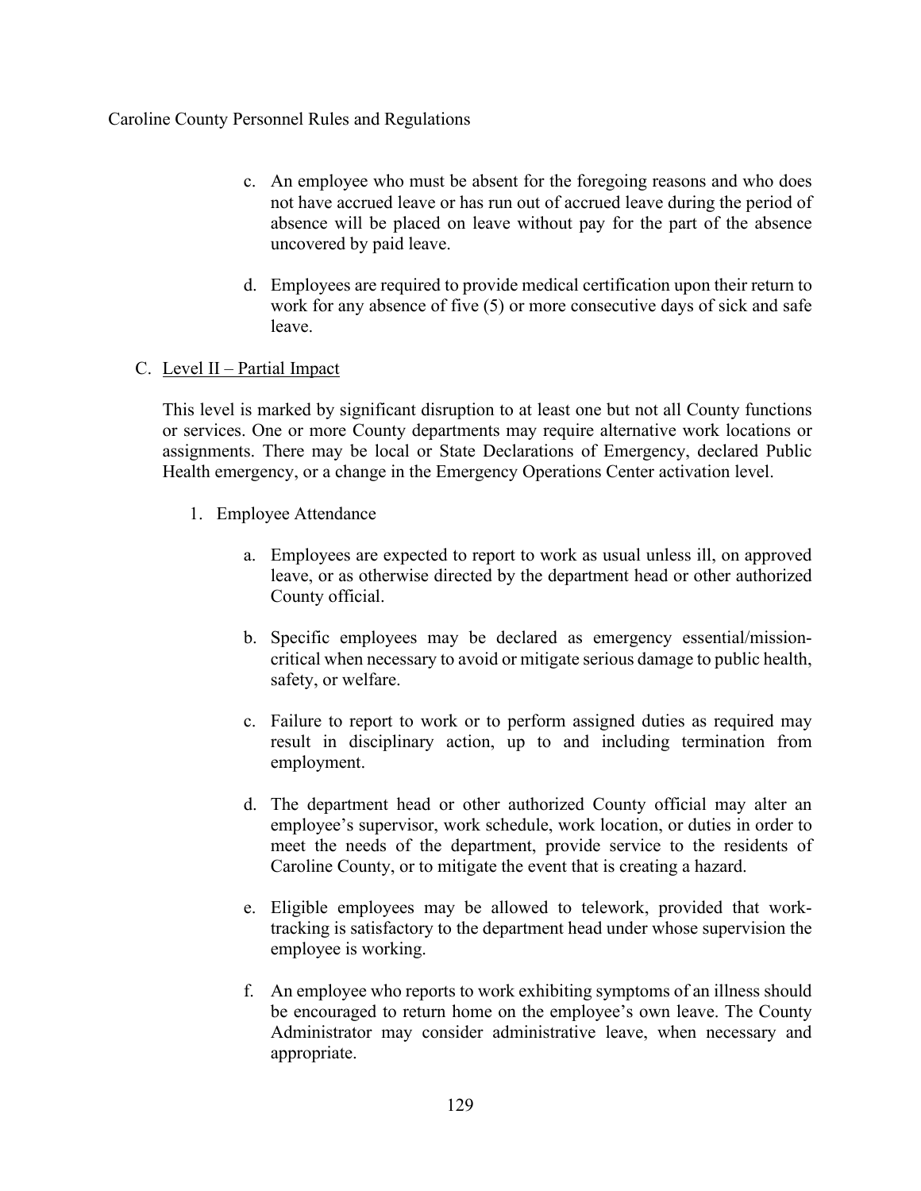c. An employee who must be absent for the foregoing reasons and who does not have accrued leave or has run out of accrued leave during the period of absence will be placed on leave without pay for the part of the absence uncovered by paid leave.

d. Employees are required to provide medical certification upon their return to work for any absence of five (5) or more consecutive days of sick and safe leave.

C. <u>Level II – Partial Impact</u>

This level is marked by significant disruption to at least one but not all County functions or services. One or more County departments may require alternative work locations or assignments. There may be local or State Declarations of Emergency, declared Public Health emergency, or a change in the Emergency Operations Center activation level.

1. Employee Attendance

   a. Employees are expected to report to work as usual unless ill, on approved leave, or as otherwise directed by the department head or other authorized County official.

   b. Specific employees may be declared as emergency essential/mission-critical when necessary to avoid or mitigate serious damage to public health, safety, or welfare.

   c. Failure to report to work or to perform assigned duties as required may result in disciplinary action, up to and including termination from employment.

   d. The department head or other authorized County official may alter an employee's supervisor, work schedule, work location, or duties in order to meet the needs of the department, provide service to the residents of Caroline County, or to mitigate the event that is creating a hazard.

   e. Eligible employees may be allowed to telework, provided that work-tracking is satisfactory to the department head under whose supervision the employee is working.

   f. An employee who reports to work exhibiting symptoms of an illness should be encouraged to return home on the employee's own leave. The County Administrator may consider administrative leave, when necessary and appropriate.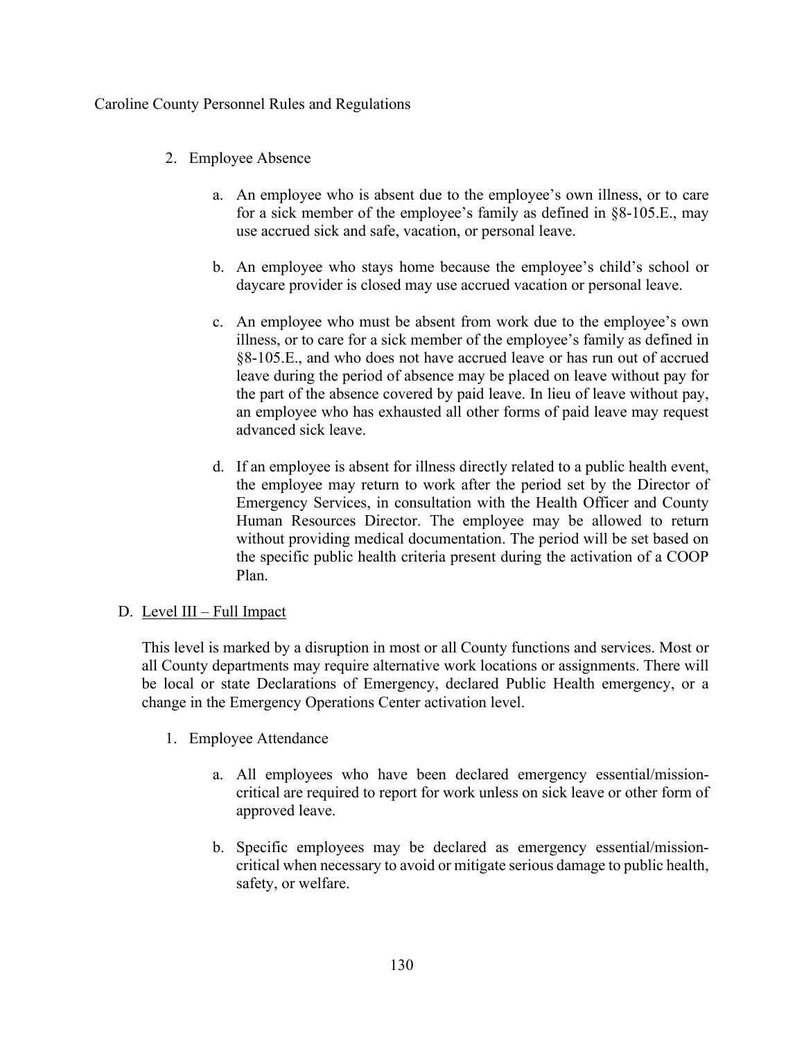2. Employee Absence

   a. An employee who is absent due to the employee's own illness, or to care for a sick member of the employee's family as defined in §8-105.E., may use accrued sick and safe, vacation, or personal leave.

   b. An employee who stays home because the employee's child's school or daycare provider is closed may use accrued vacation or personal leave.

   c. An employee who must be absent from work due to the employee's own illness, or to care for a sick member of the employee's family as defined in §8-105.E., and who does not have accrued leave or has run out of accrued leave during the period of absence may be placed on leave without pay for the part of the absence covered by paid leave. In lieu of leave without pay, an employee who has exhausted all other forms of paid leave may request advanced sick leave.

   d. If an employee is absent for illness directly related to a public health event, the employee may return to work after the period set by the Director of Emergency Services, in consultation with the Health Officer and County Human Resources Director. The employee may be allowed to return without providing medical documentation. The period will be set based on the specific public health criteria present during the activation of a COOP Plan.

D. <u>Level III – Full Impact</u>

This level is marked by a disruption in most or all County functions and services. Most or all County departments may require alternative work locations or assignments. There will be local or state Declarations of Emergency, declared Public Health emergency, or a change in the Emergency Operations Center activation level.

1. Employee Attendance

   a. All employees who have been declared emergency essential/mission-critical are required to report for work unless on sick leave or other form of approved leave.

   b. Specific employees may be declared as emergency essential/mission-critical when necessary to avoid or mitigate serious damage to public health, safety, or welfare.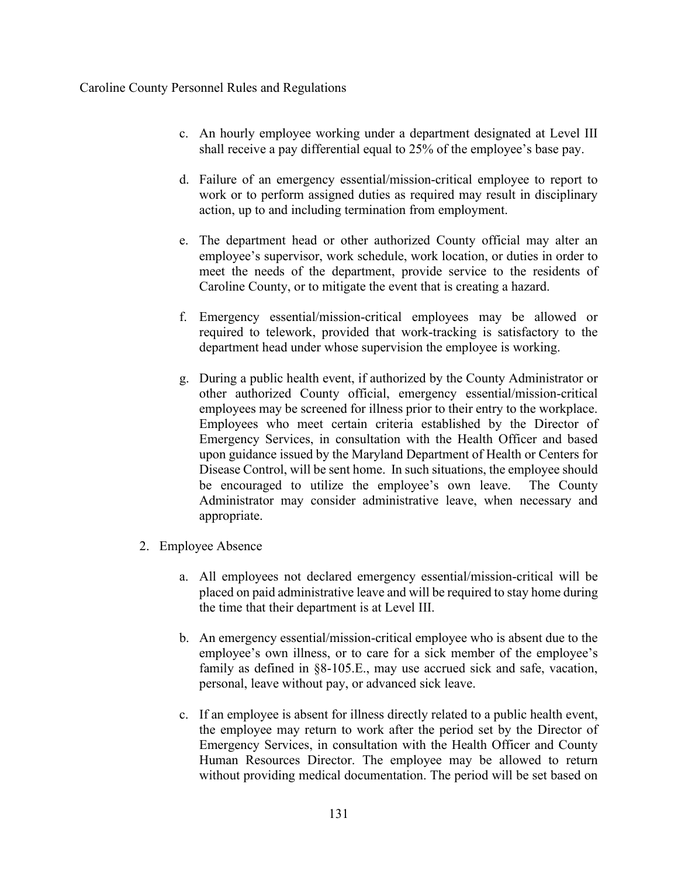c. An hourly employee working under a department designated at Level III shall receive a pay differential equal to 25% of the employee's base pay.

d. Failure of an emergency essential/mission-critical employee to report to work or to perform assigned duties as required may result in disciplinary action, up to and including termination from employment.

e. The department head or other authorized County official may alter an employee's supervisor, work schedule, work location, or duties in order to meet the needs of the department, provide service to the residents of Caroline County, or to mitigate the event that is creating a hazard.

f. Emergency essential/mission-critical employees may be allowed or required to telework, provided that work-tracking is satisfactory to the department head under whose supervision the employee is working.

g. During a public health event, if authorized by the County Administrator or other authorized County official, emergency essential/mission-critical employees may be screened for illness prior to their entry to the workplace. Employees who meet certain criteria established by the Director of Emergency Services, in consultation with the Health Officer and based upon guidance issued by the Maryland Department of Health or Centers for Disease Control, will be sent home. In such situations, the employee should be encouraged to utilize the employee's own leave. The County Administrator may consider administrative leave, when necessary and appropriate.

2. Employee Absence

   a. All employees not declared emergency essential/mission-critical will be placed on paid administrative leave and will be required to stay home during the time that their department is at Level III.

   b. An emergency essential/mission-critical employee who is absent due to the employee's own illness, or to care for a sick member of the employee's family as defined in §8-105.E., may use accrued sick and safe, vacation, personal, leave without pay, or advanced sick leave.

   c. If an employee is absent for illness directly related to a public health event, the employee may return to work after the period set by the Director of Emergency Services, in consultation with the Health Officer and County Human Resources Director. The employee may be allowed to return without providing medical documentation. The period will be set based on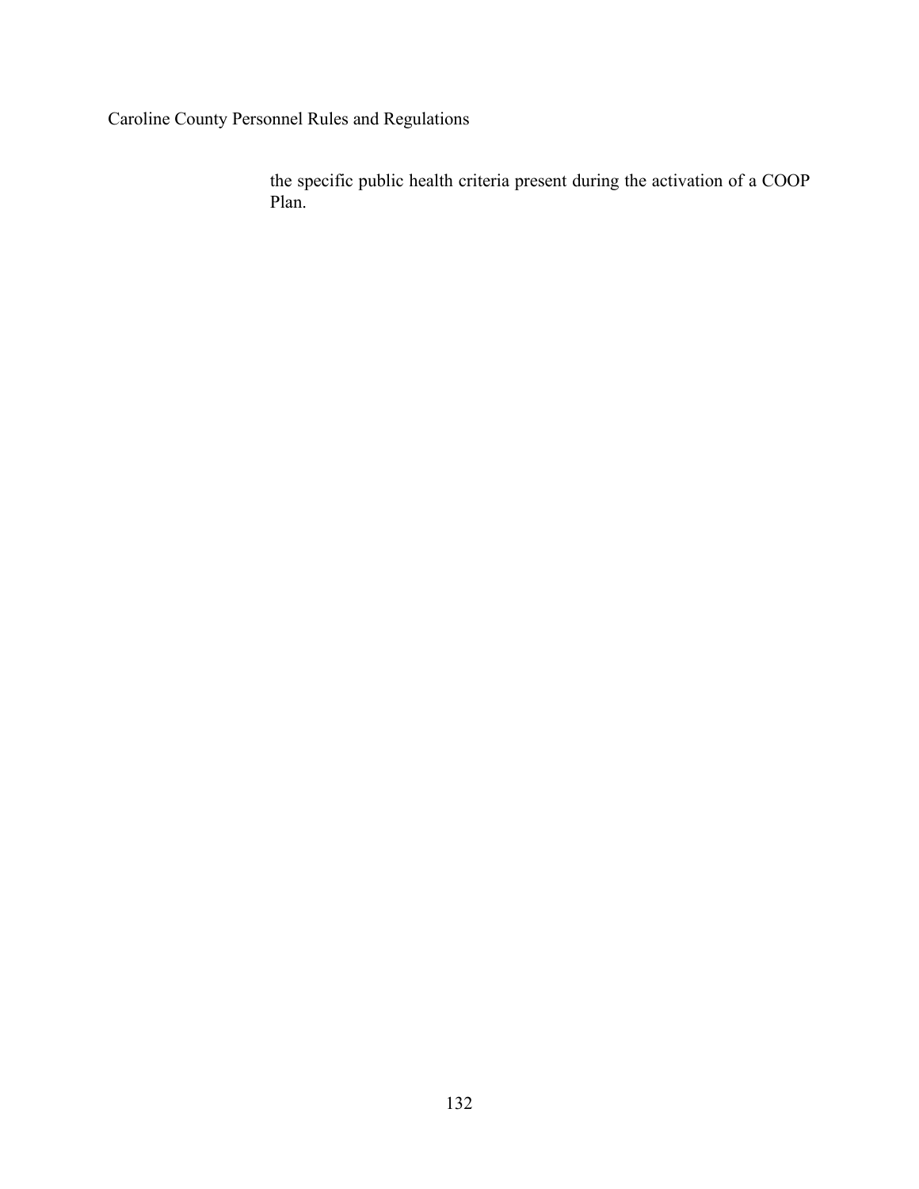the specific public health criteria present during the activation of a COOP Plan.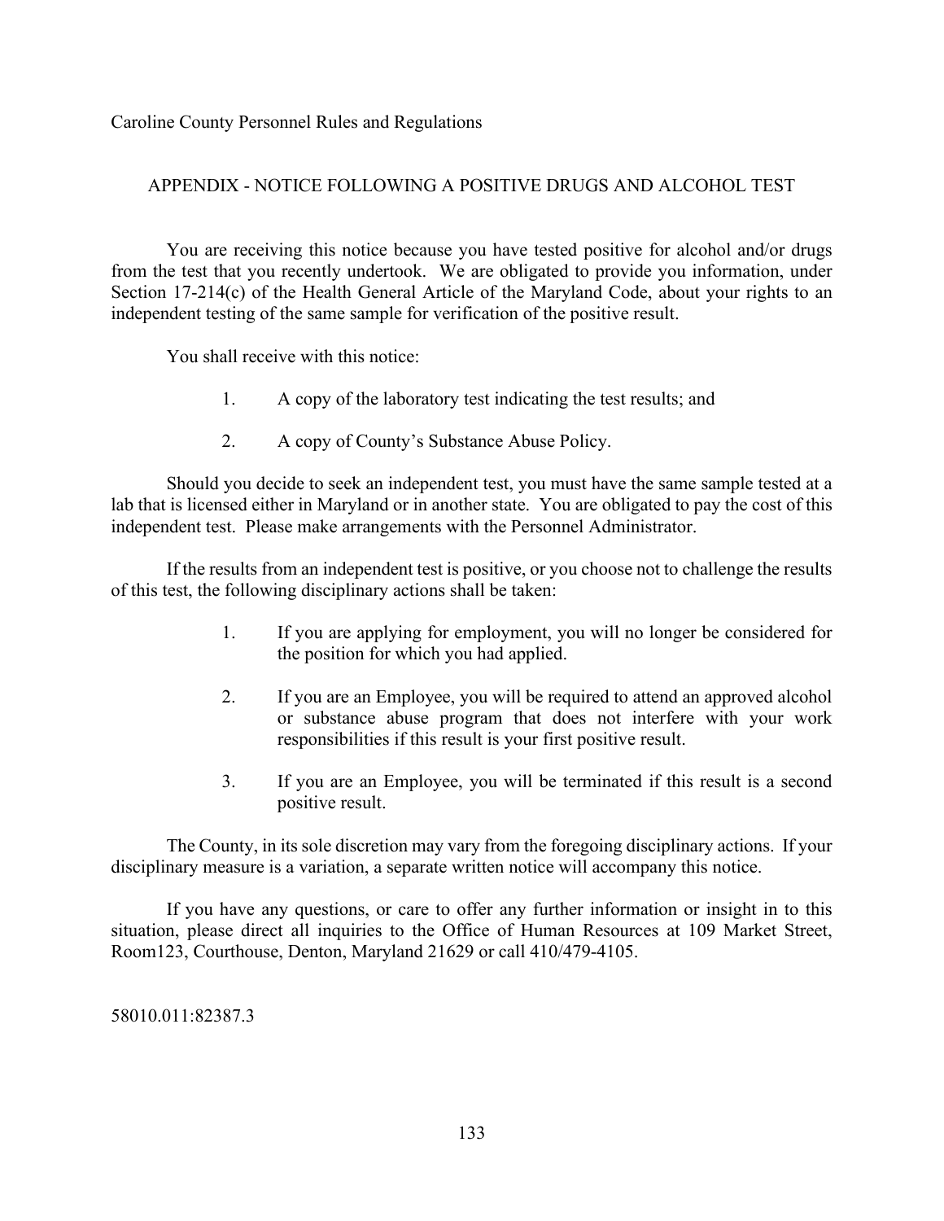## APPENDIX - NOTICE FOLLOWING A POSITIVE DRUGS AND ALCOHOL TEST

You are receiving this notice because you have tested positive for alcohol and/or drugs from the test that you recently undertook. We are obligated to provide you information, under Section 17-214(c) of the Health General Article of the Maryland Code, about your rights to an independent testing of the same sample for verification of the positive result.

You shall receive with this notice:

1. A copy of the laboratory test indicating the test results; and
2. A copy of County's Substance Abuse Policy.

Should you decide to seek an independent test, you must have the same sample tested at a lab that is licensed either in Maryland or in another state. You are obligated to pay the cost of this independent test. Please make arrangements with the Personnel Administrator.

If the results from an independent test is positive, or you choose not to challenge the results of this test, the following disciplinary actions shall be taken:

1. If you are applying for employment, you will no longer be considered for the position for which you had applied.
2. If you are an Employee, you will be required to attend an approved alcohol or substance abuse program that does not interfere with your work responsibilities if this result is your first positive result.
3. If you are an Employee, you will be terminated if this result is a second positive result.

The County, in its sole discretion may vary from the foregoing disciplinary actions. If your disciplinary measure is a variation, a separate written notice will accompany this notice.

If you have any questions, or care to offer any further information or insight in to this situation, please direct all inquiries to the Office of Human Resources at 109 Market Street, Room123, Courthouse, Denton, Maryland 21629 or call 410/479-4105.

58010.011:82387.3